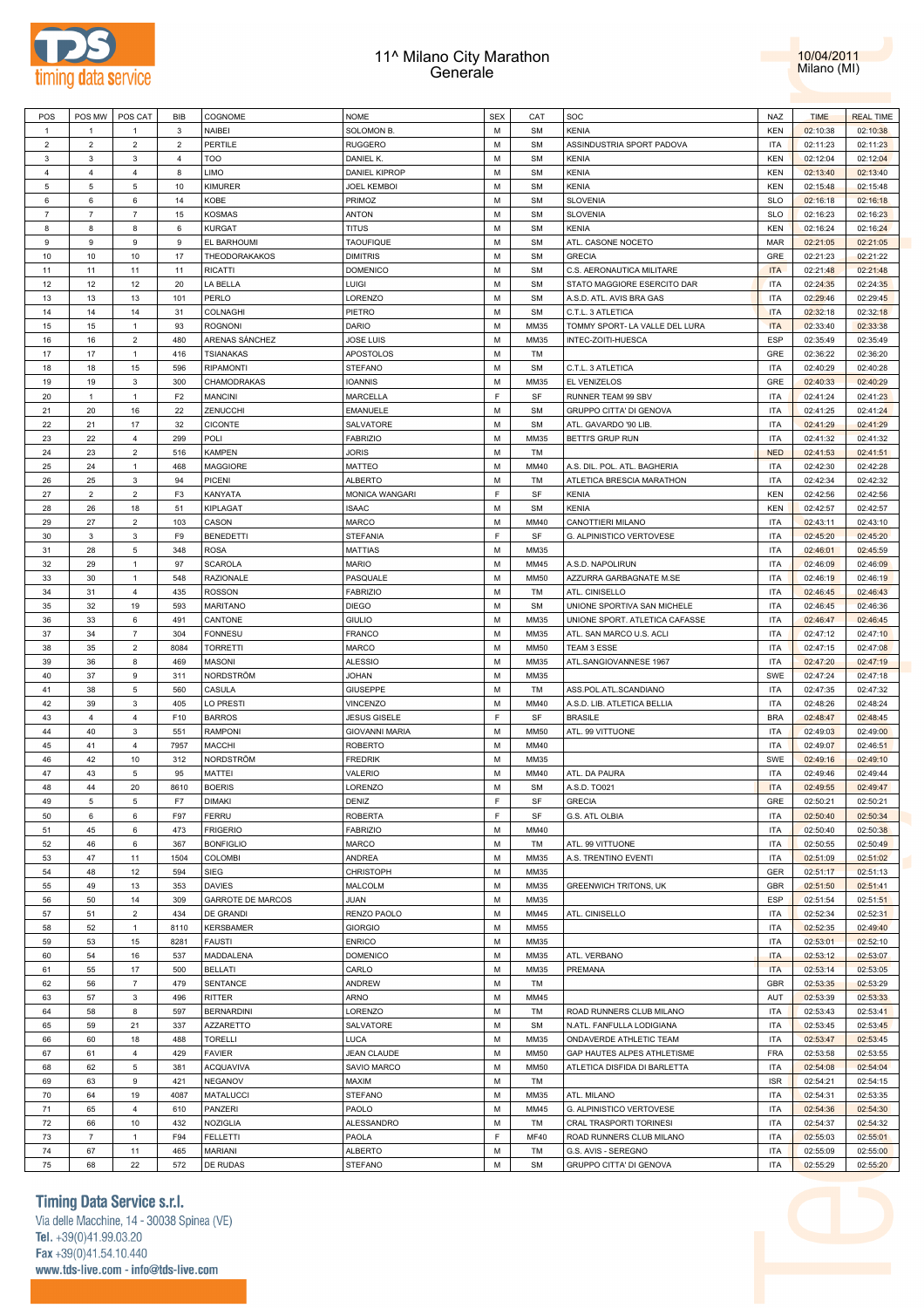# 11^ Milano City Marathon
## Generale

10/04/2011
Milano (MI)

| POS | POS MW | POS CAT | BIB | COGNOME | NOME | SEX | CAT | SOC | NAZ | TIME | REAL TIME |
|---|---|---|---|---|---|---|---|---|---|---|---|
| 1 | 1 | 1 | 3 | NAIBEI | SOLOMON B. | M | SM | KENIA | KEN | 02:10:38 | 02:10:38 |
| 2 | 2 | 2 | 2 | PERTILE | RUGGERO | M | SM | ASSINDUSTRIA SPORT PADOVA | ITA | 02:11:23 | 02:11:23 |
| 3 | 3 | 3 | 4 | TOO | DANIEL K. | M | SM | KENIA | KEN | 02:12:04 | 02:12:04 |
| 4 | 4 | 4 | 8 | LIMO | DANIEL KIPROP | M | SM | KENIA | KEN | 02:13:40 | 02:13:40 |
| 5 | 5 | 5 | 10 | KIMURER | JOEL KEMBOI | M | SM | KENIA | KEN | 02:15:48 | 02:15:48 |
| 6 | 6 | 6 | 14 | KOBE | PRIMOZ | M | SM | SLOVENIA | SLO | 02:16:18 | 02:16:18 |
| 7 | 7 | 7 | 15 | KOSMAS | ANTON | M | SM | SLOVENIA | SLO | 02:16:23 | 02:16:23 |
| 8 | 8 | 8 | 6 | KURGAT | TITUS | M | SM | KENIA | KEN | 02:16:24 | 02:16:24 |
| 9 | 9 | 9 | 9 | EL BARHOUMI | TAOUFIQUE | M | SM | ATL. CASONE NOCETO | MAR | 02:21:05 | 02:21:05 |
| 10 | 10 | 10 | 17 | THEODORAKAKOS | DIMITRIS | M | SM | GRECIA | GRE | 02:21:23 | 02:21:22 |
| 11 | 11 | 11 | 11 | RICATTI | DOMENICO | M | SM | C.S. AERONAUTICA MILITARE | ITA | 02:21:48 | 02:21:48 |
| 12 | 12 | 12 | 20 | LA BELLA | LUIGI | M | SM | STATO MAGGIORE ESERCITO DAR | ITA | 02:24:35 | 02:24:35 |
| 13 | 13 | 13 | 101 | PERLO | LORENZO | M | SM | A.S.D. ATL. AVIS BRA GAS | ITA | 02:29:46 | 02:29:45 |
| 14 | 14 | 14 | 31 | COLNAGHI | PIETRO | M | SM | C.T.L. 3 ATLETICA | ITA | 02:32:18 | 02:32:18 |
| 15 | 15 | 1 | 93 | ROGNONI | DARIO | M | MM35 | TOMMY SPORT- LA VALLE DEL LURA | ITA | 02:33:40 | 02:33:38 |
| 16 | 16 | 2 | 480 | ARENAS SÁNCHEZ | JOSE LUIS | M | MM35 | INTEC-ZOITI-HUESCA | ESP | 02:35:49 | 02:35:49 |
| 17 | 17 | 1 | 416 | TSIANAKAS | APOSTOLOS | M | TM |  | GRE | 02:36:22 | 02:36:20 |
| 18 | 18 | 15 | 596 | RIPAMONTI | STEFANO | M | SM | C.T.L. 3 ATLETICA | ITA | 02:40:29 | 02:40:28 |
| 19 | 19 | 3 | 300 | CHAMODRAKAS | IOANNIS | M | MM35 | EL VENIZELOS | GRE | 02:40:33 | 02:40:29 |
| 20 | 1 | 1 | F2 | MANCINI | MARCELLA | F | SF | RUNNER TEAM 99 SBV | ITA | 02:41:24 | 02:41:23 |
| 21 | 20 | 16 | 22 | ZENUCCHI | EMANUELE | M | SM | GRUPPO CITTA' DI GENOVA | ITA | 02:41:25 | 02:41:24 |
| 22 | 21 | 17 | 32 | CICONTE | SALVATORE | M | SM | ATL. GAVARDO '90 LIB. | ITA | 02:41:29 | 02:41:29 |
| 23 | 22 | 4 | 299 | POLI | FABRIZIO | M | MM35 | BETTI'S GRUP RUN | ITA | 02:41:32 | 02:41:32 |
| 24 | 23 | 2 | 516 | KAMPEN | JORIS | M | TM |  | NED | 02:41:53 | 02:41:51 |
| 25 | 24 | 1 | 468 | MAGGIORE | MATTEO | M | MM40 | A.S. DIL. POL. ATL. BAGHERIA | ITA | 02:42:30 | 02:42:28 |
| 26 | 25 | 3 | 94 | PICENI | ALBERTO | M | TM | ATLETICA BRESCIA MARATHON | ITA | 02:42:34 | 02:42:32 |
| 27 | 2 | 2 | F3 | KANYATA | MONICA WANGARI | F | SF | KENIA | KEN | 02:42:56 | 02:42:56 |
| 28 | 26 | 18 | 51 | KIPLAGAT | ISAAC | M | SM | KENIA | KEN | 02:42:57 | 02:42:57 |
| 29 | 27 | 2 | 103 | CASON | MARCO | M | MM40 | CANOTTIERI MILANO | ITA | 02:43:11 | 02:43:10 |
| 30 | 3 | 3 | F9 | BENEDETTI | STEFANIA | F | SF | G. ALPINISTICO VERTOVESE | ITA | 02:45:20 | 02:45:20 |
| 31 | 28 | 5 | 348 | ROSA | MATTIAS | M | MM35 |  | ITA | 02:46:01 | 02:45:59 |
| 32 | 29 | 1 | 97 | SCAROLA | MARIO | M | MM45 | A.S.D. NAPOLIRUN | ITA | 02:46:09 | 02:46:09 |
| 33 | 30 | 1 | 548 | RAZIONALE | PASQUALE | M | MM50 | AZZURRA GARBAGNATE M.SE | ITA | 02:46:19 | 02:46:19 |
| 34 | 31 | 4 | 435 | ROSSON | FABRIZIO | M | TM | ATL. CINISELLO | ITA | 02:46:45 | 02:46:43 |
| 35 | 32 | 19 | 593 | MARITANO | DIEGO | M | SM | UNIONE SPORTIVA SAN MICHELE | ITA | 02:46:45 | 02:46:36 |
| 36 | 33 | 6 | 491 | CANTONE | GIULIO | M | MM35 | UNIONE SPORT. ATLETICA CAFASSE | ITA | 02:46:47 | 02:46:45 |
| 37 | 34 | 7 | 304 | FONNESU | FRANCO | M | MM35 | ATL. SAN MARCO U.S. ACLI | ITA | 02:47:12 | 02:47:10 |
| 38 | 35 | 2 | 8084 | TORRETTI | MARCO | M | MM50 | TEAM 3 ESSE | ITA | 02:47:15 | 02:47:08 |
| 39 | 36 | 8 | 469 | MASONI | ALESSIO | M | MM35 | ATL.SANGIOVANNESE 1967 | ITA | 02:47:20 | 02:47:19 |
| 40 | 37 | 9 | 311 | NORDSTRÖM | JOHAN | M | MM35 |  | SWE | 02:47:24 | 02:47:18 |
| 41 | 38 | 5 | 560 | CASULA | GIUSEPPE | M | TM | ASS.POL.ATL.SCANDIANO | ITA | 02:47:35 | 02:47:32 |
| 42 | 39 | 3 | 405 | LO PRESTI | VINCENZO | M | MM40 | A.S.D. LIB. ATLETICA BELLIA | ITA | 02:48:26 | 02:48:24 |
| 43 | 4 | 4 | F10 | BARROS | JESUS GISELE | F | SF | BRASILE | BRA | 02:48:47 | 02:48:45 |
| 44 | 40 | 3 | 551 | RAMPONI | GIOVANNI MARIA | M | MM50 | ATL. 99 VITTUONE | ITA | 02:49:03 | 02:49:00 |
| 45 | 41 | 4 | 7957 | MACCHI | ROBERTO | M | MM40 |  | ITA | 02:49:07 | 02:46:51 |
| 46 | 42 | 10 | 312 | NORDSTRÖM | FREDRIK | M | MM35 |  | SWE | 02:49:16 | 02:49:10 |
| 47 | 43 | 5 | 95 | MATTEI | VALERIO | M | MM40 | ATL. DA PAURA | ITA | 02:49:46 | 02:49:44 |
| 48 | 44 | 20 | 8610 | BOERIS | LORENZO | M | SM | A.S.D. TO021 | ITA | 02:49:55 | 02:49:47 |
| 49 | 5 | 5 | F7 | DIMAKI | DENIZ | F | SF | GRECIA | GRE | 02:50:21 | 02:50:21 |
| 50 | 6 | 6 | F97 | FERRU | ROBERTA | F | SF | G.S. ATL OLBIA | ITA | 02:50:40 | 02:50:34 |
| 51 | 45 | 6 | 473 | FRIGERIO | FABRIZIO | M | MM40 |  | ITA | 02:50:40 | 02:50:38 |
| 52 | 46 | 6 | 367 | BONFIGLIO | MARCO | M | TM | ATL. 99 VITTUONE | ITA | 02:50:55 | 02:50:49 |
| 53 | 47 | 11 | 1504 | COLOMBI | ANDREA | M | MM35 | A.S. TRENTINO EVENTI | ITA | 02:51:09 | 02:51:02 |
| 54 | 48 | 12 | 594 | SIEG | CHRISTOPH | M | MM35 |  | GER | 02:51:17 | 02:51:13 |
| 55 | 49 | 13 | 353 | DAVIES | MALCOLM | M | MM35 | GREENWICH TRITONS, UK | GBR | 02:51:50 | 02:51:41 |
| 56 | 50 | 14 | 309 | GARROTE DE MARCOS | JUAN | M | MM35 |  | ESP | 02:51:54 | 02:51:51 |
| 57 | 51 | 2 | 434 | DE GRANDI | RENZO PAOLO | M | MM45 | ATL. CINISELLO | ITA | 02:52:34 | 02:52:31 |
| 58 | 52 | 1 | 8110 | KERSBAMER | GIORGIO | M | MM55 |  | ITA | 02:52:35 | 02:49:40 |
| 59 | 53 | 15 | 8281 | FAUSTI | ENRICO | M | MM35 |  | ITA | 02:53:01 | 02:52:10 |
| 60 | 54 | 16 | 537 | MADDALENA | DOMENICO | M | MM35 | ATL. VERBANO | ITA | 02:53:12 | 02:53:07 |
| 61 | 55 | 17 | 500 | BELLATI | CARLO | M | MM35 | PREMANA | ITA | 02:53:14 | 02:53:05 |
| 62 | 56 | 7 | 479 | SENTANCE | ANDREW | M | TM |  | GBR | 02:53:35 | 02:53:29 |
| 63 | 57 | 3 | 496 | RITTER | ARNO | M | MM45 |  | AUT | 02:53:39 | 02:53:33 |
| 64 | 58 | 8 | 597 | BERNARDINI | LORENZO | M | TM | ROAD RUNNERS CLUB MILANO | ITA | 02:53:43 | 02:53:41 |
| 65 | 59 | 21 | 337 | AZZARETTO | SALVATORE | M | SM | N.ATL. FANFULLA LODIGIANA | ITA | 02:53:45 | 02:53:45 |
| 66 | 60 | 18 | 488 | TORELLI | LUCA | M | MM35 | ONDAVERDE ATHLETIC TEAM | ITA | 02:53:47 | 02:53:45 |
| 67 | 61 | 4 | 429 | FAVIER | JEAN CLAUDE | M | MM50 | GAP HAUTES ALPES ATHLETISME | FRA | 02:53:58 | 02:53:55 |
| 68 | 62 | 5 | 381 | ACQUAVIVA | SAVIO MARCO | M | MM50 | ATLETICA DISFIDA DI BARLETTA | ITA | 02:54:08 | 02:54:04 |
| 69 | 63 | 9 | 421 | NEGANOV | MAXIM | M | TM |  | ISR | 02:54:21 | 02:54:15 |
| 70 | 64 | 19 | 4087 | MATALUCCI | STEFANO | M | MM35 | ATL. MILANO | ITA | 02:54:31 | 02:53:35 |
| 71 | 65 | 4 | 610 | PANZERI | PAOLO | M | MM45 | G. ALPINISTICO VERTOVESE | ITA | 02:54:36 | 02:54:30 |
| 72 | 66 | 10 | 432 | NOZIGLIA | ALESSANDRO | M | TM | CRAL TRASPORTI TORINESI | ITA | 02:54:37 | 02:54:32 |
| 73 | 7 | 1 | F94 | FELLETTI | PAOLA | F | MF40 | ROAD RUNNERS CLUB MILANO | ITA | 02:55:03 | 02:55:01 |
| 74 | 67 | 11 | 465 | MARIANI | ALBERTO | M | TM | G.S. AVIS - SEREGNO | ITA | 02:55:09 | 02:55:00 |
| 75 | 68 | 22 | 572 | DE RUDAS | STEFANO | M | SM | GRUPPO CITTA' DI GENOVA | ITA | 02:55:29 | 02:55:20 |

**Timing Data Service s.r.l.**
Via delle Macchine, 14 - 30038 Spinea (VE)
Tel. +39(0)41.99.03.20
Fax +39(0)41.54.10.440
www.tds-live.com - info@tds-live.com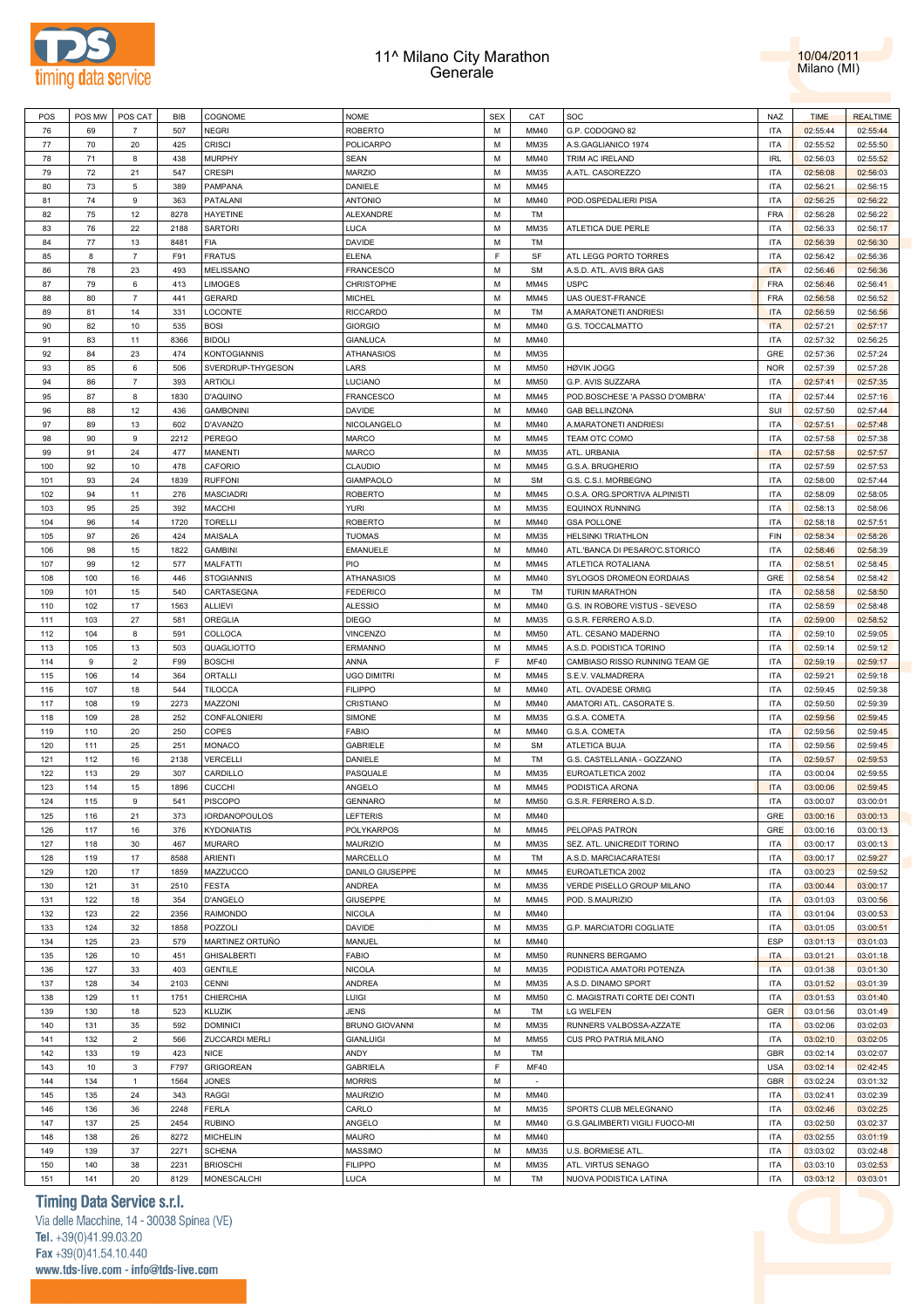# 11^ Milano City Marathon
## Generale

10/04/2011
Milano (MI)

| POS | POS MW | POS CAT | BIB | COGNOME | NOME | SEX | CAT | SOC | NAZ | TIME | REALTIME |
|---|---|---|---|---|---|---|---|---|---|---|---|
| 76 | 69 | 7 | 507 | NEGRI | ROBERTO | M | MM40 | G.P. CODOGNO 82 | ITA | 02:55:44 | 02:55:44 |
| 77 | 70 | 20 | 425 | CRISCI | POLICARPO | M | MM35 | A.S.GAGLIANICO 1974 | ITA | 02:55:52 | 02:55:50 |
| 78 | 71 | 8 | 438 | MURPHY | SEAN | M | MM40 | TRIM AC IRELAND | IRL | 02:56:03 | 02:55:52 |
| 79 | 72 | 21 | 547 | CRESPI | MARZIO | M | MM35 | A.ATL. CASOREZZO | ITA | 02:56:08 | 02:56:03 |
| 80 | 73 | 5 | 389 | PAMPANA | DANIELE | M | MM45 | | ITA | 02:56:21 | 02:56:15 |
| 81 | 74 | 9 | 363 | PATALANI | ANTONIO | M | MM40 | POD.OSPEDALIERI PISA | ITA | 02:56:25 | 02:56:22 |
| 82 | 75 | 12 | 8278 | HAYETINE | ALEXANDRE | M | TM | | FRA | 02:56:28 | 02:56:22 |
| 83 | 76 | 22 | 2188 | SARTORI | LUCA | M | MM35 | ATLETICA DUE PERLE | ITA | 02:56:33 | 02:56:17 |
| 84 | 77 | 13 | 8481 | FIA | DAVIDE | M | TM | | ITA | 02:56:39 | 02:56:30 |
| 85 | 8 | 7 | F91 | FRATUS | ELENA | F | SF | ATL LEGG PORTO TORRES | ITA | 02:56:42 | 02:56:36 |
| 86 | 78 | 23 | 493 | MELISSANO | FRANCESCO | M | SM | A.S.D. ATL. AVIS BRA GAS | ITA | 02:56:46 | 02:56:36 |
| 87 | 79 | 6 | 413 | LIMOGES | CHRISTOPHE | M | MM45 | USPC | FRA | 02:56:46 | 02:56:41 |
| 88 | 80 | 7 | 441 | GERARD | MICHEL | M | MM45 | UAS OUEST-FRANCE | FRA | 02:56:58 | 02:56:52 |
| 89 | 81 | 14 | 331 | LOCONTE | RICCARDO | M | TM | A.MARATONETI ANDRIESI | ITA | 02:56:59 | 02:56:56 |
| 90 | 82 | 10 | 535 | BOSI | GIORGIO | M | MM40 | G.S. TOCCALMATTO | ITA | 02:57:21 | 02:57:17 |
| 91 | 83 | 11 | 8366 | BIDOLI | GIANLUCA | M | MM40 | | ITA | 02:57:32 | 02:56:25 |
| 92 | 84 | 23 | 474 | KONTOGIANNIS | ATHANASIOS | M | MM35 | | GRE | 02:57:36 | 02:57:24 |
| 93 | 85 | 6 | 506 | SVERDRUP-THYGESON | LARS | M | MM50 | HØVIK JOGG | NOR | 02:57:39 | 02:57:28 |
| 94 | 86 | 7 | 393 | ARTIOLI | LUCIANO | M | MM50 | G.P. AVIS SUZZARA | ITA | 02:57:41 | 02:57:35 |
| 95 | 87 | 8 | 1830 | D'AQUINO | FRANCESCO | M | MM45 | POD.BOSCHESE 'A PASSO D'OMBRA' | ITA | 02:57:44 | 02:57:16 |
| 96 | 88 | 12 | 436 | GAMBONINI | DAVIDE | M | MM40 | GAB BELLINZONA | SUI | 02:57:50 | 02:57:44 |
| 97 | 89 | 13 | 602 | D'AVANZO | NICOLANGELO | M | MM40 | A.MARATONETI ANDRIESI | ITA | 02:57:51 | 02:57:48 |
| 98 | 90 | 9 | 2212 | PEREGO | MARCO | M | MM45 | TEAM OTC COMO | ITA | 02:57:58 | 02:57:38 |
| 99 | 91 | 24 | 477 | MANENTI | MARCO | M | MM35 | ATL. URBANIA | ITA | 02:57:58 | 02:57:57 |
| 100 | 92 | 10 | 478 | CAFORIO | CLAUDIO | M | MM45 | G.S.A. BRUGHERIO | ITA | 02:57:59 | 02:57:53 |
| 101 | 93 | 24 | 1839 | RUFFONI | GIAMPAOLO | M | SM | G.S. C.S.I. MORBEGNO | ITA | 02:58:00 | 02:57:44 |
| 102 | 94 | 11 | 276 | MASCIADRI | ROBERTO | M | MM45 | O.S.A. ORG.SPORTIVA ALPINISTI | ITA | 02:58:09 | 02:58:05 |
| 103 | 95 | 25 | 392 | MACCHI | YURI | M | MM35 | EQUINOX RUNNING | ITA | 02:58:13 | 02:58:06 |
| 104 | 96 | 14 | 1720 | TORELLI | ROBERTO | M | MM40 | GSA POLLONE | ITA | 02:58:18 | 02:57:51 |
| 105 | 97 | 26 | 424 | MAISALA | TUOMAS | M | MM35 | HELSINKI TRIATHLON | FIN | 02:58:34 | 02:58:26 |
| 106 | 98 | 15 | 1822 | GAMBINI | EMANUELE | M | MM40 | ATL.'BANCA DI PESARO'C.STORICO | ITA | 02:58:46 | 02:58:39 |
| 107 | 99 | 12 | 577 | MALFATTI | PIO | M | MM45 | ATLETICA ROTALIANA | ITA | 02:58:51 | 02:58:45 |
| 108 | 100 | 16 | 446 | STOGIANNIS | ATHANASIOS | M | MM40 | SYLOGOS DROMEON EORDAIAS | GRE | 02:58:54 | 02:58:42 |
| 109 | 101 | 15 | 540 | CARTASEGNA | FEDERICO | M | TM | TURIN MARATHON | ITA | 02:58:58 | 02:58:50 |
| 110 | 102 | 17 | 1563 | ALLIEVI | ALESSIO | M | MM40 | G.S. IN ROBORE VISTUS - SEVESO | ITA | 02:58:59 | 02:58:48 |
| 111 | 103 | 27 | 581 | OREGLIA | DIEGO | M | MM35 | G.S.R. FERRERO A.S.D. | ITA | 02:59:00 | 02:58:52 |
| 112 | 104 | 8 | 591 | COLLOCA | VINCENZO | M | MM50 | ATL. CESANO MADERNO | ITA | 02:59:10 | 02:59:05 |
| 113 | 105 | 13 | 503 | QUAGLIOTTO | ERMANNO | M | MM45 | A.S.D. PODISTICA TORINO | ITA | 02:59:14 | 02:59:12 |
| 114 | 9 | 2 | F99 | BOSCHI | ANNA | F | MF40 | CAMBIASO RISSO RUNNING TEAM GE | ITA | 02:59:19 | 02:59:17 |
| 115 | 106 | 14 | 364 | ORTALLI | UGO DIMITRI | M | MM45 | S.E.V. VALMADRERA | ITA | 02:59:21 | 02:59:18 |
| 116 | 107 | 18 | 544 | TILOCCA | FILIPPO | M | MM40 | ATL. OVADESE ORMIG | ITA | 02:59:45 | 02:59:38 |
| 117 | 108 | 19 | 2273 | MAZZONI | CRISTIANO | M | MM40 | AMATORI ATL. CASORATE S. | ITA | 02:59:50 | 02:59:39 |
| 118 | 109 | 28 | 252 | CONFALONIERI | SIMONE | M | MM35 | G.S.A. COMETA | ITA | 02:59:56 | 02:59:45 |
| 119 | 110 | 20 | 250 | COPES | FABIO | M | MM40 | G.S.A. COMETA | ITA | 02:59:56 | 02:59:45 |
| 120 | 111 | 25 | 251 | MONACO | GABRIELE | M | SM | ATLETICA BUJA | ITA | 02:59:56 | 02:59:45 |
| 121 | 112 | 16 | 2138 | VERCELLI | DANIELE | M | TM | G.S. CASTELLANIA - GOZZANO | ITA | 02:59:57 | 02:59:53 |
| 122 | 113 | 29 | 307 | CARDILLO | PASQUALE | M | MM35 | EUROATLETICA 2002 | ITA | 03:00:04 | 02:59:55 |
| 123 | 114 | 15 | 1896 | CUCCHI | ANGELO | M | MM45 | PODISTICA ARONA | ITA | 03:00:06 | 02:59:45 |
| 124 | 115 | 9 | 541 | PISCOPO | GENNARO | M | MM50 | G.S.R. FERRERO A.S.D. | ITA | 03:00:07 | 03:00:01 |
| 125 | 116 | 21 | 373 | IORDANOPOULOS | LEFTERIS | M | MM40 | | GRE | 03:00:16 | 03:00:13 |
| 126 | 117 | 16 | 376 | KYDONIATIS | POLYKARPOS | M | MM45 | PELOPAS PATRON | GRE | 03:00:16 | 03:00:13 |
| 127 | 118 | 30 | 467 | MURARO | MAURIZIO | M | MM35 | SEZ. ATL. UNICREDIT TORINO | ITA | 03:00:17 | 03:00:13 |
| 128 | 119 | 17 | 8588 | ARIENTI | MARCELLO | M | TM | A.S.D. MARCIACARATESI | ITA | 03:00:17 | 02:59:27 |
| 129 | 120 | 17 | 1859 | MAZZUCCO | DANILO GIUSEPPE | M | MM45 | EUROATLETICA 2002 | ITA | 03:00:23 | 02:59:52 |
| 130 | 121 | 31 | 2510 | FESTA | ANDREA | M | MM35 | VERDE PISELLO GROUP MILANO | ITA | 03:00:44 | 03:00:17 |
| 131 | 122 | 18 | 354 | D'ANGELO | GIUSEPPE | M | MM45 | POD. S.MAURIZIO | ITA | 03:01:03 | 03:00:56 |
| 132 | 123 | 22 | 2356 | RAIMONDO | NICOLA | M | MM40 | | ITA | 03:01:04 | 03:00:53 |
| 133 | 124 | 32 | 1858 | POZZOLI | DAVIDE | M | MM35 | G.P. MARCIATORI COGLIATE | ITA | 03:01:05 | 03:00:51 |
| 134 | 125 | 23 | 579 | MARTINEZ ORTUÑO | MANUEL | M | MM40 | | ESP | 03:01:13 | 03:01:03 |
| 135 | 126 | 10 | 451 | GHISALBERTI | FABIO | M | MM50 | RUNNERS BERGAMO | ITA | 03:01:21 | 03:01:18 |
| 136 | 127 | 33 | 403 | GENTILE | NICOLA | M | MM35 | PODISTICA AMATORI POTENZA | ITA | 03:01:38 | 03:01:30 |
| 137 | 128 | 34 | 2103 | CENNI | ANDREA | M | MM35 | A.S.D. DINAMO SPORT | ITA | 03:01:52 | 03:01:39 |
| 138 | 129 | 11 | 1751 | CHIERCHIA | LUIGI | M | MM50 | C. MAGISTRATI CORTE DEI CONTI | ITA | 03:01:53 | 03:01:40 |
| 139 | 130 | 18 | 523 | KLUZIK | JENS | M | TM | LG WELFEN | GER | 03:01:56 | 03:01:49 |
| 140 | 131 | 35 | 592 | DOMINICI | BRUNO GIOVANNI | M | MM35 | RUNNERS VALBOSSA-AZZATE | ITA | 03:02:06 | 03:02:03 |
| 141 | 132 | 2 | 566 | ZUCCARDI MERLI | GIANLUIGI | M | MM55 | CUS PRO PATRIA MILANO | ITA | 03:02:10 | 03:02:05 |
| 142 | 133 | 19 | 423 | NICE | ANDY | M | TM | | GBR | 03:02:14 | 03:02:07 |
| 143 | 10 | 3 | F797 | GRIGOREAN | GABRIELA | F | MF40 | | USA | 03:02:14 | 02:42:45 |
| 144 | 134 | 1 | 1564 | JONES | MORRIS | M | - | | GBR | 03:02:24 | 03:01:32 |
| 145 | 135 | 24 | 343 | RAGGI | MAURIZIO | M | MM40 | | ITA | 03:02:41 | 03:02:39 |
| 146 | 136 | 36 | 2248 | FERLA | CARLO | M | MM35 | SPORTS CLUB MELEGNANO | ITA | 03:02:46 | 03:02:25 |
| 147 | 137 | 25 | 2454 | RUBINO | ANGELO | M | MM40 | G.S.GALIMBERTI VIGILI FUOCO-MI | ITA | 03:02:50 | 03:02:37 |
| 148 | 138 | 26 | 8272 | MICHELIN | MAURO | M | MM40 | | ITA | 03:02:55 | 03:01:19 |
| 149 | 139 | 37 | 2271 | SCHENA | MASSIMO | M | MM35 | U.S. BORMIESE ATL. | ITA | 03:03:02 | 03:02:48 |
| 150 | 140 | 38 | 2231 | BRIOSCHI | FILIPPO | M | MM35 | ATL. VIRTUS SENAGO | ITA | 03:03:10 | 03:02:53 |
| 151 | 141 | 20 | 8129 | MONESCALCHI | LUCA | M | TM | NUOVA PODISTICA LATINA | ITA | 03:03:12 | 03:03:01 |

**Timing Data Service s.r.l.**
Via delle Macchine, 14 - 30038 Spinea (VE)
Tel. +39(0)41.99.03.20
Fax +39(0)41.54.10.440
www.tds-live.com - info@tds-live.com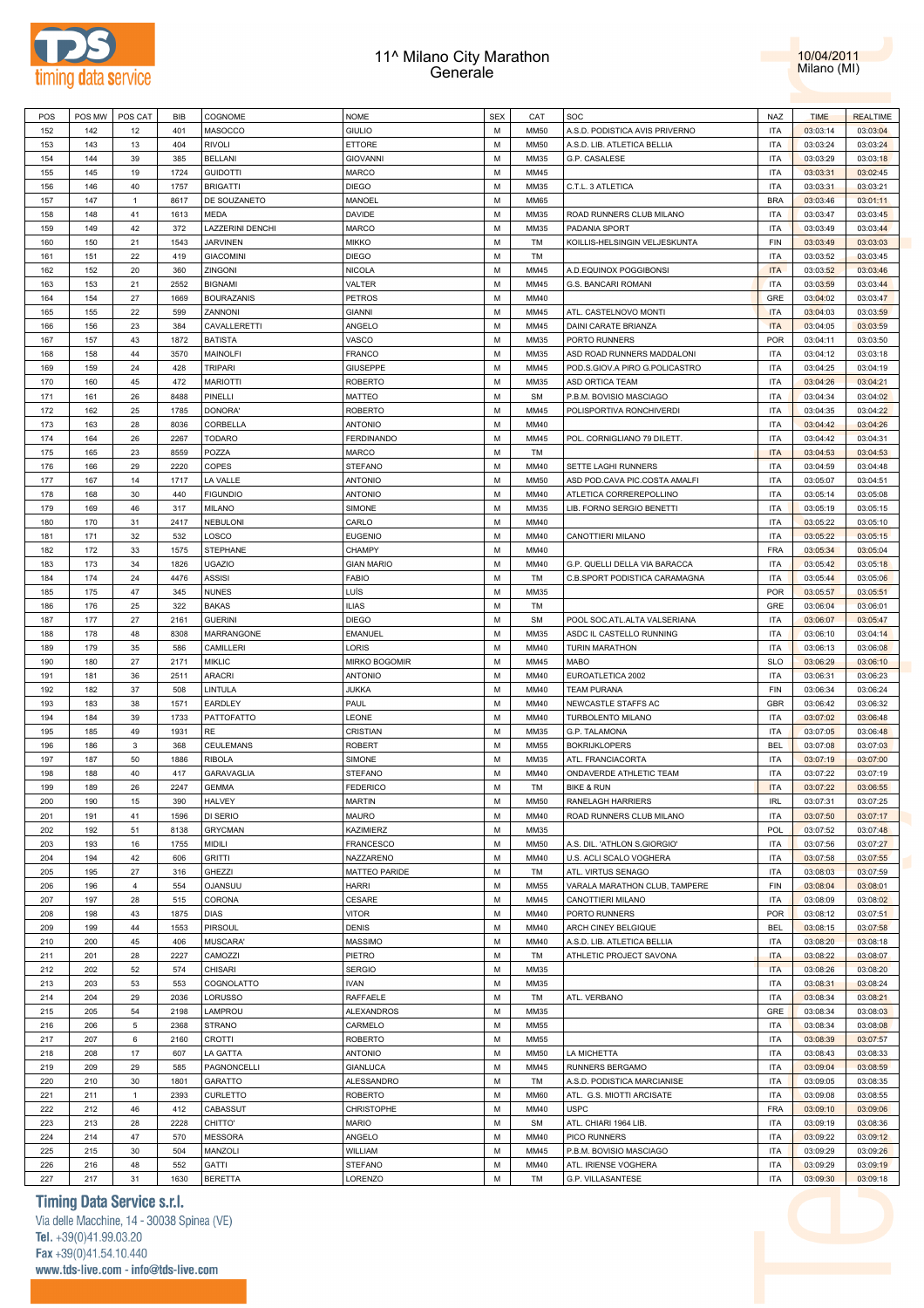# 11^ Milano City Marathon
## Generale

10/04/2011
Milano (MI)

| POS | POS MW | POS CAT | BIB | COGNOME | NOME | SEX | CAT | SOC | NAZ | TIME | REALTIME |
|---|---|---|---|---|---|---|---|---|---|---|---|
| 152 | 142 | 12 | 401 | MASOCCO | GIULIO | M | MM50 | A.S.D. PODISTICA AVIS PRIVERNO | ITA | 03:03:14 | 03:03:04 |
| 153 | 143 | 13 | 404 | RIVOLI | ETTORE | M | MM50 | A.S.D. LIB. ATLETICA BELLIA | ITA | 03:03:24 | 03:03:24 |
| 154 | 144 | 39 | 385 | BELLANI | GIOVANNI | M | MM35 | G.P. CASALESE | ITA | 03:03:29 | 03:03:18 |
| 155 | 145 | 19 | 1724 | GUIDOTTI | MARCO | M | MM45 | | ITA | 03:03:31 | 03:02:45 |
| 156 | 146 | 40 | 1757 | BRIGATTI | DIEGO | M | MM35 | C.T.L. 3 ATLETICA | ITA | 03:03:31 | 03:03:21 |
| 157 | 147 | 1 | 8617 | DE SOUZANETO | MANOEL | M | MM65 | | BRA | 03:03:46 | 03:01:11 |
| 158 | 148 | 41 | 1613 | MEDA | DAVIDE | M | MM35 | ROAD RUNNERS CLUB MILANO | ITA | 03:03:47 | 03:03:45 |
| 159 | 149 | 42 | 372 | LAZZERINI DENCHI | MARCO | M | MM35 | PADANIA SPORT | ITA | 03:03:49 | 03:03:44 |
| 160 | 150 | 21 | 1543 | JARVINEN | MIKKO | M | TM | KOILLIS-HELSINGIN VELJESKUNTA | FIN | 03:03:49 | 03:03:03 |
| 161 | 151 | 22 | 419 | GIACOMINI | DIEGO | M | TM | | ITA | 03:03:52 | 03:03:45 |
| 162 | 152 | 20 | 360 | ZINGONI | NICOLA | M | MM45 | A.D.EQUINOX POGGIBONSI | ITA | 03:03:52 | 03:03:46 |
| 163 | 153 | 21 | 2552 | BIGNAMI | VALTER | M | MM45 | G.S. BANCARI ROMANI | ITA | 03:03:59 | 03:03:44 |
| 164 | 154 | 27 | 1669 | BOURAZANIS | PETROS | M | MM40 | | GRE | 03:04:02 | 03:03:47 |
| 165 | 155 | 22 | 599 | ZANNONI | GIANNI | M | MM45 | ATL. CASTELNOVO MONTI | ITA | 03:04:03 | 03:03:59 |
| 166 | 156 | 23 | 384 | CAVALLERETTI | ANGELO | M | MM45 | DAINI CARATE BRIANZA | ITA | 03:04:05 | 03:03:59 |
| 167 | 157 | 43 | 1872 | BATISTA | VASCO | M | MM35 | PORTO RUNNERS | POR | 03:04:11 | 03:03:50 |
| 168 | 158 | 44 | 3570 | MAINOLFI | FRANCO | M | MM35 | ASD ROAD RUNNERS MADDALONI | ITA | 03:04:12 | 03:03:18 |
| 169 | 159 | 24 | 428 | TRIPARI | GIUSEPPE | M | MM45 | POD.S.GIOV.A PIRO G.POLICASTRO | ITA | 03:04:25 | 03:04:19 |
| 170 | 160 | 45 | 472 | MARIOTTI | ROBERTO | M | MM35 | ASD ORTICA TEAM | ITA | 03:04:26 | 03:04:21 |
| 171 | 161 | 26 | 8488 | PINELLI | MATTEO | M | SM | P.B.M. BOVISIO MASCIAGO | ITA | 03:04:34 | 03:04:02 |
| 172 | 162 | 25 | 1785 | DONORA' | ROBERTO | M | MM45 | POLISPORTIVA RONCHIVERDI | ITA | 03:04:35 | 03:04:22 |
| 173 | 163 | 28 | 8036 | CORBELLA | ANTONIO | M | MM40 | | ITA | 03:04:42 | 03:04:26 |
| 174 | 164 | 26 | 2267 | TODARO | FERDINANDO | M | MM45 | POL. CORNIGLIANO 79 DILETT. | ITA | 03:04:42 | 03:04:31 |
| 175 | 165 | 23 | 8559 | POZZA | MARCO | M | TM | | ITA | 03:04:53 | 03:04:53 |
| 176 | 166 | 29 | 2220 | COPES | STEFANO | M | MM40 | SETTE LAGHI RUNNERS | ITA | 03:04:59 | 03:04:48 |
| 177 | 167 | 14 | 1717 | LA VALLE | ANTONIO | M | MM50 | ASD POD.CAVA PIC.COSTA AMALFI | ITA | 03:05:07 | 03:04:51 |
| 178 | 168 | 30 | 440 | FIGUNDIO | ANTONIO | M | MM40 | ATLETICA CORREREPOLLINO | ITA | 03:05:14 | 03:05:08 |
| 179 | 169 | 46 | 317 | MILANO | SIMONE | M | MM35 | LIB. FORNO SERGIO BENETTI | ITA | 03:05:19 | 03:05:15 |
| 180 | 170 | 31 | 2417 | NEBULONI | CARLO | M | MM40 | | ITA | 03:05:22 | 03:05:10 |
| 181 | 171 | 32 | 532 | LOSCO | EUGENIO | M | MM40 | CANOTTIERI MILANO | ITA | 03:05:22 | 03:05:15 |
| 182 | 172 | 33 | 1575 | STEPHANE | CHAMPY | M | MM40 | | FRA | 03:05:34 | 03:05:04 |
| 183 | 173 | 34 | 1826 | UGAZIO | GIAN MARIO | M | MM40 | G.P. QUELLI DELLA VIA BARACCA | ITA | 03:05:42 | 03:05:18 |
| 184 | 174 | 24 | 4476 | ASSISI | FABIO | M | TM | C.B.SPORT PODISTICA CARAMAGNA | ITA | 03:05:44 | 03:05:06 |
| 185 | 175 | 47 | 345 | NUNES | LUÍS | M | MM35 | | POR | 03:05:57 | 03:05:51 |
| 186 | 176 | 25 | 322 | BAKAS | ILIAS | M | TM | | GRE | 03:06:04 | 03:06:01 |
| 187 | 177 | 27 | 2161 | GUERINI | DIEGO | M | SM | POOL SOC.ATL.ALTA VALSERIANA | ITA | 03:06:07 | 03:05:47 |
| 188 | 178 | 48 | 8308 | MARRANGONE | EMANUEL | M | MM35 | ASDC IL CASTELLO RUNNING | ITA | 03:06:10 | 03:04:14 |
| 189 | 179 | 35 | 586 | CAMILLERI | LORIS | M | MM40 | TURIN MARATHON | ITA | 03:06:13 | 03:06:08 |
| 190 | 180 | 27 | 2171 | MIKLIC | MIRKO BOGOMIR | M | MM45 | MABO | SLO | 03:06:29 | 03:06:10 |
| 191 | 181 | 36 | 2511 | ARACRI | ANTONIO | M | MM40 | EUROATLETICA 2002 | ITA | 03:06:31 | 03:06:23 |
| 192 | 182 | 37 | 508 | LINTULA | JUKKA | M | MM40 | TEAM PURANA | FIN | 03:06:34 | 03:06:24 |
| 193 | 183 | 38 | 1571 | EARDLEY | PAUL | M | MM40 | NEWCASTLE STAFFS AC | GBR | 03:06:42 | 03:06:32 |
| 194 | 184 | 39 | 1733 | PATTOFATTO | LEONE | M | MM40 | TURBOLENTO MILANO | ITA | 03:07:02 | 03:06:48 |
| 195 | 185 | 49 | 1931 | RE | CRISTIAN | M | MM35 | G.P. TALAMONA | ITA | 03:07:05 | 03:06:48 |
| 196 | 186 | 3 | 368 | CEULEMANS | ROBERT | M | MM55 | BOKRIJKLOPERS | BEL | 03:07:08 | 03:07:03 |
| 197 | 187 | 50 | 1886 | RIBOLA | SIMONE | M | MM35 | ATL. FRANCIACORTA | ITA | 03:07:19 | 03:07:00 |
| 198 | 188 | 40 | 417 | GARAVAGLIA | STEFANO | M | MM40 | ONDAVERDE ATHLETIC TEAM | ITA | 03:07:22 | 03:07:19 |
| 199 | 189 | 26 | 2247 | GEMMA | FEDERICO | M | TM | BIKE & RUN | ITA | 03:07:22 | 03:06:55 |
| 200 | 190 | 15 | 390 | HALVEY | MARTIN | M | MM50 | RANELAGH HARRIERS | IRL | 03:07:31 | 03:07:25 |
| 201 | 191 | 41 | 1596 | DI SERIO | MAURO | M | MM40 | ROAD RUNNERS CLUB MILANO | ITA | 03:07:50 | 03:07:17 |
| 202 | 192 | 51 | 8138 | GRYCMAN | KAZIMIERZ | M | MM35 | | POL | 03:07:52 | 03:07:48 |
| 203 | 193 | 16 | 1755 | MIDILI | FRANCESCO | M | MM50 | A.S. DIL. 'ATHLON S.GIORGIO' | ITA | 03:07:56 | 03:07:27 |
| 204 | 194 | 42 | 606 | GRITTI | NAZZARENO | M | MM40 | U.S. ACLI SCALO VOGHERA | ITA | 03:07:58 | 03:07:55 |
| 205 | 195 | 27 | 316 | GHEZZI | MATTEO PARIDE | M | TM | ATL. VIRTUS SENAGO | ITA | 03:08:03 | 03:07:59 |
| 206 | 196 | 4 | 554 | OJANSUU | HARRI | M | MM55 | VARALA MARATHON CLUB, TAMPERE | FIN | 03:08:04 | 03:08:01 |
| 207 | 197 | 28 | 515 | CORONA | CESARE | M | MM45 | CANOTTIERI MILANO | ITA | 03:08:09 | 03:08:02 |
| 208 | 198 | 43 | 1875 | DIAS | VITOR | M | MM40 | PORTO RUNNERS | POR | 03:08:12 | 03:07:51 |
| 209 | 199 | 44 | 1553 | PIRSOUL | DENIS | M | MM40 | ARCH CINEY BELGIQUE | BEL | 03:08:15 | 03:07:58 |
| 210 | 200 | 45 | 406 | MUSCARA' | MASSIMO | M | MM40 | A.S.D. LIB. ATLETICA BELLIA | ITA | 03:08:20 | 03:08:18 |
| 211 | 201 | 28 | 2227 | CAMOZZI | PIETRO | M | TM | ATHLETIC PROJECT SAVONA | ITA | 03:08:22 | 03:08:07 |
| 212 | 202 | 52 | 574 | CHISARI | SERGIO | M | MM35 | | ITA | 03:08:26 | 03:08:20 |
| 213 | 203 | 53 | 553 | COGNOLATTO | IVAN | M | MM35 | | ITA | 03:08:31 | 03:08:24 |
| 214 | 204 | 29 | 2036 | LORUSSO | RAFFAELE | M | TM | ATL. VERBANO | ITA | 03:08:34 | 03:08:21 |
| 215 | 205 | 54 | 2198 | LAMPROU | ALEXANDROS | M | MM35 | | GRE | 03:08:34 | 03:08:03 |
| 216 | 206 | 5 | 2368 | STRANO | CARMELO | M | MM55 | | ITA | 03:08:34 | 03:08:08 |
| 217 | 207 | 6 | 2160 | CROTTI | ROBERTO | M | MM55 | | ITA | 03:08:39 | 03:07:57 |
| 218 | 208 | 17 | 607 | LA GATTA | ANTONIO | M | MM50 | LA MICHETTA | ITA | 03:08:43 | 03:08:33 |
| 219 | 209 | 29 | 585 | PAGNONCELLI | GIANLUCA | M | MM45 | RUNNERS BERGAMO | ITA | 03:09:04 | 03:08:59 |
| 220 | 210 | 30 | 1801 | GARATTO | ALESSANDRO | M | TM | A.S.D. PODISTICA MARCIANISE | ITA | 03:09:05 | 03:08:35 |
| 221 | 211 | 1 | 2393 | CURLETTO | ROBERTO | M | MM60 | ATL. G.S. MIOTTI ARCISATE | ITA | 03:09:08 | 03:08:55 |
| 222 | 212 | 46 | 412 | CABASSUT | CHRISTOPHE | M | MM40 | USPC | FRA | 03:09:10 | 03:09:06 |
| 223 | 213 | 28 | 2228 | CHITTO' | MARIO | M | SM | ATL. CHIARI 1964 LIB. | ITA | 03:09:19 | 03:08:36 |
| 224 | 214 | 47 | 570 | MESSORA | ANGELO | M | MM40 | PICO RUNNERS | ITA | 03:09:22 | 03:09:12 |
| 225 | 215 | 30 | 504 | MANZOLI | WILLIAM | M | MM45 | P.B.M. BOVISIO MASCIAGO | ITA | 03:09:29 | 03:09:26 |
| 226 | 216 | 48 | 552 | GATTI | STEFANO | M | MM40 | ATL. IRIENSE VOGHERA | ITA | 03:09:29 | 03:09:19 |
| 227 | 217 | 31 | 1630 | BERETTA | LORENZO | M | TM | G.P. VILLASANTESE | ITA | 03:09:30 | 03:09:18 |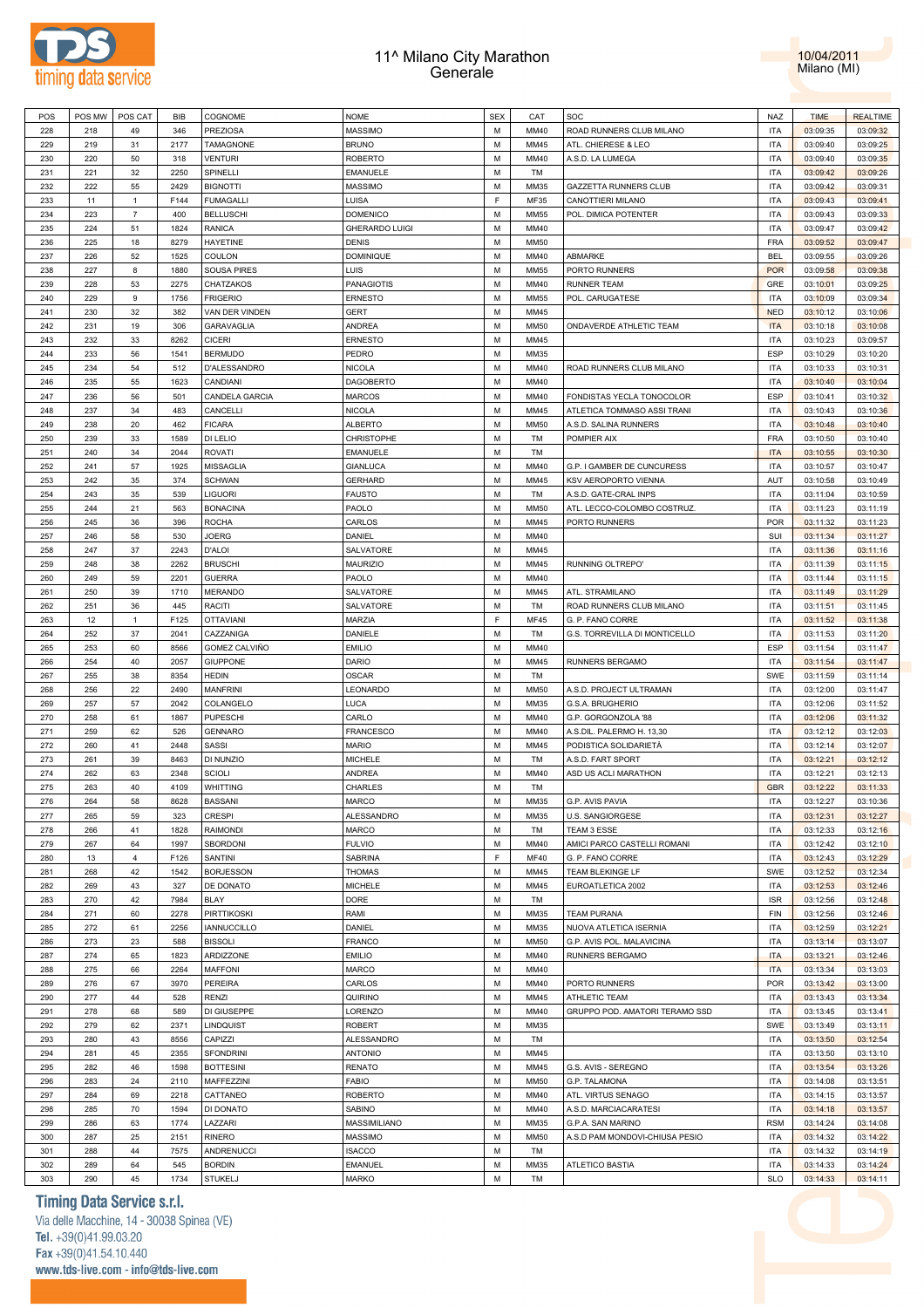# 11^ Milano City Marathon
## Generale

10/04/2011
Milano (MI)

| POS | POS MW | POS CAT | BIB | COGNOME | NOME | SEX | CAT | SOC | NAZ | TIME | REALTIME |
|---|---|---|---|---|---|---|---|---|---|---|---|
| 228 | 218 | 49 | 346 | PREZIOSA | MASSIMO | M | MM40 | ROAD RUNNERS CLUB MILANO | ITA | 03:09:35 | 03:09:32 |
| 229 | 219 | 31 | 2177 | TAMAGNONE | BRUNO | M | MM45 | ATL. CHIERESE & LEO | ITA | 03:09:40 | 03:09:25 |
| 230 | 220 | 50 | 318 | VENTURI | ROBERTO | M | MM40 | A.S.D. LA LUMEGA | ITA | 03:09:40 | 03:09:35 |
| 231 | 221 | 32 | 2250 | SPINELLI | EMANUELE | M | TM | | ITA | 03:09:42 | 03:09:26 |
| 232 | 222 | 55 | 2429 | BIGNOTTI | MASSIMO | M | MM35 | GAZZETTA RUNNERS CLUB | ITA | 03:09:42 | 03:09:31 |
| 233 | 11 | 1 | F144 | FUMAGALLI | LUISA | F | MF35 | CANOTTIERI MILANO | ITA | 03:09:43 | 03:09:41 |
| 234 | 223 | 7 | 400 | BELLUSCHI | DOMENICO | M | MM55 | POL. DIMICA POTENTER | ITA | 03:09:43 | 03:09:33 |
| 235 | 224 | 51 | 1824 | RANICA | GHERARDO LUIGI | M | MM40 | | ITA | 03:09:47 | 03:09:42 |
| 236 | 225 | 18 | 8279 | HAYETINE | DENIS | M | MM50 | | FRA | 03:09:52 | 03:09:47 |
| 237 | 226 | 52 | 1525 | COULON | DOMINIQUE | M | MM40 | ABMARKE | BEL | 03:09:55 | 03:09:26 |
| 238 | 227 | 8 | 1880 | SOUSA PIRES | LUIS | M | MM55 | PORTO RUNNERS | POR | 03:09:58 | 03:09:38 |
| 239 | 228 | 53 | 2275 | CHATZAKOS | PANAGIOTIS | M | MM40 | RUNNER TEAM | GRE | 03:10:01 | 03:09:25 |
| 240 | 229 | 9 | 1756 | FRIGERIO | ERNESTO | M | MM55 | POL. CARUGATESE | ITA | 03:10:09 | 03:09:34 |
| 241 | 230 | 32 | 382 | VAN DER VINDEN | GERT | M | MM45 | | NED | 03:10:12 | 03:10:06 |
| 242 | 231 | 19 | 306 | GARAVAGLIA | ANDREA | M | MM50 | ONDAVERDE ATHLETIC TEAM | ITA | 03:10:18 | 03:10:08 |
| 243 | 232 | 33 | 8262 | CICERI | ERNESTO | M | MM45 | | ITA | 03:10:23 | 03:09:57 |
| 244 | 233 | 56 | 1541 | BERMUDO | PEDRO | M | MM35 | | ESP | 03:10:29 | 03:10:20 |
| 245 | 234 | 54 | 512 | D'ALESSANDRO | NICOLA | M | MM40 | ROAD RUNNERS CLUB MILANO | ITA | 03:10:33 | 03:10:31 |
| 246 | 235 | 55 | 1623 | CANDIANI | DAGOBERTO | M | MM40 | | ITA | 03:10:40 | 03:10:04 |
| 247 | 236 | 56 | 501 | CANDELA GARCIA | MARCOS | M | MM40 | FONDISTAS YECLA TONOCOLOR | ESP | 03:10:41 | 03:10:32 |
| 248 | 237 | 34 | 483 | CANCELLI | NICOLA | M | MM45 | ATLETICA TOMMASO ASSI TRANI | ITA | 03:10:43 | 03:10:36 |
| 249 | 238 | 20 | 462 | FICARA | ALBERTO | M | MM50 | A.S.D. SALINA RUNNERS | ITA | 03:10:48 | 03:10:40 |
| 250 | 239 | 33 | 1589 | DI LELIO | CHRISTOPHE | M | TM | POMPIER AIX | FRA | 03:10:50 | 03:10:40 |
| 251 | 240 | 34 | 2044 | ROVATI | EMANUELE | M | TM | | ITA | 03:10:55 | 03:10:30 |
| 252 | 241 | 57 | 1925 | MISSAGLIA | GIANLUCA | M | MM40 | G.P. I GAMBER DE CUNCURESS | ITA | 03:10:57 | 03:10:47 |
| 253 | 242 | 35 | 374 | SCHWAN | GERHARD | M | MM45 | KSV AEROPORTO VIENNA | AUT | 03:10:58 | 03:10:49 |
| 254 | 243 | 35 | 539 | LIGUORI | FAUSTO | M | TM | A.S.D. GATE-CRAL INPS | ITA | 03:11:04 | 03:10:59 |
| 255 | 244 | 21 | 563 | BONACINA | PAOLO | M | MM50 | ATL. LECCO-COLOMBO COSTRUZ. | ITA | 03:11:23 | 03:11:19 |
| 256 | 245 | 36 | 396 | ROCHA | CARLOS | M | MM45 | PORTO RUNNERS | POR | 03:11:32 | 03:11:23 |
| 257 | 246 | 58 | 530 | JOERG | DANIEL | M | MM40 | | SUI | 03:11:34 | 03:11:27 |
| 258 | 247 | 37 | 2243 | D'ALOI | SALVATORE | M | MM45 | | ITA | 03:11:36 | 03:11:16 |
| 259 | 248 | 38 | 2262 | BRUSCHI | MAURIZIO | M | MM45 | RUNNING OLTREPO' | ITA | 03:11:39 | 03:11:15 |
| 260 | 249 | 59 | 2201 | GUERRA | PAOLO | M | MM40 | | ITA | 03:11:44 | 03:11:15 |
| 261 | 250 | 39 | 1710 | MERANDO | SALVATORE | M | MM45 | ATL. STRAMILANO | ITA | 03:11:49 | 03:11:29 |
| 262 | 251 | 36 | 445 | RACITI | SALVATORE | M | TM | ROAD RUNNERS CLUB MILANO | ITA | 03:11:51 | 03:11:45 |
| 263 | 12 | 1 | F125 | OTTAVIANI | MARZIA | F | MF45 | G. P. FANO CORRE | ITA | 03:11:52 | 03:11:38 |
| 264 | 252 | 37 | 2041 | CAZZANIGA | DANIELE | M | TM | G.S. TORREVILLA DI MONTICELLO | ITA | 03:11:53 | 03:11:20 |
| 265 | 253 | 60 | 8566 | GOMEZ CALVIÑO | EMILIO | M | MM40 | | ESP | 03:11:54 | 03:11:47 |
| 266 | 254 | 40 | 2057 | GIUPPONE | DARIO | M | MM45 | RUNNERS BERGAMO | ITA | 03:11:54 | 03:11:47 |
| 267 | 255 | 38 | 8354 | HEDIN | OSCAR | M | TM | | SWE | 03:11:59 | 03:11:14 |
| 268 | 256 | 22 | 2490 | MANFRINI | LEONARDO | M | MM50 | A.S.D. PROJECT ULTRAMAN | ITA | 03:12:00 | 03:11:47 |
| 269 | 257 | 57 | 2042 | COLANGELO | LUCA | M | MM35 | G.S.A. BRUGHERIO | ITA | 03:12:06 | 03:11:52 |
| 270 | 258 | 61 | 1867 | PUPESCHI | CARLO | M | MM40 | G.P. GORGONZOLA '88 | ITA | 03:12:06 | 03:11:32 |
| 271 | 259 | 62 | 526 | GENNARO | FRANCESCO | M | MM40 | A.S.DIL. PALERMO H. 13,30 | ITA | 03:12:12 | 03:12:03 |
| 272 | 260 | 41 | 2448 | SASSI | MARIO | M | MM45 | PODISTICA SOLIDARIETÀ | ITA | 03:12:14 | 03:12:07 |
| 273 | 261 | 39 | 8463 | DI NUNZIO | MICHELE | M | TM | A.S.D. FART SPORT | ITA | 03:12:21 | 03:12:12 |
| 274 | 262 | 63 | 2348 | SCIOLI | ANDREA | M | MM40 | ASD US ACLI MARATHON | ITA | 03:12:21 | 03:12:13 |
| 275 | 263 | 40 | 4109 | WHITTING | CHARLES | M | TM | | GBR | 03:12:22 | 03:11:33 |
| 276 | 264 | 58 | 8628 | BASSANI | MARCO | M | MM35 | G.P. AVIS PAVIA | ITA | 03:12:27 | 03:10:36 |
| 277 | 265 | 59 | 323 | CRESPI | ALESSANDRO | M | MM35 | U.S. SANGIORGESE | ITA | 03:12:31 | 03:12:27 |
| 278 | 266 | 41 | 1828 | RAIMONDI | MARCO | M | TM | TEAM 3 ESSE | ITA | 03:12:33 | 03:12:16 |
| 279 | 267 | 64 | 1997 | SBORDONI | FULVIO | M | MM40 | AMICI PARCO CASTELLI ROMANI | ITA | 03:12:42 | 03:12:10 |
| 280 | 13 | 4 | F126 | SANTINI | SABRINA | F | MF40 | G. P. FANO CORRE | ITA | 03:12:43 | 03:12:29 |
| 281 | 268 | 42 | 1542 | BORJESSON | THOMAS | M | MM45 | TEAM BLEKINGE LF | SWE | 03:12:52 | 03:12:34 |
| 282 | 269 | 43 | 327 | DE DONATO | MICHELE | M | MM45 | EUROATLETICA 2002 | ITA | 03:12:53 | 03:12:46 |
| 283 | 270 | 42 | 7984 | BLAY | DORE | M | TM | | ISR | 03:12:56 | 03:12:48 |
| 284 | 271 | 60 | 2278 | PIRTTIKOSKI | RAMI | M | MM35 | TEAM PURANA | FIN | 03:12:56 | 03:12:46 |
| 285 | 272 | 61 | 2256 | IANNUCCILLO | DANIEL | M | MM35 | NUOVA ATLETICA ISERNIA | ITA | 03:12:59 | 03:12:21 |
| 286 | 273 | 23 | 588 | BISSOLI | FRANCO | M | MM50 | G.P. AVIS POL. MALAVICINA | ITA | 03:13:14 | 03:13:07 |
| 287 | 274 | 65 | 1823 | ARDIZZONE | EMILIO | M | MM40 | RUNNERS BERGAMO | ITA | 03:13:21 | 03:12:46 |
| 288 | 275 | 66 | 2264 | MAFFONI | MARCO | M | MM40 | | ITA | 03:13:34 | 03:13:03 |
| 289 | 276 | 67 | 3970 | PEREIRA | CARLOS | M | MM40 | PORTO RUNNERS | POR | 03:13:42 | 03:13:00 |
| 290 | 277 | 44 | 528 | RENZI | QUIRINO | M | MM45 | ATHLETIC TEAM | ITA | 03:13:43 | 03:13:34 |
| 291 | 278 | 68 | 589 | DI GIUSEPPE | LORENZO | M | MM40 | GRUPPO POD. AMATORI TERAMO SSD | ITA | 03:13:45 | 03:13:41 |
| 292 | 279 | 62 | 2371 | LINDQUIST | ROBERT | M | MM35 | | SWE | 03:13:49 | 03:13:11 |
| 293 | 280 | 43 | 8556 | CAPIZZI | ALESSANDRO | M | TM | | ITA | 03:13:50 | 03:12:54 |
| 294 | 281 | 45 | 2355 | SFONDRINI | ANTONIO | M | MM45 | | ITA | 03:13:50 | 03:13:10 |
| 295 | 282 | 46 | 1598 | BOTTESINI | RENATO | M | MM45 | G.S. AVIS - SEREGNO | ITA | 03:13:54 | 03:13:26 |
| 296 | 283 | 24 | 2110 | MAFFEZZINI | FABIO | M | MM50 | G.P. TALAMONA | ITA | 03:14:08 | 03:13:51 |
| 297 | 284 | 69 | 2218 | CATTANEO | ROBERTO | M | MM40 | ATL. VIRTUS SENAGO | ITA | 03:14:15 | 03:13:57 |
| 298 | 285 | 70 | 1594 | DI DONATO | SABINO | M | MM40 | A.S.D. MARCIACARATESI | ITA | 03:14:18 | 03:13:57 |
| 299 | 286 | 63 | 1774 | LAZZARI | MASSIMILIANO | M | MM35 | G.P.A. SAN MARINO | RSM | 03:14:24 | 03:14:08 |
| 300 | 287 | 25 | 2151 | RINERO | MASSIMO | M | MM50 | A.S.D PAM MONDOVI-CHIUSA PESIO | ITA | 03:14:32 | 03:14:22 |
| 301 | 288 | 44 | 7575 | ANDRENUCCI | ISACCO | M | TM | | ITA | 03:14:32 | 03:14:19 |
| 302 | 289 | 64 | 545 | BORDIN | EMANUEL | M | MM35 | ATLETICO BASTIA | ITA | 03:14:33 | 03:14:24 |
| 303 | 290 | 45 | 1734 | STUKELJ | MARKO | M | TM | | SLO | 03:14:33 | 03:14:11 |

**Timing Data Service s.r.l.**
Via delle Macchine, 14 - 30038 Spinea (VE)
Tel. +39(0)41.99.03.20
Fax +39(0)41.54.10.440
www.tds-live.com - info@tds-live.com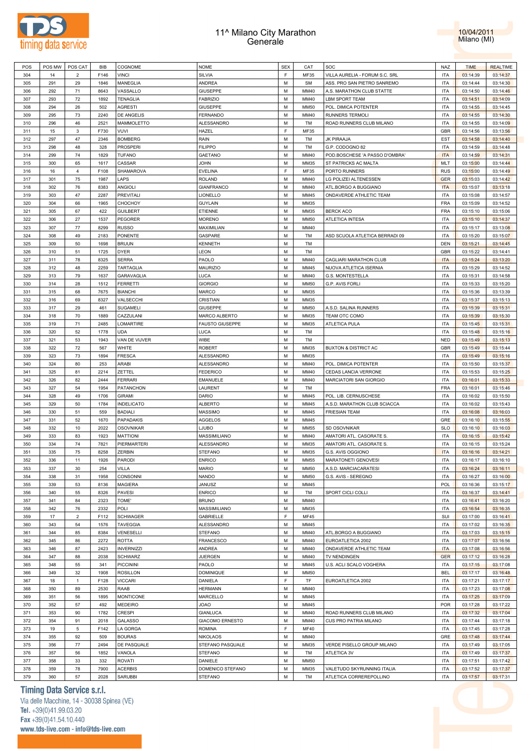# 11^ Milano City Marathon
## Generale

10/04/2011
Milano (MI)

| POS | POS MW | POS CAT | BIB | COGNOME | NOME | SEX | CAT | SOC | NAZ | TIME | REALTIME |
|---|---|---|---|---|---|---|---|---|---|---|---|
| 304 | 14 | 2 | F146 | VINCI | SILVIA | F | MF35 | VILLA AURELIA - FORUM S.C. SRL | ITA | 03:14:39 | 03:14:37 |
| 305 | 291 | 29 | 1846 | MANEGLIA | ANDREA | M | SM | ASS. PRO SAN PIETRO SANREMO | ITA | 03:14:44 | 03:14:30 |
| 306 | 292 | 71 | 8643 | VASSALLO | GIUSEPPE | M | MM40 | A.S. MARATHON CLUB STATTE | ITA | 03:14:50 | 03:14:46 |
| 307 | 293 | 72 | 1892 | TENAGLIA | FABRIZIO | M | MM40 | LBM SPORT TEAM | ITA | 03:14:51 | 03:14:09 |
| 308 | 294 | 26 | 502 | AGRESTI | GIUSEPPE | M | MM50 | POL. DIMICA POTENTER | ITA | 03:14:55 | 03:14:45 |
| 309 | 295 | 73 | 2240 | DE ANGELIS | FERNANDO | M | MM40 | RUNNERS TERMOLI | ITA | 03:14:55 | 03:14:30 |
| 310 | 296 | 46 | 2521 | MAMMOLETTO | ALESSANDRO | M | TM | ROAD RUNNERS CLUB MILANO | ITA | 03:14:55 | 03:14:09 |
| 311 | 15 | 3 | F730 | VUVI | HAZEL | F | MF35 | | GBR | 03:14:56 | 03:13:56 |
| 312 | 297 | 47 | 2346 | BOMBERG | RAIN | M | TM | JK PIRAAJA | EST | 03:14:58 | 03:14:40 |
| 313 | 298 | 48 | 328 | PROSPERI | FILIPPO | M | TM | G.P. CODOGNO 82 | ITA | 03:14:59 | 03:14:48 |
| 314 | 299 | 74 | 1829 | TUFANO | GAETANO | M | MM40 | POD.BOSCHESE 'A PASSO D'OMBRA' | ITA | 03:14:59 | 03:14:31 |
| 315 | 300 | 65 | 1617 | CASSAR | JOHN | M | MM35 | ST PATRICKS AC MALTA | MLT | 03:15:00 | 03:14:44 |
| 316 | 16 | 4 | F108 | SHAMAROVA | EVELINA | F | MF35 | PORTO RUNNERS | RUS | 03:15:00 | 03:14:49 |
| 317 | 301 | 75 | 1987 | LAPS | ROLAND | M | MM40 | LG POLIZEI ALTENESSEN | GER | 03:15:03 | 03:14:42 |
| 318 | 302 | 76 | 8383 | ANGIOLI | GIANFRANCO | M | MM40 | ATL.BORGO A BUGGIANO | ITA | 03:15:07 | 03:13:18 |
| 319 | 303 | 47 | 2287 | PREVITALI | LIONELLO | M | MM45 | ONDAVERDE ATHLETIC TEAM | ITA | 03:15:08 | 03:14:57 |
| 320 | 304 | 66 | 1965 | CHOCHOY | GUYLAIN | M | MM35 | | FRA | 03:15:09 | 03:14:52 |
| 321 | 305 | 67 | 422 | GUILBERT | ETIENNE | M | MM35 | BERCK ACO | FRA | 03:15:10 | 03:15:06 |
| 322 | 306 | 27 | 1537 | PEGORER | MORENO | M | MM50 | ATLETICA INTESA | ITA | 03:15:10 | 03:14:37 |
| 323 | 307 | 77 | 8299 | RUSSO | MAXIMILIAN | M | MM40 | | ITA | 03:15:17 | 03:13:08 |
| 324 | 308 | 49 | 2183 | PONENTE | GASPARE | M | TM | ASD SCUOLA ATLETICA BERRADI 09 | ITA | 03:15:20 | 03:15:07 |
| 325 | 309 | 50 | 1698 | BRUUN | KENNETH | M | TM | | DEN | 03:15:21 | 03:14:45 |
| 326 | 310 | 51 | 1725 | DYER | LEON | M | TM | | GBR | 03:15:22 | 03:14:41 |
| 327 | 311 | 78 | 8325 | SERRA | PAOLO | M | MM40 | CAGLIARI MARATHON CLUB | ITA | 03:15:24 | 03:13:20 |
| 328 | 312 | 48 | 2259 | TARTAGLIA | MAURIZIO | M | MM45 | NUOVA ATLETICA ISERNIA | ITA | 03:15:29 | 03:14:52 |
| 329 | 313 | 79 | 1637 | GARAVAGLIA | LUCA | M | MM40 | G.S. MONTESTELLA | ITA | 03:15:31 | 03:14:58 |
| 330 | 314 | 28 | 1512 | FERRETTI | GIORGIO | M | MM50 | G.P. AVIS FORLI | ITA | 03:15:33 | 03:15:20 |
| 331 | 315 | 68 | 7675 | BIANCHI | MARCO | M | MM35 | | ITA | 03:15:36 | 03:13:39 |
| 332 | 316 | 69 | 8327 | VALSECCHI | CRISTIAN | M | MM35 | | ITA | 03:15:37 | 03:15:13 |
| 333 | 317 | 29 | 461 | SUGAMELI | GIUSEPPE | M | MM50 | A.S.D. SALINA RUNNERS | ITA | 03:15:39 | 03:15:31 |
| 334 | 318 | 70 | 1889 | CAZZULANI | MARCO ALBERTO | M | MM35 | TEAM OTC COMO | ITA | 03:15:39 | 03:15:30 |
| 335 | 319 | 71 | 2485 | LOMARTIRE | FAUSTO GIUSEPPE | M | MM35 | ATLETICA PULA | ITA | 03:15:45 | 03:15:31 |
| 336 | 320 | 52 | 1778 | UDA | LUCA | M | TM | | ITA | 03:15:48 | 03:15:16 |
| 337 | 321 | 53 | 1943 | VAN DE VIJVER | WIBE | M | TM | | NED | 03:15:49 | 03:15:13 |
| 338 | 322 | 72 | 567 | WHITE | ROBERT | M | MM35 | BUXTON & DISTRICT AC | GBR | 03:15:49 | 03:15:44 |
| 339 | 323 | 73 | 1894 | FRESCA | ALESSANDRO | M | MM35 | | ITA | 03:15:49 | 03:15:16 |
| 340 | 324 | 80 | 253 | ARABI | ALESSANDRO | M | MM40 | POL. DIMICA POTENTER | ITA | 03:15:50 | 03:15:37 |
| 341 | 325 | 81 | 2214 | ZETTEL | FEDERICO | M | MM40 | CEDAS LANCIA VERRONE | ITA | 03:15:53 | 03:15:25 |
| 342 | 326 | 82 | 2444 | FERRARI | EMANUELE | M | MM40 | MARCIATORI SAN GIORGIO | ITA | 03:16:01 | 03:15:33 |
| 343 | 327 | 54 | 1954 | PATANCHON | LAURENT | M | TM | | FRA | 03:16:01 | 03:15:46 |
| 344 | 328 | 49 | 1706 | GIRAMI | DARIO | M | MM45 | POL. LIB. CERNUSCHESE | ITA | 03:16:02 | 03:15:50 |
| 345 | 329 | 50 | 1784 | INDELICATO | ALBERTO | M | MM45 | A.S.D. MARATHON CLUB SCIACCA | ITA | 03:16:02 | 03:15:43 |
| 346 | 330 | 51 | 559 | BADIALI | MASSIMO | M | MM45 | FRIESIAN TEAM | ITA | 03:16:08 | 03:16:03 |
| 347 | 331 | 52 | 1670 | PAPADAKIS | AGGELOS | M | MM45 | | GRE | 03:16:10 | 03:15:55 |
| 348 | 332 | 10 | 2022 | OSOVNIKAR | LJUBO | M | MM55 | SD OSOVNIKAR | SLO | 03:16:10 | 03:16:03 |
| 349 | 333 | 83 | 1923 | MATTIONI | MASSIMILIANO | M | MM40 | AMATORI ATL. CASORATE S. | ITA | 03:16:15 | 03:15:42 |
| 350 | 334 | 74 | 7821 | PIERMARTERI | ALESSANDRO | M | MM35 | AMATORI ATL. CASORATE S. | ITA | 03:16:15 | 03:15:24 |
| 351 | 335 | 75 | 8258 | ZERBIN | STEFANO | M | MM35 | G.S. AVIS OGGIONO | ITA | 03:16:16 | 03:14:21 |
| 352 | 336 | 11 | 1926 | PARODI | ENRICO | M | MM55 | MARATONETI GENOVESI | ITA | 03:16:17 | 03:16:10 |
| 353 | 337 | 30 | 254 | VILLA | MARIO | M | MM50 | A.S.D. MARCIACARATESI | ITA | 03:16:24 | 03:16:11 |
| 354 | 338 | 31 | 1958 | CONSONNI | NANDO | M | MM50 | G.S. AVIS - SEREGNO | ITA | 03:16:27 | 03:16:00 |
| 355 | 339 | 53 | 8136 | MAGIERA | JANUSZ | M | MM45 | | POL | 03:16:36 | 03:15:17 |
| 356 | 340 | 55 | 8326 | PAVESI | ENRICO | M | TM | SPORT CICLI COLLI | ITA | 03:16:37 | 03:14:41 |
| 357 | 341 | 84 | 2323 | TOME' | BRUNO | M | MM40 | | ITA | 03:16:41 | 03:16:20 |
| 358 | 342 | 76 | 2332 | POLI | MASSIMILIANO | M | MM35 | | ITA | 03:16:54 | 03:16:35 |
| 359 | 17 | 2 | F112 | SCHWAGER | GABRIELLE | F | MF45 | | SUI | 03:17:00 | 03:16:41 |
| 360 | 343 | 54 | 1576 | TAVEGGIA | ALESSANDRO | M | MM45 | | ITA | 03:17:02 | 03:16:35 |
| 361 | 344 | 85 | 8384 | VENESELLI | STEFANO | M | MM40 | ATL.BORGO A BUGGIANO | ITA | 03:17:03 | 03:15:15 |
| 362 | 345 | 86 | 2272 | ROTTA | FRANCESCO | M | MM40 | EUROATLETICA 2002 | ITA | 03:17:07 | 03:16:56 |
| 363 | 346 | 87 | 2423 | INVERNIZZI | ANDREA | M | MM40 | ONDAVERDE ATHLETIC TEAM | ITA | 03:17:08 | 03:16:56 |
| 364 | 347 | 88 | 2038 | SCHWARZ | JUERGEN | M | MM40 | TV NENDINGEN | GER | 03:17:12 | 03:16:28 |
| 365 | 348 | 55 | 341 | PICCININI | PAOLO | M | MM45 | U.S. ACLI SCALO VOGHERA | ITA | 03:17:15 | 03:17:08 |
| 366 | 349 | 32 | 1908 | ROSILLON | DOMINIQUE | M | MM50 | | BEL | 03:17:17 | 03:16:48 |
| 367 | 18 | 1 | F128 | VICCARI | DANIELA | F | TF | EUROATLETICA 2002 | ITA | 03:17:21 | 03:17:17 |
| 368 | 350 | 89 | 2530 | RAAB | HERMANN | M | MM40 | | ITA | 03:17:23 | 03:17:08 |
| 369 | 351 | 56 | 1895 | MONTICONE | MARCELLO | M | MM45 | | ITA | 03:17:25 | 03:17:09 |
| 370 | 352 | 57 | 492 | MEDEIRO | JOAO | M | MM45 | | POR | 03:17:28 | 03:17:22 |
| 371 | 353 | 90 | 1782 | CRESPI | GIANLUCA | M | MM40 | ROAD RUNNERS CLUB MILANO | ITA | 03:17:32 | 03:17:04 |
| 372 | 354 | 91 | 2018 | GALASSO | GIACOMO ERNESTO | M | MM40 | CUS PRO PATRIA MILANO | ITA | 03:17:44 | 03:17:18 |
| 373 | 19 | 5 | F142 | LA GORGA | ROMINA | F | MF40 | | ITA | 03:17:45 | 03:17:28 |
| 374 | 355 | 92 | 509 | BOURAS | NIKOLAOS | M | MM40 | | GRE | 03:17:48 | 03:17:44 |
| 375 | 356 | 77 | 2494 | DE PASQUALE | STEFANO PASQUALE | M | MM35 | VERDE PISELLO GROUP MILANO | ITA | 03:17:49 | 03:17:05 |
| 376 | 357 | 56 | 1852 | VANOLA | STEFANO | M | TM | ATLETICA 3V | ITA | 03:17:49 | 03:17:37 |
| 377 | 358 | 33 | 332 | ROVATI | DANIELE | M | MM50 | | ITA | 03:17:51 | 03:17:42 |
| 378 | 359 | 78 | 7900 | ACERBIS | DOMENICO STEFANO | M | MM35 | VALETUDO SKYRUNNING ITALIA | ITA | 03:17:52 | 03:17:37 |
| 379 | 360 | 57 | 2028 | SARUBBI | STEFANO | M | TM | ATLETICA CORREREPOLLINO | ITA | 03:17:57 | 03:17:31 |

**Timing Data Service s.r.l.**
Via delle Macchine, 14 - 30038 Spinea (VE)
Tel. +39(0)41.99.03.20
Fax +39(0)41.54.10.440
www.tds-live.com - info@tds-live.com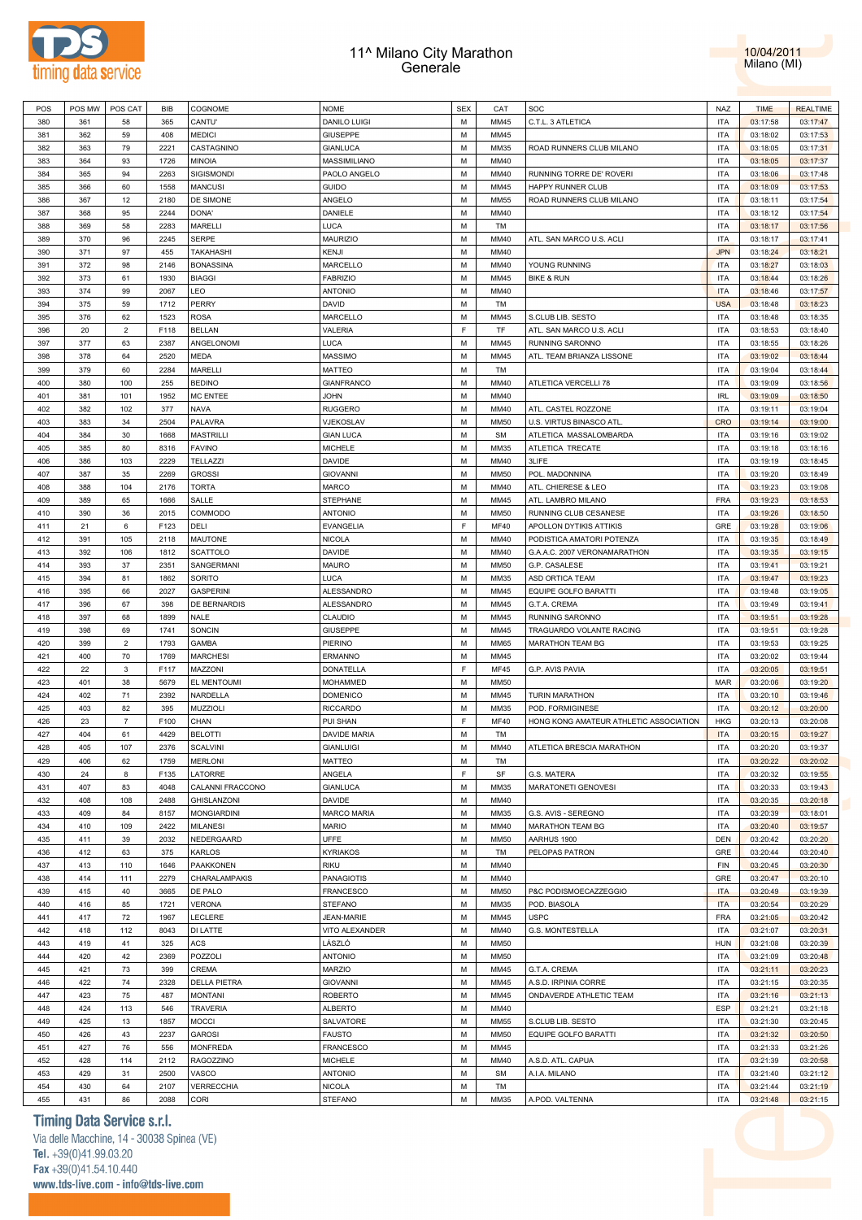# 11^ Milano City Marathon
## Generale

10/04/2011
Milano (MI)

| POS | POS MW | POS CAT | BIB | COGNOME | NOME | SEX | CAT | SOC | NAZ | TIME | REALTIME |
|---|---|---|---|---|---|---|---|---|---|---|---|
| 380 | 361 | 58 | 365 | CANTU' | DANILO LUIGI | M | MM45 | C.T.L. 3 ATLETICA | ITA | 03:17:58 | 03:17:47 |
| 381 | 362 | 59 | 408 | MEDICI | GIUSEPPE | M | MM45 | | ITA | 03:18:02 | 03:17:53 |
| 382 | 363 | 79 | 2221 | CASTAGNINO | GIANLUCA | M | MM35 | ROAD RUNNERS CLUB MILANO | ITA | 03:18:05 | 03:17:31 |
| 383 | 364 | 93 | 1726 | MINOIA | MASSIMILIANO | M | MM40 | | ITA | 03:18:05 | 03:17:37 |
| 384 | 365 | 94 | 2263 | SIGISMONDI | PAOLO ANGELO | M | MM40 | RUNNING TORRE DE' ROVERI | ITA | 03:18:06 | 03:17:48 |
| 385 | 366 | 60 | 1558 | MANCUSI | GUIDO | M | MM45 | HAPPY RUNNER CLUB | ITA | 03:18:09 | 03:17:53 |
| 386 | 367 | 12 | 2180 | DE SIMONE | ANGELO | M | MM55 | ROAD RUNNERS CLUB MILANO | ITA | 03:18:11 | 03:17:54 |
| 387 | 368 | 95 | 2244 | DONA' | DANIELE | M | MM40 | | ITA | 03:18:12 | 03:17:54 |
| 388 | 369 | 58 | 2283 | MARELLI | LUCA | M | TM | | ITA | 03:18:17 | 03:17:56 |
| 389 | 370 | 96 | 2245 | SERPE | MAURIZIO | M | MM40 | ATL. SAN MARCO U.S. ACLI | ITA | 03:18:17 | 03:17:41 |
| 390 | 371 | 97 | 455 | TAKAHASHI | KENJI | M | MM40 | | JPN | 03:18:24 | 03:18:21 |
| 391 | 372 | 98 | 2146 | BONASSINA | MARCELLO | M | MM40 | YOUNG RUNNING | ITA | 03:18:27 | 03:18:03 |
| 392 | 373 | 61 | 1930 | BIAGGI | FABRIZIO | M | MM45 | BIKE & RUN | ITA | 03:18:44 | 03:18:26 |
| 393 | 374 | 99 | 2067 | LEO | ANTONIO | M | MM40 | | ITA | 03:18:46 | 03:17:57 |
| 394 | 375 | 59 | 1712 | PERRY | DAVID | M | TM | | USA | 03:18:48 | 03:18:23 |
| 395 | 376 | 62 | 1523 | ROSA | MARCELLO | M | MM45 | S.CLUB LIB. SESTO | ITA | 03:18:48 | 03:18:35 |
| 396 | 20 | 2 | F118 | BELLAN | VALERIA | F | TF | ATL. SAN MARCO U.S. ACLI | ITA | 03:18:53 | 03:18:40 |
| 397 | 377 | 63 | 2387 | ANGELONOMI | LUCA | M | MM45 | RUNNING SARONNO | ITA | 03:18:55 | 03:18:26 |
| 398 | 378 | 64 | 2520 | MEDA | MASSIMO | M | MM45 | ATL. TEAM BRIANZA LISSONE | ITA | 03:19:02 | 03:18:44 |
| 399 | 379 | 60 | 2284 | MARELLI | MATTEO | M | TM | | ITA | 03:19:04 | 03:18:44 |
| 400 | 380 | 100 | 255 | BEDINO | GIANFRANCO | M | MM40 | ATLETICA VERCELLI 78 | ITA | 03:19:09 | 03:18:56 |
| 401 | 381 | 101 | 1952 | MC ENTEE | JOHN | M | MM40 | | IRL | 03:19:09 | 03:18:50 |
| 402 | 382 | 102 | 377 | NAVA | RUGGERO | M | MM40 | ATL. CASTEL ROZZONE | ITA | 03:19:11 | 03:19:04 |
| 403 | 383 | 34 | 2504 | PALAVRA | VJEKOSLAV | M | MM50 | U.S. VIRTUS BINASCO ATL. | CRO | 03:19:14 | 03:19:00 |
| 404 | 384 | 30 | 1668 | MASTRILLI | GIAN LUCA | M | SM | ATLETICA MASSALOMBARDA | ITA | 03:19:16 | 03:19:02 |
| 405 | 385 | 80 | 8316 | FAVINO | MICHELE | M | MM35 | ATLETICA TRECATE | ITA | 03:19:18 | 03:18:16 |
| 406 | 386 | 103 | 2229 | TELLAZZI | DAVIDE | M | MM40 | 3LIFE | ITA | 03:19:19 | 03:18:45 |
| 407 | 387 | 35 | 2269 | GROSSI | GIOVANNI | M | MM50 | POL. MADONNINA | ITA | 03:19:20 | 03:18:49 |
| 408 | 388 | 104 | 2176 | TORTA | MARCO | M | MM40 | ATL. CHIERESE & LEO | ITA | 03:19:23 | 03:19:08 |
| 409 | 389 | 65 | 1666 | SALLE | STEPHANE | M | MM45 | ATL. LAMBRO MILANO | FRA | 03:19:23 | 03:18:53 |
| 410 | 390 | 36 | 2015 | COMMODO | ANTONIO | M | MM50 | RUNNING CLUB CESANESE | ITA | 03:19:26 | 03:18:50 |
| 411 | 21 | 6 | F123 | DELI | EVANGELIA | F | MF40 | APOLLON DYTIKIS ATTIKIS | GRE | 03:19:28 | 03:19:06 |
| 412 | 391 | 105 | 2118 | MAUTONE | NICOLA | M | MM40 | PODISTICA AMATORI POTENZA | ITA | 03:19:35 | 03:18:49 |
| 413 | 392 | 106 | 1812 | SCATTOLO | DAVIDE | M | MM40 | G.A.A.C. 2007 VERONAMARATHON | ITA | 03:19:35 | 03:19:15 |
| 414 | 393 | 37 | 2351 | SANGERMANI | MAURO | M | MM50 | G.P. CASALESE | ITA | 03:19:41 | 03:19:21 |
| 415 | 394 | 81 | 1862 | SORITO | LUCA | M | MM35 | ASD ORTICA TEAM | ITA | 03:19:47 | 03:19:23 |
| 416 | 395 | 66 | 2027 | GASPERINI | ALESSANDRO | M | MM45 | EQUIPE GOLFO BARATTI | ITA | 03:19:48 | 03:19:05 |
| 417 | 396 | 67 | 398 | DE BERNARDIS | ALESSANDRO | M | MM45 | G.T.A. CREMA | ITA | 03:19:49 | 03:19:41 |
| 418 | 397 | 68 | 1899 | NALE | CLAUDIO | M | MM45 | RUNNING SARONNO | ITA | 03:19:51 | 03:19:28 |
| 419 | 398 | 69 | 1741 | SONCIN | GIUSEPPE | M | MM45 | TRAGUARDO VOLANTE RACING | ITA | 03:19:51 | 03:19:28 |
| 420 | 399 | 2 | 1793 | GAMBA | PIERINO | M | MM65 | MARATHON TEAM BG | ITA | 03:19:53 | 03:19:25 |
| 421 | 400 | 70 | 1769 | MARCHESI | ERMANNO | M | MM45 | | ITA | 03:20:02 | 03:19:44 |
| 422 | 22 | 3 | F117 | MAZZONI | DONATELLA | F | MF45 | G.P. AVIS PAVIA | ITA | 03:20:05 | 03:19:51 |
| 423 | 401 | 38 | 5679 | EL MENTOUMI | MOHAMMED | M | MM50 | | MAR | 03:20:06 | 03:19:20 |
| 424 | 402 | 71 | 2392 | NARDELLA | DOMENICO | M | MM45 | TURIN MARATHON | ITA | 03:20:10 | 03:19:46 |
| 425 | 403 | 82 | 395 | MUZZIOLI | RICCARDO | M | MM35 | POD. FORMIGINESE | ITA | 03:20:12 | 03:20:00 |
| 426 | 23 | 7 | F100 | CHAN | PUI SHAN | F | MF40 | HONG KONG AMATEUR ATHLETIC ASSOCIATION | HKG | 03:20:13 | 03:20:08 |
| 427 | 404 | 61 | 4429 | BELOTTI | DAVIDE MARIA | M | TM | | ITA | 03:20:15 | 03:19:27 |
| 428 | 405 | 107 | 2376 | SCALVINI | GIANLUIGI | M | MM40 | ATLETICA BRESCIA MARATHON | ITA | 03:20:20 | 03:19:37 |
| 429 | 406 | 62 | 1759 | MERLONI | MATTEO | M | TM | | ITA | 03:20:22 | 03:20:02 |
| 430 | 24 | 8 | F135 | LATORRE | ANGELA | F | SF | G.S. MATERA | ITA | 03:20:32 | 03:19:55 |
| 431 | 407 | 83 | 4048 | CALANNI FRACCONO | GIANLUCA | M | MM35 | MARATONETI GENOVESI | ITA | 03:20:33 | 03:19:43 |
| 432 | 408 | 108 | 2488 | GHISLANZONI | DAVIDE | M | MM40 | | ITA | 03:20:35 | 03:20:18 |
| 433 | 409 | 84 | 8157 | MONGIARDINI | MARCO MARIA | M | MM35 | G.S. AVIS - SEREGNO | ITA | 03:20:39 | 03:18:01 |
| 434 | 410 | 109 | 2422 | MILANESI | MARIO | M | MM40 | MARATHON TEAM BG | ITA | 03:20:40 | 03:19:57 |
| 435 | 411 | 39 | 2032 | NEDERGAARD | UFFE | M | MM50 | AARHUS 1900 | DEN | 03:20:42 | 03:20:20 |
| 436 | 412 | 63 | 375 | KARLOS | KYRIAKOS | M | TM | PELOPAS PATRON | GRE | 03:20:44 | 03:20:40 |
| 437 | 413 | 110 | 1646 | PAAKKONEN | RIKU | M | MM40 | | FIN | 03:20:45 | 03:20:30 |
| 438 | 414 | 111 | 2279 | CHARALAMPAKIS | PANAGIOTIS | M | MM40 | | GRE | 03:20:47 | 03:20:10 |
| 439 | 415 | 40 | 3665 | DE PALO | FRANCESCO | M | MM50 | P&C PODISMOECAZZEGGIO | ITA | 03:20:49 | 03:19:39 |
| 440 | 416 | 85 | 1721 | VERONA | STEFANO | M | MM35 | POD. BIASOLA | ITA | 03:20:54 | 03:20:29 |
| 441 | 417 | 72 | 1967 | LECLERE | JEAN-MARIE | M | MM45 | USPC | FRA | 03:21:05 | 03:20:42 |
| 442 | 418 | 112 | 8043 | DI LATTE | VITO ALEXANDER | M | MM40 | G.S. MONTESTELLA | ITA | 03:21:07 | 03:20:31 |
| 443 | 419 | 41 | 325 | ACS | LÁSZLÓ | M | MM50 | | HUN | 03:21:08 | 03:20:39 |
| 444 | 420 | 42 | 2369 | POZZOLI | ANTONIO | M | MM50 | | ITA | 03:21:09 | 03:20:48 |
| 445 | 421 | 73 | 399 | CREMA | MARZIO | M | MM45 | G.T.A. CREMA | ITA | 03:21:11 | 03:20:23 |
| 446 | 422 | 74 | 2328 | DELLA PIETRA | GIOVANNI | M | MM45 | A.S.D. IRPINIA CORRE | ITA | 03:21:15 | 03:20:35 |
| 447 | 423 | 75 | 487 | MONTANI | ROBERTO | M | MM45 | ONDAVERDE ATHLETIC TEAM | ITA | 03:21:16 | 03:21:13 |
| 448 | 424 | 113 | 546 | TRAVERIA | ALBERTO | M | MM40 | | ESP | 03:21:21 | 03:21:18 |
| 449 | 425 | 13 | 1857 | MOCCI | SALVATORE | M | MM55 | S.CLUB LIB. SESTO | ITA | 03:21:30 | 03:20:45 |
| 450 | 426 | 43 | 2237 | GAROSI | FAUSTO | M | MM50 | EQUIPE GOLFO BARATTI | ITA | 03:21:32 | 03:20:50 |
| 451 | 427 | 76 | 556 | MONFREDA | FRANCESCO | M | MM45 | | ITA | 03:21:33 | 03:21:26 |
| 452 | 428 | 114 | 2112 | RAGOZZINO | MICHELE | M | MM40 | A.S.D. ATL. CAPUA | ITA | 03:21:39 | 03:20:58 |
| 453 | 429 | 31 | 2500 | VASCO | ANTONIO | M | SM | A.I.A. MILANO | ITA | 03:21:40 | 03:21:12 |
| 454 | 430 | 64 | 2107 | VERRECCHIA | NICOLA | M | TM | | ITA | 03:21:44 | 03:21:19 |
| 455 | 431 | 86 | 2088 | CORI | STEFANO | M | MM35 | A.POD. VALTENNA | ITA | 03:21:48 | 03:21:15 |

**Timing Data Service s.r.l.**
Via delle Macchine, 14 - 30038 Spinea (VE)
Tel. +39(0)41.99.03.20
Fax +39(0)41.54.10.440
www.tds-live.com - info@tds-live.com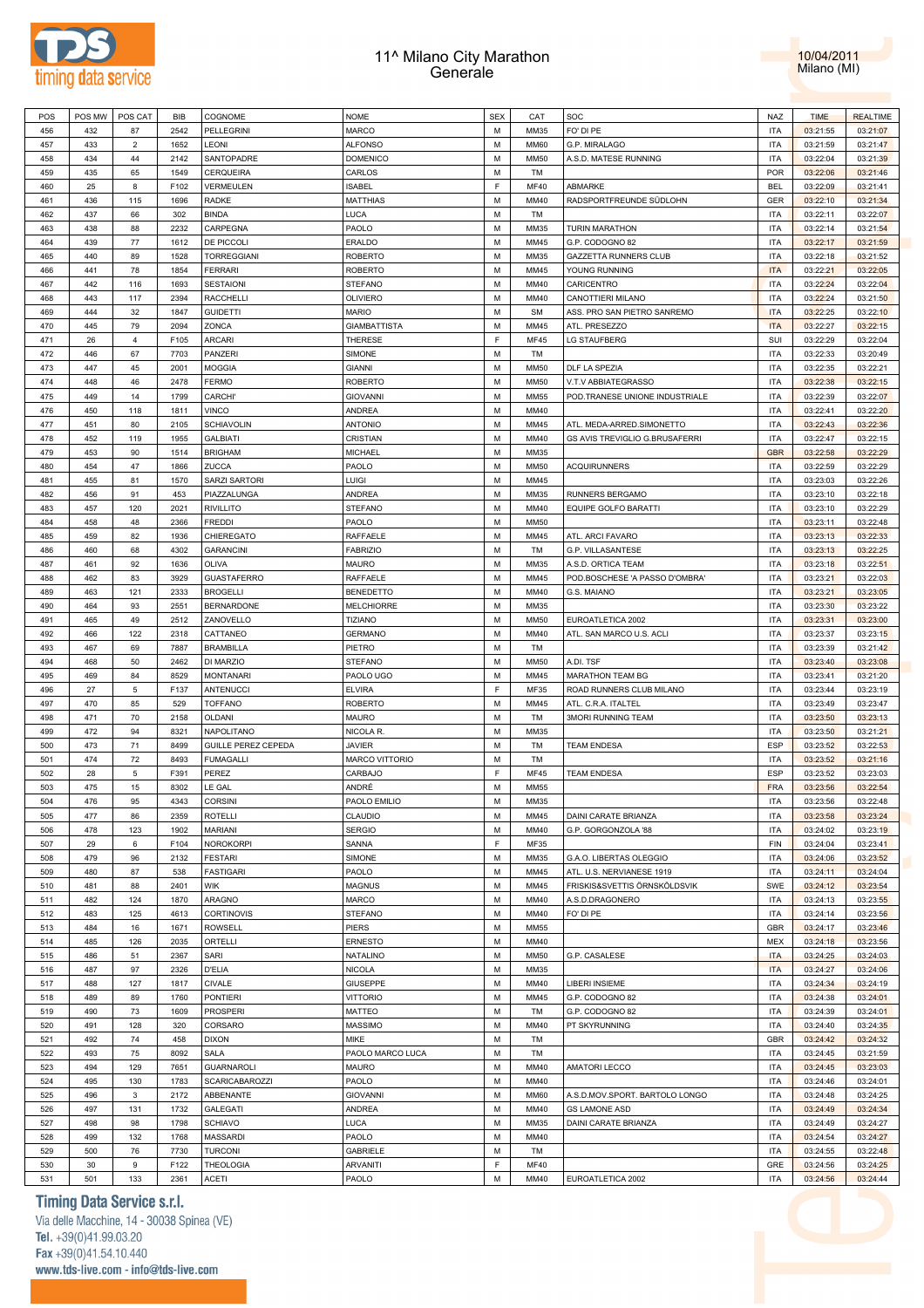# 11^ Milano City Marathon
## Generale

10/04/2011
Milano (MI)

| POS | POS MW | POS CAT | BIB | COGNOME | NOME | SEX | CAT | SOC | NAZ | TIME | REALTIME |
|---|---|---|---|---|---|---|---|---|---|---|---|
| 456 | 432 | 87 | 2542 | PELLEGRINI | MARCO | M | MM35 | FO' DI PE | ITA | 03:21:55 | 03:21:07 |
| 457 | 433 | 2 | 1652 | LEONI | ALFONSO | M | MM60 | G.P. MIRALAGO | ITA | 03:21:59 | 03:21:47 |
| 458 | 434 | 44 | 2142 | SANTOPADRE | DOMENICO | M | MM50 | A.S.D. MATESE RUNNING | ITA | 03:22:04 | 03:21:39 |
| 459 | 435 | 65 | 1549 | CERQUEIRA | CARLOS | M | TM | | POR | 03:22:06 | 03:21:46 |
| 460 | 25 | 8 | F102 | VERMEULEN | ISABEL | F | MF40 | ABMARKE | BEL | 03:22:09 | 03:21:41 |
| 461 | 436 | 115 | 1696 | RADKE | MATTHIAS | M | MM40 | RADSPORTFREUNDE SÜDLOHN | GER | 03:22:10 | 03:21:34 |
| 462 | 437 | 66 | 302 | BINDA | LUCA | M | TM | | ITA | 03:22:11 | 03:22:07 |
| 463 | 438 | 88 | 2232 | CARPEGNA | PAOLO | M | MM35 | TURIN MARATHON | ITA | 03:22:14 | 03:21:54 |
| 464 | 439 | 77 | 1612 | DE PICCOLI | ERALDO | M | MM45 | G.P. CODOGNO 82 | ITA | 03:22:17 | 03:21:59 |
| 465 | 440 | 89 | 1528 | TORREGGIANI | ROBERTO | M | MM35 | GAZZETTA RUNNERS CLUB | ITA | 03:22:18 | 03:21:52 |
| 466 | 441 | 78 | 1854 | FERRARI | ROBERTO | M | MM45 | YOUNG RUNNING | ITA | 03:22:21 | 03:22:05 |
| 467 | 442 | 116 | 1693 | SESTAIONI | STEFANO | M | MM40 | CARICENTRO | ITA | 03:22:24 | 03:22:04 |
| 468 | 443 | 117 | 2394 | RACCHELLI | OLIVIERO | M | MM40 | CANOTTIERI MILANO | ITA | 03:22:24 | 03:21:50 |
| 469 | 444 | 32 | 1847 | GUIDETTI | MARIO | M | SM | ASS. PRO SAN PIETRO SANREMO | ITA | 03:22:25 | 03:22:10 |
| 470 | 445 | 79 | 2094 | ZONCA | GIAMBATTISTA | M | MM45 | ATL. PRESEZZO | ITA | 03:22:27 | 03:22:15 |
| 471 | 26 | 4 | F105 | ARCARI | THERESE | F | MF45 | LG STAUFBERG | SUI | 03:22:29 | 03:22:04 |
| 472 | 446 | 67 | 7703 | PANZERI | SIMONE | M | TM | | ITA | 03:22:33 | 03:20:49 |
| 473 | 447 | 45 | 2001 | MOGGIA | GIANNI | M | MM50 | DLF LA SPEZIA | ITA | 03:22:35 | 03:22:21 |
| 474 | 448 | 46 | 2478 | FERMO | ROBERTO | M | MM50 | V.T.V ABBIATEGRASSO | ITA | 03:22:38 | 03:22:15 |
| 475 | 449 | 14 | 1799 | CARCHI' | GIOVANNI | M | MM55 | POD.TRANESE UNIONE INDUSTRIALE | ITA | 03:22:39 | 03:22:07 |
| 476 | 450 | 118 | 1811 | VINCO | ANDREA | M | MM40 | | ITA | 03:22:41 | 03:22:20 |
| 477 | 451 | 80 | 2105 | SCHIAVOLIN | ANTONIO | M | MM45 | ATL. MEDA-ARRED.SIMONETTO | ITA | 03:22:43 | 03:22:36 |
| 478 | 452 | 119 | 1955 | GALBIATI | CRISTIAN | M | MM40 | GS AVIS TREVIGLIO G.BRUSAFERRI | ITA | 03:22:47 | 03:22:15 |
| 479 | 453 | 90 | 1514 | BRIGHAM | MICHAEL | M | MM35 | | GBR | 03:22:58 | 03:22:29 |
| 480 | 454 | 47 | 1866 | ZUCCA | PAOLO | M | MM50 | ACQUIRUNNERS | ITA | 03:22:59 | 03:22:29 |
| 481 | 455 | 81 | 1570 | SARZI SARTORI | LUIGI | M | MM45 | | ITA | 03:23:03 | 03:22:26 |
| 482 | 456 | 91 | 453 | PIAZZALUNGA | ANDREA | M | MM35 | RUNNERS BERGAMO | ITA | 03:23:10 | 03:22:18 |
| 483 | 457 | 120 | 2021 | RIVILLITO | STEFANO | M | MM40 | EQUIPE GOLFO BARATTI | ITA | 03:23:10 | 03:22:29 |
| 484 | 458 | 48 | 2366 | FREDDI | PAOLO | M | MM50 | | ITA | 03:23:11 | 03:22:48 |
| 485 | 459 | 82 | 1936 | CHIEREGATO | RAFFAELE | M | MM45 | ATL. ARCI FAVARO | ITA | 03:23:13 | 03:22:33 |
| 486 | 460 | 68 | 4302 | GARANCINI | FABRIZIO | M | TM | G.P. VILLASANTESE | ITA | 03:23:13 | 03:22:25 |
| 487 | 461 | 92 | 1636 | OLIVA | MAURO | M | MM35 | A.S.D. ORTICA TEAM | ITA | 03:23:18 | 03:22:51 |
| 488 | 462 | 83 | 3929 | GUASTAFERRO | RAFFAELE | M | MM45 | POD.BOSCHESE 'A PASSO D'OMBRA' | ITA | 03:23:21 | 03:22:03 |
| 489 | 463 | 121 | 2333 | BROGELLI | BENEDETTO | M | MM40 | G.S. MAIANO | ITA | 03:23:21 | 03:23:05 |
| 490 | 464 | 93 | 2551 | BERNARDONE | MELCHIORRE | M | MM35 | | ITA | 03:23:30 | 03:23:22 |
| 491 | 465 | 49 | 2512 | ZANOVELLO | TIZIANO | M | MM50 | EUROATLETICA 2002 | ITA | 03:23:31 | 03:23:00 |
| 492 | 466 | 122 | 2318 | CATTANEO | GERMANO | M | MM40 | ATL. SAN MARCO U.S. ACLI | ITA | 03:23:37 | 03:23:15 |
| 493 | 467 | 69 | 7887 | BRAMBILLA | PIETRO | M | TM | | ITA | 03:23:39 | 03:21:42 |
| 494 | 468 | 50 | 2462 | DI MARZIO | STEFANO | M | MM50 | A.DI. TSF | ITA | 03:23:40 | 03:23:08 |
| 495 | 469 | 84 | 8529 | MONTANARI | PAOLO UGO | M | MM45 | MARATHON TEAM BG | ITA | 03:23:41 | 03:21:20 |
| 496 | 27 | 5 | F137 | ANTENUCCI | ELVIRA | F | MF35 | ROAD RUNNERS CLUB MILANO | ITA | 03:23:44 | 03:23:19 |
| 497 | 470 | 85 | 529 | TOFFANO | ROBERTO | M | MM45 | ATL. C.R.A. ITALTEL | ITA | 03:23:49 | 03:23:47 |
| 498 | 471 | 70 | 2158 | OLDANI | MAURO | M | TM | 3MORI RUNNING TEAM | ITA | 03:23:50 | 03:23:13 |
| 499 | 472 | 94 | 8321 | NAPOLITANO | NICOLA R. | M | MM35 | | ITA | 03:23:50 | 03:21:21 |
| 500 | 473 | 71 | 8499 | GUILLE PEREZ CEPEDA | JAVIER | M | TM | TEAM ENDESA | ESP | 03:23:52 | 03:22:53 |
| 501 | 474 | 72 | 8493 | FUMAGALLI | MARCO VITTORIO | M | TM | | ITA | 03:23:52 | 03:21:16 |
| 502 | 28 | 5 | F391 | PEREZ | CARBAJO | F | MF45 | TEAM ENDESA | ESP | 03:23:52 | 03:23:03 |
| 503 | 475 | 15 | 8302 | LE GAL | ANDRÉ | M | MM55 | | FRA | 03:23:56 | 03:22:54 |
| 504 | 476 | 95 | 4343 | CORSINI | PAOLO EMILIO | M | MM35 | | ITA | 03:23:56 | 03:22:48 |
| 505 | 477 | 86 | 2359 | ROTELLI | CLAUDIO | M | MM45 | DAINI CARATE BRIANZA | ITA | 03:23:58 | 03:23:24 |
| 506 | 478 | 123 | 1902 | MARIANI | SERGIO | M | MM40 | G.P. GORGONZOLA '88 | ITA | 03:24:02 | 03:23:19 |
| 507 | 29 | 6 | F104 | NOROKORPI | SANNA | F | MF35 | | FIN | 03:24:04 | 03:23:41 |
| 508 | 479 | 96 | 2132 | FESTARI | SIMONE | M | MM35 | G.A.O. LIBERTAS OLEGGIO | ITA | 03:24:06 | 03:23:52 |
| 509 | 480 | 87 | 538 | FASTIGARI | PAOLO | M | MM45 | ATL. U.S. NERVIANESE 1919 | ITA | 03:24:11 | 03:24:04 |
| 510 | 481 | 88 | 2401 | WIK | MAGNUS | M | MM45 | FRISKIS&SVETTIS ÖRNSKÖLDSVIK | SWE | 03:24:12 | 03:23:54 |
| 511 | 482 | 124 | 1870 | ARAGNO | MARCO | M | MM40 | A.S.D.DRAGONERO | ITA | 03:24:13 | 03:23:55 |
| 512 | 483 | 125 | 4613 | CORTINOVIS | STEFANO | M | MM40 | FO' DI PE | ITA | 03:24:14 | 03:23:56 |
| 513 | 484 | 16 | 1671 | ROWSELL | PIERS | M | MM55 | | GBR | 03:24:17 | 03:23:46 |
| 514 | 485 | 126 | 2035 | ORTELLI | ERNESTO | M | MM40 | | MEX | 03:24:18 | 03:23:56 |
| 515 | 486 | 51 | 2367 | SARI | NATALINO | M | MM50 | G.P. CASALESE | ITA | 03:24:25 | 03:24:03 |
| 516 | 487 | 97 | 2326 | D'ELIA | NICOLA | M | MM35 | | ITA | 03:24:27 | 03:24:06 |
| 517 | 488 | 127 | 1817 | CIVALE | GIUSEPPE | M | MM40 | LIBERI INSIEME | ITA | 03:24:34 | 03:24:19 |
| 518 | 489 | 89 | 1760 | PONTIERI | VITTORIO | M | MM45 | G.P. CODOGNO 82 | ITA | 03:24:38 | 03:24:01 |
| 519 | 490 | 73 | 1609 | PROSPERI | MATTEO | M | TM | G.P. CODOGNO 82 | ITA | 03:24:39 | 03:24:01 |
| 520 | 491 | 128 | 320 | CORSARO | MASSIMO | M | MM40 | PT SKYRUNNING | ITA | 03:24:40 | 03:24:35 |
| 521 | 492 | 74 | 458 | DIXON | MIKE | M | TM | | GBR | 03:24:42 | 03:24:32 |
| 522 | 493 | 75 | 8092 | SALA | PAOLO MARCO LUCA | M | TM | | ITA | 03:24:45 | 03:21:59 |
| 523 | 494 | 129 | 7651 | GUARNAROLI | MAURO | M | MM40 | AMATORI LECCO | ITA | 03:24:45 | 03:23:03 |
| 524 | 495 | 130 | 1783 | SCARICABAROZZI | PAOLO | M | MM40 | | ITA | 03:24:46 | 03:24:01 |
| 525 | 496 | 3 | 2172 | ABBENANTE | GIOVANNI | M | MM60 | A.S.D.MOV.SPORT. BARTOLO LONGO | ITA | 03:24:48 | 03:24:25 |
| 526 | 497 | 131 | 1732 | GALEGATI | ANDREA | M | MM40 | GS LAMONE ASD | ITA | 03:24:49 | 03:24:34 |
| 527 | 498 | 98 | 1798 | SCHIAVO | LUCA | M | MM35 | DAINI CARATE BRIANZA | ITA | 03:24:49 | 03:24:27 |
| 528 | 499 | 132 | 1768 | MASSARDI | PAOLO | M | MM40 | | ITA | 03:24:54 | 03:24:27 |
| 529 | 500 | 76 | 7730 | TURCONI | GABRIELE | M | TM | | ITA | 03:24:55 | 03:22:48 |
| 530 | 30 | 9 | F122 | THEOLOGIA | ARVANITI | F | MF40 | | GRE | 03:24:56 | 03:24:25 |
| 531 | 501 | 133 | 2361 | ACETI | PAOLO | M | MM40 | EUROATLETICA 2002 | ITA | 03:24:56 | 03:24:44 |

**Timing Data Service s.r.l.**
Via delle Macchine, 14 - 30038 Spinea (VE)
Tel. +39(0)41.99.03.20
Fax +39(0)41.54.10.440
www.tds-live.com - info@tds-live.com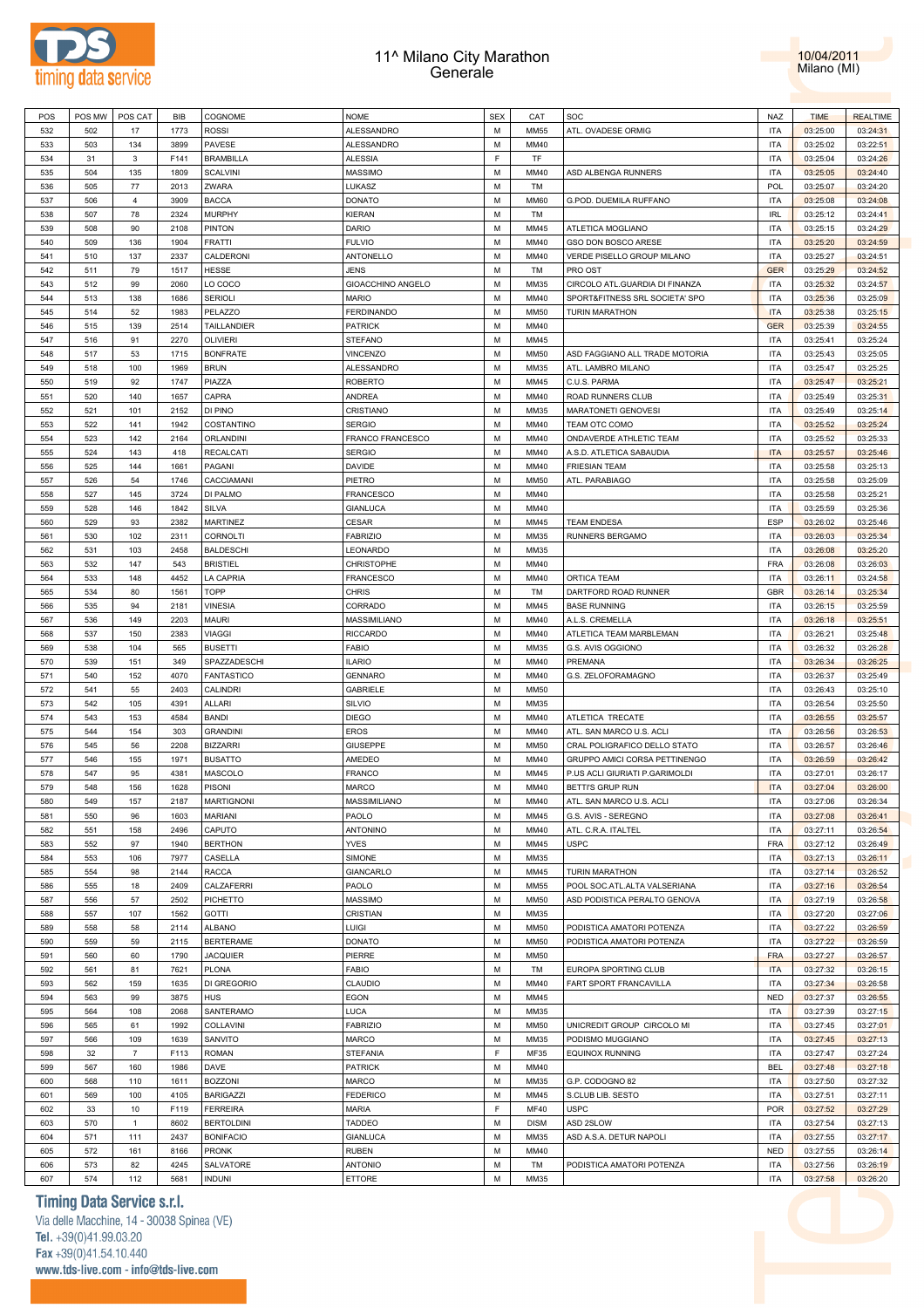# 11^ Milano City Marathon
## Generale

10/04/2011
Milano (MI)

| POS | POS MW | POS CAT | BIB | COGNOME | NOME | SEX | CAT | SOC | NAZ | TIME | REALTIME |
|---|---|---|---|---|---|---|---|---|---|---|---|
| 532 | 502 | 17 | 1773 | ROSSI | ALESSANDRO | M | MM55 | ATL. OVADESE ORMIG | ITA | 03:25:00 | 03:24:31 |
| 533 | 503 | 134 | 3899 | PAVESE | ALESSANDRO | M | MM40 | | ITA | 03:25:02 | 03:22:51 |
| 534 | 31 | 3 | F141 | BRAMBILLA | ALESSIA | F | TF | | ITA | 03:25:04 | 03:24:26 |
| 535 | 504 | 135 | 1809 | SCALVINI | MASSIMO | M | MM40 | ASD ALBENGA RUNNERS | ITA | 03:25:05 | 03:24:40 |
| 536 | 505 | 77 | 2013 | ZWARA | LUKASZ | M | TM | | POL | 03:25:07 | 03:24:20 |
| 537 | 506 | 4 | 3909 | BACCA | DONATO | M | MM60 | G.POD. DUEMILA RUFFANO | ITA | 03:25:08 | 03:24:08 |
| 538 | 507 | 78 | 2324 | MURPHY | KIERAN | M | TM | | IRL | 03:25:12 | 03:24:41 |
| 539 | 508 | 90 | 2108 | PINTON | DARIO | M | MM45 | ATLETICA MOGLIANO | ITA | 03:25:15 | 03:24:29 |
| 540 | 509 | 136 | 1904 | FRATTI | FULVIO | M | MM40 | GSO DON BOSCO ARESE | ITA | 03:25:20 | 03:24:59 |
| 541 | 510 | 137 | 2337 | CALDERONI | ANTONELLO | M | MM40 | VERDE PISELLO GROUP MILANO | ITA | 03:25:27 | 03:24:51 |
| 542 | 511 | 79 | 1517 | HESSE | JENS | M | TM | PRO OST | GER | 03:25:29 | 03:24:52 |
| 543 | 512 | 99 | 2060 | LO COCO | GIOACCHINO ANGELO | M | MM35 | CIRCOLO ATL.GUARDIA DI FINANZA | ITA | 03:25:32 | 03:24:57 |
| 544 | 513 | 138 | 1686 | SERIOLI | MARIO | M | MM40 | SPORT&FITNESS SRL SOCIETA' SPO | ITA | 03:25:36 | 03:25:09 |
| 545 | 514 | 52 | 1983 | PELAZZO | FERDINANDO | M | MM50 | TURIN MARATHON | ITA | 03:25:38 | 03:25:15 |
| 546 | 515 | 139 | 2514 | TAILLANDIER | PATRICK | M | MM40 | | GER | 03:25:39 | 03:24:55 |
| 547 | 516 | 91 | 2270 | OLIVIERI | STEFANO | M | MM45 | | ITA | 03:25:41 | 03:25:24 |
| 548 | 517 | 53 | 1715 | BONFRATE | VINCENZO | M | MM50 | ASD FAGGIANO ALL TRADE MOTORIA | ITA | 03:25:43 | 03:25:05 |
| 549 | 518 | 100 | 1969 | BRUN | ALESSANDRO | M | MM35 | ATL. LAMBRO MILANO | ITA | 03:25:47 | 03:25:25 |
| 550 | 519 | 92 | 1747 | PIAZZA | ROBERTO | M | MM45 | C.U.S. PARMA | ITA | 03:25:47 | 03:25:21 |
| 551 | 520 | 140 | 1657 | CAPRA | ANDREA | M | MM40 | ROAD RUNNERS CLUB | ITA | 03:25:49 | 03:25:31 |
| 552 | 521 | 101 | 2152 | DI PINO | CRISTIANO | M | MM35 | MARATONETI GENOVESI | ITA | 03:25:49 | 03:25:14 |
| 553 | 522 | 141 | 1942 | COSTANTINO | SERGIO | M | MM40 | TEAM OTC COMO | ITA | 03:25:52 | 03:25:24 |
| 554 | 523 | 142 | 2164 | ORLANDINI | FRANCO FRANCESCO | M | MM40 | ONDAVERDE ATHLETIC TEAM | ITA | 03:25:52 | 03:25:33 |
| 555 | 524 | 143 | 418 | RECALCATI | SERGIO | M | MM40 | A.S.D. ATLETICA SABAUDIA | ITA | 03:25:57 | 03:25:46 |
| 556 | 525 | 144 | 1661 | PAGANI | DAVIDE | M | MM40 | FRIESIAN TEAM | ITA | 03:25:58 | 03:25:13 |
| 557 | 526 | 54 | 1746 | CACCIAMANI | PIETRO | M | MM50 | ATL. PARABIAGO | ITA | 03:25:58 | 03:25:09 |
| 558 | 527 | 145 | 3724 | DI PALMO | FRANCESCO | M | MM40 | | ITA | 03:25:58 | 03:25:21 |
| 559 | 528 | 146 | 1842 | SILVA | GIANLUCA | M | MM40 | | ITA | 03:25:59 | 03:25:36 |
| 560 | 529 | 93 | 2382 | MARTINEZ | CESAR | M | MM45 | TEAM ENDESA | ESP | 03:26:02 | 03:25:46 |
| 561 | 530 | 102 | 2311 | CORNOLTI | FABRIZIO | M | MM35 | RUNNERS BERGAMO | ITA | 03:26:03 | 03:25:34 |
| 562 | 531 | 103 | 2458 | BALDESCHI | LEONARDO | M | MM35 | | ITA | 03:26:08 | 03:25:20 |
| 563 | 532 | 147 | 543 | BRISTIEL | CHRISTOPHE | M | MM40 | | FRA | 03:26:08 | 03:26:03 |
| 564 | 533 | 148 | 4452 | LA CAPRIA | FRANCESCO | M | MM40 | ORTICA TEAM | ITA | 03:26:11 | 03:24:58 |
| 565 | 534 | 80 | 1561 | TOPP | CHRIS | M | TM | DARTFORD ROAD RUNNER | GBR | 03:26:14 | 03:25:34 |
| 566 | 535 | 94 | 2181 | VINESIA | CORRADO | M | MM45 | BASE RUNNING | ITA | 03:26:15 | 03:25:59 |
| 567 | 536 | 149 | 2203 | MAURI | MASSIMILIANO | M | MM40 | A.L.S. CREMELLA | ITA | 03:26:18 | 03:25:51 |
| 568 | 537 | 150 | 2383 | VIAGGI | RICCARDO | M | MM40 | ATLETICA TEAM MARBLEMAN | ITA | 03:26:21 | 03:25:48 |
| 569 | 538 | 104 | 565 | BUSETTI | FABIO | M | MM35 | G.S. AVIS OGGIONO | ITA | 03:26:32 | 03:26:28 |
| 570 | 539 | 151 | 349 | SPAZZADESCHI | ILARIO | M | MM40 | PREMANA | ITA | 03:26:34 | 03:26:25 |
| 571 | 540 | 152 | 4070 | FANTASTICO | GENNARO | M | MM40 | G.S. ZELOFORAMAGNO | ITA | 03:26:37 | 03:25:49 |
| 572 | 541 | 55 | 2403 | CALINDRI | GABRIELE | M | MM50 | | ITA | 03:26:43 | 03:25:10 |
| 573 | 542 | 105 | 4391 | ALLARI | SILVIO | M | MM35 | | ITA | 03:26:54 | 03:25:50 |
| 574 | 543 | 153 | 4584 | BANDI | DIEGO | M | MM40 | ATLETICA TRECATE | ITA | 03:26:55 | 03:25:57 |
| 575 | 544 | 154 | 303 | GRANDINI | EROS | M | MM40 | ATL. SAN MARCO U.S. ACLI | ITA | 03:26:56 | 03:26:53 |
| 576 | 545 | 56 | 2208 | BIZZARRI | GIUSEPPE | M | MM50 | CRAL POLIGRAFICO DELLO STATO | ITA | 03:26:57 | 03:26:46 |
| 577 | 546 | 155 | 1971 | BUSATTO | AMEDEO | M | MM40 | GRUPPO AMICI CORSA PETTINENGO | ITA | 03:26:59 | 03:26:42 |
| 578 | 547 | 95 | 4381 | MASCOLO | FRANCO | M | MM45 | P.US ACLI GIURIATI P.GARIMOLDI | ITA | 03:27:01 | 03:26:17 |
| 579 | 548 | 156 | 1628 | PISONI | MARCO | M | MM40 | BETTI'S GRUP RUN | ITA | 03:27:04 | 03:26:00 |
| 580 | 549 | 157 | 2187 | MARTIGNONI | MASSIMILIANO | M | MM40 | ATL. SAN MARCO U.S. ACLI | ITA | 03:27:06 | 03:26:34 |
| 581 | 550 | 96 | 1603 | MARIANI | PAOLO | M | MM45 | G.S. AVIS - SEREGNO | ITA | 03:27:08 | 03:26:41 |
| 582 | 551 | 158 | 2496 | CAPUTO | ANTONINO | M | MM40 | ATL. C.R.A. ITALTEL | ITA | 03:27:11 | 03:26:54 |
| 583 | 552 | 97 | 1940 | BERTHON | YVES | M | MM45 | USPC | FRA | 03:27:12 | 03:26:49 |
| 584 | 553 | 106 | 7977 | CASELLA | SIMONE | M | MM35 | | ITA | 03:27:13 | 03:26:11 |
| 585 | 554 | 98 | 2144 | RACCA | GIANCARLO | M | MM45 | TURIN MARATHON | ITA | 03:27:14 | 03:26:52 |
| 586 | 555 | 18 | 2409 | CALZAFERRI | PAOLO | M | MM55 | POOL SOC.ATL.ALTA VALSERIANA | ITA | 03:27:16 | 03:26:54 |
| 587 | 556 | 57 | 2502 | PICHETTO | MASSIMO | M | MM50 | ASD PODISTICA PERALTO GENOVA | ITA | 03:27:19 | 03:26:58 |
| 588 | 557 | 107 | 1562 | GOTTI | CRISTIAN | M | MM35 | | ITA | 03:27:20 | 03:27:06 |
| 589 | 558 | 58 | 2114 | ALBANO | LUIGI | M | MM50 | PODISTICA AMATORI POTENZA | ITA | 03:27:22 | 03:26:59 |
| 590 | 559 | 59 | 2115 | BERTERAME | DONATO | M | MM50 | PODISTICA AMATORI POTENZA | ITA | 03:27:22 | 03:26:59 |
| 591 | 560 | 60 | 1790 | JACQUIER | PIERRE | M | MM50 | | FRA | 03:27:27 | 03:26:57 |
| 592 | 561 | 81 | 7621 | PLONA | FABIO | M | TM | EUROPA SPORTING CLUB | ITA | 03:27:32 | 03:26:15 |
| 593 | 562 | 159 | 1635 | DI GREGORIO | CLAUDIO | M | MM40 | FART SPORT FRANCAVILLA | ITA | 03:27:34 | 03:26:58 |
| 594 | 563 | 99 | 3875 | HUS | EGON | M | MM45 | | NED | 03:27:37 | 03:26:55 |
| 595 | 564 | 108 | 2068 | SANTERAMO | LUCA | M | MM35 | | ITA | 03:27:39 | 03:27:15 |
| 596 | 565 | 61 | 1992 | COLLAVINI | FABRIZIO | M | MM50 | UNICREDIT GROUP CIRCOLO MI | ITA | 03:27:45 | 03:27:01 |
| 597 | 566 | 109 | 1639 | SANVITO | MARCO | M | MM35 | PODISMO MUGGIANO | ITA | 03:27:45 | 03:27:13 |
| 598 | 32 | 7 | F113 | ROMAN | STEFANIA | F | MF35 | EQUINOX RUNNING | ITA | 03:27:47 | 03:27:24 |
| 599 | 567 | 160 | 1986 | DAVE | PATRICK | M | MM40 | | BEL | 03:27:48 | 03:27:18 |
| 600 | 568 | 110 | 1611 | BOZZONI | MARCO | M | MM35 | G.P. CODOGNO 82 | ITA | 03:27:50 | 03:27:32 |
| 601 | 569 | 100 | 4105 | BARIGAZZI | FEDERICO | M | MM45 | S.CLUB LIB. SESTO | ITA | 03:27:51 | 03:27:11 |
| 602 | 33 | 10 | F119 | FERREIRA | MARIA | F | MF40 | USPC | POR | 03:27:52 | 03:27:29 |
| 603 | 570 | 1 | 8602 | BERTOLDINI | TADDEO | M | DISM | ASD 2SLOW | ITA | 03:27:54 | 03:27:13 |
| 604 | 571 | 111 | 2437 | BONIFACIO | GIANLUCA | M | MM35 | ASD A.S.A. DETUR NAPOLI | ITA | 03:27:55 | 03:27:17 |
| 605 | 572 | 161 | 8166 | PRONK | RUBEN | M | MM40 | | NED | 03:27:55 | 03:26:14 |
| 606 | 573 | 82 | 4245 | SALVATORE | ANTONIO | M | TM | PODISTICA AMATORI POTENZA | ITA | 03:27:56 | 03:26:19 |
| 607 | 574 | 112 | 5681 | INDUNI | ETTORE | M | MM35 | | ITA | 03:27:58 | 03:26:20 |

**Timing Data Service s.r.l.**
Via delle Macchine, 14 - 30038 Spinea (VE)
Tel. +39(0)41.99.03.20
Fax +39(0)41.54.10.440
www.tds-live.com - info@tds-live.com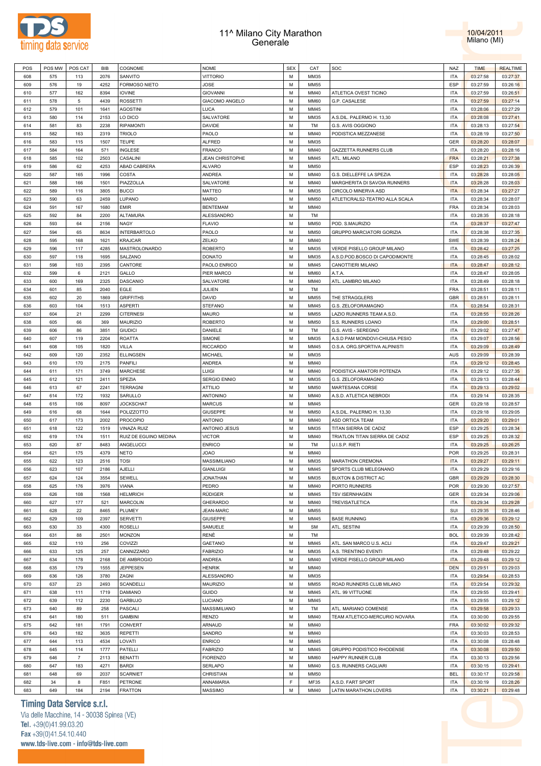# 11^ Milano City Marathon
## Generale

10/04/2011
Milano (MI)

| POS | POS MW | POS CAT | BIB | COGNOME | NOME | SEX | CAT | SOC | NAZ | TIME | REALTIME |
|---|---|---|---|---|---|---|---|---|---|---|---|
| 608 | 575 | 113 | 2076 | SANVITO | VITTORIO | M | MM35 | | ITA | 03:27:58 | 03:27:37 |
| 609 | 576 | 19 | 4252 | FORMOSO NIETO | JOSE | M | MM55 | | ESP | 03:27:59 | 03:26:16 |
| 610 | 577 | 162 | 8394 | IOVINE | GIOVANNI | M | MM40 | ATLETICA OVEST TICINO | ITA | 03:27:59 | 03:26:51 |
| 611 | 578 | 5 | 4439 | ROSSETTI | GIACOMO ANGELO | M | MM60 | G.P. CASALESE | ITA | 03:27:59 | 03:27:14 |
| 612 | 579 | 101 | 1641 | AGOSTINI | LUCA | M | MM45 | | ITA | 03:28:06 | 03:27:29 |
| 613 | 580 | 114 | 2153 | LO DICO | SALVATORE | M | MM35 | A.S.DIL. PALERMO H. 13,30 | ITA | 03:28:08 | 03:27:41 |
| 614 | 581 | 83 | 2238 | RIPAMONTI | DAVIDE | M | TM | G.S. AVIS OGGIONO | ITA | 03:28:13 | 03:27:54 |
| 615 | 582 | 163 | 2319 | TRIOLO | PAOLO | M | MM40 | PODISTICA MEZZANESE | ITA | 03:28:19 | 03:27:50 |
| 616 | 583 | 115 | 1507 | TEUPE | ALFRED | M | MM35 | | GER | 03:28:20 | 03:28:07 |
| 617 | 584 | 164 | 571 | INGLESE | FRANCO | M | MM40 | GAZZETTA RUNNERS CLUB | ITA | 03:28:20 | 03:28:16 |
| 618 | 585 | 102 | 2503 | CASALINI | JEAN CHRISTOPHE | M | MM45 | ATL. MILANO | FRA | 03:28:21 | 03:27:38 |
| 619 | 586 | 62 | 4253 | ABAD CABRERA | ALVARO | M | MM50 | | ESP | 03:28:23 | 03:26:39 |
| 620 | 587 | 165 | 1996 | COSTA | ANDREA | M | MM40 | G.S. DIELLEFFE LA SPEZIA | ITA | 03:28:28 | 03:28:05 |
| 621 | 588 | 166 | 1501 | PIAZZOLLA | SALVATORE | M | MM40 | MARGHERITA DI SAVOIA RUNNERS | ITA | 03:28:28 | 03:28:03 |
| 622 | 589 | 116 | 3805 | BUCCI | MATTEO | M | MM35 | CIRCOLO MINERVA ASD | ITA | 03:28:34 | 03:27:27 |
| 623 | 590 | 63 | 2459 | LUPANO | MARIO | M | MM50 | ATLETICRALS2-TEATRO ALLA SCALA | ITA | 03:28:34 | 03:28:07 |
| 624 | 591 | 167 | 1680 | EMIR | BENTEMAM | M | MM40 | | FRA | 03:28:34 | 03:28:03 |
| 625 | 592 | 84 | 2200 | ALTAMURA | ALESSANDRO | M | TM | | ITA | 03:28:35 | 03:28:18 |
| 626 | 593 | 64 | 2156 | NAGY | FLAVIO | M | MM50 | POD. S.MAURIZIO | ITA | 03:28:37 | 03:27:47 |
| 627 | 594 | 65 | 8634 | INTERBARTOLO | PAOLO | M | MM50 | GRUPPO MARCIATORI GORIZIA | ITA | 03:28:38 | 03:27:35 |
| 628 | 595 | 168 | 1621 | KRAJCAR | ZELKO | M | MM40 | | SWE | 03:28:39 | 03:28:24 |
| 629 | 596 | 117 | 4285 | MASTROLONARDO | ROBERTO | M | MM35 | VERDE PISELLO GROUP MILANO | ITA | 03:28:42 | 03:27:25 |
| 630 | 597 | 118 | 1695 | SALZANO | DONATO | M | MM35 | A.S.D.POD.BOSCO DI CAPODIMONTE | ITA | 03:28:45 | 03:28:02 |
| 631 | 598 | 103 | 2395 | CANTORE | PAOLO ENRICO | M | MM45 | CANOTTIERI MILANO | ITA | 03:28:47 | 03:28:12 |
| 632 | 599 | 6 | 2121 | GALLO | PIER MARCO | M | MM60 | A.T.A. | ITA | 03:28:47 | 03:28:05 |
| 633 | 600 | 169 | 2325 | DASCANIO | SALVATORE | M | MM40 | ATL. LAMBRO MILANO | ITA | 03:28:49 | 03:28:18 |
| 634 | 601 | 85 | 2040 | EGLE | JULIEN | M | TM | | FRA | 03:28:51 | 03:28:11 |
| 635 | 602 | 20 | 1869 | GRIFFITHS | DAVID | M | MM55 | THE STRAGGLERS | GBR | 03:28:51 | 03:28:11 |
| 636 | 603 | 104 | 1513 | ASPERTI | STEFANO | M | MM45 | G.S. ZELOFORAMAGNO | ITA | 03:28:54 | 03:28:31 |
| 637 | 604 | 21 | 2299 | CITERNESI | MAURO | M | MM55 | LAZIO RUNNERS TEAM A.S.D. | ITA | 03:28:55 | 03:28:26 |
| 638 | 605 | 66 | 369 | MAURIZIO | ROBERTO | M | MM50 | S.S. RUNNERS LOANO | ITA | 03:29:00 | 03:28:51 |
| 639 | 606 | 86 | 3851 | GIUDICI | DANIELE | M | TM | G.S. AVIS - SEREGNO | ITA | 03:29:02 | 03:27:47 |
| 640 | 607 | 119 | 2204 | ROATTA | SIMONE | M | MM35 | A.S.D PAM MONDOVI-CHIUSA PESIO | ITA | 03:29:07 | 03:28:56 |
| 641 | 608 | 105 | 1820 | VILLA | RICCARDO | M | MM45 | O.S.A. ORG.SPORTIVA ALPINISTI | ITA | 03:29:09 | 03:28:49 |
| 642 | 609 | 120 | 2352 | ELLINGSEN | MICHAEL | M | MM35 | | AUS | 03:29:09 | 03:28:39 |
| 643 | 610 | 170 | 2175 | PANFILI | ANDREA | M | MM40 | | ITA | 03:29:12 | 03:28:45 |
| 644 | 611 | 171 | 3749 | MARCHESE | LUIGI | M | MM40 | PODISTICA AMATORI POTENZA | ITA | 03:29:12 | 03:27:35 |
| 645 | 612 | 121 | 2411 | SPEZIA | SERGIO ENNIO | M | MM35 | G.S. ZELOFORAMAGNO | ITA | 03:29:13 | 03:28:44 |
| 646 | 613 | 67 | 2241 | TERRAGNI | ATTILIO | M | MM50 | MARTESANA CORSE | ITA | 03:29:13 | 03:29:02 |
| 647 | 614 | 172 | 1932 | SARULLO | ANTONINO | M | MM40 | A.S.D. ATLETICA NEBRODI | ITA | 03:29:14 | 03:28:35 |
| 648 | 615 | 106 | 8097 | JOCKSCHAT | MARCUS | M | MM45 | | GER | 03:29:18 | 03:28:57 |
| 649 | 616 | 68 | 1644 | POLIZZOTTO | GIUSEPPE | M | MM50 | A.S.DIL. PALERMO H. 13,30 | ITA | 03:29:18 | 03:29:05 |
| 650 | 617 | 173 | 2002 | PROCOPIO | ANTONIO | M | MM40 | ASD ORTICA TEAM | ITA | 03:29:20 | 03:29:01 |
| 651 | 618 | 122 | 1519 | VINAZA RUIZ | ANTONIO JESUS | M | MM35 | TITAN SIERRA DE CADIZ | ESP | 03:29:25 | 03:28:34 |
| 652 | 619 | 174 | 1511 | RUIZ DE EGUINO MEDINA | VICTOR | M | MM40 | TRIATLON TITAN SIERRA DE CADIZ | ESP | 03:29:25 | 03:28:32 |
| 653 | 620 | 87 | 8483 | ANGELUCCI | ENRICO | M | TM | U.I.S.P. RIETI | ITA | 03:29:25 | 03:26:25 |
| 654 | 621 | 175 | 4379 | NETO | JOAO | M | MM40 | | POR | 03:29:25 | 03:28:31 |
| 655 | 622 | 123 | 2516 | TOSI | MASSIMILIANO | M | MM35 | MARATHON CREMONA | ITA | 03:29:27 | 03:29:11 |
| 656 | 623 | 107 | 2186 | AJELLI | GIANLUIGI | M | MM45 | SPORTS CLUB MELEGNANO | ITA | 03:29:29 | 03:29:16 |
| 657 | 624 | 124 | 3554 | SEWELL | JONATHAN | M | MM35 | BUXTON & DISTRICT AC | GBR | 03:29:29 | 03:28:30 |
| 658 | 625 | 176 | 3976 | VIANA | PEDRO | M | MM40 | PORTO RUNNERS | POR | 03:29:30 | 03:27:57 |
| 659 | 626 | 108 | 1568 | HELMRICH | RÜDIGER | M | MM45 | TSV ISERNHAGEN | GER | 03:29:34 | 03:29:06 |
| 660 | 627 | 177 | 521 | MARCOLIN | GHERARDO | M | MM40 | TREVISATLETICA | ITA | 03:29:34 | 03:29:28 |
| 661 | 628 | 22 | 8465 | PLUMEY | JEAN-MARC | M | MM55 | | SUI | 03:29:35 | 03:28:46 |
| 662 | 629 | 109 | 2397 | SERVETTI | GIUSEPPE | M | MM45 | BASE RUNNING | ITA | 03:29:36 | 03:29:12 |
| 663 | 630 | 33 | 4300 | ROSELLI | SAMUELE | M | SM | ATL. SESTINI | ITA | 03:29:39 | 03:28:50 |
| 664 | 631 | 88 | 2501 | MONZON | RENÈ | M | TM | | BOL | 03:29:39 | 03:28:42 |
| 665 | 632 | 110 | 256 | COVIZZI | GAETANO | M | MM45 | ATL. SAN MARCO U.S. ACLI | ITA | 03:29:47 | 03:29:21 |
| 666 | 633 | 125 | 257 | CANNIZZARO | FABRIZIO | M | MM35 | A.S. TRENTINO EVENTI | ITA | 03:29:48 | 03:29:22 |
| 667 | 634 | 178 | 2168 | DE AMBROGIO | ANDREA | M | MM40 | VERDE PISELLO GROUP MILANO | ITA | 03:29:48 | 03:29:12 |
| 668 | 635 | 179 | 1555 | JEPPESEN | HENRIK | M | MM40 | | DEN | 03:29:51 | 03:29:03 |
| 669 | 636 | 126 | 3780 | ZAGNI | ALESSANDRO | M | MM35 | | ITA | 03:29:54 | 03:28:53 |
| 670 | 637 | 23 | 2493 | SCANDELLI | MAURIZIO | M | MM55 | ROAD RUNNERS CLUB MILANO | ITA | 03:29:54 | 03:29:32 |
| 671 | 638 | 111 | 1719 | DAMIANO | GUIDO | M | MM45 | ATL. 99 VITTUONE | ITA | 03:29:55 | 03:29:41 |
| 672 | 639 | 112 | 2230 | GARBUJO | LUCIANO | M | MM45 | | ITA | 03:29:55 | 03:29:12 |
| 673 | 640 | 89 | 258 | PASCALI | MASSIMILIANO | M | TM | ATL. MARIANO COMENSE | ITA | 03:29:58 | 03:29:33 |
| 674 | 641 | 180 | 511 | GAMBINI | RENZO | M | MM40 | TEAM ATLETICO-MERCURIO NOVARA | ITA | 03:30:00 | 03:29:55 |
| 675 | 642 | 181 | 1791 | CONVERT | ARNAUD | M | MM40 | | FRA | 03:30:02 | 03:29:32 |
| 676 | 643 | 182 | 3635 | REPETTI | SANDRO | M | MM40 | | ITA | 03:30:03 | 03:28:53 |
| 677 | 644 | 113 | 4534 | LOVATI | ENRICO | M | MM45 | | ITA | 03:30:08 | 03:28:48 |
| 678 | 645 | 114 | 1777 | PATELLI | FABRIZIO | M | MM45 | GRUPPO PODISTICO RHODENSE | ITA | 03:30:08 | 03:29:50 |
| 679 | 646 | 7 | 2113 | BENATTI | FIORENZO | M | MM60 | HAPPY RUNNER CLUB | ITA | 03:30:13 | 03:29:56 |
| 680 | 647 | 183 | 4271 | BARDI | SERLAPO | M | MM40 | G.S. RUNNERS CAGLIARI | ITA | 03:30:15 | 03:29:41 |
| 681 | 648 | 69 | 2037 | SCARNIET | CHRISTIAN | M | MM50 | | BEL | 03:30:17 | 03:29:58 |
| 682 | 34 | 8 | F851 | PETRONE | ANNAMARIA | F | MF35 | A.S.D. FART SPORT | ITA | 03:30:19 | 03:28:26 |
| 683 | 649 | 184 | 2194 | FRATTON | MASSIMO | M | MM40 | LATIN MARATHON LOVERS | ITA | 03:30:21 | 03:29:48 |

**Timing Data Service s.r.l.**
Via delle Macchine, 14 - 30038 Spinea (VE)
Tel. +39(0)41.99.03.20
Fax +39(0)41.54.10.440
www.tds-live.com - info@tds-live.com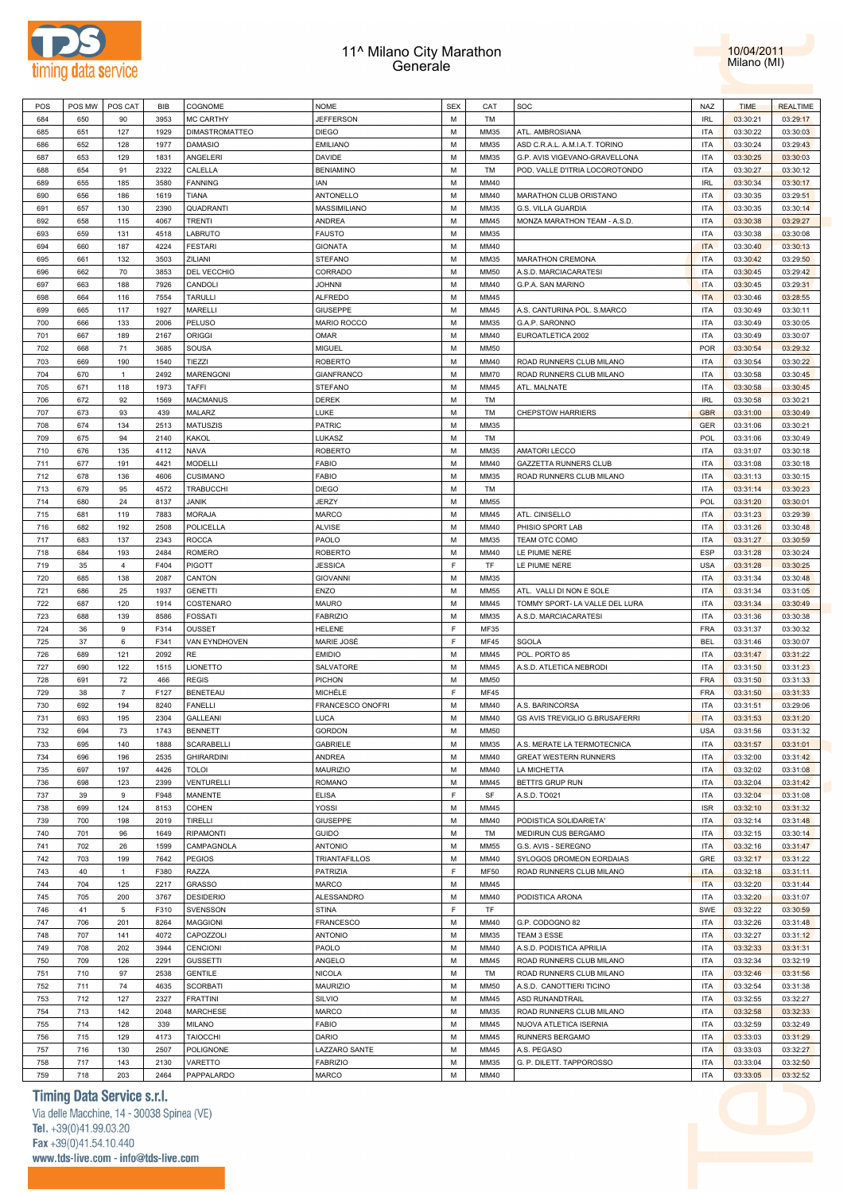# 11^ Milano City Marathon
## Generale

10/04/2011
Milano (MI)

| POS | POS MW | POS CAT | BIB | COGNOME | NOME | SEX | CAT | SOC | NAZ | TIME | REALTIME |
|---|---|---|---|---|---|---|---|---|---|---|---|
| 684 | 650 | 90 | 3953 | MC CARTHY | JEFFERSON | M | TM | | IRL | 03:30:21 | 03:29:17 |
| 685 | 651 | 127 | 1929 | DIMASTROMATTEO | DIEGO | M | MM35 | ATL. AMBROSIANA | ITA | 03:30:22 | 03:30:03 |
| 686 | 652 | 128 | 1977 | DAMASIO | EMILIANO | M | MM35 | ASD C.R.A.L. A.M.I.A.T. TORINO | ITA | 03:30:24 | 03:29:43 |
| 687 | 653 | 129 | 1831 | ANGELERI | DAVIDE | M | MM35 | G.P. AVIS VIGEVANO-GRAVELLONA | ITA | 03:30:25 | 03:30:03 |
| 688 | 654 | 91 | 2322 | CALELLA | BENIAMINO | M | TM | POD. VALLE D'ITRIA LOCOROTONDO | ITA | 03:30:27 | 03:30:12 |
| 689 | 655 | 185 | 3580 | FANNING | IAN | M | MM40 | | IRL | 03:30:34 | 03:30:17 |
| 690 | 656 | 186 | 1619 | TIANA | ANTONELLO | M | MM40 | MARATHON CLUB ORISTANO | ITA | 03:30:35 | 03:29:51 |
| 691 | 657 | 130 | 2390 | QUADRANTI | MASSIMILIANO | M | MM35 | G.S. VILLA GUARDIA | ITA | 03:30:35 | 03:30:14 |
| 692 | 658 | 115 | 4067 | TRENTI | ANDREA | M | MM45 | MONZA MARATHON TEAM - A.S.D. | ITA | 03:30:38 | 03:29:27 |
| 693 | 659 | 131 | 4518 | LABRUTO | FAUSTO | M | MM35 | | ITA | 03:30:38 | 03:30:08 |
| 694 | 660 | 187 | 4224 | FESTARI | GIONATA | M | MM40 | | ITA | 03:30:40 | 03:30:13 |
| 695 | 661 | 132 | 3503 | ZILIANI | STEFANO | M | MM35 | MARATHON CREMONA | ITA | 03:30:42 | 03:29:50 |
| 696 | 662 | 70 | 3853 | DEL VECCHIO | CORRADO | M | MM50 | A.S.D. MARCIACARATESI | ITA | 03:30:45 | 03:29:42 |
| 697 | 663 | 188 | 7926 | CANDOLI | JOHNNI | M | MM40 | G.P.A. SAN MARINO | ITA | 03:30:45 | 03:29:31 |
| 698 | 664 | 116 | 7554 | TARULLI | ALFREDO | M | MM45 | | ITA | 03:30:46 | 03:28:55 |
| 699 | 665 | 117 | 1927 | MARELLI | GIUSEPPE | M | MM45 | A.S. CANTURINA POL. S.MARCO | ITA | 03:30:49 | 03:30:11 |
| 700 | 666 | 133 | 2006 | PELUSO | MARIO ROCCO | M | MM35 | G.A.P. SARONNO | ITA | 03:30:49 | 03:30:05 |
| 701 | 667 | 189 | 2167 | ORIGGI | OMAR | M | MM40 | EUROATLETICA 2002 | ITA | 03:30:49 | 03:30:07 |
| 702 | 668 | 71 | 3685 | SOUSA | MIGUEL | M | MM50 | | POR | 03:30:54 | 03:29:32 |
| 703 | 669 | 190 | 1540 | TIEZZI | ROBERTO | M | MM40 | ROAD RUNNERS CLUB MILANO | ITA | 03:30:54 | 03:30:22 |
| 704 | 670 | 1 | 2492 | MARENGONI | GIANFRANCO | M | MM70 | ROAD RUNNERS CLUB MILANO | ITA | 03:30:58 | 03:30:45 |
| 705 | 671 | 118 | 1973 | TAFFI | STEFANO | M | MM45 | ATL. MALNATE | ITA | 03:30:58 | 03:30:45 |
| 706 | 672 | 92 | 1569 | MACMANUS | DEREK | M | TM | | IRL | 03:30:58 | 03:30:21 |
| 707 | 673 | 93 | 439 | MALARZ | LUKE | M | TM | CHEPSTOW HARRIERS | GBR | 03:31:00 | 03:30:49 |
| 708 | 674 | 134 | 2513 | MATUSZIS | PATRIC | M | MM35 | | GER | 03:31:06 | 03:30:21 |
| 709 | 675 | 94 | 2140 | KAKOL | LUKASZ | M | TM | | POL | 03:31:06 | 03:30:49 |
| 710 | 676 | 135 | 4112 | NAVA | ROBERTO | M | MM35 | AMATORI LECCO | ITA | 03:31:07 | 03:30:18 |
| 711 | 677 | 191 | 4421 | MODELLI | FABIO | M | MM40 | GAZZETTA RUNNERS CLUB | ITA | 03:31:08 | 03:30:18 |
| 712 | 678 | 136 | 4606 | CUSIMANO | FABIO | M | MM35 | ROAD RUNNERS CLUB MILANO | ITA | 03:31:13 | 03:30:15 |
| 713 | 679 | 95 | 4572 | TRABUCCHI | DIEGO | M | TM | | ITA | 03:31:14 | 03:30:23 |
| 714 | 680 | 24 | 8137 | JANIK | JERZY | M | MM55 | | POL | 03:31:20 | 03:30:01 |
| 715 | 681 | 119 | 7883 | MORAJA | MARCO | M | MM45 | ATL. CINISELLO | ITA | 03:31:23 | 03:29:39 |
| 716 | 682 | 192 | 2508 | POLICELLA | ALVISE | M | MM40 | PHISIO SPORT LAB | ITA | 03:31:26 | 03:30:48 |
| 717 | 683 | 137 | 2343 | ROCCA | PAOLO | M | MM35 | TEAM OTC COMO | ITA | 03:31:27 | 03:30:59 |
| 718 | 684 | 193 | 2484 | ROMERO | ROBERTO | M | MM40 | LE PIUME NERE | ESP | 03:31:28 | 03:30:24 |
| 719 | 35 | 4 | F404 | PIGOTT | JESSICA | F | TF | LE PIUME NERE | USA | 03:31:28 | 03:30:25 |
| 720 | 685 | 138 | 2087 | CANTON | GIOVANNI | M | MM35 | | ITA | 03:31:34 | 03:30:48 |
| 721 | 686 | 25 | 1937 | GENETTI | ENZO | M | MM55 | ATL. VALLI DI NON E SOLE | ITA | 03:31:34 | 03:31:05 |
| 722 | 687 | 120 | 1914 | COSTENARO | MAURO | M | MM45 | TOMMY SPORT- LA VALLE DEL LURA | ITA | 03:31:34 | 03:30:49 |
| 723 | 688 | 139 | 8586 | FOSSATI | FABRIZIO | M | MM35 | A.S.D. MARCIACARATESI | ITA | 03:31:36 | 03:30:38 |
| 724 | 36 | 9 | F314 | OUSSET | HELENE | F | MF35 | | FRA | 03:31:37 | 03:30:32 |
| 725 | 37 | 6 | F341 | VAN EYNDHOVEN | MARIE JOSÉ | F | MF45 | SGOLA | BEL | 03:31:46 | 03:30:07 |
| 726 | 689 | 121 | 2092 | RE | EMIDIO | M | MM45 | POL. PORTO 85 | ITA | 03:31:47 | 03:31:22 |
| 727 | 690 | 122 | 1515 | LIONETTO | SALVATORE | M | MM45 | A.S.D. ATLETICA NEBRODI | ITA | 03:31:50 | 03:31:23 |
| 728 | 691 | 72 | 466 | REGIS | PICHON | M | MM50 | | FRA | 03:31:50 | 03:31:33 |
| 729 | 38 | 7 | F127 | BENETEAU | MICHÈLE | F | MF45 | | FRA | 03:31:50 | 03:31:33 |
| 730 | 692 | 194 | 8240 | FANELLI | FRANCESCO ONOFRI | M | MM40 | A.S. BARINCORSA | ITA | 03:31:51 | 03:29:06 |
| 731 | 693 | 195 | 2304 | GALLEANI | LUCA | M | MM40 | GS AVIS TREVIGLIO G.BRUSAFERRI | ITA | 03:31:53 | 03:31:20 |
| 732 | 694 | 73 | 1743 | BENNETT | GORDON | M | MM50 | | USA | 03:31:56 | 03:31:32 |
| 733 | 695 | 140 | 1888 | SCARABELLI | GABRIELE | M | MM35 | A.S. MERATE LA TERMOTECNICA | ITA | 03:31:57 | 03:31:01 |
| 734 | 696 | 196 | 2535 | GHIRARDINI | ANDREA | M | MM40 | GREAT WESTERN RUNNERS | ITA | 03:32:00 | 03:31:42 |
| 735 | 697 | 197 | 4426 | TOLOI | MAURIZIO | M | MM40 | LA MICHETTA | ITA | 03:32:02 | 03:31:08 |
| 736 | 698 | 123 | 2399 | VENTURELLI | ROMANO | M | MM45 | BETTI'S GRUP RUN | ITA | 03:32:04 | 03:31:42 |
| 737 | 39 | 9 | F948 | MANENTE | ELISA | F | SF | A.S.D. TO021 | ITA | 03:32:04 | 03:31:08 |
| 738 | 699 | 124 | 8153 | COHEN | YOSSI | M | MM45 | | ISR | 03:32:10 | 03:31:32 |
| 739 | 700 | 198 | 2019 | TIRELLI | GIUSEPPE | M | MM40 | PODISTICA SOLIDARIETA' | ITA | 03:32:14 | 03:31:48 |
| 740 | 701 | 96 | 1649 | RIPAMONTI | GUIDO | M | TM | MEDIRUN CUS BERGAMO | ITA | 03:32:15 | 03:30:14 |
| 741 | 702 | 26 | 1599 | CAMPAGNOLA | ANTONIO | M | MM55 | G.S. AVIS - SEREGNO | ITA | 03:32:16 | 03:31:47 |
| 742 | 703 | 199 | 7642 | PEGIOS | TRIANTAFILLOS | M | MM40 | SYLOGOS DROMEON EORDAIAS | GRE | 03:32:17 | 03:31:22 |
| 743 | 40 | 1 | F380 | RAZZA | PATRIZIA | F | MF50 | ROAD RUNNERS CLUB MILANO | ITA | 03:32:18 | 03:31:11 |
| 744 | 704 | 125 | 2217 | GRASSO | MARCO | M | MM45 | | ITA | 03:32:20 | 03:31:44 |
| 745 | 705 | 200 | 3767 | DESIDERIO | ALESSANDRO | M | MM40 | PODISTICA ARONA | ITA | 03:32:20 | 03:31:07 |
| 746 | 41 | 5 | F310 | SVENSSON | STINA | F | TF | | SWE | 03:32:22 | 03:30:59 |
| 747 | 706 | 201 | 8264 | MAGGIONI | FRANCESCO | M | MM40 | G.P. CODOGNO 82 | ITA | 03:32:26 | 03:31:48 |
| 748 | 707 | 141 | 4072 | CAPOZZOLI | ANTONIO | M | MM35 | TEAM 3 ESSE | ITA | 03:32:27 | 03:31:12 |
| 749 | 708 | 202 | 3944 | CENCIONI | PAOLO | M | MM40 | A.S.D. PODISTICA APRILIA | ITA | 03:32:33 | 03:31:31 |
| 750 | 709 | 126 | 2291 | GUSSETTI | ANGELO | M | MM45 | ROAD RUNNERS CLUB MILANO | ITA | 03:32:34 | 03:32:19 |
| 751 | 710 | 97 | 2538 | GENTILE | NICOLA | M | TM | ROAD RUNNERS CLUB MILANO | ITA | 03:32:46 | 03:31:56 |
| 752 | 711 | 74 | 4635 | SCORBATI | MAURIZIO | M | MM50 | A.S.D. CANOTTIERI TICINO | ITA | 03:32:54 | 03:31:38 |
| 753 | 712 | 127 | 2327 | FRATTINI | SILVIO | M | MM45 | ASD RUNANDTRAIL | ITA | 03:32:55 | 03:32:27 |
| 754 | 713 | 142 | 2048 | MARCHESE | MARCO | M | MM35 | ROAD RUNNERS CLUB MILANO | ITA | 03:32:58 | 03:32:33 |
| 755 | 714 | 128 | 339 | MILANO | FABIO | M | MM45 | NUOVA ATLETICA ISERNIA | ITA | 03:32:59 | 03:32:49 |
| 756 | 715 | 129 | 4173 | TAIOCCHI | DARIO | M | MM45 | RUNNERS BERGAMO | ITA | 03:33:03 | 03:31:29 |
| 757 | 716 | 130 | 2507 | POLIGNONE | LAZZARO SANTE | M | MM45 | A.S. PEGASO | ITA | 03:33:03 | 03:32:27 |
| 758 | 717 | 143 | 2130 | VARETTO | FABRIZIO | M | MM35 | G. P. DILETT. TAPPOROSSO | ITA | 03:33:04 | 03:32:50 |
| 759 | 718 | 203 | 2464 | PAPPALARDO | MARCO | M | MM40 | | ITA | 03:33:05 | 03:32:52 |

**Timing Data Service s.r.l.**
Via delle Macchine, 14 - 30038 Spinea (VE)
Tel. +39(0)41.99.03.20
Fax +39(0)41.54.10.440
www.tds-live.com - info@tds-live.com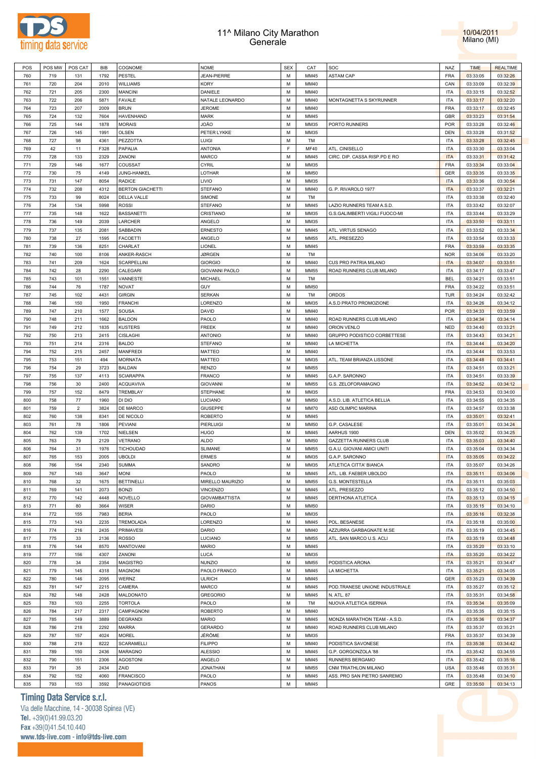# 11^ Milano City Marathon
## Generale

10/04/2011
Milano (MI)

| POS | POS MW | POS CAT | BIB | COGNOME | NOME | SEX | CAT | SOC | NAZ | TIME | REALTIME |
|---|---|---|---|---|---|---|---|---|---|---|---|
| 760 | 719 | 131 | 1792 | PESTEL | JEAN-PIERRE | M | MM45 | ASTAM CAP | FRA | 03:33:05 | 03:32:26 |
| 761 | 720 | 204 | 2010 | WILLIAMS | KORY | M | MM40 | | CAN | 03:33:09 | 03:32:39 |
| 762 | 721 | 205 | 2300 | MANCINI | DANIELE | M | MM40 | | ITA | 03:33:15 | 03:32:52 |
| 763 | 722 | 206 | 5871 | FAVALE | NATALE LEONARDO | M | MM40 | MONTAGNETTA S SKYRUNNER | ITA | 03:33:17 | 03:32:20 |
| 764 | 723 | 207 | 2009 | BRUN | JEROME | M | MM40 | | FRA | 03:33:17 | 03:32:45 |
| 765 | 724 | 132 | 7604 | HAVENHAND | MARK | M | MM45 | | GBR | 03:33:23 | 03:31:54 |
| 766 | 725 | 144 | 1878 | MORAIS | JOÃO | M | MM35 | PORTO RUNNERS | POR | 03:33:28 | 03:32:46 |
| 767 | 726 | 145 | 1991 | OLSEN | PETER LYKKE | M | MM35 | | DEN | 03:33:28 | 03:31:52 |
| 768 | 727 | 98 | 4361 | PEZZOTTA | LUIGI | M | TM | | ITA | 03:33:28 | 03:32:45 |
| 769 | 42 | 11 | F328 | PAPALIA | ANTONIA | F | MF40 | ATL. CINISELLO | ITA | 03:33:30 | 03:33:04 |
| 770 | 728 | 133 | 2329 | ZANONI | MARCO | M | MM45 | CIRC. DIP. CASSA RISP.PD E RO | ITA | 03:33:31 | 03:31:42 |
| 771 | 729 | 146 | 1677 | COUSSAT | CYRIL | M | MM35 | | FRA | 03:33:34 | 03:33:04 |
| 772 | 730 | 75 | 4149 | JUNG-HANKEL | LOTHAR | M | MM50 | | GER | 03:33:35 | 03:33:35 |
| 773 | 731 | 147 | 8054 | RADICE | LIVIO | M | MM35 | | ITA | 03:33:36 | 03:30:54 |
| 774 | 732 | 208 | 4312 | BERTON GIACHETTI | STEFANO | M | MM40 | G. P. RIVAROLO 1977 | ITA | 03:33:37 | 03:32:21 |
| 775 | 733 | 99 | 8024 | DELLA VALLE | SIMONE | M | TM | | ITA | 03:33:38 | 03:32:40 |
| 776 | 734 | 134 | 5998 | ROSSI | STEFANO | M | MM45 | LAZIO RUNNERS TEAM A.S.D. | ITA | 03:33:42 | 03:32:07 |
| 777 | 735 | 148 | 1622 | BASSANETTI | CRISTIANO | M | MM35 | G.S.GALIMBERTI VIGILI FUOCO-MI | ITA | 03:33:44 | 03:33:29 |
| 778 | 736 | 149 | 2039 | LARCHER | ANGELO | M | MM35 | | ITA | 03:33:50 | 03:33:11 |
| 779 | 737 | 135 | 2081 | SABBADIN | ERNESTO | M | MM45 | ATL. VIRTUS SENAGO | ITA | 03:33:52 | 03:33:34 |
| 780 | 738 | 27 | 1595 | FACOETTI | ANGELO | M | MM55 | ATL. PRESEZZO | ITA | 03:33:54 | 03:33:33 |
| 781 | 739 | 136 | 8251 | CHARLAT | LIONEL | M | MM45 | | FRA | 03:33:59 | 03:33:35 |
| 782 | 740 | 100 | 8106 | ANKER-RASCH | JØRGEN | M | TM | | NOR | 03:34:06 | 03:33:20 |
| 783 | 741 | 209 | 1624 | SCARPELLINI | GIORGIO | M | MM40 | CUS PRO PATRIA MILANO | ITA | 03:34:07 | 03:33:51 |
| 784 | 742 | 28 | 2290 | CALEGARI | GIOVANNI PAOLO | M | MM55 | ROAD RUNNERS CLUB MILANO | ITA | 03:34:17 | 03:33:47 |
| 785 | 743 | 101 | 1551 | VANNESTE | MICHAEL | M | TM | | BEL | 03:34:21 | 03:33:51 |
| 786 | 744 | 76 | 1787 | NOVAT | GUY | M | MM50 | | FRA | 03:34:22 | 03:33:51 |
| 787 | 745 | 102 | 4431 | GIRGIN | SERKAN | M | TM | ORDOS | TUR | 03:34:24 | 03:32:42 |
| 788 | 746 | 150 | 1950 | FRANCHI | LORENZO | M | MM35 | A.S.D PRATO PROMOZIONE | ITA | 03:34:26 | 03:34:12 |
| 789 | 747 | 210 | 1577 | SOUSA | DAVID | M | MM40 | | POR | 03:34:33 | 03:33:59 |
| 790 | 748 | 211 | 1662 | BALDON | PAOLO | M | MM40 | ROAD RUNNERS CLUB MILANO | ITA | 03:34:34 | 03:34:14 |
| 791 | 749 | 212 | 1835 | KUSTERS | FREEK | M | MM40 | ORION VENLO | NED | 03:34:40 | 03:33:21 |
| 792 | 750 | 213 | 2415 | CISLAGHI | ANTONIO | M | MM40 | GRUPPO PODISTICO CORBETTESE | ITA | 03:34:43 | 03:34:21 |
| 793 | 751 | 214 | 2316 | BALDO | STEFANO | M | MM40 | LA MICHETTA | ITA | 03:34:44 | 03:34:20 |
| 794 | 752 | 215 | 2457 | MANFREDI | MATTEO | M | MM40 | | ITA | 03:34:44 | 03:33:53 |
| 795 | 753 | 151 | 494 | MORNATA | MATTEO | M | MM35 | ATL. TEAM BRIANZA LISSONE | ITA | 03:34:48 | 03:34:41 |
| 796 | 754 | 29 | 3723 | BALDAN | RENZO | M | MM55 | | ITA | 03:34:51 | 03:33:21 |
| 797 | 755 | 137 | 4113 | SCIARAPPA | FRANCO | M | MM45 | G.A.P. SARONNO | ITA | 03:34:51 | 03:33:39 |
| 798 | 756 | 30 | 2400 | ACQUAVIVA | GIOVANNI | M | MM55 | G.S. ZELOFORAMAGNO | ITA | 03:34:52 | 03:34:12 |
| 799 | 757 | 152 | 8479 | TREMBLAY | STEPHANE | M | MM35 | | FRA | 03:34:53 | 03:34:00 |
| 800 | 758 | 77 | 1960 | DI DIO | LUCIANO | M | MM50 | A.S.D. LIB. ATLETICA BELLIA | ITA | 03:34:55 | 03:34:35 |
| 801 | 759 | 2 | 3824 | DE MARCO | GIUSEPPE | M | MM70 | ASD OLIMPIC MARINA | ITA | 03:34:57 | 03:33:38 |
| 802 | 760 | 138 | 8341 | DE NICOLO | ROBERTO | M | MM45 | | ITA | 03:35:01 | 03:32:41 |
| 803 | 761 | 78 | 1806 | PEVIANI | PIERLUIGI | M | MM50 | G.P. CASALESE | ITA | 03:35:01 | 03:34:24 |
| 804 | 762 | 139 | 1702 | NIELSEN | HUGO | M | MM45 | AARHUS 1900 | DEN | 03:35:02 | 03:34:25 |
| 805 | 763 | 79 | 2129 | VETRANO | ALDO | M | MM50 | GAZZETTA RUNNERS CLUB | ITA | 03:35:03 | 03:34:40 |
| 806 | 764 | 31 | 1976 | TICHOUDAD | SLIMANE | M | MM55 | G.A.U. GIOVANI AMICI UNITI | ITA | 03:35:04 | 03:34:34 |
| 807 | 765 | 153 | 2005 | UBOLDI | ERMES | M | MM35 | G.A.P. SARONNO | ITA | 03:35:05 | 03:34:22 |
| 808 | 766 | 154 | 2340 | SUMMA | SANDRO | M | MM35 | ATLETICA CITTA' BIANCA | ITA | 03:35:07 | 03:34:26 |
| 809 | 767 | 140 | 3647 | MONI | PAOLO | M | MM45 | ATL. LIB. FAEBER UBOLDO | ITA | 03:35:11 | 03:34:06 |
| 810 | 768 | 32 | 1675 | BETTINELLI | MIRELLO MAURIZIO | M | MM55 | G.S. MONTESTELLA | ITA | 03:35:11 | 03:35:03 |
| 811 | 769 | 141 | 2073 | BONZI | VINCENZO | M | MM45 | ATL. PRESEZZO | ITA | 03:35:12 | 03:34:50 |
| 812 | 770 | 142 | 4448 | NOVELLO | GIOVAMBATTISTA | M | MM45 | DERTHONA ATLETICA | ITA | 03:35:13 | 03:34:15 |
| 813 | 771 | 80 | 3664 | WISER | DARIO | M | MM50 | | ITA | 03:35:15 | 03:34:10 |
| 814 | 772 | 155 | 7983 | BERIA | PAOLO | M | MM35 | | ITA | 03:35:16 | 03:32:38 |
| 815 | 773 | 143 | 2235 | TREMOLADA | LORENZO | M | MM45 | POL. BESANESE | ITA | 03:35:18 | 03:35:00 |
| 816 | 774 | 216 | 2435 | PRIMAVESI | DARIO | M | MM40 | AZZURRA GARBAGNATE M.SE | ITA | 03:35:19 | 03:34:45 |
| 817 | 775 | 33 | 2136 | ROSSO | LUCIANO | M | MM55 | ATL. SAN MARCO U.S. ACLI | ITA | 03:35:19 | 03:34:48 |
| 818 | 776 | 144 | 8570 | MANTOVANI | MARIO | M | MM45 | | ITA | 03:35:20 | 03:33:10 |
| 819 | 777 | 156 | 4307 | ZANONI | LUCA | M | MM35 | | ITA | 03:35:20 | 03:34:22 |
| 820 | 778 | 34 | 2354 | MAGISTRO | NUNZIO | M | MM55 | PODISTICA ARONA | ITA | 03:35:21 | 03:34:47 |
| 821 | 779 | 145 | 4318 | MAGNONI | PAOLO FRANCO | M | MM45 | LA MICHETTA | ITA | 03:35:21 | 03:34:05 |
| 822 | 780 | 146 | 2095 | WERNZ | ULRICH | M | MM45 | | GER | 03:35:23 | 03:34:39 |
| 823 | 781 | 147 | 2215 | CAMERA | MARCO | M | MM45 | POD.TRANESE UNIONE INDUSTRIALE | ITA | 03:35:27 | 03:35:12 |
| 824 | 782 | 148 | 2428 | MALDONATO | GREGORIO | M | MM45 | N. ATL. 87 | ITA | 03:35:31 | 03:34:58 |
| 825 | 783 | 103 | 2255 | TORTOLA | PAOLO | M | TM | NUOVA ATLETICA ISERNIA | ITA | 03:35:34 | 03:35:09 |
| 826 | 784 | 217 | 2317 | CAMPAGNONI | ROBERTO | M | MM40 | | ITA | 03:35:35 | 03:35:15 |
| 827 | 785 | 149 | 3889 | DEGRANDI | MARIO | M | MM45 | MONZA MARATHON TEAM - A.S.D. | ITA | 03:35:36 | 03:34:37 |
| 828 | 786 | 218 | 2292 | MARRA | GERARDO | M | MM40 | ROAD RUNNERS CLUB MILANO | ITA | 03:35:37 | 03:35:21 |
| 829 | 787 | 157 | 4024 | MOREL | JÉRÔME | M | MM35 | | FRA | 03:35:37 | 03:34:39 |
| 830 | 788 | 219 | 8222 | SCARAMELLI | FILIPPO | M | MM40 | PODISTICA SAVONESE | ITA | 03:35:38 | 03:34:42 |
| 831 | 789 | 150 | 2436 | MARAGNO | ALESSIO | M | MM45 | G.P. GORGONZOLA '88 | ITA | 03:35:42 | 03:34:55 |
| 832 | 790 | 151 | 2306 | AGOSTONI | ANGELO | M | MM45 | RUNNERS BERGAMO | ITA | 03:35:42 | 03:35:16 |
| 833 | 791 | 35 | 2434 | ZAID | JONATHAN | M | MM55 | CNM TRIATHLON MILANO | USA | 03:35:46 | 03:35:31 |
| 834 | 792 | 152 | 4060 | FRANCISCO | PAOLO | M | MM45 | ASS. PRO SAN PIETRO SANREMO | ITA | 03:35:48 | 03:34:10 |
| 835 | 793 | 153 | 3592 | PANAGIOTIDIS | PANOS | M | MM45 | | GRE | 03:35:50 | 03:34:13 |

**Timing Data Service s.r.l.**
Via delle Macchine, 14 - 30038 Spinea (VE)
Tel. +39(0)41.99.03.20
Fax +39(0)41.54.10.440
www.tds-live.com - info@tds-live.com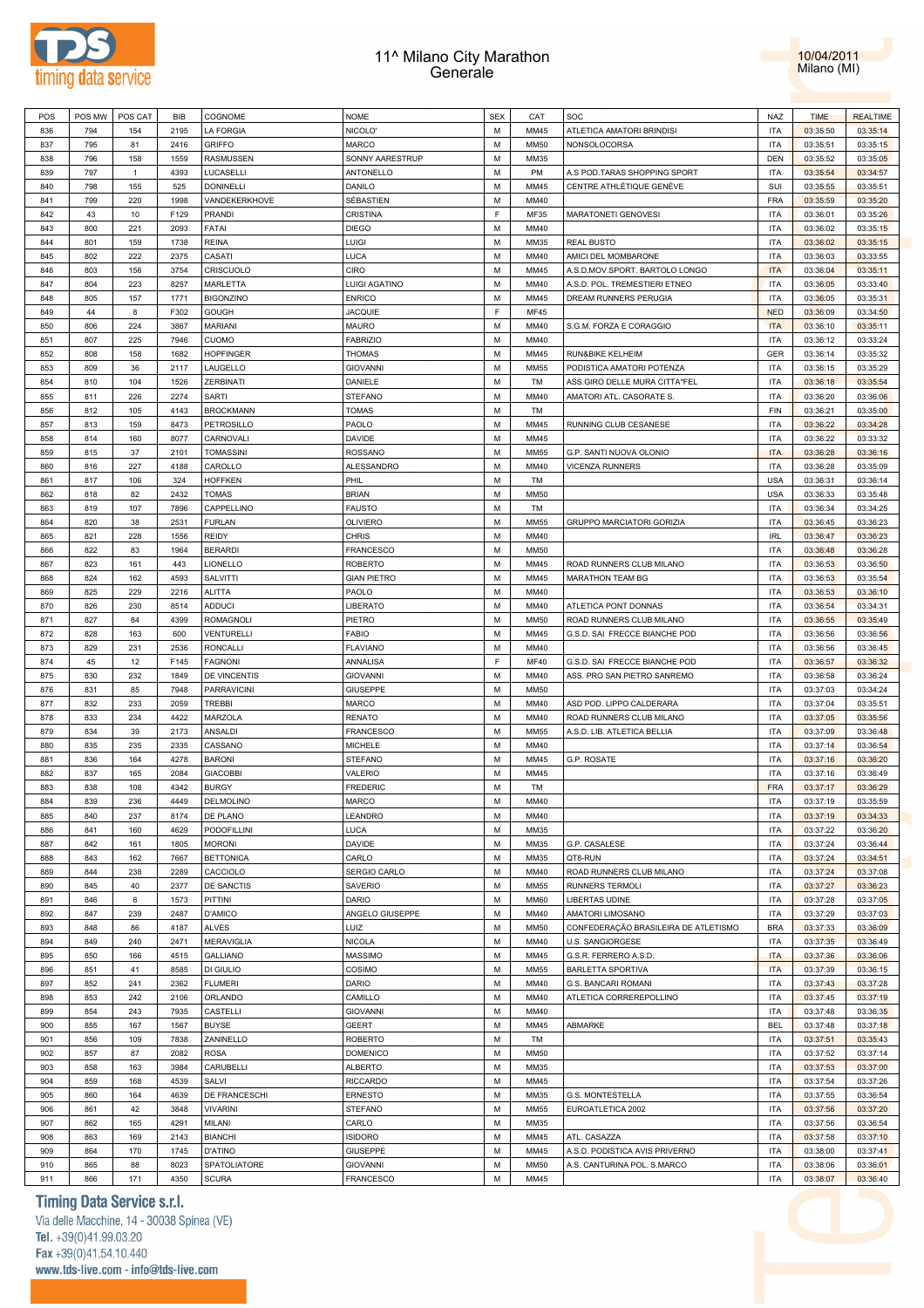# 11^ Milano City Marathon
## Generale

10/04/2011
Milano (MI)

| POS | POS MW | POS CAT | BIB | COGNOME | NOME | SEX | CAT | SOC | NAZ | TIME | REALTIME |
|---|---|---|---|---|---|---|---|---|---|---|---|
| 836 | 794 | 154 | 2195 | LA FORGIA | NICOLO' | M | MM45 | ATLETICA AMATORI BRINDISI | ITA | 03:35:50 | 03:35:14 |
| 837 | 795 | 81 | 2416 | GRIFFO | MARCO | M | MM50 | NONSOLOCORSA | ITA | 03:35:51 | 03:35:15 |
| 838 | 796 | 158 | 1559 | RASMUSSEN | SONNY AARESTRUP | M | MM35 | | DEN | 03:35:52 | 03:35:05 |
| 839 | 797 | 1 | 4393 | LUCASELLI | ANTONELLO | M | PM | A.S POD.TARAS SHOPPING SPORT | ITA | 03:35:54 | 03:34:57 |
| 840 | 798 | 155 | 525 | DONINELLI | DANILO | M | MM45 | CENTRE ATHLÉTIQUE GENÈVE | SUI | 03:35:55 | 03:35:51 |
| 841 | 799 | 220 | 1998 | VANDEKERKHOVE | SÉBASTIEN | M | MM40 | | FRA | 03:35:59 | 03:35:20 |
| 842 | 43 | 10 | F129 | PRANDI | CRISTINA | F | MF35 | MARATONETI GENOVESI | ITA | 03:36:01 | 03:35:26 |
| 843 | 800 | 221 | 2093 | FATAI | DIEGO | M | MM40 | | ITA | 03:36:02 | 03:35:15 |
| 844 | 801 | 159 | 1738 | REINA | LUIGI | M | MM35 | REAL BUSTO | ITA | 03:36:02 | 03:35:15 |
| 845 | 802 | 222 | 2375 | CASATI | LUCA | M | MM40 | AMICI DEL MOMBARONE | ITA | 03:36:03 | 03:33:55 |
| 846 | 803 | 156 | 3754 | CRISCUOLO | CIRO | M | MM45 | A.S.D.MOV.SPORT. BARTOLO LONGO | ITA | 03:36:04 | 03:35:11 |
| 847 | 804 | 223 | 8257 | MARLETTA | LUIGI AGATINO | M | MM40 | A.S.D. POL. TREMESTIERI ETNEO | ITA | 03:36:05 | 03:33:40 |
| 848 | 805 | 157 | 1771 | BIGONZINO | ENRICO | M | MM45 | DREAM RUNNERS PERUGIA | ITA | 03:36:05 | 03:35:31 |
| 849 | 44 | 8 | F302 | GOUGH | JACQUIE | F | MF45 | | NED | 03:36:09 | 03:34:50 |
| 850 | 806 | 224 | 3867 | MARIANI | MAURO | M | MM40 | S.G.M. FORZA E CORAGGIO | ITA | 03:36:10 | 03:35:11 |
| 851 | 807 | 225 | 7946 | CUOMO | FABRIZIO | M | MM40 | | ITA | 03:36:12 | 03:33:24 |
| 852 | 808 | 158 | 1682 | HOPFINGER | THOMAS | M | MM45 | RUN&BIKE KELHEIM | GER | 03:36:14 | 03:35:32 |
| 853 | 809 | 36 | 2117 | LAUGELLO | GIOVANNI | M | MM55 | PODISTICA AMATORI POTENZA | ITA | 03:36:15 | 03:35:29 |
| 854 | 810 | 104 | 1526 | ZERBINATI | DANIELE | M | TM | ASS.GIRO DELLE MURA CITTA'FEL | ITA | 03:36:18 | 03:35:54 |
| 855 | 811 | 226 | 2274 | SARTI | STEFANO | M | MM40 | AMATORI ATL. CASORATE S. | ITA | 03:36:20 | 03:36:06 |
| 856 | 812 | 105 | 4143 | BROCKMANN | TOMAS | M | TM | | FIN | 03:36:21 | 03:35:00 |
| 857 | 813 | 159 | 8473 | PETROSILLO | PAOLO | M | MM45 | RUNNING CLUB CESANESE | ITA | 03:36:22 | 03:34:28 |
| 858 | 814 | 160 | 8077 | CARNOVALI | DAVIDE | M | MM45 | | ITA | 03:36:22 | 03:33:32 |
| 859 | 815 | 37 | 2101 | TOMASSINI | ROSSANO | M | MM55 | G.P. SANTI NUOVA OLONIO | ITA | 03:36:28 | 03:36:16 |
| 860 | 816 | 227 | 4188 | CAROLLO | ALESSANDRO | M | MM40 | VICENZA RUNNERS | ITA | 03:36:28 | 03:35:09 |
| 861 | 817 | 106 | 324 | HOFFKEN | PHIL | M | TM | | USA | 03:36:31 | 03:36:14 |
| 862 | 818 | 82 | 2432 | TOMAS | BRIAN | M | MM50 | | USA | 03:36:33 | 03:35:48 |
| 863 | 819 | 107 | 7896 | CAPPELLINO | FAUSTO | M | TM | | ITA | 03:36:34 | 03:34:25 |
| 864 | 820 | 38 | 2531 | FURLAN | OLIVIERO | M | MM55 | GRUPPO MARCIATORI GORIZIA | ITA | 03:36:45 | 03:36:23 |
| 865 | 821 | 228 | 1556 | REIDY | CHRIS | M | MM40 | | IRL | 03:36:47 | 03:36:23 |
| 866 | 822 | 83 | 1964 | BERARDI | FRANCESCO | M | MM50 | | ITA | 03:36:48 | 03:36:28 |
| 867 | 823 | 161 | 443 | LIONELLO | ROBERTO | M | MM45 | ROAD RUNNERS CLUB MILANO | ITA | 03:36:53 | 03:36:50 |
| 868 | 824 | 162 | 4593 | SALVITTI | GIAN PIETRO | M | MM45 | MARATHON TEAM BG | ITA | 03:36:53 | 03:35:54 |
| 869 | 825 | 229 | 2216 | ALITTA | PAOLO | M | MM40 | | ITA | 03:36:53 | 03:36:10 |
| 870 | 826 | 230 | 8514 | ADDUCI | LIBERATO | M | MM40 | ATLETICA PONT DONNAS | ITA | 03:36:54 | 03:34:31 |
| 871 | 827 | 84 | 4399 | ROMAGNOLI | PIETRO | M | MM50 | ROAD RUNNERS CLUB MILANO | ITA | 03:36:55 | 03:35:49 |
| 872 | 828 | 163 | 600 | VENTURELLI | FABIO | M | MM45 | G.S.D. SAI FRECCE BIANCHE POD | ITA | 03:36:56 | 03:36:56 |
| 873 | 829 | 231 | 2536 | RONCALLI | FLAVIANO | M | MM40 | | ITA | 03:36:56 | 03:36:45 |
| 874 | 45 | 12 | F145 | FAGNONI | ANNALISA | F | MF40 | G.S.D. SAI FRECCE BIANCHE POD | ITA | 03:36:57 | 03:36:32 |
| 875 | 830 | 232 | 1849 | DE VINCENTIS | GIOVANNI | M | MM40 | ASS. PRO SAN PIETRO SANREMO | ITA | 03:36:58 | 03:36:24 |
| 876 | 831 | 85 | 7948 | PARRAVICINI | GIUSEPPE | M | MM50 | | ITA | 03:37:03 | 03:34:24 |
| 877 | 832 | 233 | 2059 | TREBBI | MARCO | M | MM40 | ASD POD. LIPPO CALDERARA | ITA | 03:37:04 | 03:35:51 |
| 878 | 833 | 234 | 4422 | MARZOLA | RENATO | M | MM40 | ROAD RUNNERS CLUB MILANO | ITA | 03:37:05 | 03:35:56 |
| 879 | 834 | 39 | 2173 | ANSALDI | FRANCESCO | M | MM55 | A.S.D. LIB. ATLETICA BELLIA | ITA | 03:37:09 | 03:36:48 |
| 880 | 835 | 235 | 2335 | CASSANO | MICHELE | M | MM40 | | ITA | 03:37:14 | 03:36:54 |
| 881 | 836 | 164 | 4278 | BARONI | STEFANO | M | MM45 | G.P. ROSATE | ITA | 03:37:16 | 03:36:20 |
| 882 | 837 | 165 | 2084 | GIACOBBI | VALERIO | M | MM45 | | ITA | 03:37:16 | 03:36:49 |
| 883 | 838 | 108 | 4342 | BURGY | FREDERIC | M | TM | | FRA | 03:37:17 | 03:36:29 |
| 884 | 839 | 236 | 4449 | DELMOLINO | MARCO | M | MM40 | | ITA | 03:37:19 | 03:35:59 |
| 885 | 840 | 237 | 8174 | DE PLANO | LEANDRO | M | MM40 | | ITA | 03:37:19 | 03:34:33 |
| 886 | 841 | 160 | 4629 | PODOFILLINI | LUCA | M | MM35 | | ITA | 03:37:22 | 03:36:20 |
| 887 | 842 | 161 | 1805 | MORONI | DAVIDE | M | MM35 | G.P. CASALESE | ITA | 03:37:24 | 03:36:44 |
| 888 | 843 | 162 | 7667 | BETTONICA | CARLO | M | MM35 | QT8-RUN | ITA | 03:37:24 | 03:34:51 |
| 889 | 844 | 238 | 2289 | CACCIOLO | SERGIO CARLO | M | MM40 | ROAD RUNNERS CLUB MILANO | ITA | 03:37:24 | 03:37:08 |
| 890 | 845 | 40 | 2377 | DE SANCTIS | SAVERIO | M | MM55 | RUNNERS TERMOLI | ITA | 03:37:27 | 03:36:23 |
| 891 | 846 | 8 | 1573 | PITTINI | DARIO | M | MM60 | LIBERTAS UDINE | ITA | 03:37:28 | 03:37:05 |
| 892 | 847 | 239 | 2487 | D'AMICO | ANGELO GIUSEPPE | M | MM40 | AMATORI LIMOSANO | ITA | 03:37:29 | 03:37:03 |
| 893 | 848 | 86 | 4187 | ALVES | LUIZ | M | MM50 | CONFEDERAÇÃO BRASILEIRA DE ATLETISMO | BRA | 03:37:33 | 03:36:09 |
| 894 | 849 | 240 | 2471 | MERAVIGLIA | NICOLA | M | MM40 | U.S. SANGIORGESE | ITA | 03:37:35 | 03:36:49 |
| 895 | 850 | 166 | 4515 | GALLIANO | MASSIMO | M | MM45 | G.S.R. FERRERO A.S.D. | ITA | 03:37:36 | 03:36:06 |
| 896 | 851 | 41 | 8585 | DI GIULIO | COSIMO | M | MM55 | BARLETTA SPORTIVA | ITA | 03:37:39 | 03:36:15 |
| 897 | 852 | 241 | 2362 | FLUMERI | DARIO | M | MM40 | G.S. BANCARI ROMANI | ITA | 03:37:43 | 03:37:28 |
| 898 | 853 | 242 | 2106 | ORLANDO | CAMILLO | M | MM40 | ATLETICA CORREREPOLLINO | ITA | 03:37:45 | 03:37:19 |
| 899 | 854 | 243 | 7935 | CASTELLI | GIOVANNI | M | MM40 | | ITA | 03:37:48 | 03:36:35 |
| 900 | 855 | 167 | 1567 | BUYSE | GEERT | M | MM45 | ABMARKE | BEL | 03:37:48 | 03:37:18 |
| 901 | 856 | 109 | 7838 | ZANINELLO | ROBERTO | M | TM | | ITA | 03:37:51 | 03:35:43 |
| 902 | 857 | 87 | 2082 | ROSA | DOMENICO | M | MM50 | | ITA | 03:37:52 | 03:37:14 |
| 903 | 858 | 163 | 3984 | CARUBELLI | ALBERTO | M | MM35 | | ITA | 03:37:53 | 03:37:00 |
| 904 | 859 | 168 | 4539 | SALVI | RICCARDO | M | MM45 | | ITA | 03:37:54 | 03:37:26 |
| 905 | 860 | 164 | 4639 | DE FRANCESCHI | ERNESTO | M | MM35 | G.S. MONTESTELLA | ITA | 03:37:55 | 03:36:54 |
| 906 | 861 | 42 | 3848 | VIVARINI | STEFANO | M | MM55 | EUROATLETICA 2002 | ITA | 03:37:56 | 03:37:20 |
| 907 | 862 | 165 | 4291 | MILANI | CARLO | M | MM35 | | ITA | 03:37:56 | 03:36:54 |
| 908 | 863 | 169 | 2143 | BIANCHI | ISIDORO | M | MM45 | ATL. CASAZZA | ITA | 03:37:58 | 03:37:10 |
| 909 | 864 | 170 | 1745 | D'ATINO | GIUSEPPE | M | MM45 | A.S.D. PODISTICA AVIS PRIVERNO | ITA | 03:38:00 | 03:37:41 |
| 910 | 865 | 88 | 8023 | SPATOLIATORE | GIOVANNI | M | MM50 | A.S. CANTURINA POL. S.MARCO | ITA | 03:38:06 | 03:36:01 |
| 911 | 866 | 171 | 4350 | SCURA | FRANCESCO | M | MM45 | | ITA | 03:38:07 | 03:36:40 |

**Timing Data Service s.r.l.**
Via delle Macchine, 14 - 30038 Spinea (VE)
Tel. +39(0)41.99.03.20
Fax +39(0)41.54.10.440
www.tds-live.com - info@tds-live.com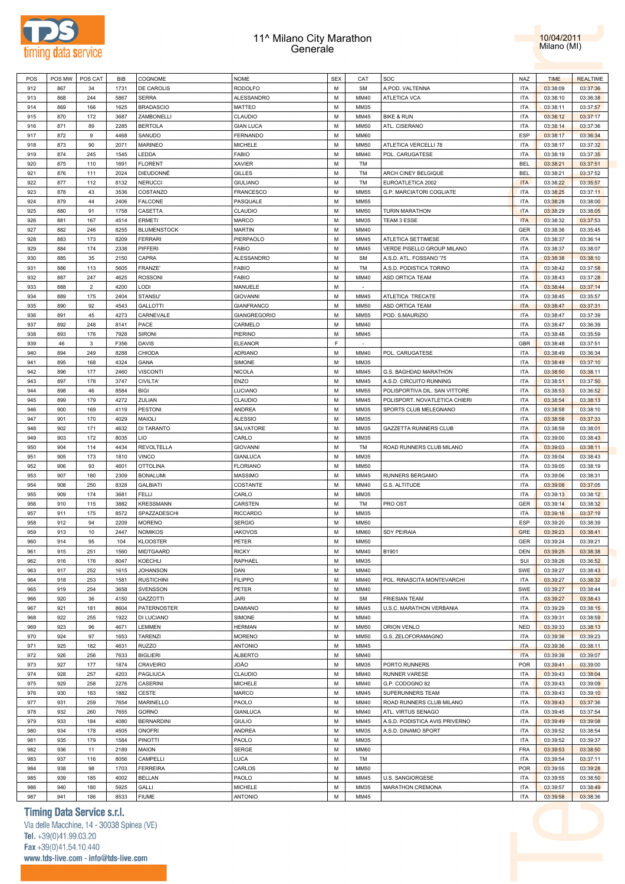# 11^ Milano City Marathon
## Generale

10/04/2011
Milano (MI)

| POS | POS MW | POS CAT | BIB | COGNOME | NOME | SEX | CAT | SOC | NAZ | TIME | REALTIME |
|---|---|---|---|---|---|---|---|---|---|---|---|
| 912 | 867 | 34 | 1731 | DE CAROLIS | RODOLFO | M | SM | A.POD. VALTENNA | ITA | 03:38:09 | 03:37:36 |
| 913 | 868 | 244 | 5867 | SERRA | ALESSANDRO | M | MM40 | ATLETICA VCA | ITA | 03:38:10 | 03:36:38 |
| 914 | 869 | 166 | 1625 | BRADASCIO | MATTEO | M | MM35 | | ITA | 03:38:11 | 03:37:57 |
| 915 | 870 | 172 | 3687 | ZAMBONELLI | CLAUDIO | M | MM45 | BIKE & RUN | ITA | 03:38:12 | 03:37:17 |
| 916 | 871 | 89 | 2285 | BERTOLA | GIAN LUCA | M | MM50 | ATL. CISERANO | ITA | 03:38:14 | 03:37:36 |
| 917 | 872 | 9 | 4468 | SANUDO | FERNANDO | M | MM60 | | ESP | 03:38:17 | 03:36:34 |
| 918 | 873 | 90 | 2071 | MARINEO | MICHELE | M | MM50 | ATLETICA VERCELLI 78 | ITA | 03:38:17 | 03:37:32 |
| 919 | 874 | 245 | 1545 | LEDDA | FABIO | M | MM40 | POL. CARUGATESE | ITA | 03:38:19 | 03:37:35 |
| 920 | 875 | 110 | 1691 | FLORENT | XAVIER | M | TM | | BEL | 03:38:21 | 03:37:51 |
| 921 | 876 | 111 | 2024 | DIEUDONNÉ | GILLES | M | TM | ARCH CINEY BELGIQUE | BEL | 03:38:21 | 03:37:52 |
| 922 | 877 | 112 | 8132 | NERUCCI | GIULIANO | M | TM | EUROATLETICA 2002 | ITA | 03:38:22 | 03:35:57 |
| 923 | 878 | 43 | 3536 | COSTANZO | FRANCESCO | M | MM55 | G.P. MARCIATORI COGLIATE | ITA | 03:38:25 | 03:37:11 |
| 924 | 879 | 44 | 2406 | FALCONE | PASQUALE | M | MM55 | | ITA | 03:38:28 | 03:38:00 |
| 925 | 880 | 91 | 1758 | CASETTA | CLAUDIO | M | MM50 | TURIN MARATHON | ITA | 03:38:29 | 03:38:05 |
| 926 | 881 | 167 | 4514 | ERMETI | MARCO | M | MM35 | TEAM 3 ESSE | ITA | 03:38:32 | 03:37:53 |
| 927 | 882 | 246 | 8255 | BLUMENSTOCK | MARTIN | M | MM40 | | GER | 03:38:36 | 03:35:45 |
| 928 | 883 | 173 | 8209 | FERRARI | PIERPAOLO | M | MM45 | ATLETICA SETTIMESE | ITA | 03:38:37 | 03:36:14 |
| 929 | 884 | 174 | 2338 | PIFFERI | FABIO | M | MM45 | VERDE PISELLO GROUP MILANO | ITA | 03:38:37 | 03:38:07 |
| 930 | 885 | 35 | 2150 | CAPRA | ALESSANDRO | M | SM | A.S.D. ATL. FOSSANO '75 | ITA | 03:38:38 | 03:38:10 |
| 931 | 886 | 113 | 5605 | FRANZE' | FABIO | M | TM | A.S.D. PODISTICA TORINO | ITA | 03:38:42 | 03:37:58 |
| 932 | 887 | 247 | 4625 | ROSSONI | FABIO | M | MM40 | ASD ORTICA TEAM | ITA | 03:38:43 | 03:37:28 |
| 933 | 888 | 2 | 4200 | LODI | MANUELE | M | - | | ITA | 03:38:44 | 03:37:14 |
| 934 | 889 | 175 | 2404 | STANSU' | GIOVANNI | M | MM45 | ATLETICA TRECATE | ITA | 03:38:45 | 03:35:57 |
| 935 | 890 | 92 | 4543 | GALLOTTI | GIANFRANCO | M | MM50 | ASD ORTICA TEAM | ITA | 03:38:47 | 03:37:31 |
| 936 | 891 | 45 | 4273 | CARNEVALE | GIANGREGORIO | M | MM55 | POD. S.MAURIZIO | ITA | 03:38:47 | 03:37:39 |
| 937 | 892 | 248 | 8141 | PACE | CARMELO | M | MM40 | | ITA | 03:38:47 | 03:36:39 |
| 938 | 893 | 176 | 7928 | SIRONI | PIERINO | M | MM45 | | ITA | 03:38:48 | 03:35:59 |
| 939 | 46 | 3 | F356 | DAVIS | ELEANOR | F | - | | GBR | 03:38:48 | 03:37:51 |
| 940 | 894 | 249 | 8288 | CHIODA | ADRIANO | M | MM40 | POL. CARUGATESE | ITA | 03:38:49 | 03:36:34 |
| 941 | 895 | 168 | 4324 | GANA | SIMONE | M | MM35 | | ITA | 03:38:49 | 03:37:10 |
| 942 | 896 | 177 | 2460 | VISCONTI | NICOLA | M | MM45 | G.S. BAGHDAD MARATHON | ITA | 03:38:50 | 03:38:11 |
| 943 | 897 | 178 | 3747 | CIVILTA' | ENZO | M | MM45 | A.S.D. CIRCUITO RUNNING | ITA | 03:38:51 | 03:37:50 |
| 944 | 898 | 46 | 8584 | BIGI | LUCIANO | M | MM55 | POLISPORTIVA DIL. SAN VITTORE | ITA | 03:38:53 | 03:36:52 |
| 945 | 899 | 179 | 4272 | ZULIAN | CLAUDIO | M | MM45 | POLISPORT. NOVATLETICA CHIERI | ITA | 03:38:54 | 03:38:13 |
| 946 | 900 | 169 | 4119 | PESTONI | ANDREA | M | MM35 | SPORTS CLUB MELEGNANO | ITA | 03:38:58 | 03:38:10 |
| 947 | 901 | 170 | 4029 | MAIOLI | ALESSIO | M | MM35 | | ITA | 03:38:58 | 03:37:33 |
| 948 | 902 | 171 | 4632 | DI TARANTO | SALVATORE | M | MM35 | GAZZETTA RUNNERS CLUB | ITA | 03:38:59 | 03:38:01 |
| 949 | 903 | 172 | 8035 | LIO | CARLO | M | MM35 | | ITA | 03:39:00 | 03:38:43 |
| 950 | 904 | 114 | 4434 | REVOLTELLA | GIOVANNI | M | TM | ROAD RUNNERS CLUB MILANO | ITA | 03:39:03 | 03:38:11 |
| 951 | 905 | 173 | 1810 | VINCO | GIANLUCA | M | MM35 | | ITA | 03:39:04 | 03:38:43 |
| 952 | 906 | 93 | 4601 | OTTOLINA | FLORIANO | M | MM50 | | ITA | 03:39:05 | 03:38:19 |
| 953 | 907 | 180 | 2309 | BONALUMI | MASSIMO | M | MM45 | RUNNERS BERGAMO | ITA | 03:39:06 | 03:38:31 |
| 954 | 908 | 250 | 8328 | GALBIATI | COSTANTE | M | MM40 | G.S. ALTITUDE | ITA | 03:39:08 | 03:37:05 |
| 955 | 909 | 174 | 3681 | FELLI | CARLO | M | MM35 | | ITA | 03:39:13 | 03:38:12 |
| 956 | 910 | 115 | 3882 | KRESSMANN | CARSTEN | M | TM | PRO OST | GER | 03:39:14 | 03:38:32 |
| 957 | 911 | 175 | 8572 | SPAZZADESCHI | RICCARDO | M | MM35 | | ITA | 03:39:16 | 03:37:19 |
| 958 | 912 | 94 | 2209 | MORENO | SERGIO | M | MM50 | | ESP | 03:39:20 | 03:38:39 |
| 959 | 913 | 10 | 2447 | NOMIKOS | IAKOVOS | M | MM60 | SDY PEIRAIA | GRE | 03:39:23 | 03:38:41 |
| 960 | 914 | 95 | 104 | KLOOSTER | PETER | M | MM50 | | GER | 03:39:24 | 03:39:21 |
| 961 | 915 | 251 | 1560 | MIDTGAARD | RICKY | M | MM40 | B1901 | DEN | 03:39:25 | 03:38:38 |
| 962 | 916 | 176 | 8047 | KOECHLI | RAPHAEL | M | MM35 | | SUI | 03:39:26 | 03:36:52 |
| 963 | 917 | 252 | 1615 | JOHANSON | DAN | M | MM40 | | SWE | 03:39:27 | 03:38:43 |
| 964 | 918 | 253 | 1581 | RUSTICHINI | FILIPPO | M | MM40 | POL. RINASCITA MONTEVARCHI | ITA | 03:39:27 | 03:38:32 |
| 965 | 919 | 254 | 3658 | SVENSSON | PETER | M | MM40 | | SWE | 03:39:27 | 03:38:44 |
| 966 | 920 | 36 | 4150 | GAZZOTTI | JARI | M | SM | FRIESIAN TEAM | ITA | 03:39:27 | 03:38:43 |
| 967 | 921 | 181 | 8604 | PATERNOSTER | DAMIANO | M | MM45 | U.S.C. MARATHON VERBANIA | ITA | 03:39:29 | 03:38:15 |
| 968 | 922 | 255 | 1922 | DI LUCIANO | SIMONE | M | MM40 | | ITA | 03:39:31 | 03:38:59 |
| 969 | 923 | 96 | 4671 | LEMMEN | HERMAN | M | MM50 | ORION VENLO | NED | 03:39:33 | 03:38:13 |
| 970 | 924 | 97 | 1653 | TARENZI | MORENO | M | MM50 | G.S. ZELOFORAMAGNO | ITA | 03:39:36 | 03:39:23 |
| 971 | 925 | 182 | 4631 | RUZZO | ANTONIO | M | MM45 | | ITA | 03:39:36 | 03:38:11 |
| 972 | 926 | 256 | 7633 | BIGLIERI | ALBERTO | M | MM40 | | ITA | 03:39:38 | 03:39:07 |
| 973 | 927 | 177 | 1874 | CRAVEIRO | JOÃO | M | MM35 | PORTO RUNNERS | POR | 03:39:41 | 03:39:00 |
| 974 | 928 | 257 | 4203 | PAGLIUCA | CLAUDIO | M | MM40 | RUNNER VARESE | ITA | 03:39:43 | 03:38:04 |
| 975 | 929 | 258 | 2276 | CASERINI | MICHELE | M | MM40 | G.P. CODOGNO 82 | ITA | 03:39:43 | 03:39:09 |
| 976 | 930 | 183 | 1882 | CESTE | MARCO | M | MM45 | SUPERUNNERS TEAM | ITA | 03:39:43 | 03:39:10 |
| 977 | 931 | 259 | 7654 | MARINELLO | PAOLO | M | MM40 | ROAD RUNNERS CLUB MILANO | ITA | 03:39:43 | 03:37:36 |
| 978 | 932 | 260 | 7655 | GORNO | GIANLUCA | M | MM40 | ATL. VIRTUS SENAGO | ITA | 03:39:45 | 03:37:54 |
| 979 | 933 | 184 | 4080 | BERNARDINI | GIULIO | M | MM45 | A.S.D. PODISTICA AVIS PRIVERNO | ITA | 03:39:49 | 03:39:08 |
| 980 | 934 | 178 | 4505 | ONOFRI | ANDREA | M | MM35 | A.S.D. DINAMO SPORT | ITA | 03:39:52 | 03:38:54 |
| 981 | 935 | 179 | 1584 | PINOTTI | PAOLO | M | MM35 | | ITA | 03:39:52 | 03:39:37 |
| 982 | 936 | 11 | 2189 | MAION | SERGE | M | MM60 | | FRA | 03:39:53 | 03:38:50 |
| 983 | 937 | 116 | 8056 | CAMPELLI | LUCA | M | TM | | ITA | 03:39:54 | 03:37:11 |
| 984 | 938 | 98 | 1703 | FERREIRA | CARLOS | M | MM50 | | POR | 03:39:55 | 03:39:28 |
| 985 | 939 | 185 | 4002 | BELLAN | PAOLO | M | MM45 | U.S. SANGIORGESE | ITA | 03:39:55 | 03:38:50 |
| 986 | 940 | 180 | 5925 | GALLI | MICHELE | M | MM35 | MARATHON CREMONA | ITA | 03:39:57 | 03:38:49 |
| 987 | 941 | 186 | 8533 | FIUME | ANTONIO | M | MM45 | | ITA | 03:39:58 | 03:38:36 |

**Timing Data Service s.r.l.**
Via delle Macchine, 14 - 30038 Spinea (VE)
Tel. +39(0)41.99.03.20
Fax +39(0)41.54.10.440
www.tds-live.com - info@tds-live.com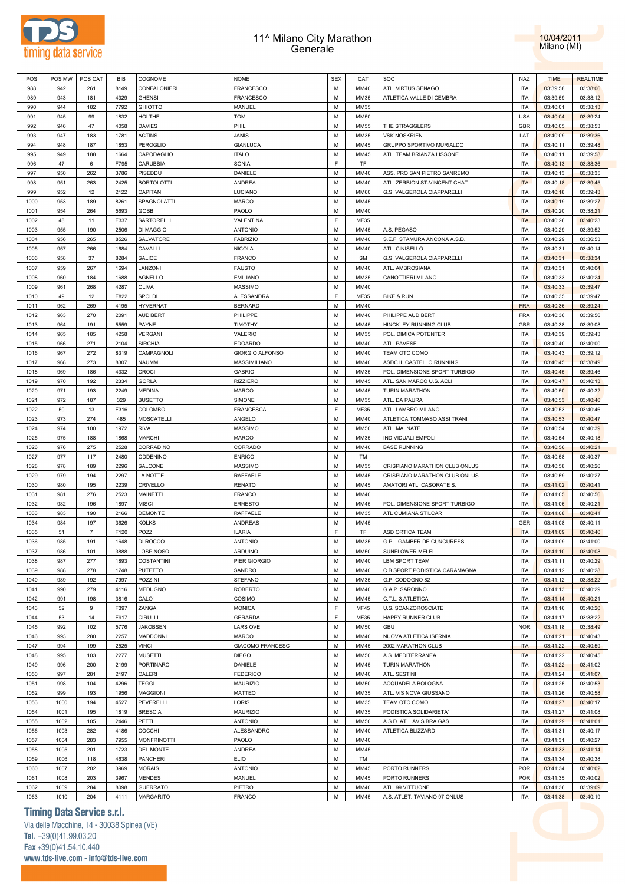# 11^ Milano City Marathon
## Generale

10/04/2011
Milano (MI)

| POS | POS MW | POS CAT | BIB | COGNOME | NOME | SEX | CAT | SOC | NAZ | TIME | REALTIME |
|---|---|---|---|---|---|---|---|---|---|---|---|
| 988 | 942 | 261 | 8149 | CONFALONIERI | FRANCESCO | M | MM40 | ATL. VIRTUS SENAGO | ITA | 03:39:58 | 03:38:06 |
| 989 | 943 | 181 | 4329 | GHENSI | FRANCESCO | M | MM35 | ATLETICA VALLE DI CEMBRA | ITA | 03:39:59 | 03:38:12 |
| 990 | 944 | 182 | 7792 | GHIOTTO | MANUEL | M | MM35 | | ITA | 03:40:01 | 03:38:13 |
| 991 | 945 | 99 | 1832 | HOLTHE | TOM | M | MM50 | | USA | 03:40:04 | 03:39:24 |
| 992 | 946 | 47 | 4058 | DAVIES | PHIL | M | MM55 | THE STRAGGLERS | GBR | 03:40:05 | 03:38:53 |
| 993 | 947 | 183 | 1781 | ACTINS | JANIS | M | MM35 | VSK NOSKRIEN | LAT | 03:40:09 | 03:39:36 |
| 994 | 948 | 187 | 1853 | PEROGLIO | GIANLUCA | M | MM45 | GRUPPO SPORTIVO MURIALDO | ITA | 03:40:11 | 03:39:48 |
| 995 | 949 | 188 | 1664 | CAPODAGLIO | ITALO | M | MM45 | ATL. TEAM BRIANZA LISSONE | ITA | 03:40:11 | 03:39:58 |
| 996 | 47 | 6 | F795 | CARUBBIA | SONIA | F | TF | | ITA | 03:40:13 | 03:38:36 |
| 997 | 950 | 262 | 3786 | PISEDDU | DANIELE | M | MM40 | ASS. PRO SAN PIETRO SANREMO | ITA | 03:40:13 | 03:38:35 |
| 998 | 951 | 263 | 2425 | BORTOLOTTI | ANDREA | M | MM40 | ATL. ZERBION ST-VINCENT CHAT | ITA | 03:40:18 | 03:39:45 |
| 999 | 952 | 12 | 2122 | CAPITANI | LUCIANO | M | MM60 | G.S. VALGEROLA CIAPPARELLI | ITA | 03:40:18 | 03:39:43 |
| 1000 | 953 | 189 | 8261 | SPAGNOLATTI | MARCO | M | MM45 | | ITA | 03:40:19 | 03:39:27 |
| 1001 | 954 | 264 | 5693 | GOBBI | PAOLO | M | MM40 | | ITA | 03:40:20 | 03:38:21 |
| 1002 | 48 | 11 | F337 | SARTORELLI | VALENTINA | F | MF35 | | ITA | 03:40:26 | 03:40:23 |
| 1003 | 955 | 190 | 2506 | DI MAGGIO | ANTONIO | M | MM45 | A.S. PEGASO | ITA | 03:40:29 | 03:39:52 |
| 1004 | 956 | 265 | 8526 | SALVATORE | FABRIZIO | M | MM40 | S.E.F. STAMURA ANCONA A.S.D. | ITA | 03:40:29 | 03:36:53 |
| 1005 | 957 | 266 | 1684 | CAVALLI | NICOLA | M | MM40 | ATL. CINISELLO | ITA | 03:40:31 | 03:40:14 |
| 1006 | 958 | 37 | 8284 | SALICE | FRANCO | M | SM | G.S. VALGEROLA CIAPPARELLI | ITA | 03:40:31 | 03:38:34 |
| 1007 | 959 | 267 | 1694 | LANZONI | FAUSTO | M | MM40 | ATL. AMBROSIANA | ITA | 03:40:31 | 03:40:04 |
| 1008 | 960 | 184 | 1688 | AGNELLO | EMILIANO | M | MM35 | CANOTTIERI MILANO | ITA | 03:40:33 | 03:40:24 |
| 1009 | 961 | 268 | 4287 | OLIVA | MASSIMO | M | MM40 | | ITA | 03:40:33 | 03:39:47 |
| 1010 | 49 | 12 | F822 | SPOLDI | ALESSANDRA | F | MF35 | BIKE & RUN | ITA | 03:40:35 | 03:39:47 |
| 1011 | 962 | 269 | 4195 | HYVERNAT | BERNARD | M | MM40 | | FRA | 03:40:36 | 03:39:24 |
| 1012 | 963 | 270 | 2091 | AUDIBERT | PHILIPPE | M | MM40 | PHILIPPE AUDIBERT | FRA | 03:40:36 | 03:39:56 |
| 1013 | 964 | 191 | 5559 | PAYNE | TIMOTHY | M | MM45 | HINCKLEY RUNNING CLUB | GBR | 03:40:38 | 03:39:08 |
| 1014 | 965 | 185 | 4258 | VERGANI | VALERIO | M | MM35 | POL. DIMICA POTENTER | ITA | 03:40:39 | 03:39:43 |
| 1015 | 966 | 271 | 2104 | SIRCHIA | EDOARDO | M | MM40 | ATL. PAVESE | ITA | 03:40:40 | 03:40:00 |
| 1016 | 967 | 272 | 8319 | CAMPAGNOLI | GIORGIO ALFONSO | M | MM40 | TEAM OTC COMO | ITA | 03:40:43 | 03:39:12 |
| 1017 | 968 | 273 | 8307 | NAUMMI | MASSIMILIANO | M | MM40 | ASDC IL CASTELLO RUNNING | ITA | 03:40:45 | 03:38:49 |
| 1018 | 969 | 186 | 4332 | CROCI | GABRIO | M | MM35 | POL. DIMENSIONE SPORT TURBIGO | ITA | 03:40:45 | 03:39:46 |
| 1019 | 970 | 192 | 2334 | GORLA | RIZZIERO | M | MM45 | ATL. SAN MARCO U.S. ACLI | ITA | 03:40:47 | 03:40:13 |
| 1020 | 971 | 193 | 2249 | MEDINA | MARCO | M | MM45 | TURIN MARATHON | ITA | 03:40:50 | 03:40:32 |
| 1021 | 972 | 187 | 329 | BUSETTO | SIMONE | M | MM35 | ATL. DA PAURA | ITA | 03:40:53 | 03:40:46 |
| 1022 | 50 | 13 | F316 | COLOMBO | FRANCESCA | F | MF35 | ATL. LAMBRO MILANO | ITA | 03:40:53 | 03:40:46 |
| 1023 | 973 | 274 | 485 | MOSCATELLI | ANGELO | M | MM40 | ATLETICA TOMMASO ASSI TRANI | ITA | 03:40:53 | 03:40:47 |
| 1024 | 974 | 100 | 1972 | RIVA | MASSIMO | M | MM50 | ATL. MALNATE | ITA | 03:40:54 | 03:40:39 |
| 1025 | 975 | 188 | 1868 | MARCHI | MARCO | M | MM35 | INDIVIDUALI EMPOLI | ITA | 03:40:54 | 03:40:18 |
| 1026 | 976 | 275 | 2528 | CORRADINO | CORRADO | M | MM40 | BASE RUNNING | ITA | 03:40:56 | 03:40:21 |
| 1027 | 977 | 117 | 2480 | ODDENINO | ENRICO | M | TM | | ITA | 03:40:58 | 03:40:37 |
| 1028 | 978 | 189 | 2296 | SALCONE | MASSIMO | M | MM35 | CRISPIANO MARATHON CLUB ONLUS | ITA | 03:40:58 | 03:40:26 |
| 1029 | 979 | 194 | 2297 | LA NOTTE | RAFFAELE | M | MM45 | CRISPIANO MARATHON CLUB ONLUS | ITA | 03:40:59 | 03:40:27 |
| 1030 | 980 | 195 | 2239 | CRIVELLO | RENATO | M | MM45 | AMATORI ATL. CASORATE S. | ITA | 03:41:02 | 03:40:41 |
| 1031 | 981 | 276 | 2523 | MAINETTI | FRANCO | M | MM40 | | ITA | 03:41:05 | 03:40:56 |
| 1032 | 982 | 196 | 1897 | MISCI | ERNESTO | M | MM45 | POL. DIMENSIONE SPORT TURBIGO | ITA | 03:41:06 | 03:40:21 |
| 1033 | 983 | 190 | 2166 | DEMONTE | RAFFAELE | M | MM35 | ATL CUMIANA STILCAR | ITA | 03:41:08 | 03:40:41 |
| 1034 | 984 | 197 | 3626 | KOLKS | ANDREAS | M | MM45 | | GER | 03:41:08 | 03:40:11 |
| 1035 | 51 | 7 | F120 | POZZI | ILARIA | F | TF | ASD ORTICA TEAM | ITA | 03:41:09 | 03:40:40 |
| 1036 | 985 | 191 | 1648 | DI ROCCO | ANTONIO | M | MM35 | G.P. I GAMBER DE CUNCURESS | ITA | 03:41:09 | 03:41:00 |
| 1037 | 986 | 101 | 3888 | LOSPINOSO | ARDUINO | M | MM50 | SUNFLOWER MELFI | ITA | 03:41:10 | 03:40:08 |
| 1038 | 987 | 277 | 1893 | COSTANTINI | PIER GIORGIO | M | MM40 | LBM SPORT TEAM | ITA | 03:41:11 | 03:40:29 |
| 1039 | 988 | 278 | 1748 | PUTETTO | SANDRO | M | MM40 | C.B.SPORT PODISTICA CARAMAGNA | ITA | 03:41:12 | 03:40:28 |
| 1040 | 989 | 192 | 7997 | POZZINI | STEFANO | M | MM35 | G.P. CODOGNO 82 | ITA | 03:41:12 | 03:38:22 |
| 1041 | 990 | 279 | 4116 | MEDUGNO | ROBERTO | M | MM40 | G.A.P. SARONNO | ITA | 03:41:13 | 03:40:29 |
| 1042 | 991 | 198 | 3816 | CALO' | COSIMO | M | MM45 | C.T.L. 3 ATLETICA | ITA | 03:41:14 | 03:40:21 |
| 1043 | 52 | 9 | F397 | ZANGA | MONICA | F | MF45 | U.S. SCANZOROSCIATE | ITA | 03:41:16 | 03:40:20 |
| 1044 | 53 | 14 | F917 | CIRULLI | GERARDA | F | MF35 | HAPPY RUNNER CLUB | ITA | 03:41:17 | 03:38:22 |
| 1045 | 992 | 102 | 5776 | JAKOBSEN | LARS OVE | M | MM50 | GBU | NOR | 03:41:18 | 03:38:49 |
| 1046 | 993 | 280 | 2257 | MADDONNI | MARCO | M | MM40 | NUOVA ATLETICA ISERNIA | ITA | 03:41:21 | 03:40:43 |
| 1047 | 994 | 199 | 2525 | VINCI | GIACOMO FRANCESC | M | MM45 | 2002 MARATHON CLUB | ITA | 03:41:22 | 03:40:59 |
| 1048 | 995 | 103 | 2277 | MUSETTI | DIEGO | M | MM50 | A.S. MEDITERRANEA | ITA | 03:41:22 | 03:40:45 |
| 1049 | 996 | 200 | 2199 | PORTINARO | DANIELE | M | MM45 | TURIN MARATHON | ITA | 03:41:22 | 03:41:02 |
| 1050 | 997 | 281 | 2197 | CALERI | FEDERICO | M | MM40 | ATL. SESTINI | ITA | 03:41:24 | 03:41:07 |
| 1051 | 998 | 104 | 4296 | TEGGI | MAURIZIO | M | MM50 | ACQUADELA BOLOGNA | ITA | 03:41:25 | 03:40:53 |
| 1052 | 999 | 193 | 1956 | MAGGIONI | MATTEO | M | MM35 | ATL. VIS NOVA GIUSSANO | ITA | 03:41:26 | 03:40:58 |
| 1053 | 1000 | 194 | 4527 | PEVERELLI | LORIS | M | MM35 | TEAM OTC COMO | ITA | 03:41:27 | 03:40:17 |
| 1054 | 1001 | 195 | 1819 | BRESCIA | MAURIZIO | M | MM35 | PODISTICA SOLIDARIETA' | ITA | 03:41:27 | 03:41:08 |
| 1055 | 1002 | 105 | 2446 | PETTI | ANTONIO | M | MM50 | A.S.D. ATL. AVIS BRA GAS | ITA | 03:41:29 | 03:41:01 |
| 1056 | 1003 | 282 | 4186 | COCCHI | ALESSANDRO | M | MM40 | ATLETICA BLIZZARD | ITA | 03:41:31 | 03:40:17 |
| 1057 | 1004 | 283 | 7955 | MONFRINOTTI | PAOLO | M | MM40 | | ITA | 03:41:31 | 03:40:27 |
| 1058 | 1005 | 201 | 1723 | DEL MONTE | ANDREA | M | MM45 | | ITA | 03:41:33 | 03:41:14 |
| 1059 | 1006 | 118 | 4638 | PANCHERI | ELIO | M | TM | | ITA | 03:41:34 | 03:40:38 |
| 1060 | 1007 | 202 | 3969 | MORAIS | ANTONIO | M | MM45 | PORTO RUNNERS | POR | 03:41:34 | 03:40:02 |
| 1061 | 1008 | 203 | 3967 | MENDES | MANUEL | M | MM45 | PORTO RUNNERS | POR | 03:41:35 | 03:40:02 |
| 1062 | 1009 | 284 | 8098 | GUERRATO | PIETRO | M | MM40 | ATL. 99 VITTUONE | ITA | 03:41:36 | 03:39:09 |
| 1063 | 1010 | 204 | 4111 | MARGARITO | FRANCO | M | MM45 | A.S. ATLET. TAVIANO 97 ONLUS | ITA | 03:41:38 | 03:40:19 |

**Timing Data Service s.r.l.**
Via delle Macchine, 14 - 30038 Spinea (VE)
Tel. +39(0)41.99.03.20
Fax +39(0)41.54.10.440
www.tds-live.com - info@tds-live.com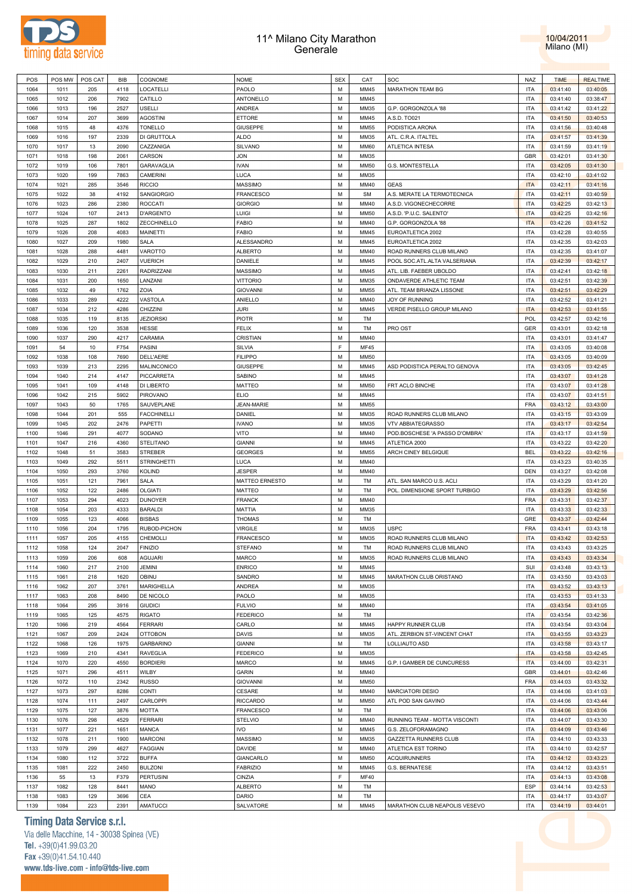# 11^ Milano City Marathon
## Generale

10/04/2011
Milano (MI)

| POS | POS MW | POS CAT | BIB | COGNOME | NOME | SEX | CAT | SOC | NAZ | TIME | REALTIME |
|---|---|---|---|---|---|---|---|---|---|---|---|
| 1064 | 1011 | 205 | 4118 | LOCATELLI | PAOLO | M | MM45 | MARATHON TEAM BG | ITA | 03:41:40 | 03:40:05 |
| 1065 | 1012 | 206 | 7902 | CATILLO | ANTONELLO | M | MM45 | | ITA | 03:41:40 | 03:38:47 |
| 1066 | 1013 | 196 | 2527 | USELLI | ANDREA | M | MM35 | G.P. GORGONZOLA '88 | ITA | 03:41:42 | 03:41:22 |
| 1067 | 1014 | 207 | 3699 | AGOSTINI | ETTORE | M | MM45 | A.S.D. TO021 | ITA | 03:41:50 | 03:40:53 |
| 1068 | 1015 | 48 | 4376 | TONELLO | GIUSEPPE | M | MM55 | PODISTICA ARONA | ITA | 03:41:56 | 03:40:48 |
| 1069 | 1016 | 197 | 2339 | DI GRUTTOLA | ALDO | M | MM35 | ATL. C.R.A. ITALTEL | ITA | 03:41:57 | 03:41:39 |
| 1070 | 1017 | 13 | 2090 | CAZZANIGA | SILVANO | M | MM60 | ATLETICA INTESA | ITA | 03:41:59 | 03:41:19 |
| 1071 | 1018 | 198 | 2061 | CARSON | JON | M | MM35 | | GBR | 03:42:01 | 03:41:30 |
| 1072 | 1019 | 106 | 7801 | GARAVAGLIA | IVAN | M | MM50 | G.S. MONTESTELLA | ITA | 03:42:05 | 03:41:30 |
| 1073 | 1020 | 199 | 7863 | CAMERINI | LUCA | M | MM35 | | ITA | 03:42:10 | 03:41:02 |
| 1074 | 1021 | 285 | 3546 | RICCIO | MASSIMO | M | MM40 | GEAS | ITA | 03:42:11 | 03:41:16 |
| 1075 | 1022 | 38 | 4192 | SANGIORGIO | FRANCESCO | M | SM | A.S. MERATE LA TERMOTECNICA | ITA | 03:42:11 | 03:40:59 |
| 1076 | 1023 | 286 | 2380 | ROCCATI | GIORGIO | M | MM40 | A.S.D. VIGONECHECORRE | ITA | 03:42:25 | 03:42:13 |
| 1077 | 1024 | 107 | 2413 | D'ARGENTO | LUIGI | M | MM50 | A.S.D. 'P.U.C. SALENTO' | ITA | 03:42:25 | 03:42:16 |
| 1078 | 1025 | 287 | 1802 | ZECCHINELLO | FABIO | M | MM40 | G.P. GORGONZOLA '88 | ITA | 03:42:26 | 03:41:52 |
| 1079 | 1026 | 208 | 4083 | MAINETTI | FABIO | M | MM45 | EUROATLETICA 2002 | ITA | 03:42:28 | 03:40:55 |
| 1080 | 1027 | 209 | 1980 | SALA | ALESSANDRO | M | MM45 | EUROATLETICA 2002 | ITA | 03:42:35 | 03:42:03 |
| 1081 | 1028 | 288 | 4481 | VAROTTO | ALBERTO | M | MM40 | ROAD RUNNERS CLUB MILANO | ITA | 03:42:35 | 03:41:07 |
| 1082 | 1029 | 210 | 2407 | VUERICH | DANIELE | M | MM45 | POOL SOC.ATL.ALTA VALSERIANA | ITA | 03:42:39 | 03:42:17 |
| 1083 | 1030 | 211 | 2261 | RADRIZZANI | MASSIMO | M | MM45 | ATL. LIB. FAEBER UBOLDO | ITA | 03:42:41 | 03:42:18 |
| 1084 | 1031 | 200 | 1650 | LANZANI | VITTORIO | M | MM35 | ONDAVERDE ATHLETIC TEAM | ITA | 03:42:51 | 03:42:39 |
| 1085 | 1032 | 49 | 1762 | ZOIA | GIOVANNI | M | MM55 | ATL. TEAM BRIANZA LISSONE | ITA | 03:42:51 | 03:42:29 |
| 1086 | 1033 | 289 | 4222 | VASTOLA | ANIELLO | M | MM40 | JOY OF RUNNING | ITA | 03:42:52 | 03:41:21 |
| 1087 | 1034 | 212 | 4286 | CHIZZINI | JURI | M | MM45 | VERDE PISELLO GROUP MILANO | ITA | 03:42:53 | 03:41:55 |
| 1088 | 1035 | 119 | 8135 | JEZIORSKI | PIOTR | M | TM | | POL | 03:42:57 | 03:42:16 |
| 1089 | 1036 | 120 | 3538 | HESSE | FELIX | M | TM | PRO OST | GER | 03:43:01 | 03:42:18 |
| 1090 | 1037 | 290 | 4217 | CARAMIA | CRISTIAN | M | MM40 | | ITA | 03:43:01 | 03:41:47 |
| 1091 | 54 | 10 | F754 | PASINI | SILVIA | F | MF45 | | ITA | 03:43:05 | 03:40:08 |
| 1092 | 1038 | 108 | 7690 | DELL'AERE | FILIPPO | M | MM50 | | ITA | 03:43:05 | 03:40:09 |
| 1093 | 1039 | 213 | 2295 | MALINCONICO | GIUSEPPE | M | MM45 | ASD PODISTICA PERALTO GENOVA | ITA | 03:43:05 | 03:42:45 |
| 1094 | 1040 | 214 | 4147 | PICCARRETA | SABINO | M | MM45 | | ITA | 03:43:07 | 03:41:28 |
| 1095 | 1041 | 109 | 4148 | DI LIBERTO | MATTEO | M | MM50 | FRT ACLO BINCHE | ITA | 03:43:07 | 03:41:28 |
| 1096 | 1042 | 215 | 5902 | PIROVANO | ELIO | M | MM45 | | ITA | 03:43:07 | 03:41:51 |
| 1097 | 1043 | 50 | 1765 | SAUVEPLANE | JEAN-MARIE | M | MM55 | | FRA | 03:43:12 | 03:43:00 |
| 1098 | 1044 | 201 | 555 | FACCHINELLI | DANIEL | M | MM35 | ROAD RUNNERS CLUB MILANO | ITA | 03:43:15 | 03:43:09 |
| 1099 | 1045 | 202 | 2476 | PAPETTI | IVANO | M | MM35 | VTV ABBIATEGRASSO | ITA | 03:43:17 | 03:42:54 |
| 1100 | 1046 | 291 | 4077 | SODANO | VITO | M | MM40 | POD.BOSCHESE 'A PASSO D'OMBRA' | ITA | 03:43:17 | 03:41:59 |
| 1101 | 1047 | 216 | 4360 | STELITANO | GIANNI | M | MM45 | ATLETICA 2000 | ITA | 03:43:22 | 03:42:20 |
| 1102 | 1048 | 51 | 3583 | STREBER | GEORGES | M | MM55 | ARCH CINEY BELGIQUE | BEL | 03:43:22 | 03:42:16 |
| 1103 | 1049 | 292 | 5511 | STRINGHETTI | LUCA | M | MM40 | | ITA | 03:43:23 | 03:40:35 |
| 1104 | 1050 | 293 | 3760 | KOLIND | JESPER | M | MM40 | | DEN | 03:43:27 | 03:42:08 |
| 1105 | 1051 | 121 | 7961 | SALA | MATTEO ERNESTO | M | TM | ATL. SAN MARCO U.S. ACLI | ITA | 03:43:29 | 03:41:20 |
| 1106 | 1052 | 122 | 2486 | OLGIATI | MATTEO | M | TM | POL. DIMENSIONE SPORT TURBIGO | ITA | 03:43:29 | 03:42:56 |
| 1107 | 1053 | 294 | 4023 | DUNOYER | FRANCK | M | MM40 | | FRA | 03:43:31 | 03:42:37 |
| 1108 | 1054 | 203 | 4333 | BARALDI | MATTIA | M | MM35 | | ITA | 03:43:33 | 03:42:33 |
| 1109 | 1055 | 123 | 4066 | BISBAS | THOMAS | M | TM | | GRE | 03:43:37 | 03:42:44 |
| 1110 | 1056 | 204 | 1795 | RUBOD-PICHON | VIRGILE | M | MM35 | USPC | FRA | 03:43:41 | 03:43:18 |
| 1111 | 1057 | 205 | 4155 | CHEMOLLI | FRANCESCO | M | MM35 | ROAD RUNNERS CLUB MILANO | ITA | 03:43:42 | 03:42:53 |
| 1112 | 1058 | 124 | 2047 | FINIZIO | STEFANO | M | TM | ROAD RUNNERS CLUB MILANO | ITA | 03:43:43 | 03:43:25 |
| 1113 | 1059 | 206 | 608 | AGUJARI | MARCO | M | MM35 | ROAD RUNNERS CLUB MILANO | ITA | 03:43:43 | 03:43:34 |
| 1114 | 1060 | 217 | 2100 | JEMINI | ENRICO | M | MM45 | | SUI | 03:43:48 | 03:43:13 |
| 1115 | 1061 | 218 | 1620 | OBINU | SANDRO | M | MM45 | MARATHON CLUB ORISTANO | ITA | 03:43:50 | 03:43:03 |
| 1116 | 1062 | 207 | 3761 | MARIGHELLA | ANDREA | M | MM35 | | ITA | 03:43:52 | 03:43:13 |
| 1117 | 1063 | 208 | 8490 | DE NICOLO | PAOLO | M | MM35 | | ITA | 03:43:53 | 03:41:33 |
| 1118 | 1064 | 295 | 3916 | GIUDICI | FULVIO | M | MM40 | | ITA | 03:43:54 | 03:41:05 |
| 1119 | 1065 | 125 | 4575 | RIGATO | FEDERICO | M | TM | | ITA | 03:43:54 | 03:42:36 |
| 1120 | 1066 | 219 | 4564 | FERRARI | CARLO | M | MM45 | HAPPY RUNNER CLUB | ITA | 03:43:54 | 03:43:04 |
| 1121 | 1067 | 209 | 2424 | OTTOBON | DAVIS | M | MM35 | ATL. ZERBION ST-VINCENT CHAT | ITA | 03:43:55 | 03:43:23 |
| 1122 | 1068 | 126 | 1975 | GARBARINO | GIANNI | M | TM | LOLLIAUTO ASD | ITA | 03:43:58 | 03:43:17 |
| 1123 | 1069 | 210 | 4341 | RAVEGLIA | FEDERICO | M | MM35 | | ITA | 03:43:58 | 03:42:45 |
| 1124 | 1070 | 220 | 4550 | BORDIERI | MARCO | M | MM45 | G.P. I GAMBER DE CUNCURESS | ITA | 03:44:00 | 03:42:31 |
| 1125 | 1071 | 296 | 4511 | WILBY | GARIN | M | MM40 | | GBR | 03:44:01 | 03:42:46 |
| 1126 | 1072 | 110 | 2342 | RUSSO | GIOVANNI | M | MM50 | | FRA | 03:44:03 | 03:43:32 |
| 1127 | 1073 | 297 | 8286 | CONTI | CESARE | M | MM40 | MARCIATORI DESIO | ITA | 03:44:06 | 03:41:03 |
| 1128 | 1074 | 111 | 2497 | CARLOPPI | RICCARDO | M | MM50 | ATL POD SAN GAVINO | ITA | 03:44:06 | 03:43:44 |
| 1129 | 1075 | 127 | 3876 | MOTTA | FRANCESCO | M | TM | | ITA | 03:44:06 | 03:43:06 |
| 1130 | 1076 | 298 | 4529 | FERRARI | STELVIO | M | MM40 | RUNNING TEAM - MOTTA VISCONTI | ITA | 03:44:07 | 03:43:30 |
| 1131 | 1077 | 221 | 1651 | MANCA | IVO | M | MM45 | G.S. ZELOFORAMAGNO | ITA | 03:44:09 | 03:43:46 |
| 1132 | 1078 | 211 | 1900 | MARCONI | MASSIMO | M | MM35 | GAZZETTA RUNNERS CLUB | ITA | 03:44:10 | 03:43:33 |
| 1133 | 1079 | 299 | 4627 | FAGGIAN | DAVIDE | M | MM40 | ATLETICA EST TORINO | ITA | 03:44:10 | 03:42:57 |
| 1134 | 1080 | 112 | 3722 | BUFFA | GIANCARLO | M | MM50 | ACQUIRUNNERS | ITA | 03:44:12 | 03:43:23 |
| 1135 | 1081 | 222 | 2450 | BULZONI | FABRIZIO | M | MM45 | G.S. BERNATESE | ITA | 03:44:12 | 03:43:51 |
| 1136 | 55 | 13 | F379 | PERTUSINI | CINZIA | F | MF40 | | ITA | 03:44:13 | 03:43:08 |
| 1137 | 1082 | 128 | 8441 | MANO | ALBERTO | M | TM | | ESP | 03:44:14 | 03:42:53 |
| 1138 | 1083 | 129 | 3696 | CEA | DARIO | M | TM | | ITA | 03:44:17 | 03:43:07 |
| 1139 | 1084 | 223 | 2391 | AMATUCCI | SALVATORE | M | MM45 | MARATHON CLUB NEAPOLIS VESEVO | ITA | 03:44:19 | 03:44:01 |

**Timing Data Service s.r.l.**
Via delle Macchine, 14 - 30038 Spinea (VE)
Tel. +39(0)41.99.03.20
Fax +39(0)41.54.10.440
www.tds-live.com - info@tds-live.com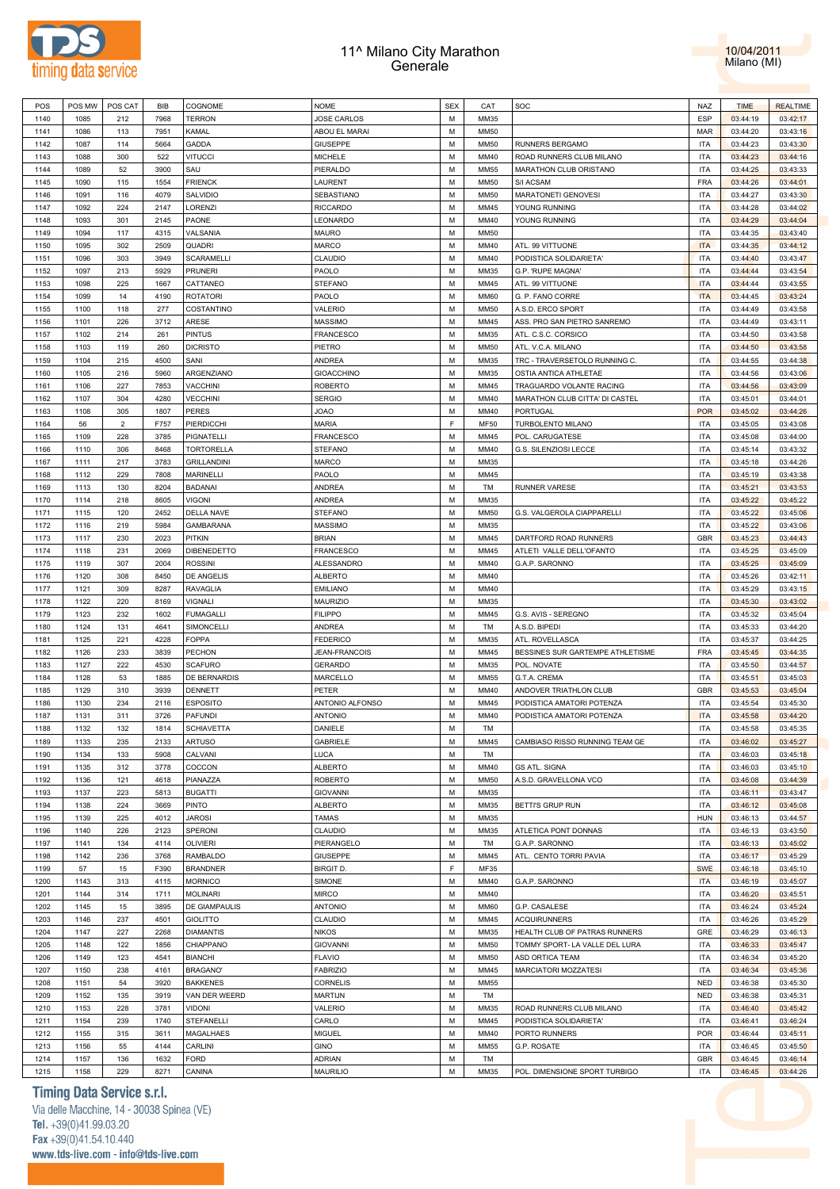# 11^ Milano City Marathon
## Generale

10/04/2011
Milano (MI)

| POS | POS MW | POS CAT | BIB | COGNOME | NOME | SEX | CAT | SOC | NAZ | TIME | REALTIME |
|---|---|---|---|---|---|---|---|---|---|---|---|
| 1140 | 1085 | 212 | 7968 | TERRON | JOSE CARLOS | M | MM35 | | ESP | 03:44:19 | 03:42:17 |
| 1141 | 1086 | 113 | 7951 | KAMAL | ABOU EL MARAI | M | MM50 | | MAR | 03:44:20 | 03:43:16 |
| 1142 | 1087 | 114 | 5664 | GADDA | GIUSEPPE | M | MM50 | RUNNERS BERGAMO | ITA | 03:44:23 | 03:43:30 |
| 1143 | 1088 | 300 | 522 | VITUCCI | MICHELE | M | MM40 | ROAD RUNNERS CLUB MILANO | ITA | 03:44:23 | 03:44:16 |
| 1144 | 1089 | 52 | 3900 | SAU | PIERALDO | M | MM55 | MARATHON CLUB ORISTANO | ITA | 03:44:25 | 03:43:33 |
| 1145 | 1090 | 115 | 1554 | FRIENCK | LAURENT | M | MM50 | S/I ACSAM | FRA | 03:44:26 | 03:44:01 |
| 1146 | 1091 | 116 | 4079 | SALVIDIO | SEBASTIANO | M | MM50 | MARATONETI GENOVESI | ITA | 03:44:27 | 03:43:30 |
| 1147 | 1092 | 224 | 2147 | LORENZI | RICCARDO | M | MM45 | YOUNG RUNNING | ITA | 03:44:28 | 03:44:02 |
| 1148 | 1093 | 301 | 2145 | PAONE | LEONARDO | M | MM40 | YOUNG RUNNING | ITA | 03:44:29 | 03:44:04 |
| 1149 | 1094 | 117 | 4315 | VALSANIA | MAURO | M | MM50 | | ITA | 03:44:35 | 03:43:40 |
| 1150 | 1095 | 302 | 2509 | QUADRI | MARCO | M | MM40 | ATL. 99 VITTUONE | ITA | 03:44:35 | 03:44:12 |
| 1151 | 1096 | 303 | 3949 | SCARAMELLI | CLAUDIO | M | MM40 | PODISTICA SOLIDARIETA' | ITA | 03:44:40 | 03:43:47 |
| 1152 | 1097 | 213 | 5929 | PRUNERI | PAOLO | M | MM35 | G.P. 'RUPE MAGNA' | ITA | 03:44:44 | 03:43:54 |
| 1153 | 1098 | 225 | 1667 | CATTANEO | STEFANO | M | MM45 | ATL. 99 VITTUONE | ITA | 03:44:44 | 03:43:55 |
| 1154 | 1099 | 14 | 4190 | ROTATORI | PAOLO | M | MM60 | G. P. FANO CORRE | ITA | 03:44:45 | 03:43:24 |
| 1155 | 1100 | 118 | 277 | COSTANTINO | VALERIO | M | MM50 | A.S.D. ERCO SPORT | ITA | 03:44:49 | 03:43:58 |
| 1156 | 1101 | 226 | 3712 | ARESE | MASSIMO | M | MM45 | ASS. PRO SAN PIETRO SANREMO | ITA | 03:44:49 | 03:43:11 |
| 1157 | 1102 | 214 | 261 | PINTUS | FRANCESCO | M | MM35 | ATL. C.S.C. CORSICO | ITA | 03:44:50 | 03:43:58 |
| 1158 | 1103 | 119 | 260 | DICRISTO | PIETRO | M | MM50 | ATL. V.C.A. MILANO | ITA | 03:44:50 | 03:43:58 |
| 1159 | 1104 | 215 | 4500 | SANI | ANDREA | M | MM35 | TRC - TRAVERSETOLO RUNNING C. | ITA | 03:44:55 | 03:44:38 |
| 1160 | 1105 | 216 | 5960 | ARGENZIANO | GIOACCHINO | M | MM35 | OSTIA ANTICA ATHLETAE | ITA | 03:44:56 | 03:43:06 |
| 1161 | 1106 | 227 | 7853 | VACCHINI | ROBERTO | M | MM45 | TRAGUARDO VOLANTE RACING | ITA | 03:44:56 | 03:43:09 |
| 1162 | 1107 | 304 | 4280 | VECCHINI | SERGIO | M | MM40 | MARATHON CLUB CITTA' DI CASTEL | ITA | 03:45:01 | 03:44:01 |
| 1163 | 1108 | 305 | 1807 | PERES | JOAO | M | MM40 | PORTUGAL | POR | 03:45:02 | 03:44:26 |
| 1164 | 56 | 2 | F757 | PIERDICCHI | MARIA | F | MF50 | TURBOLENTO MILANO | ITA | 03:45:05 | 03:43:08 |
| 1165 | 1109 | 228 | 3785 | PIGNATELLI | FRANCESCO | M | MM45 | POL. CARUGATESE | ITA | 03:45:08 | 03:44:00 |
| 1166 | 1110 | 306 | 8468 | TORTORELLA | STEFANO | M | MM40 | G.S. SILENZIOSI LECCE | ITA | 03:45:14 | 03:43:32 |
| 1167 | 1111 | 217 | 3783 | GRILLANDINI | MARCO | M | MM35 | | ITA | 03:45:18 | 03:44:26 |
| 1168 | 1112 | 229 | 7808 | MARINELLI | PAOLO | M | MM45 | | ITA | 03:45:19 | 03:43:38 |
| 1169 | 1113 | 130 | 8204 | BADANAI | ANDREA | M | TM | RUNNER VARESE | ITA | 03:45:21 | 03:43:53 |
| 1170 | 1114 | 218 | 8605 | VIGONI | ANDREA | M | MM35 | | ITA | 03:45:22 | 03:45:22 |
| 1171 | 1115 | 120 | 2452 | DELLA NAVE | STEFANO | M | MM50 | G.S. VALGEROLA CIAPPARELLI | ITA | 03:45:22 | 03:45:06 |
| 1172 | 1116 | 219 | 5984 | GAMBARANA | MASSIMO | M | MM35 | | ITA | 03:45:22 | 03:43:06 |
| 1173 | 1117 | 230 | 2023 | PITKIN | BRIAN | M | MM45 | DARTFORD ROAD RUNNERS | GBR | 03:45:23 | 03:44:43 |
| 1174 | 1118 | 231 | 2069 | DIBENEDETTO | FRANCESCO | M | MM45 | ATLETI VALLE DELL'OFANTO | ITA | 03:45:25 | 03:45:09 |
| 1175 | 1119 | 307 | 2004 | ROSSINI | ALESSANDRO | M | MM40 | G.A.P. SARONNO | ITA | 03:45:25 | 03:45:09 |
| 1176 | 1120 | 308 | 8450 | DE ANGELIS | ALBERTO | M | MM40 | | ITA | 03:45:26 | 03:42:11 |
| 1177 | 1121 | 309 | 8287 | RAVAGLIA | EMILIANO | M | MM40 | | ITA | 03:45:29 | 03:43:15 |
| 1178 | 1122 | 220 | 8169 | VIGNALI | MAURIZIO | M | MM35 | | ITA | 03:45:30 | 03:43:02 |
| 1179 | 1123 | 232 | 1602 | FUMAGALLI | FILIPPO | M | MM45 | G.S. AVIS - SEREGNO | ITA | 03:45:32 | 03:45:04 |
| 1180 | 1124 | 131 | 4641 | SIMONCELLI | ANDREA | M | TM | A.S.D. BIPEDI | ITA | 03:45:33 | 03:44:20 |
| 1181 | 1125 | 221 | 4228 | FOPPA | FEDERICO | M | MM35 | ATL. ROVELLASCA | ITA | 03:45:37 | 03:44:25 |
| 1182 | 1126 | 233 | 3839 | PECHON | JEAN-FRANCOIS | M | MM45 | BESSINES SUR GARTEMPE ATHLETISME | FRA | 03:45:45 | 03:44:35 |
| 1183 | 1127 | 222 | 4530 | SCAFURO | GERARDO | M | MM35 | POL. NOVATE | ITA | 03:45:50 | 03:44:57 |
| 1184 | 1128 | 53 | 1885 | DE BERNARDIS | MARCELLO | M | MM55 | G.T.A. CREMA | ITA | 03:45:51 | 03:45:03 |
| 1185 | 1129 | 310 | 3939 | DENNETT | PETER | M | MM40 | ANDOVER TRIATHLON CLUB | GBR | 03:45:53 | 03:45:04 |
| 1186 | 1130 | 234 | 2116 | ESPOSITO | ANTONIO ALFONSO | M | MM45 | PODISTICA AMATORI POTENZA | ITA | 03:45:54 | 03:45:30 |
| 1187 | 1131 | 311 | 3726 | PAFUNDI | ANTONIO | M | MM40 | PODISTICA AMATORI POTENZA | ITA | 03:45:58 | 03:44:20 |
| 1188 | 1132 | 132 | 1814 | SCHIAVETTA | DANIELE | M | TM | | ITA | 03:45:58 | 03:45:35 |
| 1189 | 1133 | 235 | 2133 | ARTUSO | GABRIELE | M | MM45 | CAMBIASO RISSO RUNNING TEAM GE | ITA | 03:46:02 | 03:45:27 |
| 1190 | 1134 | 133 | 5908 | CALVANI | LUCA | M | TM | | ITA | 03:46:03 | 03:45:18 |
| 1191 | 1135 | 312 | 3778 | COCCON | ALBERTO | M | MM40 | GS ATL. SIGNA | ITA | 03:46:03 | 03:45:10 |
| 1192 | 1136 | 121 | 4618 | PIANAZZA | ROBERTO | M | MM50 | A.S.D. GRAVELLONA VCO | ITA | 03:46:08 | 03:44:39 |
| 1193 | 1137 | 223 | 5813 | BUGATTI | GIOVANNI | M | MM35 | | ITA | 03:46:11 | 03:43:47 |
| 1194 | 1138 | 224 | 3669 | PINTO | ALBERTO | M | MM35 | BETTI'S GRUP RUN | ITA | 03:46:12 | 03:45:08 |
| 1195 | 1139 | 225 | 4012 | JAROSI | TAMAS | M | MM35 | | HUN | 03:46:13 | 03:44:57 |
| 1196 | 1140 | 226 | 2123 | SPERONI | CLAUDIO | M | MM35 | ATLETICA PONT DONNAS | ITA | 03:46:13 | 03:43:50 |
| 1197 | 1141 | 134 | 4114 | OLIVIERI | PIERANGELO | M | TM | G.A.P. SARONNO | ITA | 03:46:13 | 03:45:02 |
| 1198 | 1142 | 236 | 3768 | RAMBALDO | GIUSEPPE | M | MM45 | ATL. CENTO TORRI PAVIA | ITA | 03:46:17 | 03:45:29 |
| 1199 | 57 | 15 | F390 | BRANDNER | BIRGIT D. | F | MF35 | | SWE | 03:46:18 | 03:45:10 |
| 1200 | 1143 | 313 | 4115 | MORNICO | SIMONE | M | MM40 | G.A.P. SARONNO | ITA | 03:46:19 | 03:45:07 |
| 1201 | 1144 | 314 | 1711 | MOLINARI | MIRCO | M | MM40 | | ITA | 03:46:20 | 03:45:51 |
| 1202 | 1145 | 15 | 3895 | DE GIAMPAULIS | ANTONIO | M | MM60 | G.P. CASALESE | ITA | 03:46:24 | 03:45:24 |
| 1203 | 1146 | 237 | 4501 | GIOLITTO | CLAUDIO | M | MM45 | ACQUIRUNNERS | ITA | 03:46:26 | 03:45:29 |
| 1204 | 1147 | 227 | 2268 | DIAMANTIS | NIKOS | M | MM35 | HEALTH CLUB OF PATRAS RUNNERS | GRE | 03:46:29 | 03:46:13 |
| 1205 | 1148 | 122 | 1856 | CHIAPPANO | GIOVANNI | M | MM50 | TOMMY SPORT- LA VALLE DEL LURA | ITA | 03:46:33 | 03:45:47 |
| 1206 | 1149 | 123 | 4541 | BIANCHI | FLAVIO | M | MM50 | ASD ORTICA TEAM | ITA | 03:46:34 | 03:45:20 |
| 1207 | 1150 | 238 | 4161 | BRAGANO' | FABRIZIO | M | MM45 | MARCIATORI MOZZATESI | ITA | 03:46:34 | 03:45:36 |
| 1208 | 1151 | 54 | 3920 | BAKKENES | CORNELIS | M | MM55 | | NED | 03:46:38 | 03:45:30 |
| 1209 | 1152 | 135 | 3919 | VAN DER WEERD | MARTIJN | M | TM | | NED | 03:46:38 | 03:45:31 |
| 1210 | 1153 | 228 | 3781 | VIDONI | VALERIO | M | MM35 | ROAD RUNNERS CLUB MILANO | ITA | 03:46:40 | 03:45:42 |
| 1211 | 1154 | 239 | 1740 | STEFANELLI | CARLO | M | MM45 | PODISTICA SOLIDARIETA' | ITA | 03:46:41 | 03:46:24 |
| 1212 | 1155 | 315 | 3611 | MAGALHAES | MIGUEL | M | MM40 | PORTO RUNNERS | POR | 03:46:44 | 03:45:11 |
| 1213 | 1156 | 55 | 4144 | CARLINI | GINO | M | MM55 | G.P. ROSATE | ITA | 03:46:45 | 03:45:50 |
| 1214 | 1157 | 136 | 1632 | FORD | ADRIAN | M | TM | | GBR | 03:46:45 | 03:46:14 |
| 1215 | 1158 | 229 | 8271 | CANINA | MAURILIO | M | MM35 | POL. DIMENSIONE SPORT TURBIGO | ITA | 03:46:45 | 03:44:26 |

**Timing Data Service s.r.l.**
Via delle Macchine, 14 - 30038 Spinea (VE)
Tel. +39(0)41.99.03.20
Fax +39(0)41.54.10.440
www.tds-live.com - info@tds-live.com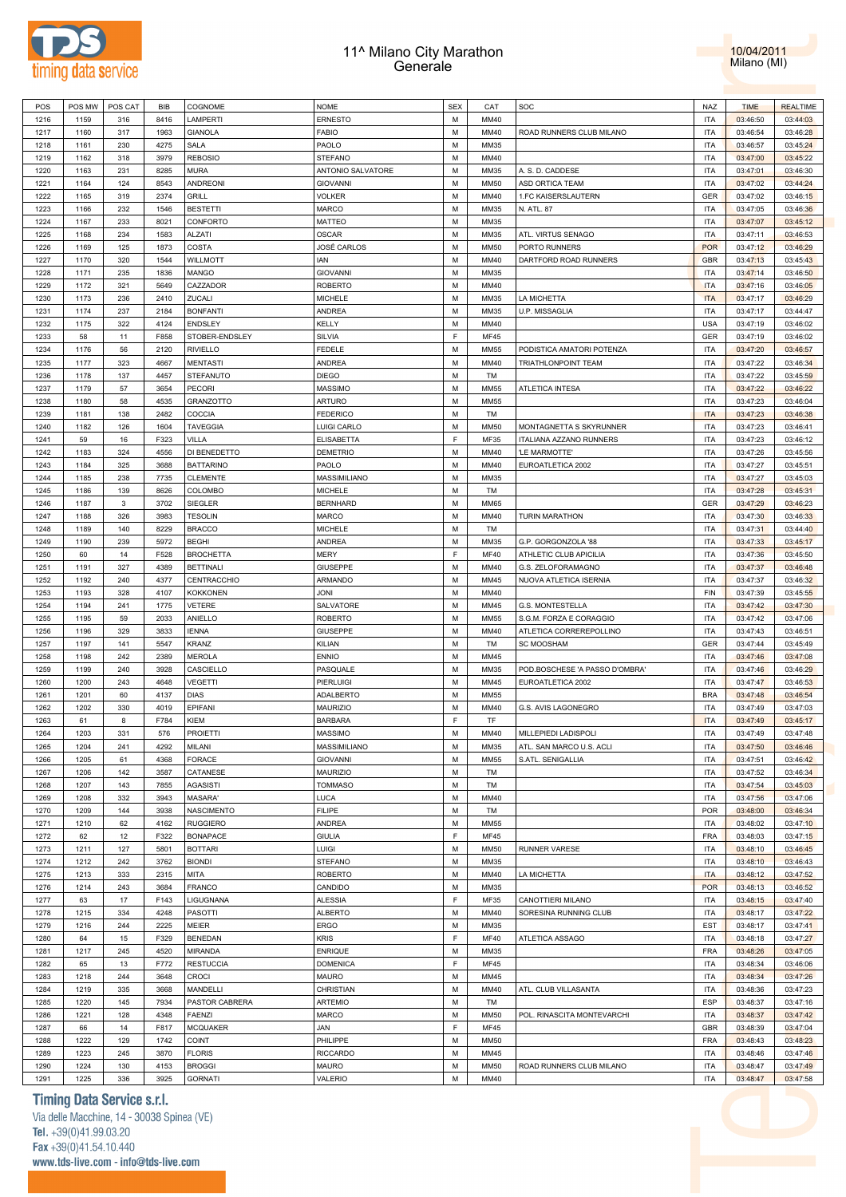# 11^ Milano City Marathon
## Generale

10/04/2011
Milano (MI)

| POS | POS MW | POS CAT | BIB | COGNOME | NOME | SEX | CAT | SOC | NAZ | TIME | REALTIME |
|---|---|---|---|---|---|---|---|---|---|---|---|
| 1216 | 1159 | 316 | 8416 | LAMPERTI | ERNESTO | M | MM40 | | ITA | 03:46:50 | 03:44:03 |
| 1217 | 1160 | 317 | 1963 | GIANOLA | FABIO | M | MM40 | ROAD RUNNERS CLUB MILANO | ITA | 03:46:54 | 03:46:28 |
| 1218 | 1161 | 230 | 4275 | SALA | PAOLO | M | MM35 | | ITA | 03:46:57 | 03:45:24 |
| 1219 | 1162 | 318 | 3979 | REBOSIO | STEFANO | M | MM40 | | ITA | 03:47:00 | 03:45:22 |
| 1220 | 1163 | 231 | 8285 | MURA | ANTONIO SALVATORE | M | MM35 | A. S. D. CADDESE | ITA | 03:47:01 | 03:46:30 |
| 1221 | 1164 | 124 | 8543 | ANDREONI | GIOVANNI | M | MM50 | ASD ORTICA TEAM | ITA | 03:47:02 | 03:44:24 |
| 1222 | 1165 | 319 | 2374 | GRILL | VOLKER | M | MM40 | 1.FC KAISERSLAUTERN | GER | 03:47:02 | 03:46:15 |
| 1223 | 1166 | 232 | 1546 | BESTETTI | MARCO | M | MM35 | N. ATL. 87 | ITA | 03:47:05 | 03:46:36 |
| 1224 | 1167 | 233 | 8021 | CONFORTO | MATTEO | M | MM35 | | ITA | 03:47:07 | 03:45:12 |
| 1225 | 1168 | 234 | 1583 | ALZATI | OSCAR | M | MM35 | ATL. VIRTUS SENAGO | ITA | 03:47:11 | 03:46:53 |
| 1226 | 1169 | 125 | 1873 | COSTA | JOSÉ CARLOS | M | MM50 | PORTO RUNNERS | POR | 03:47:12 | 03:46:29 |
| 1227 | 1170 | 320 | 1544 | WILLMOTT | IAN | M | MM40 | DARTFORD ROAD RUNNERS | GBR | 03:47:13 | 03:45:43 |
| 1228 | 1171 | 235 | 1836 | MANGO | GIOVANNI | M | MM35 | | ITA | 03:47:14 | 03:46:50 |
| 1229 | 1172 | 321 | 5649 | CAZZADOR | ROBERTO | M | MM40 | | ITA | 03:47:16 | 03:46:05 |
| 1230 | 1173 | 236 | 2410 | ZUCALI | MICHELE | M | MM35 | LA MICHETTA | ITA | 03:47:17 | 03:46:29 |
| 1231 | 1174 | 237 | 2184 | BONFANTI | ANDREA | M | MM35 | U.P. MISSAGLIA | ITA | 03:47:17 | 03:44:47 |
| 1232 | 1175 | 322 | 4124 | ENDSLEY | KELLY | M | MM40 | | USA | 03:47:19 | 03:46:02 |
| 1233 | 58 | 11 | F858 | STOBER-ENDSLEY | SILVIA | F | MF45 | | GER | 03:47:19 | 03:46:02 |
| 1234 | 1176 | 56 | 2120 | RIVIELLO | FEDELE | M | MM55 | PODISTICA AMATORI POTENZA | ITA | 03:47:20 | 03:46:57 |
| 1235 | 1177 | 323 | 4667 | MENTASTI | ANDREA | M | MM40 | TRIATHLONPOINT TEAM | ITA | 03:47:22 | 03:46:34 |
| 1236 | 1178 | 137 | 4457 | STEFANUTO | DIEGO | M | TM | | ITA | 03:47:22 | 03:45:59 |
| 1237 | 1179 | 57 | 3654 | PECORI | MASSIMO | M | MM55 | ATLETICA INTESA | ITA | 03:47:22 | 03:46:22 |
| 1238 | 1180 | 58 | 4535 | GRANZOTTO | ARTURO | M | MM55 | | ITA | 03:47:23 | 03:46:04 |
| 1239 | 1181 | 138 | 2482 | COCCIA | FEDERICO | M | TM | | ITA | 03:47:23 | 03:46:38 |
| 1240 | 1182 | 126 | 1604 | TAVEGGIA | LUIGI CARLO | M | MM50 | MONTAGNETTA S SKYRUNNER | ITA | 03:47:23 | 03:46:41 |
| 1241 | 59 | 16 | F323 | VILLA | ELISABETTA | F | MF35 | ITALIANA AZZANO RUNNERS | ITA | 03:47:23 | 03:46:12 |
| 1242 | 1183 | 324 | 4556 | DI BENEDETTO | DEMETRIO | M | MM40 | 'LE MARMOTTE' | ITA | 03:47:26 | 03:45:56 |
| 1243 | 1184 | 325 | 3688 | BATTARINO | PAOLO | M | MM40 | EUROATLETICA 2002 | ITA | 03:47:27 | 03:45:51 |
| 1244 | 1185 | 238 | 7735 | CLEMENTE | MASSIMILIANO | M | MM35 | | ITA | 03:47:27 | 03:45:03 |
| 1245 | 1186 | 139 | 8626 | COLOMBO | MICHELE | M | TM | | ITA | 03:47:28 | 03:45:31 |
| 1246 | 1187 | 3 | 3702 | SIEGLER | BERNHARD | M | MM65 | | GER | 03:47:29 | 03:46:23 |
| 1247 | 1188 | 326 | 3983 | TESOLIN | MARCO | M | MM40 | TURIN MARATHON | ITA | 03:47:30 | 03:46:33 |
| 1248 | 1189 | 140 | 8229 | BRACCO | MICHELE | M | TM | | ITA | 03:47:31 | 03:44:40 |
| 1249 | 1190 | 239 | 5972 | BEGHI | ANDREA | M | MM35 | G.P. GORGONZOLA '88 | ITA | 03:47:33 | 03:45:17 |
| 1250 | 60 | 14 | F528 | BROCHETTA | MERY | F | MF40 | ATHLETIC CLUB APICILIA | ITA | 03:47:36 | 03:45:50 |
| 1251 | 1191 | 327 | 4389 | BETTINALI | GIUSEPPE | M | MM40 | G.S. ZELOFORAMAGNO | ITA | 03:47:37 | 03:46:48 |
| 1252 | 1192 | 240 | 4377 | CENTRACCHIO | ARMANDO | M | MM45 | NUOVA ATLETICA ISERNIA | ITA | 03:47:37 | 03:46:32 |
| 1253 | 1193 | 328 | 4107 | KOKKONEN | JONI | M | MM40 | | FIN | 03:47:39 | 03:45:55 |
| 1254 | 1194 | 241 | 1775 | VETERE | SALVATORE | M | MM45 | G.S. MONTESTELLA | ITA | 03:47:42 | 03:47:30 |
| 1255 | 1195 | 59 | 2033 | ANIELLO | ROBERTO | M | MM55 | S.G.M. FORZA E CORAGGIO | ITA | 03:47:42 | 03:47:06 |
| 1256 | 1196 | 329 | 3833 | IENNA | GIUSEPPE | M | MM40 | ATLETICA CORREREPOLLINO | ITA | 03:47:43 | 03:46:51 |
| 1257 | 1197 | 141 | 5547 | KRANZ | KILIAN | M | TM | SC MOOSHAM | GER | 03:47:44 | 03:45:49 |
| 1258 | 1198 | 242 | 2389 | MEROLA | ENNIO | M | MM45 | | ITA | 03:47:46 | 03:47:08 |
| 1259 | 1199 | 240 | 3928 | CASCIELLO | PASQUALE | M | MM35 | POD.BOSCHESE 'A PASSO D'OMBRA' | ITA | 03:47:46 | 03:46:29 |
| 1260 | 1200 | 243 | 4648 | VEGETTI | PIERLUIGI | M | MM45 | EUROATLETICA 2002 | ITA | 03:47:47 | 03:46:53 |
| 1261 | 1201 | 60 | 4137 | DIAS | ADALBERTO | M | MM55 | | BRA | 03:47:48 | 03:46:54 |
| 1262 | 1202 | 330 | 4019 | EPIFANI | MAURIZIO | M | MM40 | G.S. AVIS LAGONEGRO | ITA | 03:47:49 | 03:47:03 |
| 1263 | 61 | 8 | F784 | KIEM | BARBARA | F | TF | | ITA | 03:47:49 | 03:45:17 |
| 1264 | 1203 | 331 | 576 | PROIETTI | MASSIMO | M | MM40 | MILLEPIEDI LADISPOLI | ITA | 03:47:49 | 03:47:48 |
| 1265 | 1204 | 241 | 4292 | MILANI | MASSIMILIANO | M | MM35 | ATL. SAN MARCO U.S. ACLI | ITA | 03:47:50 | 03:46:46 |
| 1266 | 1205 | 61 | 4368 | FORACE | GIOVANNI | M | MM55 | S.ATL. SENIGALLIA | ITA | 03:47:51 | 03:46:42 |
| 1267 | 1206 | 142 | 3587 | CATANESE | MAURIZIO | M | TM | | ITA | 03:47:52 | 03:46:34 |
| 1268 | 1207 | 143 | 7855 | AGASISTI | TOMMASO | M | TM | | ITA | 03:47:54 | 03:45:03 |
| 1269 | 1208 | 332 | 3943 | MASARA' | LUCA | M | MM40 | | ITA | 03:47:56 | 03:47:06 |
| 1270 | 1209 | 144 | 3938 | NASCIMENTO | FILIPE | M | TM | | POR | 03:48:00 | 03:46:34 |
| 1271 | 1210 | 62 | 4162 | RUGGIERO | ANDREA | M | MM55 | | ITA | 03:48:02 | 03:47:10 |
| 1272 | 62 | 12 | F322 | BONAPACE | GIULIA | F | MF45 | | FRA | 03:48:03 | 03:47:15 |
| 1273 | 1211 | 127 | 5801 | BOTTARI | LUIGI | M | MM50 | RUNNER VARESE | ITA | 03:48:10 | 03:46:45 |
| 1274 | 1212 | 242 | 3762 | BIONDI | STEFANO | M | MM35 | | ITA | 03:48:10 | 03:46:43 |
| 1275 | 1213 | 333 | 2315 | MITA | ROBERTO | M | MM40 | LA MICHETTA | ITA | 03:48:12 | 03:47:52 |
| 1276 | 1214 | 243 | 3684 | FRANCO | CANDIDO | M | MM35 | | POR | 03:48:13 | 03:46:52 |
| 1277 | 63 | 17 | F143 | LIGUGNANA | ALESSIA | F | MF35 | CANOTTIERI MILANO | ITA | 03:48:15 | 03:47:40 |
| 1278 | 1215 | 334 | 4248 | PASOTTI | ALBERTO | M | MM40 | SORESINA RUNNING CLUB | ITA | 03:48:17 | 03:47:22 |
| 1279 | 1216 | 244 | 2225 | MEIER | ERGO | M | MM35 | | EST | 03:48:17 | 03:47:41 |
| 1280 | 64 | 15 | F329 | BENEDAN | KRIS | F | MF40 | ATLETICA ASSAGO | ITA | 03:48:18 | 03:47:27 |
| 1281 | 1217 | 245 | 4520 | MIRANDA | ENRIQUE | M | MM35 | | FRA | 03:48:26 | 03:47:05 |
| 1282 | 65 | 13 | F772 | RESTUCCIA | DOMENICA | F | MF45 | | ITA | 03:48:34 | 03:46:06 |
| 1283 | 1218 | 244 | 3648 | CROCI | MAURO | M | MM45 | | ITA | 03:48:34 | 03:47:26 |
| 1284 | 1219 | 335 | 3668 | MANDELLI | CHRISTIAN | M | MM40 | ATL. CLUB VILLASANTA | ITA | 03:48:36 | 03:47:23 |
| 1285 | 1220 | 145 | 7934 | PASTOR CABRERA | ARTEMIO | M | TM | | ESP | 03:48:37 | 03:47:16 |
| 1286 | 1221 | 128 | 4348 | FAENZI | MARCO | M | MM50 | POL. RINASCITA MONTEVARCHI | ITA | 03:48:37 | 03:47:42 |
| 1287 | 66 | 14 | F817 | MCQUAKER | JAN | F | MF45 | | GBR | 03:48:39 | 03:47:04 |
| 1288 | 1222 | 129 | 1742 | COINT | PHILIPPE | M | MM50 | | FRA | 03:48:43 | 03:48:23 |
| 1289 | 1223 | 245 | 3870 | FLORIS | RICCARDO | M | MM45 | | ITA | 03:48:46 | 03:47:46 |
| 1290 | 1224 | 130 | 4153 | BROGGI | MAURO | M | MM50 | ROAD RUNNERS CLUB MILANO | ITA | 03:48:47 | 03:47:49 |
| 1291 | 1225 | 336 | 3925 | GORNATI | VALERIO | M | MM40 | | ITA | 03:48:47 | 03:47:58 |

**Timing Data Service s.r.l.**
Via delle Macchine, 14 - 30038 Spinea (VE)
Tel. +39(0)41.99.03.20
Fax +39(0)41.54.10.440
www.tds-live.com - info@tds-live.com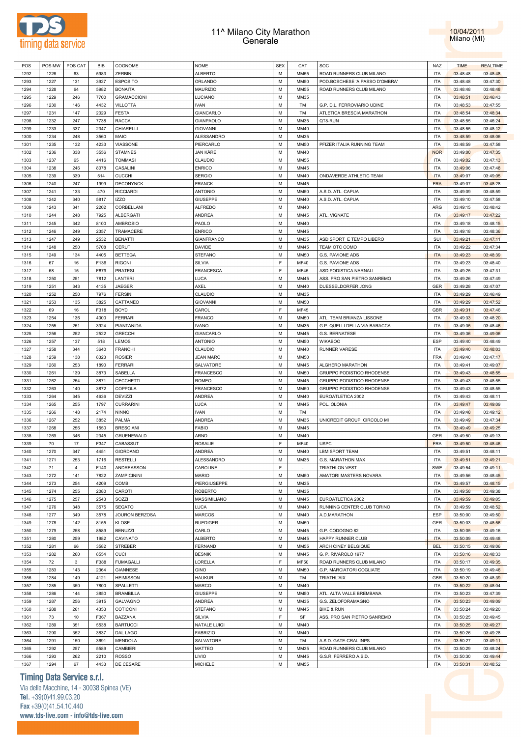# 11^ Milano City Marathon
## Generale

10/04/2011
Milano (MI)

| POS | POS MW | POS CAT | BIB | COGNOME | NOME | SEX | CAT | SOC | NAZ | TIME | REALTIME |
|---|---|---|---|---|---|---|---|---|---|---|---|
| 1292 | 1226 | 63 | 5983 | ZERBINI | ALBERTO | M | MM55 | ROAD RUNNERS CLUB MILANO | ITA | 03:48:48 | 03:48:48 |
| 1293 | 1227 | 131 | 3927 | ESPOSITO | ORLANDO | M | MM50 | POD.BOSCHESE 'A PASSO D'OMBRA' | ITA | 03:48:48 | 03:47:30 |
| 1294 | 1228 | 64 | 5982 | BONAITA | MAURIZIO | M | MM55 | ROAD RUNNERS CLUB MILANO | ITA | 03:48:48 | 03:48:48 |
| 1295 | 1229 | 246 | 7700 | GRAMACCIONI | LUCIANO | M | MM35 | | ITA | 03:48:51 | 03:46:43 |
| 1296 | 1230 | 146 | 4432 | VILLOTTA | IVAN | M | TM | G.P. D.L. FERROVIARIO UDINE | ITA | 03:48:53 | 03:47:55 |
| 1297 | 1231 | 147 | 2029 | FESTA | GIANCARLO | M | TM | ATLETICA BRESCIA MARATHON | ITA | 03:48:54 | 03:48:34 |
| 1298 | 1232 | 247 | 7738 | RACCA | GIANPAOLO | M | MM35 | QT8-RUN | ITA | 03:48:55 | 03:46:24 |
| 1299 | 1233 | 337 | 2347 | CHIARELLI | GIOVANNI | M | MM40 | | ITA | 03:48:55 | 03:48:12 |
| 1300 | 1234 | 248 | 3560 | MAIO | ALESSANDRO | M | MM35 | | ITA | 03:48:59 | 03:48:06 |
| 1301 | 1235 | 132 | 4233 | VIASSONE | PIERCARLO | M | MM50 | PFIZER ITALIA RUNNING TEAM | ITA | 03:48:59 | 03:47:58 |
| 1302 | 1236 | 338 | 3556 | STAMNES | JAN KÅRE | M | MM40 | | NOR | 03:49:00 | 03:47:35 |
| 1303 | 1237 | 65 | 4416 | TOMMASI | CLAUDIO | M | MM55 | | ITA | 03:49:02 | 03:47:13 |
| 1304 | 1238 | 246 | 8078 | CASALINI | ENRICO | M | MM45 | | ITA | 03:49:06 | 03:47:48 |
| 1305 | 1239 | 339 | 514 | CUCCHI | SERGIO | M | MM40 | ONDAVERDE ATHLETIC TEAM | ITA | 03:49:07 | 03:49:05 |
| 1306 | 1240 | 247 | 1999 | DECONYNCK | FRANCK | M | MM45 | | FRA | 03:49:07 | 03:48:28 |
| 1307 | 1241 | 133 | 470 | RICCIARDI | ANTONIO | M | MM50 | A.S.D. ATL. CAPUA | ITA | 03:49:09 | 03:48:59 |
| 1308 | 1242 | 340 | 5817 | IZZO | GIUSEPPE | M | MM40 | A.S.D. ATL. CAPUA | ITA | 03:49:10 | 03:47:58 |
| 1309 | 1243 | 341 | 2202 | CORBELLANI | ALFREDO | M | MM40 | | ARG | 03:49:15 | 03:48:42 |
| 1310 | 1244 | 248 | 7925 | ALBERGATI | ANDREA | M | MM45 | ATL. VIGNATE | ITA | 03:49:17 | 03:47:22 |
| 1311 | 1245 | 342 | 8100 | AMBROSIO | PAOLO | M | MM40 | | ITA | 03:49:18 | 03:48:15 |
| 1312 | 1246 | 249 | 2357 | TRAMACERE | ENRICO | M | MM45 | | ITA | 03:49:18 | 03:48:36 |
| 1313 | 1247 | 249 | 2532 | BENATTI | GIANFRANCO | M | MM35 | ASD SPORT E TEMPO LIBERO | SUI | 03:49:21 | 03:47:11 |
| 1314 | 1248 | 250 | 5708 | CERUTI | DAVIDE | M | MM45 | TEAM OTC COMO | ITA | 03:49:22 | 03:47:34 |
| 1315 | 1249 | 134 | 4405 | BETTEGA | STEFANO | M | MM50 | G.S. PAVIONE ADS | ITA | 03:49:23 | 03:48:39 |
| 1316 | 67 | 16 | F136 | RIGONI | SILVIA | F | MF40 | G.S. PAVIONE ADS | ITA | 03:49:23 | 03:48:40 |
| 1317 | 68 | 15 | F879 | PRATESI | FRANCESCA | F | MF45 | ASD PODISTICA NARNALI | ITA | 03:49:25 | 03:47:31 |
| 1318 | 1250 | 251 | 7812 | LANTERI | LUCA | M | MM45 | ASS. PRO SAN PIETRO SANREMO | ITA | 03:49:26 | 03:47:49 |
| 1319 | 1251 | 343 | 4135 | JAEGER | AXEL | M | MM40 | DUESSELDORFER JONG | GER | 03:49:28 | 03:47:07 |
| 1320 | 1252 | 250 | 7976 | FERSINI | CLAUDIO | M | MM35 | | ITA | 03:49:29 | 03:46:49 |
| 1321 | 1253 | 135 | 3825 | CATTANEO | GIOVANNI | M | MM50 | | ITA | 03:49:29 | 03:47:52 |
| 1322 | 69 | 16 | F318 | BOYD | CAROL | F | MF45 | | GBR | 03:49:31 | 03:47:46 |
| 1323 | 1254 | 136 | 4000 | FERRARI | FRANCO | M | MM50 | ATL. TEAM BRIANZA LISSONE | ITA | 03:49:33 | 03:48:20 |
| 1324 | 1255 | 251 | 3924 | PIANTANIDA | IVANO | M | MM35 | G.P. QUELLI DELLA VIA BARACCA | ITA | 03:49:35 | 03:48:46 |
| 1325 | 1256 | 252 | 2522 | GRECCHI | GIANCARLO | M | MM45 | G.S. BERNATESE | ITA | 03:49:36 | 03:49:06 |
| 1326 | 1257 | 137 | 518 | LEMOS | ANTONIO | M | MM50 | WIKABOO | ESP | 03:49:40 | 03:48:49 |
| 1327 | 1258 | 344 | 3640 | FRANCHI | CLAUDIO | M | MM40 | RUNNER VARESE | ITA | 03:49:40 | 03:48:03 |
| 1328 | 1259 | 138 | 8323 | ROSIER | JEAN MARC | M | MM50 | | FRA | 03:49:40 | 03:47:17 |
| 1329 | 1260 | 253 | 1890 | FERRARI | SALVATORE | M | MM45 | ALGHERO MARATHON | ITA | 03:49:41 | 03:49:07 |
| 1330 | 1261 | 139 | 3873 | SABELLA | FRANCESCO | M | MM50 | GRUPPO PODISTICO RHODENSE | ITA | 03:49:43 | 03:48:55 |
| 1331 | 1262 | 254 | 3871 | CECCHETTI | ROMEO | M | MM45 | GRUPPO PODISTICO RHODENSE | ITA | 03:49:43 | 03:48:55 |
| 1332 | 1263 | 140 | 3872 | COPPOLA | FRANCESCO | M | MM50 | GRUPPO PODISTICO RHODENSE | ITA | 03:49:43 | 03:48:55 |
| 1333 | 1264 | 345 | 4636 | DEVIZZI | ANDREA | M | MM40 | EUROATLETICA 2002 | ITA | 03:49:43 | 03:48:11 |
| 1334 | 1265 | 255 | 1797 | CURRARINI | LUCA | M | MM45 | POL. OLONIA | ITA | 03:49:47 | 03:49:09 |
| 1335 | 1266 | 148 | 2174 | NINNO | IVAN | M | TM | | ITA | 03:49:48 | 03:49:12 |
| 1336 | 1267 | 252 | 3852 | PALMA | ANDREA | M | MM35 | UNICREDIT GROUP CIRCOLO MI | ITA | 03:49:49 | 03:47:34 |
| 1337 | 1268 | 256 | 1550 | BRESCIANI | FABIO | M | MM45 | | ITA | 03:49:49 | 03:49:25 |
| 1338 | 1269 | 346 | 2345 | GRUENEWALD | ARND | M | MM40 | | GER | 03:49:50 | 03:49:13 |
| 1339 | 70 | 17 | F347 | CABASSUT | ROSALIE | F | MF40 | USPC | FRA | 03:49:50 | 03:48:46 |
| 1340 | 1270 | 347 | 4451 | GIORDANO | ANDREA | M | MM40 | LBM SPORT TEAM | ITA | 03:49:51 | 03:48:11 |
| 1341 | 1271 | 253 | 1716 | RESTELLI | ALESSANDRO | M | MM35 | G.S. MARATHON MAX | ITA | 03:49:51 | 03:49:21 |
| 1342 | 71 | 4 | F140 | ANDREASSON | CAROLINE | F | - | TRIATHLON VEST | SWE | 03:49:54 | 03:49:11 |
| 1343 | 1272 | 141 | 7822 | ZAMPICININI | MARIO | M | MM50 | AMATORI MASTERS NOVARA | ITA | 03:49:56 | 03:48:45 |
| 1344 | 1273 | 254 | 4209 | COMBI | PIERGIUSEPPE | M | MM35 | | ITA | 03:49:57 | 03:48:15 |
| 1345 | 1274 | 255 | 2080 | CAROTI | ROBERTO | M | MM35 | | ITA | 03:49:58 | 03:49:38 |
| 1346 | 1275 | 257 | 2543 | SOZZI | MASSIMILIANO | M | MM45 | EUROATLETICA 2002 | ITA | 03:49:59 | 03:49:05 |
| 1347 | 1276 | 348 | 3575 | SEGATO | LUCA | M | MM40 | RUNNING CENTER CLUB TORINO | ITA | 03:49:59 | 03:48:52 |
| 1348 | 1277 | 349 | 3578 | JOURON BERZOSA | MARCOS | M | MM40 | A.D.MARATHON | ESP | 03:50:00 | 03:49:50 |
| 1349 | 1278 | 142 | 8155 | KLOSE | RUEDIGER | M | MM50 | | GER | 03:50:03 | 03:48:56 |
| 1350 | 1279 | 258 | 8589 | BENUZZI | CARLO | M | MM45 | G.P. CODOGNO 82 | ITA | 03:50:05 | 03:49:16 |
| 1351 | 1280 | 259 | 1982 | CAVINATO | ALBERTO | M | MM45 | HAPPY RUNNER CLUB | ITA | 03:50:09 | 03:49:48 |
| 1352 | 1281 | 66 | 3582 | STREBER | FERNAND | M | MM55 | ARCH CINEY BELGIQUE | BEL | 03:50:15 | 03:49:06 |
| 1353 | 1282 | 260 | 8554 | CUCI | BESNIK | M | MM45 | G. P. RIVAROLO 1977 | ITA | 03:50:16 | 03:48:33 |
| 1354 | 72 | 3 | F388 | FUMAGALLI | LORELLA | F | MF50 | ROAD RUNNERS CLUB MILANO | ITA | 03:50:17 | 03:49:35 |
| 1355 | 1283 | 143 | 2364 | GIANNESE | GINO | M | MM50 | G.P. MARCIATORI COGLIATE | ITA | 03:50:19 | 03:49:46 |
| 1356 | 1284 | 149 | 4121 | HEIMISSON | HAUKUR | M | TM | TRIATHL'AIX | GBR | 03:50:20 | 03:48:39 |
| 1357 | 1285 | 350 | 7800 | SPALLETTI | MARCO | M | MM40 | | ITA | 03:50:22 | 03:48:04 |
| 1358 | 1286 | 144 | 3850 | BRAMBILLA | GIUSEPPE | M | MM50 | ATL. ALTA VALLE BREMBANA | ITA | 03:50:23 | 03:47:39 |
| 1359 | 1287 | 256 | 3915 | GALVAGNO | ANDREA | M | MM35 | G.S. ZELOFORAMAGNO | ITA | 03:50:23 | 03:49:09 |
| 1360 | 1288 | 261 | 4353 | COTICONI | STEFANO | M | MM45 | BIKE & RUN | ITA | 03:50:24 | 03:49:20 |
| 1361 | 73 | 10 | F367 | BAZZANA | SILVIA | F | SF | ASS. PRO SAN PIETRO SANREMO | ITA | 03:50:25 | 03:49:45 |
| 1362 | 1289 | 351 | 5538 | BARTUCCI | NATALE LUIGI | M | MM40 | | ITA | 03:50:25 | 03:49:27 |
| 1363 | 1290 | 352 | 3837 | DAL LAGO | FABRIZIO | M | MM40 | | ITA | 03:50:26 | 03:49:28 |
| 1364 | 1291 | 150 | 3691 | MENDOLA | SALVATORE | M | TM | A.S.D. GATE-CRAL INPS | ITA | 03:50:27 | 03:49:11 |
| 1365 | 1292 | 257 | 5589 | CAMBIERI | MATTEO | M | MM35 | ROAD RUNNERS CLUB MILANO | ITA | 03:50:29 | 03:48:24 |
| 1366 | 1293 | 262 | 2210 | ROSSO | LIVIO | M | MM45 | G.S.R. FERRERO A.S.D. | ITA | 03:50:30 | 03:49:44 |
| 1367 | 1294 | 67 | 4433 | DE CESARE | MICHELE | M | MM55 | | ITA | 03:50:31 | 03:48:52 |

**Timing Data Service s.r.l.**
Via delle Macchine, 14 - 30038 Spinea (VE)
Tel. +39(0)41.99.03.20
Fax +39(0)41.54.10.440
www.tds-live.com - info@tds-live.com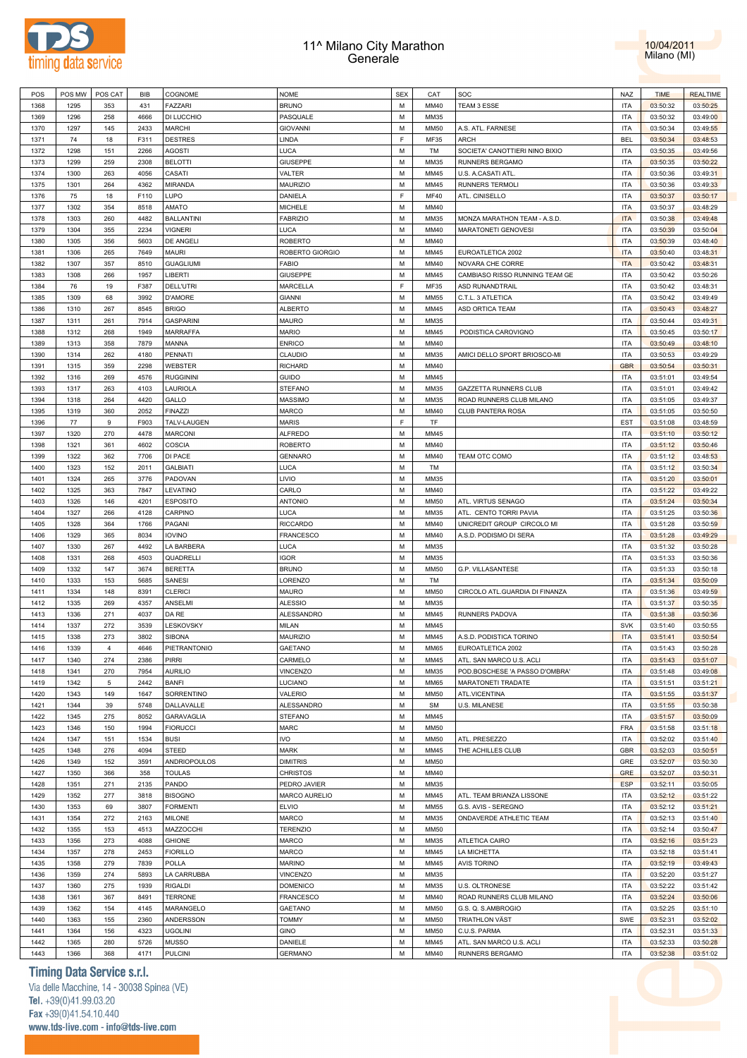# 11^ Milano City Marathon
## Generale

10/04/2011
Milano (MI)

| POS | POS MW | POS CAT | BIB | COGNOME | NOME | SEX | CAT | SOC | NAZ | TIME | REALTIME |
|---|---|---|---|---|---|---|---|---|---|---|---|
| 1368 | 1295 | 353 | 431 | FAZZARI | BRUNO | M | MM40 | TEAM 3 ESSE | ITA | 03:50:32 | 03:50:25 |
| 1369 | 1296 | 258 | 4666 | DI LUCCHIO | PASQUALE | M | MM35 | | ITA | 03:50:32 | 03:49:00 |
| 1370 | 1297 | 145 | 2433 | MARCHI | GIOVANNI | M | MM50 | A.S. ATL. FARNESE | ITA | 03:50:34 | 03:49:55 |
| 1371 | 74 | 18 | F311 | DESTRES | LINDA | F | MF35 | ARCH | BEL | 03:50:34 | 03:48:53 |
| 1372 | 1298 | 151 | 2266 | AGOSTI | LUCA | M | TM | SOCIETA' CANOTTIERI NINO BIXIO | ITA | 03:50:35 | 03:49:56 |
| 1373 | 1299 | 259 | 2308 | BELOTTI | GIUSEPPE | M | MM35 | RUNNERS BERGAMO | ITA | 03:50:35 | 03:50:22 |
| 1374 | 1300 | 263 | 4056 | CASATI | VALTER | M | MM45 | U.S. A.CASATI ATL. | ITA | 03:50:36 | 03:49:31 |
| 1375 | 1301 | 264 | 4362 | MIRANDA | MAURIZIO | M | MM45 | RUNNERS TERMOLI | ITA | 03:50:36 | 03:49:33 |
| 1376 | 75 | 18 | F110 | LUPO | DANIELA | F | MF40 | ATL. CINISELLO | ITA | 03:50:37 | 03:50:17 |
| 1377 | 1302 | 354 | 8518 | AMATO | MICHELE | M | MM40 | | ITA | 03:50:37 | 03:48:29 |
| 1378 | 1303 | 260 | 4482 | BALLANTINI | FABRIZIO | M | MM35 | MONZA MARATHON TEAM - A.S.D. | ITA | 03:50:38 | 03:49:48 |
| 1379 | 1304 | 355 | 2234 | VIGNERI | LUCA | M | MM40 | MARATONETI GENOVESI | ITA | 03:50:39 | 03:50:04 |
| 1380 | 1305 | 356 | 5603 | DE ANGELI | ROBERTO | M | MM40 | | ITA | 03:50:39 | 03:48:40 |
| 1381 | 1306 | 265 | 7649 | MAURI | ROBERTO GIORGIO | M | MM45 | EUROATLETICA 2002 | ITA | 03:50:40 | 03:48:31 |
| 1382 | 1307 | 357 | 8510 | GUAGLIUMI | FABIO | M | MM40 | NOVARA CHE CORRE | ITA | 03:50:42 | 03:48:31 |
| 1383 | 1308 | 266 | 1957 | LIBERTI | GIUSEPPE | M | MM45 | CAMBIASO RISSO RUNNING TEAM GE | ITA | 03:50:42 | 03:50:26 |
| 1384 | 76 | 19 | F387 | DELL'UTRI | MARCELLA | F | MF35 | ASD RUNANDTRAIL | ITA | 03:50:42 | 03:48:31 |
| 1385 | 1309 | 68 | 3992 | D'AMORE | GIANNI | M | MM55 | C.T.L. 3 ATLETICA | ITA | 03:50:42 | 03:49:49 |
| 1386 | 1310 | 267 | 8545 | BRIGO | ALBERTO | M | MM45 | ASD ORTICA TEAM | ITA | 03:50:43 | 03:48:27 |
| 1387 | 1311 | 261 | 7914 | GASPARINI | MAURO | M | MM35 | | ITA | 03:50:44 | 03:49:31 |
| 1388 | 1312 | 268 | 1949 | MARRAFFA | MARIO | M | MM45 | PODISTICA CAROVIGNO | ITA | 03:50:45 | 03:50:17 |
| 1389 | 1313 | 358 | 7879 | MANNA | ENRICO | M | MM40 | | ITA | 03:50:49 | 03:48:10 |
| 1390 | 1314 | 262 | 4180 | PENNATI | CLAUDIO | M | MM35 | AMICI DELLO SPORT BRIOSCO-MI | ITA | 03:50:53 | 03:49:29 |
| 1391 | 1315 | 359 | 2298 | WEBSTER | RICHARD | M | MM40 | | GBR | 03:50:54 | 03:50:31 |
| 1392 | 1316 | 269 | 4576 | RUGGININI | GUIDO | M | MM45 | | ITA | 03:51:01 | 03:49:54 |
| 1393 | 1317 | 263 | 4103 | LAURIOLA | STEFANO | M | MM35 | GAZZETTA RUNNERS CLUB | ITA | 03:51:01 | 03:49:42 |
| 1394 | 1318 | 264 | 4420 | GALLO | MASSIMO | M | MM35 | ROAD RUNNERS CLUB MILANO | ITA | 03:51:05 | 03:49:37 |
| 1395 | 1319 | 360 | 2052 | FINAZZI | MARCO | M | MM40 | CLUB PANTERA ROSA | ITA | 03:51:05 | 03:50:50 |
| 1396 | 77 | 9 | F903 | TALV-LAUGEN | MARIS | F | TF | | EST | 03:51:08 | 03:48:59 |
| 1397 | 1320 | 270 | 4478 | MARCONI | ALFREDO | M | MM45 | | ITA | 03:51:10 | 03:50:12 |
| 1398 | 1321 | 361 | 4602 | COSCIA | ROBERTO | M | MM40 | | ITA | 03:51:12 | 03:50:46 |
| 1399 | 1322 | 362 | 7706 | DI PACE | GENNARO | M | MM40 | TEAM OTC COMO | ITA | 03:51:12 | 03:48:53 |
| 1400 | 1323 | 152 | 2011 | GALBIATI | LUCA | M | TM | | ITA | 03:51:12 | 03:50:34 |
| 1401 | 1324 | 265 | 3776 | PADOVAN | LIVIO | M | MM35 | | ITA | 03:51:20 | 03:50:01 |
| 1402 | 1325 | 363 | 7847 | LEVATINO | CARLO | M | MM40 | | ITA | 03:51:22 | 03:49:22 |
| 1403 | 1326 | 146 | 4201 | ESPOSITO | ANTONIO | M | MM50 | ATL. VIRTUS SENAGO | ITA | 03:51:24 | 03:50:34 |
| 1404 | 1327 | 266 | 4128 | CARPINO | LUCA | M | MM35 | ATL. CENTO TORRI PAVIA | ITA | 03:51:25 | 03:50:36 |
| 1405 | 1328 | 364 | 1766 | PAGANI | RICCARDO | M | MM40 | UNICREDIT GROUP CIRCOLO MI | ITA | 03:51:28 | 03:50:59 |
| 1406 | 1329 | 365 | 8034 | IOVINO | FRANCESCO | M | MM40 | A.S.D. PODISMO DI SERA | ITA | 03:51:28 | 03:49:29 |
| 1407 | 1330 | 267 | 4492 | LA BARBERA | LUCA | M | MM35 | | ITA | 03:51:32 | 03:50:28 |
| 1408 | 1331 | 268 | 4503 | QUADRELLI | IGOR | M | MM35 | | ITA | 03:51:33 | 03:50:36 |
| 1409 | 1332 | 147 | 3674 | BERETTA | BRUNO | M | MM50 | G.P. VILLASANTESE | ITA | 03:51:33 | 03:50:18 |
| 1410 | 1333 | 153 | 5685 | SANESI | LORENZO | M | TM | | ITA | 03:51:34 | 03:50:09 |
| 1411 | 1334 | 148 | 8391 | CLERICI | MAURO | M | MM50 | CIRCOLO ATL.GUARDIA DI FINANZA | ITA | 03:51:36 | 03:49:59 |
| 1412 | 1335 | 269 | 4357 | ANSELMI | ALESSIO | M | MM35 | | ITA | 03:51:37 | 03:50:35 |
| 1413 | 1336 | 271 | 4037 | DA RE | ALESSANDRO | M | MM45 | RUNNERS PADOVA | ITA | 03:51:38 | 03:50:36 |
| 1414 | 1337 | 272 | 3539 | LESKOVSKY | MILAN | M | MM45 | | SVK | 03:51:40 | 03:50:55 |
| 1415 | 1338 | 273 | 3802 | SIBONA | MAURIZIO | M | MM45 | A.S.D. PODISTICA TORINO | ITA | 03:51:41 | 03:50:54 |
| 1416 | 1339 | 4 | 4646 | PIETRANTONIO | GAETANO | M | MM65 | EUROATLETICA 2002 | ITA | 03:51:43 | 03:50:28 |
| 1417 | 1340 | 274 | 2386 | PIRRI | CARMELO | M | MM45 | ATL. SAN MARCO U.S. ACLI | ITA | 03:51:43 | 03:51:07 |
| 1418 | 1341 | 270 | 7954 | AURILIO | VINCENZO | M | MM35 | POD.BOSCHESE 'A PASSO D'OMBRA' | ITA | 03:51:48 | 03:49:08 |
| 1419 | 1342 | 5 | 2442 | BANFI | LUCIANO | M | MM65 | MARATONETI TRADATE | ITA | 03:51:51 | 03:51:21 |
| 1420 | 1343 | 149 | 1647 | SORRENTINO | VALERIO | M | MM50 | ATL.VICENTINA | ITA | 03:51:55 | 03:51:37 |
| 1421 | 1344 | 39 | 5748 | DALLAVALLE | ALESSANDRO | M | SM | U.S. MILANESE | ITA | 03:51:55 | 03:50:38 |
| 1422 | 1345 | 275 | 8052 | GARAVAGLIA | STEFANO | M | MM45 | | ITA | 03:51:57 | 03:50:09 |
| 1423 | 1346 | 150 | 1994 | FIORUCCI | MARC | M | MM50 | | FRA | 03:51:58 | 03:51:18 |
| 1424 | 1347 | 151 | 1534 | BUSI | IVO | M | MM50 | ATL. PRESEZZO | ITA | 03:52:02 | 03:51:40 |
| 1425 | 1348 | 276 | 4094 | STEED | MARK | M | MM45 | THE ACHILLES CLUB | GBR | 03:52:03 | 03:50:51 |
| 1426 | 1349 | 152 | 3591 | ANDRIOPOULOS | DIMITRIS | M | MM50 | | GRE | 03:52:07 | 03:50:30 |
| 1427 | 1350 | 366 | 358 | TOULAS | CHRISTOS | M | MM40 | | GRE | 03:52:07 | 03:50:31 |
| 1428 | 1351 | 271 | 2135 | PANDO | PEDRO JAVIER | M | MM35 | | ESP | 03:52:11 | 03:50:05 |
| 1429 | 1352 | 277 | 3818 | BISOGNO | MARCO AURELIO | M | MM45 | ATL. TEAM BRIANZA LISSONE | ITA | 03:52:12 | 03:51:22 |
| 1430 | 1353 | 69 | 3807 | FORMENTI | ELVIO | M | MM55 | G.S. AVIS - SEREGNO | ITA | 03:52:12 | 03:51:21 |
| 1431 | 1354 | 272 | 2163 | MILONE | MARCO | M | MM35 | ONDAVERDE ATHLETIC TEAM | ITA | 03:52:13 | 03:51:40 |
| 1432 | 1355 | 153 | 4513 | MAZZOCCHI | TERENZIO | M | MM50 | | ITA | 03:52:14 | 03:50:47 |
| 1433 | 1356 | 273 | 4088 | GHIONE | MARCO | M | MM35 | ATLETICA CAIRO | ITA | 03:52:16 | 03:51:23 |
| 1434 | 1357 | 278 | 2453 | FIORILLO | MARCO | M | MM45 | LA MICHETTA | ITA | 03:52:18 | 03:51:41 |
| 1435 | 1358 | 279 | 7839 | POLLA | MARINO | M | MM45 | AVIS TORINO | ITA | 03:52:19 | 03:49:43 |
| 1436 | 1359 | 274 | 5893 | LA CARRUBBA | VINCENZO | M | MM35 | | ITA | 03:52:20 | 03:51:27 |
| 1437 | 1360 | 275 | 1939 | RIGALDI | DOMENICO | M | MM35 | U.S. OLTRONESE | ITA | 03:52:22 | 03:51:42 |
| 1438 | 1361 | 367 | 8491 | TERRONE | FRANCESCO | M | MM40 | ROAD RUNNERS CLUB MILANO | ITA | 03:52:24 | 03:50:06 |
| 1439 | 1362 | 154 | 4145 | MARANGELO | GAETANO | M | MM50 | G.S. Q. S.AMBROGIO | ITA | 03:52:25 | 03:51:10 |
| 1440 | 1363 | 155 | 2360 | ANDERSSON | TOMMY | M | MM50 | TRIATHLON VÄST | SWE | 03:52:31 | 03:52:02 |
| 1441 | 1364 | 156 | 4323 | UGOLINI | GINO | M | MM50 | C.U.S. PARMA | ITA | 03:52:31 | 03:51:33 |
| 1442 | 1365 | 280 | 5726 | MUSSO | DANIELE | M | MM45 | ATL. SAN MARCO U.S. ACLI | ITA | 03:52:33 | 03:50:28 |
| 1443 | 1366 | 368 | 4171 | PULCINI | GERMANO | M | MM40 | RUNNERS BERGAMO | ITA | 03:52:38 | 03:51:02 |

**Timing Data Service s.r.l.**
Via delle Macchine, 14 - 30038 Spinea (VE)
Tel. +39(0)41.99.03.20
Fax +39(0)41.54.10.440
www.tds-live.com - info@tds-live.com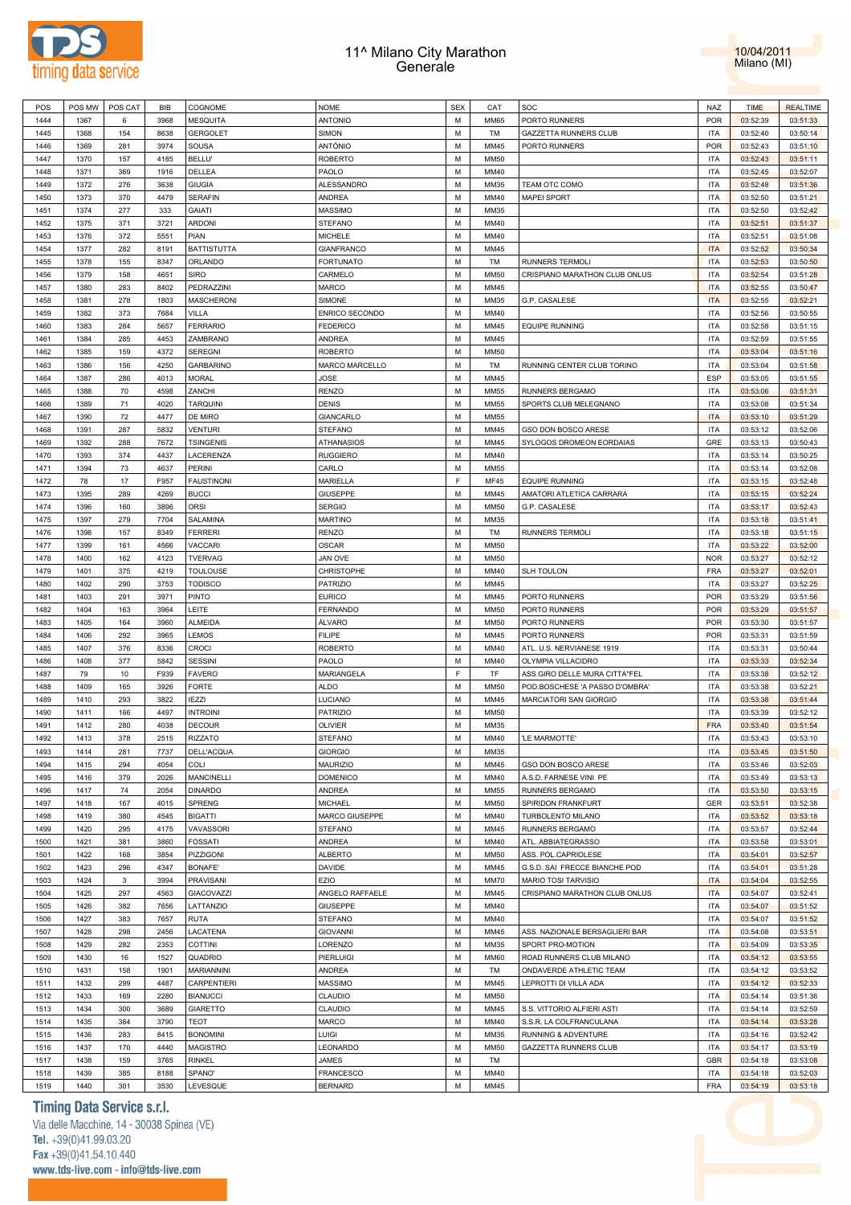# 11^ Milano City Marathon
## Generale

10/04/2011
Milano (MI)

| POS | POS MW | POS CAT | BIB | COGNOME | NOME | SEX | CAT | SOC | NAZ | TIME | REALTIME |
|---|---|---|---|---|---|---|---|---|---|---|---|
| 1444 | 1367 | 6 | 3968 | MESQUITA | ANTONIO | M | MM65 | PORTO RUNNERS | POR | 03:52:39 | 03:51:33 |
| 1445 | 1368 | 154 | 8638 | GERGOLET | SIMON | M | TM | GAZZETTA RUNNERS CLUB | ITA | 03:52:40 | 03:50:14 |
| 1446 | 1369 | 281 | 3974 | SOUSA | ANTÓNIO | M | MM45 | PORTO RUNNERS | POR | 03:52:43 | 03:51:10 |
| 1447 | 1370 | 157 | 4185 | BELLU' | ROBERTO | M | MM50 | | ITA | 03:52:43 | 03:51:11 |
| 1448 | 1371 | 369 | 1916 | DELLEA | PAOLO | M | MM40 | | ITA | 03:52:45 | 03:52:07 |
| 1449 | 1372 | 276 | 3638 | GIUGIA | ALESSANDRO | M | MM35 | TEAM OTC COMO | ITA | 03:52:48 | 03:51:36 |
| 1450 | 1373 | 370 | 4479 | SERAFIN | ANDREA | M | MM40 | MAPEI SPORT | ITA | 03:52:50 | 03:51:21 |
| 1451 | 1374 | 277 | 333 | GAIATI | MASSIMO | M | MM35 | | ITA | 03:52:50 | 03:52:42 |
| 1452 | 1375 | 371 | 3721 | ARDONI | STEFANO | M | MM40 | | ITA | 03:52:51 | 03:51:37 |
| 1453 | 1376 | 372 | 5551 | PIAN | MICHELE | M | MM40 | | ITA | 03:52:51 | 03:51:08 |
| 1454 | 1377 | 282 | 8191 | BATTISTUTTA | GIANFRANCO | M | MM45 | | ITA | 03:52:52 | 03:50:34 |
| 1455 | 1378 | 155 | 8347 | ORLANDO | FORTUNATO | M | TM | RUNNERS TERMOLI | ITA | 03:52:53 | 03:50:50 |
| 1456 | 1379 | 158 | 4651 | SIRO | CARMELO | M | MM50 | CRISPIANO MARATHON CLUB ONLUS | ITA | 03:52:54 | 03:51:28 |
| 1457 | 1380 | 283 | 8402 | PEDRAZZINI | MARCO | M | MM45 | | ITA | 03:52:55 | 03:50:47 |
| 1458 | 1381 | 278 | 1803 | MASCHERONI | SIMONE | M | MM35 | G.P. CASALESE | ITA | 03:52:55 | 03:52:21 |
| 1459 | 1382 | 373 | 7684 | VILLA | ENRICO SECONDO | M | MM40 | | ITA | 03:52:56 | 03:50:55 |
| 1460 | 1383 | 284 | 5657 | FERRARIO | FEDERICO | M | MM45 | EQUIPE RUNNING | ITA | 03:52:58 | 03:51:15 |
| 1461 | 1384 | 285 | 4453 | ZAMBRANO | ANDREA | M | MM45 | | ITA | 03:52:59 | 03:51:55 |
| 1462 | 1385 | 159 | 4372 | SEREGNI | ROBERTO | M | MM50 | | ITA | 03:53:04 | 03:51:16 |
| 1463 | 1386 | 156 | 4250 | GARBARINO | MARCO MARCELLO | M | TM | RUNNING CENTER CLUB TORINO | ITA | 03:53:04 | 03:51:58 |
| 1464 | 1387 | 286 | 4013 | MORAL | JOSE | M | MM45 | | ESP | 03:53:05 | 03:51:55 |
| 1465 | 1388 | 70 | 4598 | ZANCHI | RENZO | M | MM55 | RUNNERS BERGAMO | ITA | 03:53:06 | 03:51:31 |
| 1466 | 1389 | 71 | 4020 | TARQUINI | DENIS | M | MM55 | SPORTS CLUB MELEGNANO | ITA | 03:53:08 | 03:51:34 |
| 1467 | 1390 | 72 | 4477 | DE MIRO | GIANCARLO | M | MM55 | | ITA | 03:53:10 | 03:51:29 |
| 1468 | 1391 | 287 | 5832 | VENTURI | STEFANO | M | MM45 | GSO DON BOSCO ARESE | ITA | 03:53:12 | 03:52:06 |
| 1469 | 1392 | 288 | 7672 | TSINGENIS | ATHANASIOS | M | MM45 | SYLOGOS DROMEON EORDAIAS | GRE | 03:53:13 | 03:50:43 |
| 1470 | 1393 | 374 | 4437 | LACERENZA | RUGGIERO | M | MM40 | | ITA | 03:53:14 | 03:50:25 |
| 1471 | 1394 | 73 | 4637 | PERINI | CARLO | M | MM55 | | ITA | 03:53:14 | 03:52:08 |
| 1472 | 78 | 17 | F957 | FAUSTINONI | MARIELLA | F | MF45 | EQUIPE RUNNING | ITA | 03:53:15 | 03:52:48 |
| 1473 | 1395 | 289 | 4269 | BUCCI | GIUSEPPE | M | MM45 | AMATORI ATLETICA CARRARA | ITA | 03:53:15 | 03:52:24 |
| 1474 | 1396 | 160 | 3896 | ORSI | SERGIO | M | MM50 | G.P. CASALESE | ITA | 03:53:17 | 03:52:43 |
| 1475 | 1397 | 279 | 7704 | SALAMINA | MARTINO | M | MM35 | | ITA | 03:53:18 | 03:51:41 |
| 1476 | 1398 | 157 | 8349 | FERRERI | RENZO | M | TM | RUNNERS TERMOLI | ITA | 03:53:18 | 03:51:15 |
| 1477 | 1399 | 161 | 4566 | VACCARI | OSCAR | M | MM50 | | ITA | 03:53:22 | 03:52:00 |
| 1478 | 1400 | 162 | 4123 | TVERVAG | JAN OVE | M | MM50 | | NOR | 03:53:27 | 03:52:12 |
| 1479 | 1401 | 375 | 4219 | TOULOUSE | CHRISTOPHE | M | MM40 | SLH TOULON | FRA | 03:53:27 | 03:52:01 |
| 1480 | 1402 | 290 | 3753 | TODISCO | PATRIZIO | M | MM45 | | ITA | 03:53:27 | 03:52:25 |
| 1481 | 1403 | 291 | 3971 | PINTO | EURICO | M | MM45 | PORTO RUNNERS | POR | 03:53:29 | 03:51:56 |
| 1482 | 1404 | 163 | 3964 | LEITE | FERNANDO | M | MM50 | PORTO RUNNERS | POR | 03:53:29 | 03:51:57 |
| 1483 | 1405 | 164 | 3960 | ALMEIDA | ÁLVARO | M | MM50 | PORTO RUNNERS | POR | 03:53:30 | 03:51:57 |
| 1484 | 1406 | 292 | 3965 | LEMOS | FILIPE | M | MM45 | PORTO RUNNERS | POR | 03:53:31 | 03:51:59 |
| 1485 | 1407 | 376 | 8336 | CROCI | ROBERTO | M | MM40 | ATL. U.S. NERVIANESE 1919 | ITA | 03:53:31 | 03:50:44 |
| 1486 | 1408 | 377 | 5842 | SESSINI | PAOLO | M | MM40 | OLYMPIA VILLACIDRO | ITA | 03:53:33 | 03:52:34 |
| 1487 | 79 | 10 | F939 | FAVERO | MARIANGELA | F | TF | ASS.GIRO DELLE MURA CITTA"FEL | ITA | 03:53:38 | 03:52:12 |
| 1488 | 1409 | 165 | 3926 | FORTE | ALDO | M | MM50 | POD.BOSCHESE 'A PASSO D'OMBRA' | ITA | 03:53:38 | 03:52:21 |
| 1489 | 1410 | 293 | 3822 | IEZZI | LUCIANO | M | MM45 | MARCIATORI SAN GIORGIO | ITA | 03:53:38 | 03:51:44 |
| 1490 | 1411 | 166 | 4497 | INTROINI | PATRIZIO | M | MM50 | | ITA | 03:53:39 | 03:52:12 |
| 1491 | 1412 | 280 | 4038 | DECOUR | OLIVIER | M | MM35 | | FRA | 03:53:40 | 03:51:54 |
| 1492 | 1413 | 378 | 2515 | RIZZATO | STEFANO | M | MM40 | 'LE MARMOTTE' | ITA | 03:53:43 | 03:53:10 |
| 1493 | 1414 | 281 | 7737 | DELL'ACQUA | GIORGIO | M | MM35 | | ITA | 03:53:45 | 03:51:50 |
| 1494 | 1415 | 294 | 4054 | COLI | MAURIZIO | M | MM45 | GSO DON BOSCO ARESE | ITA | 03:53:46 | 03:52:03 |
| 1495 | 1416 | 379 | 2026 | MANCINELLI | DOMENICO | M | MM40 | A.S.D. FARNESE VINI PE | ITA | 03:53:49 | 03:53:13 |
| 1496 | 1417 | 74 | 2054 | DINARDO | ANDREA | M | MM55 | RUNNERS BERGAMO | ITA | 03:53:50 | 03:53:15 |
| 1497 | 1418 | 167 | 4015 | SPRENG | MICHAEL | M | MM50 | SPIRIDON FRANKFURT | GER | 03:53:51 | 03:52:38 |
| 1498 | 1419 | 380 | 4545 | BIGATTI | MARCO GIUSEPPE | M | MM40 | TURBOLENTO MILANO | ITA | 03:53:52 | 03:53:18 |
| 1499 | 1420 | 295 | 4175 | VAVASSORI | STEFANO | M | MM45 | RUNNERS BERGAMO | ITA | 03:53:57 | 03:52:44 |
| 1500 | 1421 | 381 | 3860 | FOSSATI | ANDREA | M | MM40 | ATL. ABBIATEGRASSO | ITA | 03:53:58 | 03:53:01 |
| 1501 | 1422 | 168 | 3854 | PIZZIGONI | ALBERTO | M | MM50 | ASS. POL.CAPRIOLESE | ITA | 03:54:01 | 03:52:57 |
| 1502 | 1423 | 296 | 4347 | BONAFE' | DAVIDE | M | MM45 | G.S.D. SAI FRECCE BIANCHE POD | ITA | 03:54:01 | 03:51:28 |
| 1503 | 1424 | 3 | 3994 | PRAVISANI | EZIO | M | MM70 | MARIO TOSI TARVISIO | ITA | 03:54:04 | 03:52:55 |
| 1504 | 1425 | 297 | 4563 | GIACOVAZZI | ANGELO RAFFAELE | M | MM45 | CRISPIANO MARATHON CLUB ONLUS | ITA | 03:54:07 | 03:52:41 |
| 1505 | 1426 | 382 | 7656 | LATTANZIO | GIUSEPPE | M | MM40 | | ITA | 03:54:07 | 03:51:52 |
| 1506 | 1427 | 383 | 7657 | RUTA | STEFANO | M | MM40 | | ITA | 03:54:07 | 03:51:52 |
| 1507 | 1428 | 298 | 2456 | LACATENA | GIOVANNI | M | MM45 | ASS. NAZIONALE BERSAGLIERI BAR | ITA | 03:54:08 | 03:53:51 |
| 1508 | 1429 | 282 | 2353 | COTTINI | LORENZO | M | MM35 | SPORT PRO-MOTION | ITA | 03:54:09 | 03:53:35 |
| 1509 | 1430 | 16 | 1527 | QUADRIO | PIERLUIGI | M | MM60 | ROAD RUNNERS CLUB MILANO | ITA | 03:54:12 | 03:53:55 |
| 1510 | 1431 | 158 | 1901 | MARIANNINI | ANDREA | M | TM | ONDAVERDE ATHLETIC TEAM | ITA | 03:54:12 | 03:53:52 |
| 1511 | 1432 | 299 | 4487 | CARPENTIERI | MASSIMO | M | MM45 | LEPROTTI DI VILLA ADA | ITA | 03:54:12 | 03:52:33 |
| 1512 | 1433 | 169 | 2280 | BIANUCCI | CLAUDIO | M | MM50 | | ITA | 03:54:14 | 03:51:36 |
| 1513 | 1434 | 300 | 3689 | GIARETTO | CLAUDIO | M | MM45 | S.S. VITTORIO ALFIERI ASTI | ITA | 03:54:14 | 03:52:59 |
| 1514 | 1435 | 384 | 3790 | TEOT | MARCO | M | MM40 | S.S.R. LA COLFRANCULANA | ITA | 03:54:14 | 03:53:28 |
| 1515 | 1436 | 283 | 8415 | BONOMINI | LUIGI | M | MM35 | RUNNING & ADVENTURE | ITA | 03:54:16 | 03:52:42 |
| 1516 | 1437 | 170 | 4440 | MAGISTRO | LEONARDO | M | MM50 | GAZZETTA RUNNERS CLUB | ITA | 03:54:17 | 03:53:19 |
| 1517 | 1438 | 159 | 3765 | RINKEL | JAMES | M | TM | | GBR | 03:54:18 | 03:53:08 |
| 1518 | 1439 | 385 | 8188 | SPANO' | FRANCESCO | M | MM40 | | ITA | 03:54:18 | 03:52:03 |
| 1519 | 1440 | 301 | 3530 | LEVESQUE | BERNARD | M | MM45 | | FRA | 03:54:19 | 03:53:18 |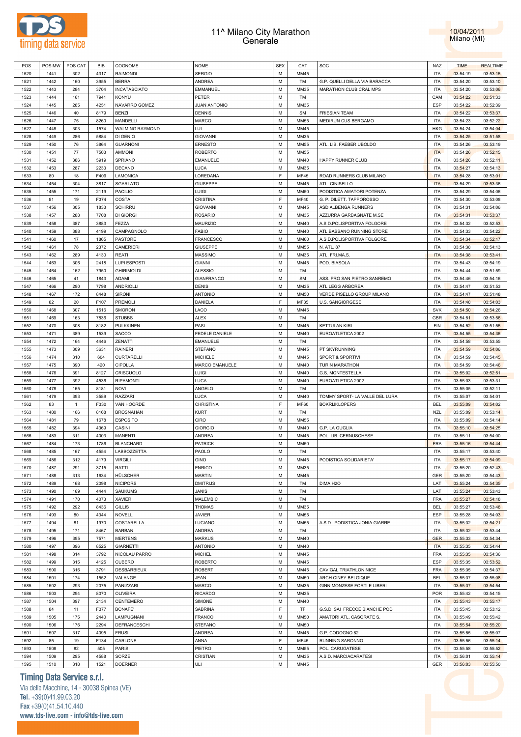# 11^ Milano City Marathon
## Generale

10/04/2011
Milano (MI)

| POS | POS MW | POS CAT | BIB | COGNOME | NOME | SEX | CAT | SOC | NAZ | TIME | REALTIME |
|---|---|---|---|---|---|---|---|---|---|---|---|
| 1520 | 1441 | 302 | 4317 | RAIMONDI | SERGIO | M | MM45 | | ITA | 03:54:19 | 03:53:15 |
| 1521 | 1442 | 160 | 3955 | BERRA | ANDREA | M | TM | G.P. QUELLI DELLA VIA BARACCA | ITA | 03:54:20 | 03:53:10 |
| 1522 | 1443 | 284 | 3704 | INCATASCIATO | EMMANUEL | M | MM35 | MARATHON CLUB CRAL MPS | ITA | 03:54:20 | 03:53:06 |
| 1523 | 1444 | 161 | 7941 | KONYU | PETER | M | TM | | CAM | 03:54:22 | 03:51:33 |
| 1524 | 1445 | 285 | 4251 | NAVARRO GOMEZ | JUAN ANTONIO | M | MM35 | | ESP | 03:54:22 | 03:52:39 |
| 1525 | 1446 | 40 | 8179 | BENZI | DENNIS | M | SM | FRIESIAN TEAM | ITA | 03:54:22 | 03:53:37 |
| 1526 | 1447 | 75 | 8260 | MANDELLI | MARCO | M | MM55 | MEDIRUN CUS BERGAMO | ITA | 03:54:23 | 03:52:22 |
| 1527 | 1448 | 303 | 1574 | WAI MING RAYMOND | LUI | M | MM45 | | HKG | 03:54:24 | 03:54:04 |
| 1528 | 1449 | 286 | 5884 | DI GENIO | GIOVANNI | M | MM35 | | ITA | 03:54:25 | 03:51:58 |
| 1529 | 1450 | 76 | 3864 | GUARNONI | ERNESTO | M | MM55 | ATL. LIB. FAEBER UBOLDO | ITA | 03:54:26 | 03:53:19 |
| 1530 | 1451 | 77 | 7503 | AMMONI | ROBERTO | M | MM55 | | ITA | 03:54:26 | 03:52:15 |
| 1531 | 1452 | 386 | 5919 | SPRIANO | EMANUELE | M | MM40 | HAPPY RUNNER CLUB | ITA | 03:54:26 | 03:52:11 |
| 1532 | 1453 | 287 | 2233 | DECANO | LUCA | M | MM35 | | ITA | 03:54:27 | 03:54:13 |
| 1533 | 80 | 18 | F409 | LAMONICA | LOREDANA | F | MF45 | ROAD RUNNERS CLUB MILANO | ITA | 03:54:28 | 03:53:01 |
| 1534 | 1454 | 304 | 3817 | SGARLATO | GIUSEPPE | M | MM45 | ATL. CINISELLO | ITA | 03:54:29 | 03:53:36 |
| 1535 | 1455 | 171 | 2119 | PACILIO | LUIGI | M | MM50 | PODISTICA AMATORI POTENZA | ITA | 03:54:29 | 03:54:06 |
| 1536 | 81 | 19 | F374 | COSTA | CRISTINA | F | MF40 | G. P. DILETT. TAPPOROSSO | ITA | 03:54:30 | 03:53:08 |
| 1537 | 1456 | 305 | 1833 | SCHIRRU | GIOVANNI | M | MM45 | ASD ALBENGA RUNNERS | ITA | 03:54:31 | 03:54:06 |
| 1538 | 1457 | 288 | 7708 | DI GIORGI | ROSARIO | M | MM35 | AZZURRA GARBAGNATE M.SE | ITA | 03:54:31 | 03:53:37 |
| 1539 | 1458 | 387 | 3883 | FEZZA | MAURIZIO | M | MM40 | A.S.D.POLISPORTIVA FOLGORE | ITA | 03:54:32 | 03:52:53 |
| 1540 | 1459 | 388 | 4199 | CAMPAGNOLO | FABIO | M | MM40 | ATL.BASSANO RUNNING STORE | ITA | 03:54:33 | 03:54:22 |
| 1541 | 1460 | 17 | 1865 | PASTORE | FRANCESCO | M | MM60 | A.S.D.POLISPORTIVA FOLGORE | ITA | 03:54:34 | 03:52:17 |
| 1542 | 1461 | 78 | 2372 | CAMERIERI | GIUSEPPE | M | MM55 | N. ATL. 87 | ITA | 03:54:38 | 03:54:13 |
| 1543 | 1462 | 289 | 4130 | REATI | MASSIMO | M | MM35 | ATL. FRI.MA.S. | ITA | 03:54:38 | 03:53:41 |
| 1544 | 1463 | 306 | 2418 | LUPI ESPOSTI | GIANNI | M | MM45 | POD. BIASOLA | ITA | 03:54:43 | 03:54:19 |
| 1545 | 1464 | 162 | 7950 | GHIRIMOLDI | ALESSIO | M | TM | | ITA | 03:54:44 | 03:51:59 |
| 1546 | 1465 | 41 | 1843 | ADAMI | GIANFRANCO | M | SM | ASS. PRO SAN PIETRO SANREMO | ITA | 03:54:46 | 03:54:16 |
| 1547 | 1466 | 290 | 7798 | ANDRIOLLI | DENIS | M | MM35 | ATL LEGG ARBOREA | ITA | 03:54:47 | 03:51:53 |
| 1548 | 1467 | 172 | 8448 | SIRONI | ANTONIO | M | MM50 | VERDE PISELLO GROUP MILANO | ITA | 03:54:47 | 03:51:48 |
| 1549 | 82 | 20 | F107 | PREMOLI | DANIELA | F | MF35 | U.S. SANGIORGESE | ITA | 03:54:48 | 03:54:03 |
| 1550 | 1468 | 307 | 1516 | SMORON | LACO | M | MM45 | | SVK | 03:54:50 | 03:54:26 |
| 1551 | 1469 | 163 | 7836 | STUBBS | ALEX | M | TM | | GBR | 03:54:51 | 03:53:56 |
| 1552 | 1470 | 308 | 8182 | PULKKINEN | PASI | M | MM45 | KETTULAN KIRI | FIN | 03:54:52 | 03:51:55 |
| 1553 | 1471 | 389 | 1539 | SACCO | FEDELE DANIELE | M | MM40 | EUROATLETICA 2002 | ITA | 03:54:55 | 03:54:36 |
| 1554 | 1472 | 164 | 4446 | ZENATTI | EMANUELE | M | TM | | ITA | 03:54:58 | 03:53:55 |
| 1555 | 1473 | 309 | 3631 | RAINERI | STEFANO | M | MM45 | PT SKYRUNNING | ITA | 03:54:59 | 03:54:06 |
| 1556 | 1474 | 310 | 604 | CURTARELLI | MICHELE | M | MM45 | SPORT & SPORTIVI | ITA | 03:54:59 | 03:54:45 |
| 1557 | 1475 | 390 | 420 | CIPOLLA | MARCO EMANUELE | M | MM40 | TURIN MARATHON | ITA | 03:54:59 | 03:54:46 |
| 1558 | 1476 | 391 | 8127 | CRISCUOLO | LUIGI | M | MM40 | G.S. MONTESTELLA | ITA | 03:55:02 | 03:52:51 |
| 1559 | 1477 | 392 | 4536 | RIPAMONTI | LUCA | M | MM40 | EUROATLETICA 2002 | ITA | 03:55:03 | 03:53:31 |
| 1560 | 1478 | 165 | 8181 | NOVI | ANGELO | M | TM | | ITA | 03:55:05 | 03:52:11 |
| 1561 | 1479 | 393 | 3589 | RAZZARI | LUCA | M | MM40 | TOMMY SPORT- LA VALLE DEL LURA | ITA | 03:55:07 | 03:54:01 |
| 1562 | 83 | 1 | F330 | VAN HOORDE | CHRISTINA | F | MF60 | BOKRIJKLOPERS | BEL | 03:55:09 | 03:54:02 |
| 1563 | 1480 | 166 | 8168 | BROSNAHAN | KURT | M | TM | | NZL | 03:55:09 | 03:53:14 |
| 1564 | 1481 | 79 | 1678 | ESPOSITO | CIRO | M | MM55 | | ITA | 03:55:09 | 03:54:14 |
| 1565 | 1482 | 394 | 4369 | CASINI | GIORGIO | M | MM40 | G.P. LA GUGLIA | ITA | 03:55:10 | 03:54:25 |
| 1566 | 1483 | 311 | 4003 | MANENTI | ANDREA | M | MM45 | POL. LIB. CERNUSCHESE | ITA | 03:55:11 | 03:54:00 |
| 1567 | 1484 | 173 | 1786 | BLANCHARD | PATRICK | M | MM50 | | FRA | 03:55:16 | 03:54:44 |
| 1568 | 1485 | 167 | 4554 | LABBOZZETTA | PAOLO | M | TM | | ITA | 03:55:17 | 03:53:40 |
| 1569 | 1486 | 312 | 4179 | VIRGILI | GINO | M | MM45 | PODISTICA SOLIDARIETA' | ITA | 03:55:17 | 03:54:09 |
| 1570 | 1487 | 291 | 3715 | RATTI | ENRICO | M | MM35 | | ITA | 03:55:20 | 03:52:43 |
| 1571 | 1488 | 313 | 1634 | HÜLSCHER | MARTIN | M | MM45 | | GER | 03:55:20 | 03:54:43 |
| 1572 | 1489 | 168 | 2098 | NICIPORS | DMITRIJS | M | TM | DIMA.H2O | LAT | 03:55:24 | 03:54:35 |
| 1573 | 1490 | 169 | 4444 | SAUKUMS | JANIS | M | TM | | LAT | 03:55:24 | 03:53:43 |
| 1574 | 1491 | 170 | 4073 | XAVIER | MALEMBIC | M | TM | | FRA | 03:55:27 | 03:54:18 |
| 1575 | 1492 | 292 | 8436 | GILLIS | THOMAS | M | MM35 | | BEL | 03:55:27 | 03:53:48 |
| 1576 | 1493 | 80 | 4344 | NOVELL | JAVIER | M | MM55 | | ESP | 03:55:28 | 03:54:03 |
| 1577 | 1494 | 81 | 1970 | COSTARELLA | LUCIANO | M | MM55 | A.S.D. PODISTICA JONIA GIARRE | ITA | 03:55:32 | 03:54:21 |
| 1578 | 1495 | 171 | 8467 | BARBAN | ANDREA | M | TM | | ITA | 03:55:32 | 03:53:44 |
| 1579 | 1496 | 395 | 7571 | MERTENS | MARKUS | M | MM40 | | GER | 03:55:33 | 03:54:34 |
| 1580 | 1497 | 396 | 8525 | GIARNETTI | ANTONIO | M | MM40 | | ITA | 03:55:35 | 03:54:44 |
| 1581 | 1498 | 314 | 3792 | NICOLAU PARRO | MICHEL | M | MM45 | | FRA | 03:55:35 | 03:54:36 |
| 1582 | 1499 | 315 | 4125 | CUBERO | ROBERTO | M | MM45 | | ESP | 03:55:35 | 03:53:52 |
| 1583 | 1500 | 316 | 3791 | DESBARBIEUX | ROBERT | M | MM45 | CAVIGAL TRIATHLON NICE | FRA | 03:55:35 | 03:54:37 |
| 1584 | 1501 | 174 | 1552 | VALANGE | JEAN | M | MM50 | ARCH CINEY BELGIQUE | BEL | 03:55:37 | 03:55:08 |
| 1585 | 1502 | 293 | 2075 | PANIZZARI | MARCO | M | MM35 | GINN.MONZESE FORTI E LIBERI | ITA | 03:55:37 | 03:54:54 |
| 1586 | 1503 | 294 | 8070 | OLIVEIRA | RICARDO | M | MM35 | | POR | 03:55:42 | 03:54:15 |
| 1587 | 1504 | 397 | 2134 | CENTEMERO | SIMONE | M | MM40 | | ITA | 03:55:43 | 03:55:17 |
| 1588 | 84 | 11 | F377 | BONAFE' | SABRINA | F | TF | G.S.D. SAI FRECCE BIANCHE POD | ITA | 03:55:45 | 03:53:12 |
| 1589 | 1505 | 175 | 2440 | LAMPUGNANI | FRANCO | M | MM50 | AMATORI ATL. CASORATE S. | ITA | 03:55:49 | 03:55:42 |
| 1590 | 1506 | 176 | 2294 | DEFRANCESCHI | STEFANO | M | MM50 | | ITA | 03:55:54 | 03:55:20 |
| 1591 | 1507 | 317 | 4095 | FRUSI | ANDREA | M | MM45 | G.P. CODOGNO 82 | ITA | 03:55:55 | 03:55:07 |
| 1592 | 85 | 19 | F134 | CARLONE | ANNA | F | MF45 | RUNNING SARONNO | ITA | 03:55:56 | 03:55:14 |
| 1593 | 1508 | 82 | 505 | PARISI | PIETRO | M | MM55 | POL. CARUGATESE | ITA | 03:55:58 | 03:55:52 |
| 1594 | 1509 | 295 | 4588 | SORZE | CRISTIAN | M | MM35 | A.S.D. MARCIACARATESI | ITA | 03:56:01 | 03:55:14 |
| 1595 | 1510 | 318 | 1521 | DOERNER | ULI | M | MM45 | | GER | 03:56:03 | 03:55:50 |

**Timing Data Service s.r.l.**
Via delle Macchine, 14 - 30038 Spinea (VE)
Tel. +39(0)41.99.03.20
Fax +39(0)41.54.10.440
www.tds-live.com - info@tds-live.com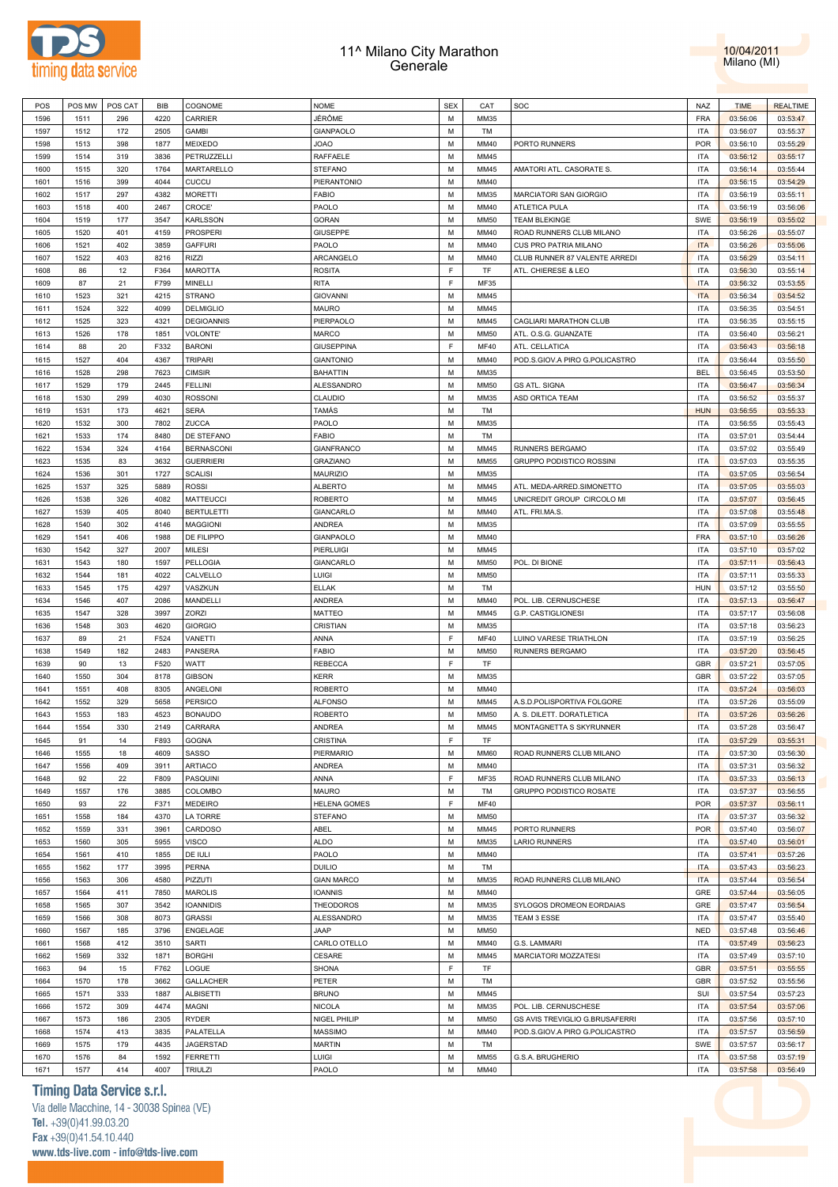# 11^ Milano City Marathon
## Generale

10/04/2011
Milano (MI)

| POS | POS MW | POS CAT | BIB | COGNOME | NOME | SEX | CAT | SOC | NAZ | TIME | REALTIME |
|---|---|---|---|---|---|---|---|---|---|---|---|
| 1596 | 1511 | 296 | 4220 | CARRIER | JÉRÔME | M | MM35 | | FRA | 03:56:06 | 03:53:47 |
| 1597 | 1512 | 172 | 2505 | GAMBI | GIANPAOLO | M | TM | | ITA | 03:56:07 | 03:55:37 |
| 1598 | 1513 | 398 | 1877 | MEIXEDO | JOAO | M | MM40 | PORTO RUNNERS | POR | 03:56:10 | 03:55:29 |
| 1599 | 1514 | 319 | 3836 | PETRUZZELLI | RAFFAELE | M | MM45 | | ITA | 03:56:12 | 03:55:17 |
| 1600 | 1515 | 320 | 1764 | MARTARELLO | STEFANO | M | MM45 | AMATORI ATL. CASORATE S. | ITA | 03:56:14 | 03:55:44 |
| 1601 | 1516 | 399 | 4044 | CUCCU | PIERANTONIO | M | MM40 | | ITA | 03:56:15 | 03:54:29 |
| 1602 | 1517 | 297 | 4382 | MORETTI | FABIO | M | MM35 | MARCIATORI SAN GIORGIO | ITA | 03:56:19 | 03:55:11 |
| 1603 | 1518 | 400 | 2467 | CROCE' | PAOLO | M | MM40 | ATLETICA PULA | ITA | 03:56:19 | 03:56:06 |
| 1604 | 1519 | 177 | 3547 | KARLSSON | GORAN | M | MM50 | TEAM BLEKINGE | SWE | 03:56:19 | 03:55:02 |
| 1605 | 1520 | 401 | 4159 | PROSPERI | GIUSEPPE | M | MM40 | ROAD RUNNERS CLUB MILANO | ITA | 03:56:26 | 03:55:07 |
| 1606 | 1521 | 402 | 3859 | GAFFURI | PAOLO | M | MM40 | CUS PRO PATRIA MILANO | ITA | 03:56:26 | 03:55:06 |
| 1607 | 1522 | 403 | 8216 | RIZZI | ARCANGELO | M | MM40 | CLUB RUNNER 87 VALENTE ARREDI | ITA | 03:56:29 | 03:54:11 |
| 1608 | 86 | 12 | F364 | MAROTTA | ROSITA | F | TF | ATL. CHIERESE & LEO | ITA | 03:56:30 | 03:55:14 |
| 1609 | 87 | 21 | F799 | MINELLI | RITA | F | MF35 | | ITA | 03:56:32 | 03:53:55 |
| 1610 | 1523 | 321 | 4215 | STRANO | GIOVANNI | M | MM45 | | ITA | 03:56:34 | 03:54:52 |
| 1611 | 1524 | 322 | 4099 | DELMIGLIO | MAURO | M | MM45 | | ITA | 03:56:35 | 03:54:51 |
| 1612 | 1525 | 323 | 4321 | DEGIOANNIS | PIERPAOLO | M | MM45 | CAGLIARI MARATHON CLUB | ITA | 03:56:35 | 03:55:15 |
| 1613 | 1526 | 178 | 1851 | VOLONTE' | MARCO | M | MM50 | ATL. O.S.G. GUANZATE | ITA | 03:56:40 | 03:56:21 |
| 1614 | 88 | 20 | F332 | BARONI | GIUSEPPINA | F | MF40 | ATL. CELLATICA | ITA | 03:56:43 | 03:56:18 |
| 1615 | 1527 | 404 | 4367 | TRIPARI | GIANTONIO | M | MM40 | POD.S.GIOV.A PIRO G.POLICASTRO | ITA | 03:56:44 | 03:55:50 |
| 1616 | 1528 | 298 | 7623 | CIMSIR | BAHATTIN | M | MM35 | | BEL | 03:56:45 | 03:53:50 |
| 1617 | 1529 | 179 | 2445 | FELLINI | ALESSANDRO | M | MM50 | GS ATL. SIGNA | ITA | 03:56:47 | 03:56:34 |
| 1618 | 1530 | 299 | 4030 | ROSSONI | CLAUDIO | M | MM35 | ASD ORTICA TEAM | ITA | 03:56:52 | 03:55:37 |
| 1619 | 1531 | 173 | 4621 | SERA | TAMÁS | M | TM | | HUN | 03:56:55 | 03:55:33 |
| 1620 | 1532 | 300 | 7802 | ZUCCA | PAOLO | M | MM35 | | ITA | 03:56:55 | 03:55:43 |
| 1621 | 1533 | 174 | 8480 | DE STEFANO | FABIO | M | TM | | ITA | 03:57:01 | 03:54:44 |
| 1622 | 1534 | 324 | 4164 | BERNASCONI | GIANFRANCO | M | MM45 | RUNNERS BERGAMO | ITA | 03:57:02 | 03:55:49 |
| 1623 | 1535 | 83 | 3632 | GUERRIERI | GRAZIANO | M | MM55 | GRUPPO PODISTICO ROSSINI | ITA | 03:57:03 | 03:55:35 |
| 1624 | 1536 | 301 | 1727 | SCALISI | MAURIZIO | M | MM35 | | ITA | 03:57:05 | 03:56:54 |
| 1625 | 1537 | 325 | 5889 | ROSSI | ALBERTO | M | MM45 | ATL. MEDA-ARRED.SIMONETTO | ITA | 03:57:05 | 03:55:03 |
| 1626 | 1538 | 326 | 4082 | MATTEUCCI | ROBERTO | M | MM45 | UNICREDIT GROUP CIRCOLO MI | ITA | 03:57:07 | 03:56:45 |
| 1627 | 1539 | 405 | 8040 | BERTULETTI | GIANCARLO | M | MM40 | ATL. FRI.MA.S. | ITA | 03:57:08 | 03:55:48 |
| 1628 | 1540 | 302 | 4146 | MAGGIONI | ANDREA | M | MM35 | | ITA | 03:57:09 | 03:55:55 |
| 1629 | 1541 | 406 | 1988 | DE FILIPPO | GIANPAOLO | M | MM40 | | FRA | 03:57:10 | 03:56:26 |
| 1630 | 1542 | 327 | 2007 | MILESI | PIERLUIGI | M | MM45 | | ITA | 03:57:10 | 03:57:02 |
| 1631 | 1543 | 180 | 1597 | PELLOGIA | GIANCARLO | M | MM50 | POL. DI BIONE | ITA | 03:57:11 | 03:56:43 |
| 1632 | 1544 | 181 | 4022 | CALVELLO | LUIGI | M | MM50 | | ITA | 03:57:11 | 03:55:33 |
| 1633 | 1545 | 175 | 4297 | VASZKUN | ELLAK | M | TM | | HUN | 03:57:12 | 03:55:50 |
| 1634 | 1546 | 407 | 2086 | MANDELLI | ANDREA | M | MM40 | POL. LIB. CERNUSCHESE | ITA | 03:57:13 | 03:56:47 |
| 1635 | 1547 | 328 | 3997 | ZORZI | MATTEO | M | MM45 | G.P. CASTIGLIONESI | ITA | 03:57:17 | 03:56:08 |
| 1636 | 1548 | 303 | 4620 | GIORGIO | CRISTIAN | M | MM35 | | ITA | 03:57:18 | 03:56:23 |
| 1637 | 89 | 21 | F524 | VANETTI | ANNA | F | MF40 | LUINO VARESE TRIATHLON | ITA | 03:57:19 | 03:56:25 |
| 1638 | 1549 | 182 | 2483 | PANSERA | FABIO | M | MM50 | RUNNERS BERGAMO | ITA | 03:57:20 | 03:56:45 |
| 1639 | 90 | 13 | F520 | WATT | REBECCA | F | TF | | GBR | 03:57:21 | 03:57:05 |
| 1640 | 1550 | 304 | 8178 | GIBSON | KERR | M | MM35 | | GBR | 03:57:22 | 03:57:05 |
| 1641 | 1551 | 408 | 8305 | ANGELONI | ROBERTO | M | MM40 | | ITA | 03:57:24 | 03:56:03 |
| 1642 | 1552 | 329 | 5658 | PERSICO | ALFONSO | M | MM45 | A.S.D.POLISPORTIVA FOLGORE | ITA | 03:57:26 | 03:55:09 |
| 1643 | 1553 | 183 | 4523 | BONAUDO | ROBERTO | M | MM50 | A. S. DILETT. DORATLETICA | ITA | 03:57:26 | 03:56:26 |
| 1644 | 1554 | 330 | 2149 | CARRARA | ANDREA | M | MM45 | MONTAGNETTA S SKYRUNNER | ITA | 03:57:28 | 03:56:47 |
| 1645 | 91 | 14 | F893 | GOGNA | CRISTINA | F | TF | | ITA | 03:57:29 | 03:55:31 |
| 1646 | 1555 | 18 | 4609 | SASSO | PIERMARIO | M | MM60 | ROAD RUNNERS CLUB MILANO | ITA | 03:57:30 | 03:56:30 |
| 1647 | 1556 | 409 | 3911 | ARTIACO | ANDREA | M | MM40 | | ITA | 03:57:31 | 03:56:32 |
| 1648 | 92 | 22 | F809 | PASQUINI | ANNA | F | MF35 | ROAD RUNNERS CLUB MILANO | ITA | 03:57:33 | 03:56:13 |
| 1649 | 1557 | 176 | 3885 | COLOMBO | MAURO | M | TM | GRUPPO PODISTICO ROSATE | ITA | 03:57:37 | 03:56:55 |
| 1650 | 93 | 22 | F371 | MEDEIRO | HELENA GOMES | F | MF40 | | POR | 03:57:37 | 03:56:11 |
| 1651 | 1558 | 184 | 4370 | LA TORRE | STEFANO | M | MM50 | | ITA | 03:57:37 | 03:56:32 |
| 1652 | 1559 | 331 | 3961 | CARDOSO | ABEL | M | MM45 | PORTO RUNNERS | POR | 03:57:40 | 03:56:07 |
| 1653 | 1560 | 305 | 5955 | VISCO | ALDO | M | MM35 | LARIO RUNNERS | ITA | 03:57:40 | 03:56:01 |
| 1654 | 1561 | 410 | 1855 | DE IULI | PAOLO | M | MM40 | | ITA | 03:57:41 | 03:57:26 |
| 1655 | 1562 | 177 | 3995 | PERNA | DUILIO | M | TM | | ITA | 03:57:43 | 03:56:23 |
| 1656 | 1563 | 306 | 4580 | PIZZUTI | GIAN MARCO | M | MM35 | ROAD RUNNERS CLUB MILANO | ITA | 03:57:44 | 03:56:54 |
| 1657 | 1564 | 411 | 7850 | MAROLIS | IOANNIS | M | MM40 | | GRE | 03:57:44 | 03:56:05 |
| 1658 | 1565 | 307 | 3542 | IOANNIDIS | THEODOROS | M | MM35 | SYLOGOS DROMEON EORDAIAS | GRE | 03:57:47 | 03:56:54 |
| 1659 | 1566 | 308 | 8073 | GRASSI | ALESSANDRO | M | MM35 | TEAM 3 ESSE | ITA | 03:57:47 | 03:55:40 |
| 1660 | 1567 | 185 | 3796 | ENGELAGE | JAAP | M | MM50 | | NED | 03:57:48 | 03:56:46 |
| 1661 | 1568 | 412 | 3510 | SARTI | CARLO OTELLO | M | MM40 | G.S. LAMMARI | ITA | 03:57:49 | 03:56:23 |
| 1662 | 1569 | 332 | 1871 | BORGHI | CESARE | M | MM45 | MARCIATORI MOZZATESI | ITA | 03:57:49 | 03:57:10 |
| 1663 | 94 | 15 | F762 | LOGUE | SHONA | F | TF | | GBR | 03:57:51 | 03:55:55 |
| 1664 | 1570 | 178 | 3662 | GALLACHER | PETER | M | TM | | GBR | 03:57:52 | 03:55:56 |
| 1665 | 1571 | 333 | 1887 | ALBISETTI | BRUNO | M | MM45 | | SUI | 03:57:54 | 03:57:23 |
| 1666 | 1572 | 309 | 4474 | MAGNI | NICOLA | M | MM35 | POL. LIB. CERNUSCHESE | ITA | 03:57:54 | 03:57:06 |
| 1667 | 1573 | 186 | 2305 | RYDER | NIGEL PHILIP | M | MM50 | GS AVIS TREVIGLIO G.BRUSAFERRI | ITA | 03:57:56 | 03:57:10 |
| 1668 | 1574 | 413 | 3835 | PALATELLA | MASSIMO | M | MM40 | POD.S.GIOV.A PIRO G.POLICASTRO | ITA | 03:57:57 | 03:56:59 |
| 1669 | 1575 | 179 | 4435 | JAGERSTAD | MARTIN | M | TM | | SWE | 03:57:57 | 03:56:17 |
| 1670 | 1576 | 84 | 1592 | FERRETTI | LUIGI | M | MM55 | G.S.A. BRUGHERIO | ITA | 03:57:58 | 03:57:19 |
| 1671 | 1577 | 414 | 4007 | TRIULZI | PAOLO | M | MM40 | | ITA | 03:57:58 | 03:56:49 |

**Timing Data Service s.r.l.**
Via delle Macchine, 14 - 30038 Spinea (VE)
Tel. +39(0)41.99.03.20
Fax +39(0)41.54.10.440
www.tds-live.com - info@tds-live.com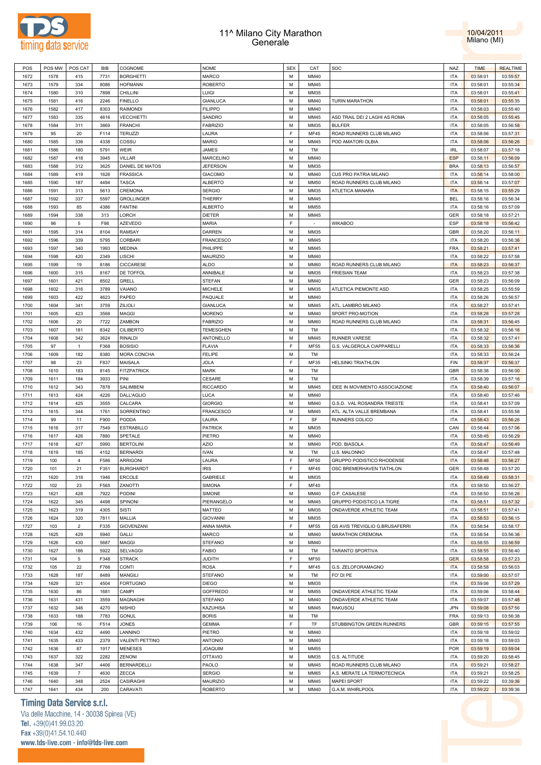# 11^ Milano City Marathon
## Generale

10/04/2011
Milano (MI)

| POS | POS MW | POS CAT | BIB | COGNOME | NOME | SEX | CAT | SOC | NAZ | TIME | REALTIME |
|---|---|---|---|---|---|---|---|---|---|---|---|
| 1672 | 1578 | 415 | 7731 | BORGHETTI | MARCO | M | MM40 | | ITA | 03:58:01 | 03:55:57 |
| 1673 | 1579 | 334 | 8086 | HOFMANN | ROBERTO | M | MM45 | | ITA | 03:58:01 | 03:55:34 |
| 1674 | 1580 | 310 | 7898 | CHILLINI | LUIGI | M | MM35 | | ITA | 03:58:01 | 03:55:41 |
| 1675 | 1581 | 416 | 2246 | FINELLO | GIANLUCA | M | MM40 | TURIN MARATHON | ITA | 03:58:01 | 03:55:35 |
| 1676 | 1582 | 417 | 8303 | RAIMONDI | FILIPPO | M | MM40 | | ITA | 03:58:03 | 03:55:40 |
| 1677 | 1583 | 335 | 4616 | VECCHIETTI | SANDRO | M | MM45 | ASD TRAIL DEI 2 LAGHI AS ROMA | ITA | 03:58:05 | 03:55:45 |
| 1678 | 1584 | 311 | 3869 | FRANCHI | FABRIZIO | M | MM35 | BULFER | ITA | 03:58:05 | 03:56:58 |
| 1679 | 95 | 20 | F114 | TERUZZI | LAURA | F | MF45 | ROAD RUNNERS CLUB MILANO | ITA | 03:58:06 | 03:57:31 |
| 1680 | 1585 | 336 | 4338 | COSSU | MARIO | M | MM45 | POD AMATORI OLBIA | ITA | 03:58:06 | 03:56:26 |
| 1681 | 1586 | 180 | 5791 | WEIR | JAMES | M | TM | | IRL | 03:58:07 | 03:57:18 |
| 1682 | 1587 | 418 | 3945 | VILLAR | MARCELINO | M | MM40 | | ESP | 03:58:11 | 03:56:09 |
| 1683 | 1588 | 312 | 3625 | DANIEL DE MATOS | JEFERSON | M | MM35 | | BRA | 03:58:13 | 03:56:57 |
| 1684 | 1589 | 419 | 1626 | FRASSICA | GIACOMO | M | MM40 | CUS PRO PATRIA MILANO | ITA | 03:58:14 | 03:58:00 |
| 1685 | 1590 | 187 | 4494 | TASCA | ALBERTO | M | MM50 | ROAD RUNNERS CLUB MILANO | ITA | 03:58:14 | 03:57:07 |
| 1686 | 1591 | 313 | 5613 | CREMONA | SERGIO | M | MM35 | ATLETICA MANARA | ITA | 03:58:15 | 03:55:29 |
| 1687 | 1592 | 337 | 5597 | GROLLINGER | THIERRY | M | MM45 | | BEL | 03:58:16 | 03:56:34 |
| 1688 | 1593 | 85 | 4386 | FANTINI | ALBERTO | M | MM55 | | ITA | 03:58:16 | 03:57:09 |
| 1689 | 1594 | 338 | 313 | LORCH | DIETER | M | MM45 | | GER | 03:58:18 | 03:57:21 |
| 1690 | 96 | 5 | F98 | AZEVEDO | MARIA | F | - | WIKABOO | ESP | 03:58:18 | 03:56:42 |
| 1691 | 1595 | 314 | 8104 | RAMSAY | DARREN | M | MM35 | | GBR | 03:58:20 | 03:56:11 |
| 1692 | 1596 | 339 | 5795 | CORBARI | FRANCESCO | M | MM45 | | ITA | 03:58:20 | 03:56:36 |
| 1693 | 1597 | 340 | 1993 | MEDINA | PHILIPPE | M | MM45 | | FRA | 03:58:21 | 03:57:41 |
| 1694 | 1598 | 420 | 2349 | LISCHI | MAURIZIO | M | MM40 | | ITA | 03:58:22 | 03:57:58 |
| 1695 | 1599 | 19 | 8186 | CICCARESE | ALDO | M | MM60 | ROAD RUNNERS CLUB MILANO | ITA | 03:58:23 | 03:56:37 |
| 1696 | 1600 | 315 | 8167 | DE TOFFOL | ANNIBALE | M | MM35 | FRIESIAN TEAM | ITA | 03:58:23 | 03:57:38 |
| 1697 | 1601 | 421 | 8502 | GRELL | STEFAN | M | MM40 | | GER | 03:58:23 | 03:56:09 |
| 1698 | 1602 | 316 | 3789 | VAIANO | MICHELE | M | MM35 | ATLETICA PIEMONTE ASD | ITA | 03:58:25 | 03:55:59 |
| 1699 | 1603 | 422 | 4623 | PAPEO | PAQUALE | M | MM40 | | ITA | 03:58:26 | 03:56:57 |
| 1700 | 1604 | 341 | 3759 | ZILIOLI | GIANLUCA | M | MM45 | ATL. LAMBRO MILANO | ITA | 03:58:27 | 03:57:41 |
| 1701 | 1605 | 423 | 3568 | MAGGI | MORENO | M | MM40 | SPORT PRO-MOTION | ITA | 03:58:28 | 03:57:28 |
| 1702 | 1606 | 20 | 7722 | ZAMBON | FABRIZIO | M | MM60 | ROAD RUNNERS CLUB MILANO | ITA | 03:58:31 | 03:56:45 |
| 1703 | 1607 | 181 | 8342 | CILIBERTO | TEMESGHEN | M | TM | | ITA | 03:58:32 | 03:56:16 |
| 1704 | 1608 | 342 | 3624 | RINALDI | ANTONELLO | M | MM45 | RUNNER VARESE | ITA | 03:58:32 | 03:57:41 |
| 1705 | 97 | 1 | F368 | BOSISIO | FLAVIA | F | MF55 | G.S. VALGEROLA CIAPPARELLI | ITA | 03:58:33 | 03:56:36 |
| 1706 | 1609 | 182 | 8380 | MORA CONCHA | FELIPE | M | TM | | ITA | 03:58:33 | 03:56:24 |
| 1707 | 98 | 23 | F837 | MAISALA | JOLA | F | MF35 | HELSINKI TRIATHLON | FIN | 03:58:37 | 03:56:37 |
| 1708 | 1610 | 183 | 8145 | FITZPATRICK | MARK | M | TM | | GBR | 03:58:38 | 03:56:00 |
| 1709 | 1611 | 184 | 3933 | PINI | CESARE | M | TM | | ITA | 03:58:39 | 03:57:16 |
| 1710 | 1612 | 343 | 7878 | SALIMBENI | RICCARDO | M | MM45 | IDEE IN MOVIMENTO ASSOCIAZIONE | ITA | 03:58:40 | 03:56:07 |
| 1711 | 1613 | 424 | 4226 | DALL'AGLIO | LUCA | M | MM40 | | ITA | 03:58:40 | 03:57:46 |
| 1712 | 1614 | 425 | 3555 | CALCARA | GIORGIO | M | MM40 | G.S.D. VAL ROSANDRA TRIESTE | ITA | 03:58:41 | 03:57:09 |
| 1713 | 1615 | 344 | 1761 | SORRENTINO | FRANCESCO | M | MM45 | ATL. ALTA VALLE BREMBANA | ITA | 03:58:41 | 03:55:58 |
| 1714 | 99 | 11 | F900 | PODDA | LAURA | F | SF | RUNNERS COLICO | ITA | 03:58:43 | 03:56:26 |
| 1715 | 1616 | 317 | 7549 | ESTRABILLO | PATRICK | M | MM35 | | CAN | 03:58:44 | 03:57:06 |
| 1716 | 1617 | 426 | 7880 | SPETALE | PIETRO | M | MM40 | | ITA | 03:58:45 | 03:56:29 |
| 1717 | 1618 | 427 | 5990 | BERTOLINI | AZIO | M | MM40 | POD. BIASOLA | ITA | 03:58:47 | 03:56:49 |
| 1718 | 1619 | 185 | 4152 | BERNARDI | IVAN | M | TM | U.S. MALONNO | ITA | 03:58:47 | 03:57:48 |
| 1719 | 100 | 4 | F586 | ARRIGONI | LAURA | F | MF50 | GRUPPO PODISTICO RHODENSE | ITA | 03:58:48 | 03:56:27 |
| 1720 | 101 | 21 | F351 | BURGHARDT | IRIS | F | MF45 | OSC BREMERHAVEN TIATHLON | GER | 03:58:48 | 03:57:20 |
| 1721 | 1620 | 318 | 1946 | ERCOLE | GABRIELE | M | MM35 | | ITA | 03:58:49 | 03:58:31 |
| 1722 | 102 | 23 | F565 | ZANOTTI | SIMONA | F | MF40 | | ITA | 03:58:50 | 03:56:27 |
| 1723 | 1621 | 428 | 7922 | PODINI | SIMONE | M | MM40 | G.P. CASALESE | ITA | 03:58:50 | 03:56:26 |
| 1724 | 1622 | 345 | 4498 | SPINONI | PIERANGELO | M | MM45 | GRUPPO PODISTICO LA TIGRE | ITA | 03:58:51 | 03:57:32 |
| 1725 | 1623 | 319 | 4305 | SISTI | MATTEO | M | MM35 | ONDAVERDE ATHLETIC TEAM | ITA | 03:58:51 | 03:57:41 |
| 1726 | 1624 | 320 | 7811 | MALLIA | GIOVANNI | M | MM35 | | ITA | 03:58:53 | 03:56:15 |
| 1727 | 103 | 2 | F335 | GIOVENZANI | ANNA MARIA | F | MF55 | GS AVIS TREVIGLIO G.BRUSAFERRI | ITA | 03:58:54 | 03:58:17 |
| 1728 | 1625 | 429 | 5940 | GALLI | MARCO | M | MM40 | MARATHON CREMONA | ITA | 03:58:54 | 03:56:36 |
| 1729 | 1626 | 430 | 5687 | MAGGI | STEFANO | M | MM40 | | ITA | 03:58:55 | 03:56:59 |
| 1730 | 1627 | 186 | 5922 | SELVAGGI | FABIO | M | TM | TARANTO SPORTIVA | ITA | 03:58:55 | 03:56:40 |
| 1731 | 104 | 5 | F348 | STRACK | JUDITH | F | MF50 | | GER | 03:58:58 | 03:57:23 |
| 1732 | 105 | 22 | F766 | CONTI | ROSA | F | MF45 | G.S. ZELOFORAMAGNO | ITA | 03:58:58 | 03:56:03 |
| 1733 | 1628 | 187 | 8489 | MANGILI | STEFANO | M | TM | FO' DI PE | ITA | 03:59:00 | 03:57:07 |
| 1734 | 1629 | 321 | 4504 | FORTUGNO | DIEGO | M | MM35 | | ITA | 03:59:06 | 03:57:29 |
| 1735 | 1630 | 86 | 1681 | CAMPI | GOFFREDO | M | MM55 | ONDAVERDE ATHLETIC TEAM | ITA | 03:59:06 | 03:58:44 |
| 1736 | 1631 | 431 | 3559 | MAGNAGHI | STEFANO | M | MM40 | ONDAVERDE ATHLETIC TEAM | ITA | 03:59:07 | 03:57:48 |
| 1737 | 1632 | 346 | 4270 | NISHIO | KAZUHISA | M | MM45 | RAKUSOU | JPN | 03:59:08 | 03:57:56 |
| 1738 | 1633 | 188 | 7783 | GONUL | BORIS | M | TM | | FRA | 03:59:13 | 03:56:38 |
| 1739 | 106 | 16 | F514 | JONES | GEMMA | F | TF | STUBBINGTON GREEN RUNNERS | GBR | 03:59:15 | 03:57:55 |
| 1740 | 1634 | 432 | 4490 | LANNINO | PIETRO | M | MM40 | | ITA | 03:59:18 | 03:59:02 |
| 1741 | 1635 | 433 | 2379 | VALENTI PETTINO | ANTONIO | M | MM40 | | ITA | 03:59:18 | 03:59:03 |
| 1742 | 1636 | 87 | 1917 | MENESES | JOAQUIM | M | MM55 | | POR | 03:59:19 | 03:59:04 |
| 1743 | 1637 | 322 | 2282 | ZENONI | OTTAVIO | M | MM35 | G.S. ALTITUDE | ITA | 03:59:20 | 03:58:45 |
| 1744 | 1638 | 347 | 4406 | BERNARDELLI | PAOLO | M | MM45 | ROAD RUNNERS CLUB MILANO | ITA | 03:59:21 | 03:58:27 |
| 1745 | 1639 | 7 | 4630 | ZECCA | SERGIO | M | MM65 | A.S. MERATE LA TERMOTECNICA | ITA | 03:59:21 | 03:58:25 |
| 1746 | 1640 | 348 | 2524 | CASIRAGHI | MAURIZIO | M | MM45 | MAPEI SPORT | ITA | 03:59:22 | 03:39:36 |
| 1747 | 1641 | 434 | 200 | CARAVATI | ROBERTO | M | MM40 | G.A.M. WHIRLPOOL | ITA | 03:59:22 | 03:39:36 |

**Timing Data Service s.r.l.**
Via delle Macchine, 14 - 30038 Spinea (VE)
Tel. +39(0)41.99.03.20
Fax +39(0)41.54.10.440
www.tds-live.com - info@tds-live.com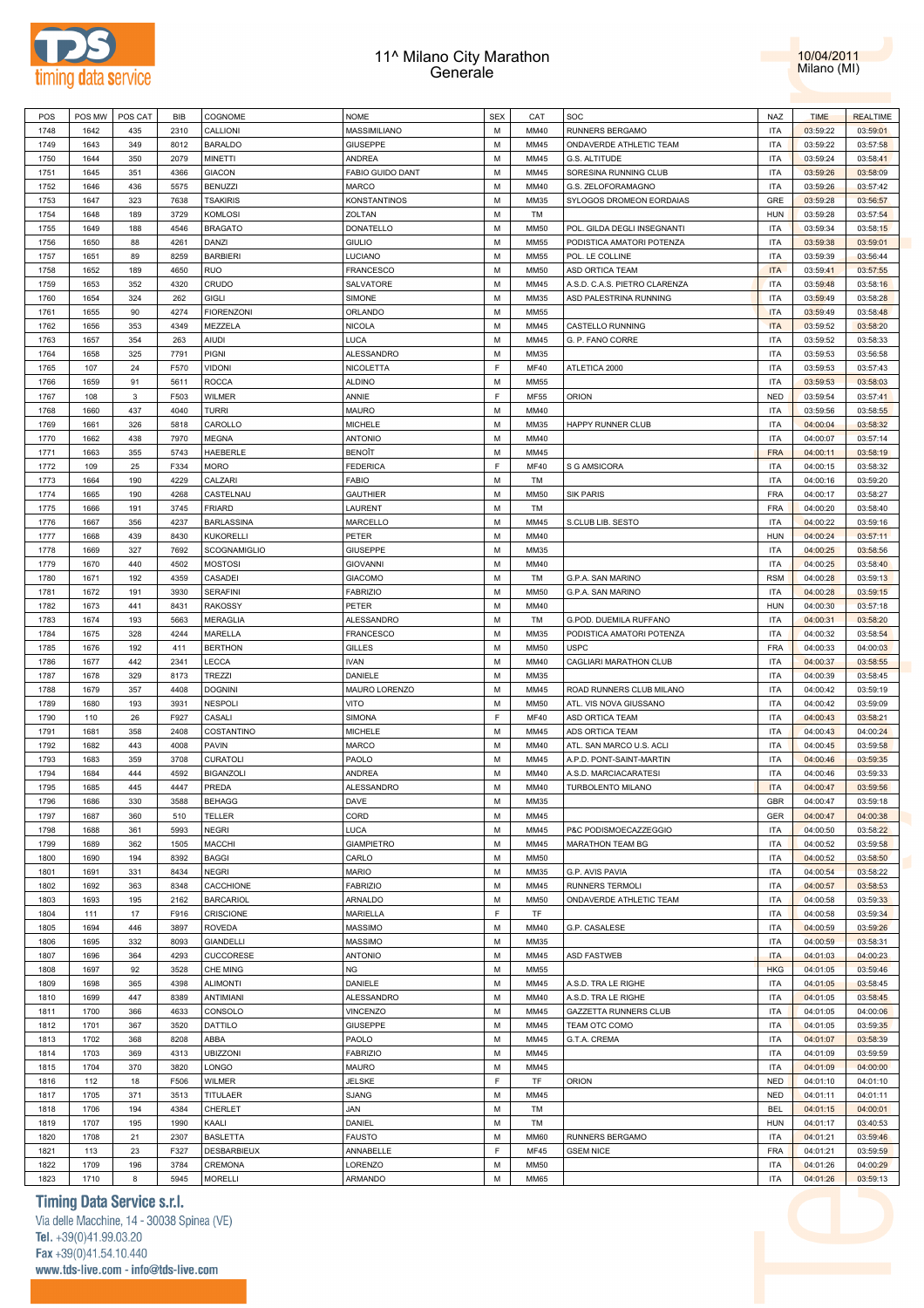# 11^ Milano City Marathon
## Generale

10/04/2011
Milano (MI)

| POS | POS MW | POS CAT | BIB | COGNOME | NOME | SEX | CAT | SOC | NAZ | TIME | REALTIME |
|---|---|---|---|---|---|---|---|---|---|---|---|
| 1748 | 1642 | 435 | 2310 | CALLIONI | MASSIMILIANO | M | MM40 | RUNNERS BERGAMO | ITA | 03:59:22 | 03:59:01 |
| 1749 | 1643 | 349 | 8012 | BARALDO | GIUSEPPE | M | MM45 | ONDAVERDE ATHLETIC TEAM | ITA | 03:59:22 | 03:57:58 |
| 1750 | 1644 | 350 | 2079 | MINETTI | ANDREA | M | MM45 | G.S. ALTITUDE | ITA | 03:59:24 | 03:58:41 |
| 1751 | 1645 | 351 | 4366 | GIACON | FABIO GUIDO DANT | M | MM45 | SORESINA RUNNING CLUB | ITA | 03:59:26 | 03:58:09 |
| 1752 | 1646 | 436 | 5575 | BENUZZI | MARCO | M | MM40 | G.S. ZELOFORAMAGNO | ITA | 03:59:26 | 03:57:42 |
| 1753 | 1647 | 323 | 7638 | TSAKIRIS | KONSTANTINOS | M | MM35 | SYLOGOS DROMEON EORDAIAS | GRE | 03:59:28 | 03:56:57 |
| 1754 | 1648 | 189 | 3729 | KOMLOSI | ZOLTAN | M | TM | | HUN | 03:59:28 | 03:57:54 |
| 1755 | 1649 | 188 | 4546 | BRAGATO | DONATELLO | M | MM50 | POL. GILDA DEGLI INSEGNANTI | ITA | 03:59:34 | 03:58:15 |
| 1756 | 1650 | 88 | 4261 | DANZI | GIULIO | M | MM55 | PODISTICA AMATORI POTENZA | ITA | 03:59:38 | 03:59:01 |
| 1757 | 1651 | 89 | 8259 | BARBIERI | LUCIANO | M | MM55 | POL. LE COLLINE | ITA | 03:59:39 | 03:56:44 |
| 1758 | 1652 | 189 | 4650 | RUO | FRANCESCO | M | MM50 | ASD ORTICA TEAM | ITA | 03:59:41 | 03:57:55 |
| 1759 | 1653 | 352 | 4320 | CRUDO | SALVATORE | M | MM45 | A.S.D. C.A.S. PIETRO CLARENZA | ITA | 03:59:48 | 03:58:16 |
| 1760 | 1654 | 324 | 262 | GIGLI | SIMONE | M | MM35 | ASD PALESTRINA RUNNING | ITA | 03:59:49 | 03:58:28 |
| 1761 | 1655 | 90 | 4274 | FIORENZONI | ORLANDO | M | MM55 | | ITA | 03:59:49 | 03:58:48 |
| 1762 | 1656 | 353 | 4349 | MEZZELA | NICOLA | M | MM45 | CASTELLO RUNNING | ITA | 03:59:52 | 03:58:20 |
| 1763 | 1657 | 354 | 263 | AIUDI | LUCA | M | MM45 | G. P. FANO CORRE | ITA | 03:59:52 | 03:58:33 |
| 1764 | 1658 | 325 | 7791 | PIGNI | ALESSANDRO | M | MM35 | | ITA | 03:59:53 | 03:56:58 |
| 1765 | 107 | 24 | F570 | VIDONI | NICOLETTA | F | MF40 | ATLETICA 2000 | ITA | 03:59:53 | 03:57:43 |
| 1766 | 1659 | 91 | 5611 | ROCCA | ALDINO | M | MM55 | | ITA | 03:59:53 | 03:58:03 |
| 1767 | 108 | 3 | F503 | WILMER | ANNIE | F | MF55 | ORION | NED | 03:59:54 | 03:57:41 |
| 1768 | 1660 | 437 | 4040 | TURRI | MAURO | M | MM40 | | ITA | 03:59:56 | 03:58:55 |
| 1769 | 1661 | 326 | 5818 | CAROLLO | MICHELE | M | MM35 | HAPPY RUNNER CLUB | ITA | 04:00:04 | 03:58:32 |
| 1770 | 1662 | 438 | 7970 | MEGNA | ANTONIO | M | MM40 | | ITA | 04:00:07 | 03:57:14 |
| 1771 | 1663 | 355 | 5743 | HAEBERLE | BENOÎT | M | MM45 | | FRA | 04:00:11 | 03:58:19 |
| 1772 | 109 | 25 | F334 | MORO | FEDERICA | F | MF40 | S G AMSICORA | ITA | 04:00:15 | 03:58:32 |
| 1773 | 1664 | 190 | 4229 | CALZARI | FABIO | M | TM | | ITA | 04:00:16 | 03:59:20 |
| 1774 | 1665 | 190 | 4268 | CASTELNAU | GAUTHIER | M | MM50 | SIK PARIS | FRA | 04:00:17 | 03:58:27 |
| 1775 | 1666 | 191 | 3745 | FRIARD | LAURENT | M | TM | | FRA | 04:00:20 | 03:58:40 |
| 1776 | 1667 | 356 | 4237 | BARLASSINA | MARCELLO | M | MM45 | S.CLUB LIB. SESTO | ITA | 04:00:22 | 03:59:16 |
| 1777 | 1668 | 439 | 8430 | KUKORELLI | PETER | M | MM40 | | HUN | 04:00:24 | 03:57:11 |
| 1778 | 1669 | 327 | 7692 | SCOGNAMIGLIO | GIUSEPPE | M | MM35 | | ITA | 04:00:25 | 03:58:56 |
| 1779 | 1670 | 440 | 4502 | MOSTOSI | GIOVANNI | M | MM40 | | ITA | 04:00:25 | 03:58:40 |
| 1780 | 1671 | 192 | 4359 | CASADEI | GIACOMO | M | TM | G.P.A. SAN MARINO | RSM | 04:00:28 | 03:59:13 |
| 1781 | 1672 | 191 | 3930 | SERAFINI | FABRIZIO | M | MM50 | G.P.A. SAN MARINO | ITA | 04:00:28 | 03:59:15 |
| 1782 | 1673 | 441 | 8431 | RAKOSSY | PETER | M | MM40 | | HUN | 04:00:30 | 03:57:18 |
| 1783 | 1674 | 193 | 5663 | MERAGLIA | ALESSANDRO | M | TM | G.POD. DUEMILA RUFFANO | ITA | 04:00:31 | 03:58:20 |
| 1784 | 1675 | 328 | 4244 | MARELLA | FRANCESCO | M | MM35 | PODISTICA AMATORI POTENZA | ITA | 04:00:32 | 03:58:54 |
| 1785 | 1676 | 192 | 411 | BERTHON | GILLES | M | MM50 | USPC | FRA | 04:00:33 | 04:00:03 |
| 1786 | 1677 | 442 | 2341 | LECCA | IVAN | M | MM40 | CAGLIARI MARATHON CLUB | ITA | 04:00:37 | 03:58:55 |
| 1787 | 1678 | 329 | 8173 | TREZZI | DANIELE | M | MM35 | | ITA | 04:00:39 | 03:58:45 |
| 1788 | 1679 | 357 | 4408 | DOGNINI | MAURO LORENZO | M | MM45 | ROAD RUNNERS CLUB MILANO | ITA | 04:00:42 | 03:59:19 |
| 1789 | 1680 | 193 | 3931 | NESPOLI | VITO | M | MM50 | ATL. VIS NOVA GIUSSANO | ITA | 04:00:42 | 03:59:09 |
| 1790 | 110 | 26 | F927 | CASALI | SIMONA | F | MF40 | ASD ORTICA TEAM | ITA | 04:00:43 | 03:58:21 |
| 1791 | 1681 | 358 | 2408 | COSTANTINO | MICHELE | M | MM45 | ADS ORTICA TEAM | ITA | 04:00:43 | 04:00:24 |
| 1792 | 1682 | 443 | 4008 | PAVIN | MARCO | M | MM40 | ATL. SAN MARCO U.S. ACLI | ITA | 04:00:45 | 03:59:58 |
| 1793 | 1683 | 359 | 3708 | CURATOLI | PAOLO | M | MM45 | A.P.D. PONT-SAINT-MARTIN | ITA | 04:00:46 | 03:59:35 |
| 1794 | 1684 | 444 | 4592 | BIGANZOLI | ANDREA | M | MM40 | A.S.D. MARCIACARATESI | ITA | 04:00:46 | 03:59:33 |
| 1795 | 1685 | 445 | 4447 | PREDA | ALESSANDRO | M | MM40 | TURBOLENTO MILANO | ITA | 04:00:47 | 03:59:56 |
| 1796 | 1686 | 330 | 3588 | BEHAGG | DAVE | M | MM35 | | GBR | 04:00:47 | 03:59:18 |
| 1797 | 1687 | 360 | 510 | TELLER | CORD | M | MM45 | | GER | 04:00:47 | 04:00:38 |
| 1798 | 1688 | 361 | 5993 | NEGRI | LUCA | M | MM45 | P&C PODISMOECAZZEGGIO | ITA | 04:00:50 | 03:58:22 |
| 1799 | 1689 | 362 | 1505 | MACCHI | GIAMPIETRO | M | MM45 | MARATHON TEAM BG | ITA | 04:00:52 | 03:59:58 |
| 1800 | 1690 | 194 | 8392 | BAGGI | CARLO | M | MM50 | | ITA | 04:00:52 | 03:58:50 |
| 1801 | 1691 | 331 | 8434 | NEGRI | MARIO | M | MM35 | G.P. AVIS PAVIA | ITA | 04:00:54 | 03:58:22 |
| 1802 | 1692 | 363 | 8348 | CACCHIONE | FABRIZIO | M | MM45 | RUNNERS TERMOLI | ITA | 04:00:57 | 03:58:53 |
| 1803 | 1693 | 195 | 2162 | BARCARIOL | ARNALDO | M | MM50 | ONDAVERDE ATHLETIC TEAM | ITA | 04:00:58 | 03:59:33 |
| 1804 | 111 | 17 | F916 | CRISCIONE | MARIELLA | F | TF | | ITA | 04:00:58 | 03:59:34 |
| 1805 | 1694 | 446 | 3897 | ROVEDA | MASSIMO | M | MM40 | G.P. CASALESE | ITA | 04:00:59 | 03:59:26 |
| 1806 | 1695 | 332 | 8093 | GIANDELLI | MASSIMO | M | MM35 | | ITA | 04:00:59 | 03:58:31 |
| 1807 | 1696 | 364 | 4293 | CUCCORESE | ANTONIO | M | MM45 | ASD FASTWEB | ITA | 04:01:03 | 04:00:23 |
| 1808 | 1697 | 92 | 3528 | CHE MING | NG | M | MM55 | | HKG | 04:01:05 | 03:59:46 |
| 1809 | 1698 | 365 | 4398 | ALIMONTI | DANIELE | M | MM45 | A.S.D. TRA LE RIGHE | ITA | 04:01:05 | 03:58:45 |
| 1810 | 1699 | 447 | 8389 | ANTIMIANI | ALESSANDRO | M | MM40 | A.S.D. TRA LE RIGHE | ITA | 04:01:05 | 03:58:45 |
| 1811 | 1700 | 366 | 4633 | CONSOLO | VINCENZO | M | MM45 | GAZZETTA RUNNERS CLUB | ITA | 04:01:05 | 04:00:06 |
| 1812 | 1701 | 367 | 3520 | DATTILO | GIUSEPPE | M | MM45 | TEAM OTC COMO | ITA | 04:01:05 | 03:59:35 |
| 1813 | 1702 | 368 | 8208 | ABBA | PAOLO | M | MM45 | G.T.A. CREMA | ITA | 04:01:07 | 03:58:39 |
| 1814 | 1703 | 369 | 4313 | UBIZZONI | FABRIZIO | M | MM45 | | ITA | 04:01:09 | 03:59:59 |
| 1815 | 1704 | 370 | 3820 | LONGO | MAURO | M | MM45 | | ITA | 04:01:09 | 04:00:00 |
| 1816 | 112 | 18 | F506 | WILMER | JELSKE | F | TF | ORION | NED | 04:01:10 | 04:01:10 |
| 1817 | 1705 | 371 | 3513 | TITULAER | SJANG | M | MM45 | | NED | 04:01:11 | 04:01:11 |
| 1818 | 1706 | 194 | 4384 | CHERLET | JAN | M | TM | | BEL | 04:01:15 | 04:00:01 |
| 1819 | 1707 | 195 | 1990 | KAALI | DANIEL | M | TM | | HUN | 04:01:17 | 03:40:53 |
| 1820 | 1708 | 21 | 2307 | BASLETTA | FAUSTO | M | MM60 | RUNNERS BERGAMO | ITA | 04:01:21 | 03:59:46 |
| 1821 | 113 | 23 | F327 | DESBARBIEUX | ANNABELLE | F | MF45 | GSEM NICE | FRA | 04:01:21 | 03:59:59 |
| 1822 | 1709 | 196 | 3784 | CREMONA | LORENZO | M | MM50 | | ITA | 04:01:26 | 04:00:29 |
| 1823 | 1710 | 8 | 5945 | MORELLI | ARMANDO | M | MM65 | | ITA | 04:01:26 | 03:59:13 |

**Timing Data Service s.r.l.**
Via delle Macchine, 14 - 30038 Spinea (VE)
Tel. +39(0)41.99.03.20
Fax +39(0)41.54.10.440
www.tds-live.com - info@tds-live.com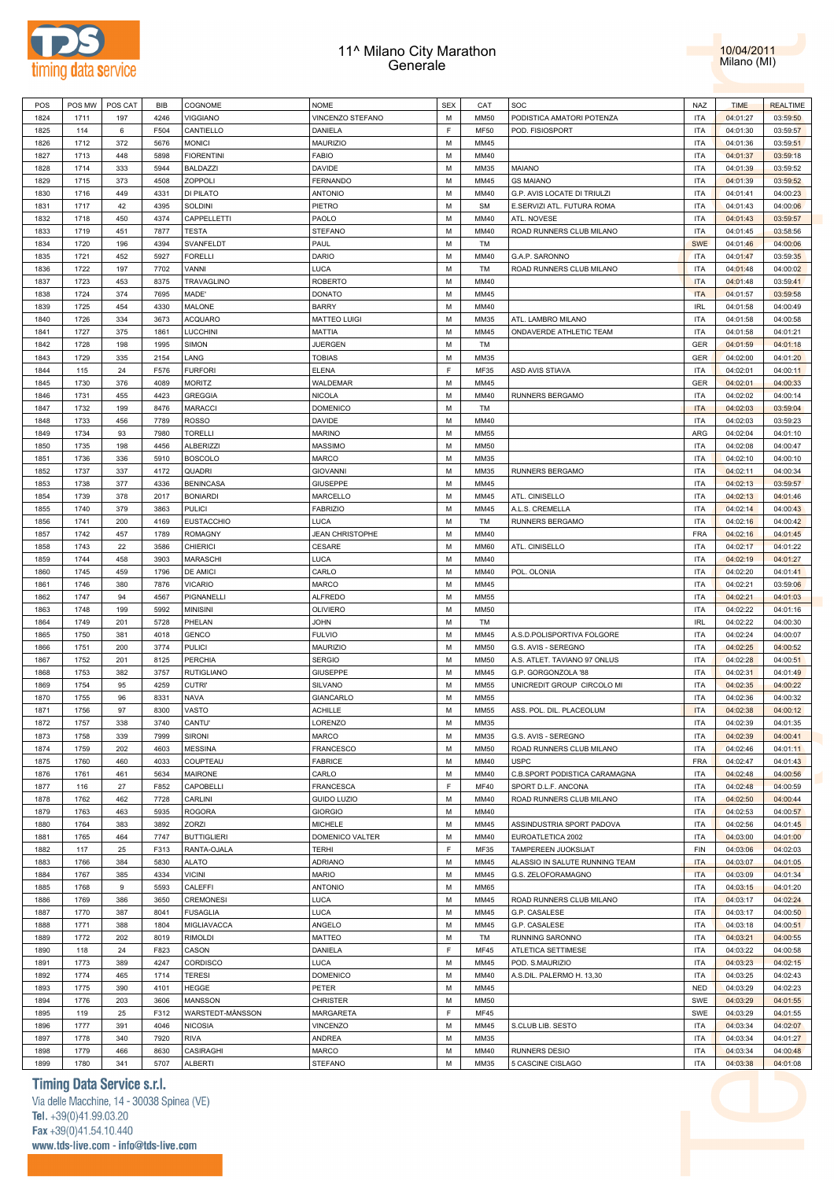# 11^ Milano City Marathon
## Generale

10/04/2011
Milano (MI)

| POS | POS MW | POS CAT | BIB | COGNOME | NOME | SEX | CAT | SOC | NAZ | TIME | REALTIME |
|---|---|---|---|---|---|---|---|---|---|---|---|
| 1824 | 1711 | 197 | 4246 | VIGGIANO | VINCENZO STEFANO | M | MM50 | PODISTICA AMATORI POTENZA | ITA | 04:01:27 | 03:59:50 |
| 1825 | 114 | 6 | F504 | CANTIELLO | DANIELA | F | MF50 | POD. FISIOSPORT | ITA | 04:01:30 | 03:59:57 |
| 1826 | 1712 | 372 | 5676 | MONICI | MAURIZIO | M | MM45 | | ITA | 04:01:36 | 03:59:51 |
| 1827 | 1713 | 448 | 5898 | FIORENTINI | FABIO | M | MM40 | | ITA | 04:01:37 | 03:59:18 |
| 1828 | 1714 | 333 | 5944 | BALDAZZI | DAVIDE | M | MM35 | MAIANO | ITA | 04:01:39 | 03:59:52 |
| 1829 | 1715 | 373 | 4508 | ZOPPOLI | FERNANDO | M | MM45 | GS MAIANO | ITA | 04:01:39 | 03:59:52 |
| 1830 | 1716 | 449 | 4331 | DI PILATO | ANTONIO | M | MM40 | G.P. AVIS LOCATE DI TRIULZI | ITA | 04:01:41 | 04:00:23 |
| 1831 | 1717 | 42 | 4395 | SOLDINI | PIETRO | M | SM | E.SERVIZI ATL. FUTURA ROMA | ITA | 04:01:43 | 04:00:06 |
| 1832 | 1718 | 450 | 4374 | CAPPELLETTI | PAOLO | M | MM40 | ATL. NOVESE | ITA | 04:01:43 | 03:59:57 |
| 1833 | 1719 | 451 | 7877 | TESTA | STEFANO | M | MM40 | ROAD RUNNERS CLUB MILANO | ITA | 04:01:45 | 03:58:56 |
| 1834 | 1720 | 196 | 4394 | SVANFELDT | PAUL | M | TM | | SWE | 04:01:46 | 04:00:06 |
| 1835 | 1721 | 452 | 5927 | FORELLI | DARIO | M | MM40 | G.A.P. SARONNO | ITA | 04:01:47 | 03:59:35 |
| 1836 | 1722 | 197 | 7702 | VANNI | LUCA | M | TM | ROAD RUNNERS CLUB MILANO | ITA | 04:01:48 | 04:00:02 |
| 1837 | 1723 | 453 | 8375 | TRAVAGLINO | ROBERTO | M | MM40 | | ITA | 04:01:48 | 03:59:41 |
| 1838 | 1724 | 374 | 7695 | MADE' | DONATO | M | MM45 | | ITA | 04:01:57 | 03:59:58 |
| 1839 | 1725 | 454 | 4330 | MALONE | BARRY | M | MM40 | | IRL | 04:01:58 | 04:00:49 |
| 1840 | 1726 | 334 | 3673 | ACQUARO | MATTEO LUIGI | M | MM35 | ATL. LAMBRO MILANO | ITA | 04:01:58 | 04:00:58 |
| 1841 | 1727 | 375 | 1861 | LUCCHINI | MATTIA | M | MM45 | ONDAVERDE ATHLETIC TEAM | ITA | 04:01:58 | 04:01:21 |
| 1842 | 1728 | 198 | 1995 | SIMON | JUERGEN | M | TM | | GER | 04:01:59 | 04:01:18 |
| 1843 | 1729 | 335 | 2154 | LANG | TOBIAS | M | MM35 | | GER | 04:02:00 | 04:01:20 |
| 1844 | 115 | 24 | F576 | FURFORI | ELENA | F | MF35 | ASD AVIS STIAVA | ITA | 04:02:01 | 04:00:11 |
| 1845 | 1730 | 376 | 4089 | MORITZ | WALDEMAR | M | MM45 | | GER | 04:02:01 | 04:00:33 |
| 1846 | 1731 | 455 | 4423 | GREGGIA | NICOLA | M | MM40 | RUNNERS BERGAMO | ITA | 04:02:02 | 04:00:14 |
| 1847 | 1732 | 199 | 8476 | MARACCI | DOMENICO | M | TM | | ITA | 04:02:03 | 03:59:04 |
| 1848 | 1733 | 456 | 7789 | ROSSO | DAVIDE | M | MM40 | | ITA | 04:02:03 | 03:59:23 |
| 1849 | 1734 | 93 | 7980 | TORELLI | MARINO | M | MM55 | | ARG | 04:02:04 | 04:01:10 |
| 1850 | 1735 | 198 | 4456 | ALBERIZZI | MASSIMO | M | MM50 | | ITA | 04:02:08 | 04:00:47 |
| 1851 | 1736 | 336 | 5910 | BOSCOLO | MARCO | M | MM35 | | ITA | 04:02:10 | 04:00:10 |
| 1852 | 1737 | 337 | 4172 | QUADRI | GIOVANNI | M | MM35 | RUNNERS BERGAMO | ITA | 04:02:11 | 04:00:34 |
| 1853 | 1738 | 377 | 4336 | BENINCASA | GIUSEPPE | M | MM45 | | ITA | 04:02:13 | 03:59:57 |
| 1854 | 1739 | 378 | 2017 | BONIARDI | MARCELLO | M | MM45 | ATL. CINISELLO | ITA | 04:02:13 | 04:01:46 |
| 1855 | 1740 | 379 | 3863 | PULICI | FABRIZIO | M | MM45 | A.L.S. CREMELLA | ITA | 04:02:14 | 04:00:43 |
| 1856 | 1741 | 200 | 4169 | EUSTACCHIO | LUCA | M | TM | RUNNERS BERGAMO | ITA | 04:02:16 | 04:00:42 |
| 1857 | 1742 | 457 | 1789 | ROMAGNY | JEAN CHRISTOPHE | M | MM40 | | FRA | 04:02:16 | 04:01:45 |
| 1858 | 1743 | 22 | 3586 | CHIERICI | CESARE | M | MM60 | ATL. CINISELLO | ITA | 04:02:17 | 04:01:22 |
| 1859 | 1744 | 458 | 3903 | MARASCHI | LUCA | M | MM40 | | ITA | 04:02:19 | 04:01:27 |
| 1860 | 1745 | 459 | 1796 | DE AMICI | CARLO | M | MM40 | POL. OLONIA | ITA | 04:02:20 | 04:01:41 |
| 1861 | 1746 | 380 | 7876 | VICARIO | MARCO | M | MM45 | | ITA | 04:02:21 | 03:59:06 |
| 1862 | 1747 | 94 | 4567 | PIGNANELLI | ALFREDO | M | MM55 | | ITA | 04:02:21 | 04:01:03 |
| 1863 | 1748 | 199 | 5992 | MINISINI | OLIVIERO | M | MM50 | | ITA | 04:02:22 | 04:01:16 |
| 1864 | 1749 | 201 | 5728 | PHELAN | JOHN | M | TM | | IRL | 04:02:22 | 04:00:30 |
| 1865 | 1750 | 381 | 4018 | GENCO | FULVIO | M | MM45 | A.S.D.POLISPORTIVA FOLGORE | ITA | 04:02:24 | 04:00:07 |
| 1866 | 1751 | 200 | 3774 | PULICI | MAURIZIO | M | MM50 | G.S. AVIS - SEREGNO | ITA | 04:02:25 | 04:00:52 |
| 1867 | 1752 | 201 | 8125 | PERCHIA | SERGIO | M | MM50 | A.S. ATLET. TAVIANO 97 ONLUS | ITA | 04:02:28 | 04:00:51 |
| 1868 | 1753 | 382 | 3757 | RUTIGLIANO | GIUSEPPE | M | MM45 | G.P. GORGONZOLA '88 | ITA | 04:02:31 | 04:01:49 |
| 1869 | 1754 | 95 | 4259 | CUTRI' | SILVANO | M | MM55 | UNICREDIT GROUP CIRCOLO MI | ITA | 04:02:35 | 04:00:22 |
| 1870 | 1755 | 96 | 8331 | NAVA | GIANCARLO | M | MM55 | | ITA | 04:02:36 | 04:00:32 |
| 1871 | 1756 | 97 | 8300 | VASTO | ACHILLE | M | MM55 | ASS. POL. DIL. PLACEOLUM | ITA | 04:02:38 | 04:00:12 |
| 1872 | 1757 | 338 | 3740 | CANTU' | LORENZO | M | MM35 | | ITA | 04:02:39 | 04:01:35 |
| 1873 | 1758 | 339 | 7999 | SIRONI | MARCO | M | MM35 | G.S. AVIS - SEREGNO | ITA | 04:02:39 | 04:00:41 |
| 1874 | 1759 | 202 | 4603 | MESSINA | FRANCESCO | M | MM50 | ROAD RUNNERS CLUB MILANO | ITA | 04:02:46 | 04:01:11 |
| 1875 | 1760 | 460 | 4033 | COUPTEAU | FABRICE | M | MM40 | USPC | FRA | 04:02:47 | 04:01:43 |
| 1876 | 1761 | 461 | 5634 | MAIRONE | CARLO | M | MM40 | C.B.SPORT PODISTICA CARAMAGNA | ITA | 04:02:48 | 04:00:56 |
| 1877 | 116 | 27 | F852 | CAPOBELLI | FRANCESCA | F | MF40 | SPORT D.L.F. ANCONA | ITA | 04:02:48 | 04:00:59 |
| 1878 | 1762 | 462 | 7728 | CARLINI | GUIDO LUZIO | M | MM40 | ROAD RUNNERS CLUB MILANO | ITA | 04:02:50 | 04:00:44 |
| 1879 | 1763 | 463 | 5935 | ROGORA | GIORGIO | M | MM40 | | ITA | 04:02:53 | 04:00:57 |
| 1880 | 1764 | 383 | 3892 | ZORZI | MICHELE | M | MM45 | ASSINDUSTRIA SPORT PADOVA | ITA | 04:02:56 | 04:01:45 |
| 1881 | 1765 | 464 | 7747 | BUTTIGLIERI | DOMENICO VALTER | M | MM40 | EUROATLETICA 2002 | ITA | 04:03:00 | 04:01:00 |
| 1882 | 117 | 25 | F313 | RANTA-OJALA | TERHI | F | MF35 | TAMPEREEN JUOKSIJAT | FIN | 04:03:06 | 04:02:03 |
| 1883 | 1766 | 384 | 5830 | ALATO | ADRIANO | M | MM45 | ALASSIO IN SALUTE RUNNING TEAM | ITA | 04:03:07 | 04:01:05 |
| 1884 | 1767 | 385 | 4334 | VICINI | MARIO | M | MM45 | G.S. ZELOFORAMAGNO | ITA | 04:03:09 | 04:01:34 |
| 1885 | 1768 | 9 | 5593 | CALEFFI | ANTONIO | M | MM65 | | ITA | 04:03:15 | 04:01:20 |
| 1886 | 1769 | 386 | 3650 | CREMONESI | LUCA | M | MM45 | ROAD RUNNERS CLUB MILANO | ITA | 04:03:17 | 04:02:24 |
| 1887 | 1770 | 387 | 8041 | FUSAGLIA | LUCA | M | MM45 | G.P. CASALESE | ITA | 04:03:17 | 04:00:50 |
| 1888 | 1771 | 388 | 1804 | MIGLIAVACCA | ANGELO | M | MM45 | G.P. CASALESE | ITA | 04:03:18 | 04:00:51 |
| 1889 | 1772 | 202 | 8019 | RIMOLDI | MATTEO | M | TM | RUNNING SARONNO | ITA | 04:03:21 | 04:00:55 |
| 1890 | 118 | 24 | F823 | CASON | DANIELA | F | MF45 | ATLETICA SETTIMESE | ITA | 04:03:22 | 04:00:58 |
| 1891 | 1773 | 389 | 4247 | CORDISCO | LUCA | M | MM45 | POD. S.MAURIZIO | ITA | 04:03:23 | 04:02:15 |
| 1892 | 1774 | 465 | 1714 | TERESI | DOMENICO | M | MM40 | A.S.DIL. PALERMO H. 13,30 | ITA | 04:03:25 | 04:02:43 |
| 1893 | 1775 | 390 | 4101 | HEGGE | PETER | M | MM45 | | NED | 04:03:29 | 04:02:23 |
| 1894 | 1776 | 203 | 3606 | MANSSON | CHRISTER | M | MM50 | | SWE | 04:03:29 | 04:01:55 |
| 1895 | 119 | 25 | F312 | WARSTEDT-MÅNSSON | MARGARETA | F | MF45 | | SWE | 04:03:29 | 04:01:55 |
| 1896 | 1777 | 391 | 4046 | NICOSIA | VINCENZO | M | MM45 | S.CLUB LIB. SESTO | ITA | 04:03:34 | 04:02:07 |
| 1897 | 1778 | 340 | 7920 | RIVA | ANDREA | M | MM35 | | ITA | 04:03:34 | 04:01:27 |
| 1898 | 1779 | 466 | 8630 | CASIRAGHI | MARCO | M | MM40 | RUNNERS DESIO | ITA | 04:03:34 | 04:00:48 |
| 1899 | 1780 | 341 | 5707 | ALBERTI | STEFANO | M | MM35 | 5 CASCINE CISLAGO | ITA | 04:03:38 | 04:01:08 |

**Timing Data Service s.r.l.**
Via delle Macchine, 14 - 30038 Spinea (VE)
Tel. +39(0)41.99.03.20
Fax +39(0)41.54.10.440
www.tds-live.com - info@tds-live.com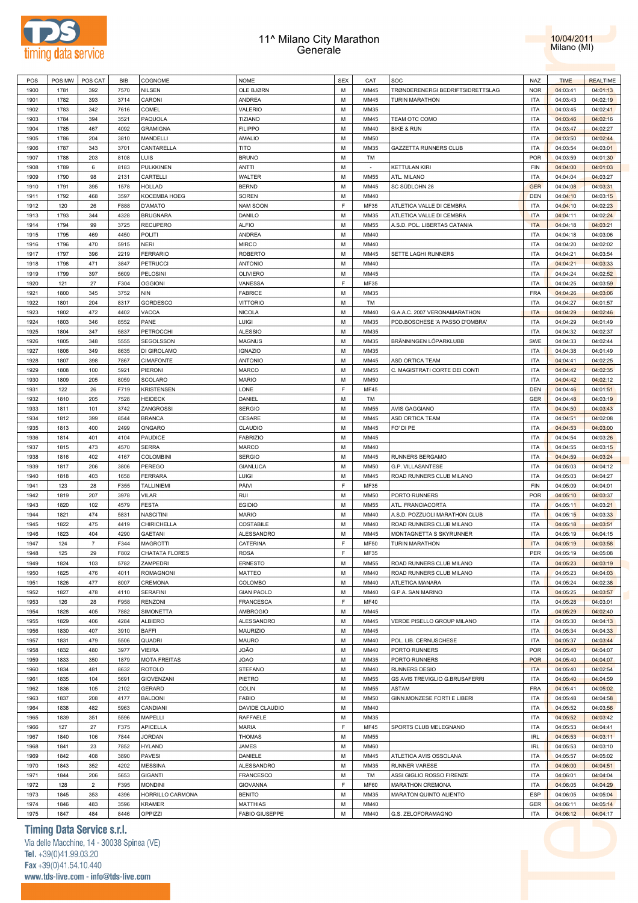# 11^ Milano City Marathon
## Generale

10/04/2011
Milano (MI)

| POS | POS MW | POS CAT | BIB | COGNOME | NOME | SEX | CAT | SOC | NAZ | TIME | REALTIME |
|---|---|---|---|---|---|---|---|---|---|---|---|
| 1900 | 1781 | 392 | 7570 | NILSEN | OLE BJØRN | M | MM45 | TRØNDERENERGI BEDRIFTSIDRETTSLAG | NOR | 04:03:41 | 04:01:13 |
| 1901 | 1782 | 393 | 3714 | CARONI | ANDREA | M | MM45 | TURIN MARATHON | ITA | 04:03:43 | 04:02:19 |
| 1902 | 1783 | 342 | 7616 | COMEL | VALERIO | M | MM35 | | ITA | 04:03:45 | 04:02:41 |
| 1903 | 1784 | 394 | 3521 | PAQUOLA | TIZIANO | M | MM45 | TEAM OTC COMO | ITA | 04:03:46 | 04:02:16 |
| 1904 | 1785 | 467 | 4092 | GRAMIGNA | FILIPPO | M | MM40 | BIKE & RUN | ITA | 04:03:47 | 04:02:27 |
| 1905 | 1786 | 204 | 3810 | MANDELLI | AMALIO | M | MM50 | | ITA | 04:03:50 | 04:02:44 |
| 1906 | 1787 | 343 | 3701 | CANTARELLA | TITO | M | MM35 | GAZZETTA RUNNERS CLUB | ITA | 04:03:54 | 04:03:01 |
| 1907 | 1788 | 203 | 8108 | LUIS | BRUNO | M | TM | | POR | 04:03:59 | 04:01:30 |
| 1908 | 1789 | 6 | 8183 | PULKKINEN | ANTTI | M | - | KETTULAN KIRI | FIN | 04:04:00 | 04:01:03 |
| 1909 | 1790 | 98 | 2131 | CARTELLI | WALTER | M | MM55 | ATL. MILANO | ITA | 04:04:04 | 04:03:27 |
| 1910 | 1791 | 395 | 1578 | HOLLAD | BERND | M | MM45 | SC SÜDLOHN 28 | GER | 04:04:08 | 04:03:31 |
| 1911 | 1792 | 468 | 3597 | KOCEMBA HOEG | SOREN | M | MM40 | | DEN | 04:04:10 | 04:03:15 |
| 1912 | 120 | 26 | F888 | D'AMATO | NAM SOON | F | MF35 | ATLETICA VALLE DI CEMBRA | ITA | 04:04:10 | 04:02:23 |
| 1913 | 1793 | 344 | 4328 | BRUGNARA | DANILO | M | MM35 | ATLETICA VALLE DI CEMBRA | ITA | 04:04:11 | 04:02:24 |
| 1914 | 1794 | 99 | 3725 | RECUPERO | ALFIO | M | MM55 | A.S.D. POL. LIBERTAS CATANIA | ITA | 04:04:18 | 04:03:21 |
| 1915 | 1795 | 469 | 4450 | POLITI | ANDREA | M | MM40 | | ITA | 04:04:18 | 04:03:06 |
| 1916 | 1796 | 470 | 5915 | NERI | MIRCO | M | MM40 | | ITA | 04:04:20 | 04:02:02 |
| 1917 | 1797 | 396 | 2219 | FERRARIO | ROBERTO | M | MM45 | SETTE LAGHI RUNNERS | ITA | 04:04:21 | 04:03:54 |
| 1918 | 1798 | 471 | 3847 | PETRUCCI | ANTONIO | M | MM40 | | ITA | 04:04:21 | 04:03:33 |
| 1919 | 1799 | 397 | 5609 | PELOSINI | OLIVIERO | M | MM45 | | ITA | 04:04:24 | 04:02:52 |
| 1920 | 121 | 27 | F304 | OGGIONI | VANESSA | F | MF35 | | ITA | 04:04:25 | 04:03:59 |
| 1921 | 1800 | 345 | 3752 | NIN | FABRICE | M | MM35 | | FRA | 04:04:26 | 04:03:06 |
| 1922 | 1801 | 204 | 8317 | GORDESCO | VITTORIO | M | TM | | ITA | 04:04:27 | 04:01:57 |
| 1923 | 1802 | 472 | 4402 | VACCA | NICOLA | M | MM40 | G.A.A.C. 2007 VERONAMARATHON | ITA | 04:04:29 | 04:02:46 |
| 1924 | 1803 | 346 | 8552 | PANE | LUIGI | M | MM35 | POD.BOSCHESE 'A PASSO D'OMBRA' | ITA | 04:04:29 | 04:01:49 |
| 1925 | 1804 | 347 | 5837 | PETROCCHI | ALESSIO | M | MM35 | | ITA | 04:04:32 | 04:02:37 |
| 1926 | 1805 | 348 | 5555 | SEGOLSSON | MAGNUS | M | MM35 | BRÄNNINGEN LÖPARKLUBB | SWE | 04:04:33 | 04:02:44 |
| 1927 | 1806 | 349 | 8635 | DI GIROLAMO | IGNAZIO | M | MM35 | | ITA | 04:04:38 | 04:01:49 |
| 1928 | 1807 | 398 | 7867 | CIMAFONTE | ANTONIO | M | MM45 | ASD ORTICA TEAM | ITA | 04:04:41 | 04:02:25 |
| 1929 | 1808 | 100 | 5921 | PIERONI | MARCO | M | MM55 | C. MAGISTRATI CORTE DEI CONTI | ITA | 04:04:42 | 04:02:35 |
| 1930 | 1809 | 205 | 8059 | SCOLARO | MARIO | M | MM50 | | ITA | 04:04:42 | 04:02:12 |
| 1931 | 122 | 26 | F719 | KRISTENSEN | LONE | F | MF45 | | DEN | 04:04:46 | 04:01:51 |
| 1932 | 1810 | 205 | 7528 | HEIDECK | DANIEL | M | TM | | GER | 04:04:48 | 04:03:19 |
| 1933 | 1811 | 101 | 3742 | ZANGROSSI | SERGIO | M | MM55 | AVIS GAGGIANO | ITA | 04:04:50 | 04:03:43 |
| 1934 | 1812 | 399 | 8544 | BRANCA | CESARE | M | MM45 | ASD ORTICA TEAM | ITA | 04:04:51 | 04:02:08 |
| 1935 | 1813 | 400 | 2499 | ONGARO | CLAUDIO | M | MM45 | FO' DI PE | ITA | 04:04:53 | 04:03:00 |
| 1936 | 1814 | 401 | 4104 | PAUDICE | FABRIZIO | M | MM45 | | ITA | 04:04:54 | 04:03:26 |
| 1937 | 1815 | 473 | 4570 | SERRA | MARCO | M | MM40 | | ITA | 04:04:55 | 04:03:15 |
| 1938 | 1816 | 402 | 4167 | COLOMBINI | SERGIO | M | MM45 | RUNNERS BERGAMO | ITA | 04:04:59 | 04:03:24 |
| 1939 | 1817 | 206 | 3806 | PEREGO | GIANLUCA | M | MM50 | G.P. VILLASANTESE | ITA | 04:05:03 | 04:04:12 |
| 1940 | 1818 | 403 | 1658 | FERRARA | LUIGI | M | MM45 | ROAD RUNNERS CLUB MILANO | ITA | 04:05:03 | 04:04:27 |
| 1941 | 123 | 28 | F355 | TALLINIEMI | PÄIVI | F | MF35 | | FIN | 04:05:09 | 04:04:01 |
| 1942 | 1819 | 207 | 3978 | VILAR | RUI | M | MM50 | PORTO RUNNERS | POR | 04:05:10 | 04:03:37 |
| 1943 | 1820 | 102 | 4579 | FESTA | EGIDIO | M | MM55 | ATL. FRANCIACORTA | ITA | 04:05:11 | 04:03:21 |
| 1944 | 1821 | 474 | 5831 | NASCITINI | MARIO | M | MM40 | A.S.D. POZZUOLI MARATHON CLUB | ITA | 04:05:15 | 04:03:33 |
| 1945 | 1822 | 475 | 4419 | CHIRICHELLA | COSTABILE | M | MM40 | ROAD RUNNERS CLUB MILANO | ITA | 04:05:18 | 04:03:51 |
| 1946 | 1823 | 404 | 4290 | GAETANI | ALESSANDRO | M | MM45 | MONTAGNETTA S SKYRUNNER | ITA | 04:05:19 | 04:04:15 |
| 1947 | 124 | 7 | F344 | MAGROTTI | CATERINA | F | MF50 | TURIN MARATHON | ITA | 04:05:19 | 04:03:58 |
| 1948 | 125 | 29 | F802 | CHATATA FLORES | ROSA | F | MF35 | | PER | 04:05:19 | 04:05:08 |
| 1949 | 1824 | 103 | 5782 | ZAMPEDRI | ERNESTO | M | MM55 | ROAD RUNNERS CLUB MILANO | ITA | 04:05:23 | 04:03:19 |
| 1950 | 1825 | 476 | 4011 | ROMAGNONI | MATTEO | M | MM40 | ROAD RUNNERS CLUB MILANO | ITA | 04:05:23 | 04:04:03 |
| 1951 | 1826 | 477 | 8007 | CREMONA | COLOMBO | M | MM40 | ATLETICA MANARA | ITA | 04:05:24 | 04:02:38 |
| 1952 | 1827 | 478 | 4110 | SERAFINI | GIAN PAOLO | M | MM40 | G.P.A. SAN MARINO | ITA | 04:05:25 | 04:03:57 |
| 1953 | 126 | 28 | F958 | RENZONI | FRANCESCA | F | MF40 | | ITA | 04:05:28 | 04:03:01 |
| 1954 | 1828 | 405 | 7882 | SIMONETTA | AMBROGIO | M | MM45 | | ITA | 04:05:29 | 04:02:40 |
| 1955 | 1829 | 406 | 4284 | ALBIERO | ALESSANDRO | M | MM45 | VERDE PISELLO GROUP MILANO | ITA | 04:05:30 | 04:04:13 |
| 1956 | 1830 | 407 | 3910 | BAFFI | MAURIZIO | M | MM45 | | ITA | 04:05:34 | 04:04:33 |
| 1957 | 1831 | 479 | 5506 | QUADRI | MAURO | M | MM40 | POL. LIB. CERNUSCHESE | ITA | 04:05:37 | 04:03:44 |
| 1958 | 1832 | 480 | 3977 | VIEIRA | JOÃO | M | MM40 | PORTO RUNNERS | POR | 04:05:40 | 04:04:07 |
| 1959 | 1833 | 350 | 1879 | MOTA FREITAS | JOAO | M | MM35 | PORTO RUNNERS | POR | 04:05:40 | 04:04:07 |
| 1960 | 1834 | 481 | 8632 | ROTOLO | STEFANO | M | MM40 | RUNNERS DESIO | ITA | 04:05:40 | 04:02:54 |
| 1961 | 1835 | 104 | 5691 | GIOVENZANI | PIETRO | M | MM55 | GS AVIS TREVIGLIO G.BRUSAFERRI | ITA | 04:05:40 | 04:04:59 |
| 1962 | 1836 | 105 | 2102 | GERARD | COLIN | M | MM55 | ASTAM | FRA | 04:05:41 | 04:05:02 |
| 1963 | 1837 | 208 | 4177 | BALDONI | FABIO | M | MM50 | GINN.MONZESE FORTI E LIBERI | ITA | 04:05:48 | 04:04:58 |
| 1964 | 1838 | 482 | 5963 | CANDIANI | DAVIDE CLAUDIO | M | MM40 | | ITA | 04:05:52 | 04:03:56 |
| 1965 | 1839 | 351 | 5596 | MAPELLI | RAFFAELE | M | MM35 | | ITA | 04:05:52 | 04:03:42 |
| 1966 | 127 | 27 | F375 | APICELLA | MARIA | F | MF45 | SPORTS CLUB MELEGNANO | ITA | 04:05:53 | 04:04:41 |
| 1967 | 1840 | 106 | 7844 | JORDAN | THOMAS | M | MM55 | | IRL | 04:05:53 | 04:03:11 |
| 1968 | 1841 | 23 | 7852 | HYLAND | JAMES | M | MM60 | | IRL | 04:05:53 | 04:03:10 |
| 1969 | 1842 | 408 | 3890 | PAVESI | DANIELE | M | MM45 | ATLETICA AVIS OSSOLANA | ITA | 04:05:57 | 04:05:02 |
| 1970 | 1843 | 352 | 4202 | MESSINA | ALESSANDRO | M | MM35 | RUNNER VARESE | ITA | 04:06:00 | 04:04:51 |
| 1971 | 1844 | 206 | 5653 | GIGANTI | FRANCESCO | M | TM | ASSI GIGLIO ROSSO FIRENZE | ITA | 04:06:01 | 04:04:04 |
| 1972 | 128 | 2 | F395 | MONDINI | GIOVANNA | F | MF60 | MARATHON CREMONA | ITA | 04:06:05 | 04:04:29 |
| 1973 | 1845 | 353 | 4396 | HORRILLO CARMONA | BENITO | M | MM35 | MARATON QUINTO ALIENTO | ESP | 04:06:05 | 04:05:04 |
| 1974 | 1846 | 483 | 3596 | KRAMER | MATTHIAS | M | MM40 | | GER | 04:06:11 | 04:05:14 |
| 1975 | 1847 | 484 | 8446 | OPPIZZI | FABIO GIUSEPPE | M | MM40 | G.S. ZELOFORAMAGNO | ITA | 04:06:12 | 04:04:17 |

**Timing Data Service s.r.l.**
Via delle Macchine, 14 - 30038 Spinea (VE)
Tel. +39(0)41.99.03.20
Fax +39(0)41.54.10.440
www.tds-live.com - info@tds-live.com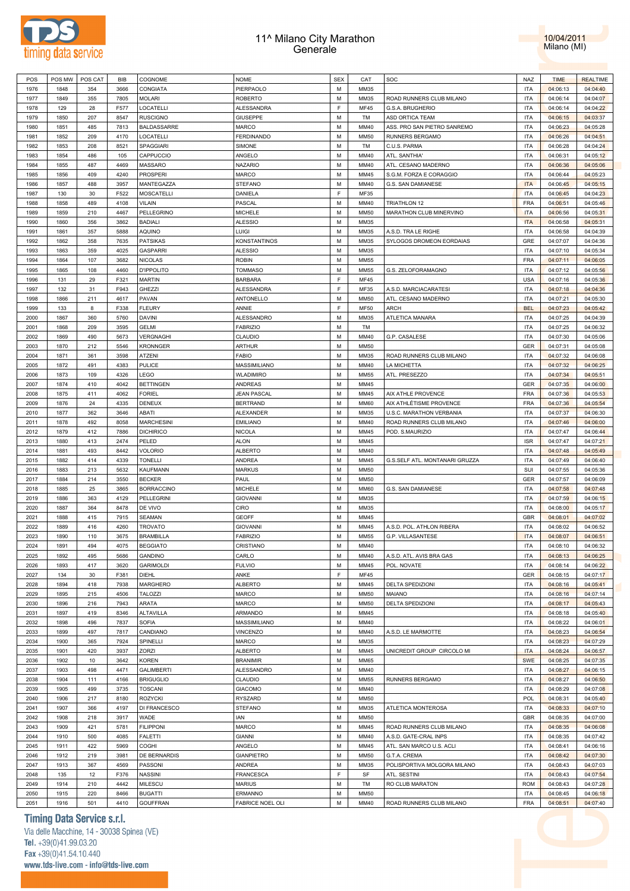# 11^ Milano City Marathon
## Generale

10/04/2011
Milano (MI)

| POS | POS MW | POS CAT | BIB | COGNOME | NOME | SEX | CAT | SOC | NAZ | TIME | REALTIME |
|---|---|---|---|---|---|---|---|---|---|---|---|
| 1976 | 1848 | 354 | 3666 | CONGIATA | PIERPAOLO | M | MM35 | | ITA | 04:06:13 | 04:04:40 |
| 1977 | 1849 | 355 | 7805 | MOLARI | ROBERTO | M | MM35 | ROAD RUNNERS CLUB MILANO | ITA | 04:06:14 | 04:04:07 |
| 1978 | 129 | 28 | F577 | LOCATELLI | ALESSANDRA | F | MF45 | G.S.A. BRUGHERIO | ITA | 04:06:14 | 04:04:22 |
| 1979 | 1850 | 207 | 8547 | RUSCIGNO | GIUSEPPE | M | TM | ASD ORTICA TEAM | ITA | 04:06:15 | 04:03:37 |
| 1980 | 1851 | 485 | 7813 | BALDASSARRE | MARCO | M | MM40 | ASS. PRO SAN PIETRO SANREMO | ITA | 04:06:23 | 04:05:28 |
| 1981 | 1852 | 209 | 4170 | LOCATELLI | FERDINANDO | M | MM50 | RUNNERS BERGAMO | ITA | 04:06:26 | 04:04:51 |
| 1982 | 1853 | 208 | 8521 | SPAGGIARI | SIMONE | M | TM | C.U.S. PARMA | ITA | 04:06:28 | 04:04:24 |
| 1983 | 1854 | 486 | 105 | CAPPUCCIO | ANGELO | M | MM40 | ATL. SANTHIA' | ITA | 04:06:31 | 04:05:12 |
| 1984 | 1855 | 487 | 4469 | MASSARO | NAZARIO | M | MM40 | ATL. CESANO MADERNO | ITA | 04:06:36 | 04:05:06 |
| 1985 | 1856 | 409 | 4240 | PROSPERI | MARCO | M | MM45 | S.G.M. FORZA E CORAGGIO | ITA | 04:06:44 | 04:05:23 |
| 1986 | 1857 | 488 | 3957 | MANTEGAZZA | STEFANO | M | MM40 | G.S. SAN DAMIANESE | ITA | 04:06:45 | 04:05:15 |
| 1987 | 130 | 30 | F522 | MOSCATELLI | DANIELA | F | MF35 | | ITA | 04:06:45 | 04:04:23 |
| 1988 | 1858 | 489 | 4108 | VILAIN | PASCAL | M | MM40 | TRIATHLON 12 | FRA | 04:06:51 | 04:05:46 |
| 1989 | 1859 | 210 | 4467 | PELLEGRINO | MICHELE | M | MM50 | MARATHON CLUB MINERVINO | ITA | 04:06:56 | 04:05:31 |
| 1990 | 1860 | 356 | 3862 | BADIALI | ALESSIO | M | MM35 | | ITA | 04:06:58 | 04:05:31 |
| 1991 | 1861 | 357 | 5888 | AQUINO | LUIGI | M | MM35 | A.S.D. TRA LE RIGHE | ITA | 04:06:58 | 04:04:39 |
| 1992 | 1862 | 358 | 7635 | PATSIKAS | KONSTANTINOS | M | MM35 | SYLOGOS DROMEON EORDAIAS | GRE | 04:07:07 | 04:04:36 |
| 1993 | 1863 | 359 | 4025 | GASPARRI | ALESSIO | M | MM35 | | ITA | 04:07:10 | 04:05:34 |
| 1994 | 1864 | 107 | 3682 | NICOLAS | ROBIN | M | MM55 | | FRA | 04:07:11 | 04:06:05 |
| 1995 | 1865 | 108 | 4460 | D'IPPOLITO | TOMMASO | M | MM55 | G.S. ZELOFORAMAGNO | ITA | 04:07:12 | 04:05:56 |
| 1996 | 131 | 29 | F321 | MARTIN | BARBARA | F | MF45 | | USA | 04:07:16 | 04:05:36 |
| 1997 | 132 | 31 | F943 | GHEZZI | ALESSANDRA | F | MF35 | A.S.D. MARCIACARATESI | ITA | 04:07:18 | 04:04:36 |
| 1998 | 1866 | 211 | 4617 | PAVAN | ANTONELLO | M | MM50 | ATL. CESANO MADERNO | ITA | 04:07:21 | 04:05:30 |
| 1999 | 133 | 8 | F338 | FLEURY | ANNIE | F | MF50 | ARCH | BEL | 04:07:23 | 04:05:42 |
| 2000 | 1867 | 360 | 5760 | DAVINI | ALESSANDRO | M | MM35 | ATLETICA MANARA | ITA | 04:07:25 | 04:04:39 |
| 2001 | 1868 | 209 | 3595 | GELMI | FABRIZIO | M | TM | | ITA | 04:07:25 | 04:06:32 |
| 2002 | 1869 | 490 | 5673 | VERGNAGHI | CLAUDIO | M | MM40 | G.P. CASALESE | ITA | 04:07:30 | 04:05:06 |
| 2003 | 1870 | 212 | 5546 | KRONNGER | ARTHUR | M | MM50 | | GER | 04:07:31 | 04:05:08 |
| 2004 | 1871 | 361 | 3598 | ATZENI | FABIO | M | MM35 | ROAD RUNNERS CLUB MILANO | ITA | 04:07:32 | 04:06:08 |
| 2005 | 1872 | 491 | 4383 | PULICE | MASSIMILIANO | M | MM40 | LA MICHETTA | ITA | 04:07:32 | 04:06:25 |
| 2006 | 1873 | 109 | 4326 | LEGO | WLADIMIRO | M | MM55 | ATL. PRESEZZO | ITA | 04:07:34 | 04:05:51 |
| 2007 | 1874 | 410 | 4042 | BETTINGEN | ANDREAS | M | MM45 | | GER | 04:07:35 | 04:06:00 |
| 2008 | 1875 | 411 | 4062 | FORIEL | JEAN PASCAL | M | MM45 | AIX ATHLE PROVENCE | FRA | 04:07:36 | 04:05:53 |
| 2009 | 1876 | 24 | 4335 | DENEUX | BERTRAND | M | MM60 | AIX ATHLÉTISME PROVENCE | FRA | 04:07:36 | 04:05:54 |
| 2010 | 1877 | 362 | 3646 | ABATI | ALEXANDER | M | MM35 | U.S.C. MARATHON VERBANIA | ITA | 04:07:37 | 04:06:30 |
| 2011 | 1878 | 492 | 8058 | MARCHESINI | EMILIANO | M | MM40 | ROAD RUNNERS CLUB MILANO | ITA | 04:07:46 | 04:06:00 |
| 2012 | 1879 | 412 | 7886 | DICHIRICO | NICOLA | M | MM45 | POD. S.MAURIZIO | ITA | 04:07:47 | 04:06:44 |
| 2013 | 1880 | 413 | 2474 | PELED | ALON | M | MM45 | | ISR | 04:07:47 | 04:07:21 |
| 2014 | 1881 | 493 | 8442 | VOLORIO | ALBERTO | M | MM40 | | ITA | 04:07:48 | 04:05:49 |
| 2015 | 1882 | 414 | 4339 | TONELLI | ANDREA | M | MM45 | G.S.SELF ATL. MONTANARI GRUZZA | ITA | 04:07:49 | 04:06:40 |
| 2016 | 1883 | 213 | 5632 | KAUFMANN | MARKUS | M | MM50 | | SUI | 04:07:55 | 04:05:36 |
| 2017 | 1884 | 214 | 3550 | BECKER | PAUL | M | MM50 | | GER | 04:07:57 | 04:06:09 |
| 2018 | 1885 | 25 | 3865 | BORRACCINO | MICHELE | M | MM60 | G.S. SAN DAMIANESE | ITA | 04:07:58 | 04:07:48 |
| 2019 | 1886 | 363 | 4129 | PELLEGRINI | GIOVANNI | M | MM35 | | ITA | 04:07:59 | 04:06:15 |
| 2020 | 1887 | 364 | 8478 | DE VIVO | CIRO | M | MM35 | | ITA | 04:08:00 | 04:05:17 |
| 2021 | 1888 | 415 | 7915 | SEAMAN | GEOFF | M | MM45 | | GBR | 04:08:01 | 04:07:02 |
| 2022 | 1889 | 416 | 4260 | TROVATO | GIOVANNI | M | MM45 | A.S.D. POL. ATHLON RIBERA | ITA | 04:08:02 | 04:06:52 |
| 2023 | 1890 | 110 | 3675 | BRAMBILLA | FABRIZIO | M | MM55 | G.P. VILLASANTESE | ITA | 04:08:07 | 04:06:51 |
| 2024 | 1891 | 494 | 4075 | BEGGIATO | CRISTIANO | M | MM40 | | ITA | 04:08:10 | 04:06:32 |
| 2025 | 1892 | 495 | 5686 | GANDINO | CARLO | M | MM40 | A.S.D. ATL. AVIS BRA GAS | ITA | 04:08:13 | 04:06:25 |
| 2026 | 1893 | 417 | 3620 | GARIMOLDI | FULVIO | M | MM45 | POL. NOVATE | ITA | 04:08:14 | 04:06:22 |
| 2027 | 134 | 30 | F381 | DIEHL | ANKE | F | MF45 | | GER | 04:08:15 | 04:07:17 |
| 2028 | 1894 | 418 | 7938 | MARGHERO | ALBERTO | M | MM45 | DELTA SPEDIZIONI | ITA | 04:08:16 | 04:05:41 |
| 2029 | 1895 | 215 | 4506 | TALOZZI | MARCO | M | MM50 | MAIANO | ITA | 04:08:16 | 04:07:14 |
| 2030 | 1896 | 216 | 7943 | ARATA | MARCO | M | MM50 | DELTA SPEDIZIONI | ITA | 04:08:17 | 04:05:43 |
| 2031 | 1897 | 419 | 8346 | ALTAVILLA | ARMANDO | M | MM45 | | ITA | 04:08:18 | 04:05:40 |
| 2032 | 1898 | 496 | 7837 | SOFIA | MASSIMILIANO | M | MM40 | | ITA | 04:08:22 | 04:06:01 |
| 2033 | 1899 | 497 | 7817 | CANDIANO | VINCENZO | M | MM40 | A.S.D. LE MARMOTTE | ITA | 04:08:23 | 04:06:54 |
| 2034 | 1900 | 365 | 7924 | SPINELLI | MARCO | M | MM35 | | ITA | 04:08:23 | 04:07:29 |
| 2035 | 1901 | 420 | 3937 | ZORZI | ALBERTO | M | MM45 | UNICREDIT GROUP CIRCOLO MI | ITA | 04:08:24 | 04:06:57 |
| 2036 | 1902 | 10 | 3642 | KOREN | BRANIMIR | M | MM65 | | SWE | 04:08:25 | 04:07:35 |
| 2037 | 1903 | 498 | 4471 | GALIMBERTI | ALESSANDRO | M | MM40 | | ITA | 04:08:27 | 04:06:15 |
| 2038 | 1904 | 111 | 4166 | BRIGUGLIO | CLAUDIO | M | MM55 | RUNNERS BERGAMO | ITA | 04:08:27 | 04:06:50 |
| 2039 | 1905 | 499 | 3735 | TOSCANI | GIACOMO | M | MM40 | | ITA | 04:08:29 | 04:07:08 |
| 2040 | 1906 | 217 | 8180 | ROZYCKI | RYSZARD | M | MM50 | | POL | 04:08:31 | 04:05:40 |
| 2041 | 1907 | 366 | 4197 | DI FRANCESCO | STEFANO | M | MM35 | ATLETICA MONTEROSA | ITA | 04:08:33 | 04:07:10 |
| 2042 | 1908 | 218 | 3917 | WADE | IAN | M | MM50 | | GBR | 04:08:35 | 04:07:00 |
| 2043 | 1909 | 421 | 5781 | FILIPPONI | MARCO | M | MM45 | ROAD RUNNERS CLUB MILANO | ITA | 04:08:35 | 04:06:08 |
| 2044 | 1910 | 500 | 4085 | FALETTI | GIANNI | M | MM40 | A.S.D. GATE-CRAL INPS | ITA | 04:08:35 | 04:07:42 |
| 2045 | 1911 | 422 | 5969 | COGHI | ANGELO | M | MM45 | ATL. SAN MARCO U.S. ACLI | ITA | 04:08:41 | 04:06:16 |
| 2046 | 1912 | 219 | 3981 | DE BERNARDIS | GIANPIETRO | M | MM50 | G.T.A. CREMA | ITA | 04:08:42 | 04:07:30 |
| 2047 | 1913 | 367 | 4569 | PASSONI | ANDREA | M | MM35 | POLISPORTIVA MOLGORA MILANO | ITA | 04:08:43 | 04:07:03 |
| 2048 | 135 | 12 | F376 | NASSINI | FRANCESCA | F | SF | ATL. SESTINI | ITA | 04:08:43 | 04:07:54 |
| 2049 | 1914 | 210 | 4442 | MILESCU | MARIUS | M | TM | RO CLUB MARATON | ROM | 04:08:43 | 04:07:28 |
| 2050 | 1915 | 220 | 8466 | BUGATTI | ERMANNO | M | MM50 | | ITA | 04:08:45 | 04:06:18 |
| 2051 | 1916 | 501 | 4410 | GOUFFRAN | FABRICE NOEL OLI | M | MM40 | ROAD RUNNERS CLUB MILANO | FRA | 04:08:51 | 04:07:40 |

**Timing Data Service s.r.l.**
Via delle Macchine, 14 - 30038 Spinea (VE)
Tel. +39(0)41.99.03.20
Fax +39(0)41.54.10.440
www.tds-live.com - info@tds-live.com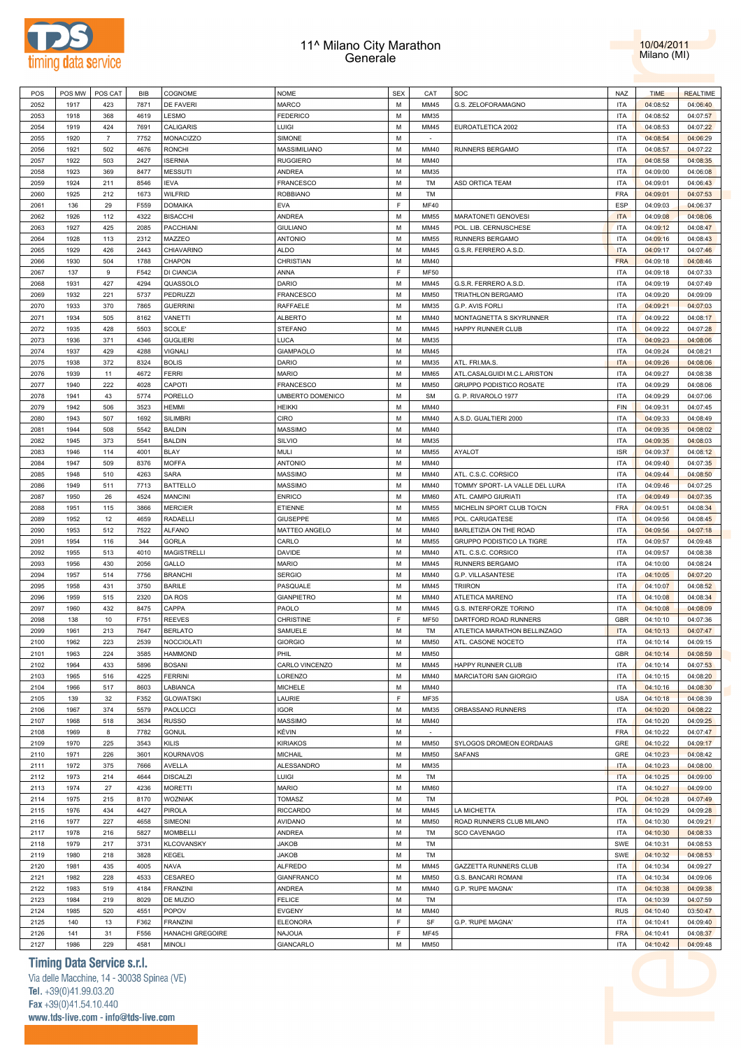# 11^ Milano City Marathon
## Generale

10/04/2011
Milano (MI)

| POS | POS MW | POS CAT | BIB | COGNOME | NOME | SEX | CAT | SOC | NAZ | TIME | REALTIME |
|---|---|---|---|---|---|---|---|---|---|---|---|
| 2052 | 1917 | 423 | 7871 | DE FAVERI | MARCO | M | MM45 | G.S. ZELOFORAMAGNO | ITA | 04:08:52 | 04:06:40 |
| 2053 | 1918 | 368 | 4619 | LESMO | FEDERICO | M | MM35 | | ITA | 04:08:52 | 04:07:57 |
| 2054 | 1919 | 424 | 7691 | CALIGARIS | LUIGI | M | MM45 | EUROATLETICA 2002 | ITA | 04:08:53 | 04:07:22 |
| 2055 | 1920 | 7 | 7752 | MONACIZZO | SIMONE | M | - | | ITA | 04:08:54 | 04:06:29 |
| 2056 | 1921 | 502 | 4676 | RONCHI | MASSIMILIANO | M | MM40 | RUNNERS BERGAMO | ITA | 04:08:57 | 04:07:22 |
| 2057 | 1922 | 503 | 2427 | ISERNIA | RUGGIERO | M | MM40 | | ITA | 04:08:58 | 04:08:35 |
| 2058 | 1923 | 369 | 8477 | MESSUTI | ANDREA | M | MM35 | | ITA | 04:09:00 | 04:06:08 |
| 2059 | 1924 | 211 | 8546 | IEVA | FRANCESCO | M | TM | ASD ORTICA TEAM | ITA | 04:09:01 | 04:06:43 |
| 2060 | 1925 | 212 | 1673 | WILFRID | ROBBIANO | M | TM | | FRA | 04:09:01 | 04:07:53 |
| 2061 | 136 | 29 | F559 | DOMAIKA | EVA | F | MF40 | | ESP | 04:09:03 | 04:06:37 |
| 2062 | 1926 | 112 | 4322 | BISACCHI | ANDREA | M | MM55 | MARATONETI GENOVESI | ITA | 04:09:08 | 04:08:06 |
| 2063 | 1927 | 425 | 2085 | PACCHIANI | GIULIANO | M | MM45 | POL. LIB. CERNUSCHESE | ITA | 04:09:12 | 04:08:47 |
| 2064 | 1928 | 113 | 2312 | MAZZEO | ANTONIO | M | MM55 | RUNNERS BERGAMO | ITA | 04:09:16 | 04:08:43 |
| 2065 | 1929 | 426 | 2443 | CHIAVARINO | ALDO | M | MM45 | G.S.R. FERRERO A.S.D. | ITA | 04:09:17 | 04:07:46 |
| 2066 | 1930 | 504 | 1788 | CHAPON | CHRISTIAN | M | MM40 | | FRA | 04:09:18 | 04:08:46 |
| 2067 | 137 | 9 | F542 | DI CIANCIA | ANNA | F | MF50 | | ITA | 04:09:18 | 04:07:33 |
| 2068 | 1931 | 427 | 4294 | QUASSOLO | DARIO | M | MM45 | G.S.R. FERRERO A.S.D. | ITA | 04:09:19 | 04:07:49 |
| 2069 | 1932 | 221 | 5737 | PEDRUZZI | FRANCESCO | M | MM50 | TRIATHLON BERGAMO | ITA | 04:09:20 | 04:09:09 |
| 2070 | 1933 | 370 | 7865 | GUERRINI | RAFFAELE | M | MM35 | G.P. AVIS FORLI | ITA | 04:09:21 | 04:07:03 |
| 2071 | 1934 | 505 | 8162 | VANETTI | ALBERTO | M | MM40 | MONTAGNETTA S SKYRUNNER | ITA | 04:09:22 | 04:08:17 |
| 2072 | 1935 | 428 | 5503 | SCOLE' | STEFANO | M | MM45 | HAPPY RUNNER CLUB | ITA | 04:09:22 | 04:07:28 |
| 2073 | 1936 | 371 | 4346 | GUGLIERI | LUCA | M | MM35 | | ITA | 04:09:23 | 04:08:06 |
| 2074 | 1937 | 429 | 4288 | VIGNALI | GIAMPAOLO | M | MM45 | | ITA | 04:09:24 | 04:08:21 |
| 2075 | 1938 | 372 | 8324 | BOLIS | DARIO | M | MM35 | ATL. FRI.MA.S. | ITA | 04:09:26 | 04:08:06 |
| 2076 | 1939 | 11 | 4672 | FERRI | MARIO | M | MM65 | ATL.CASALGUIDI M.C.L.ARISTON | ITA | 04:09:27 | 04:08:38 |
| 2077 | 1940 | 222 | 4028 | CAPOTI | FRANCESCO | M | MM50 | GRUPPO PODISTICO ROSATE | ITA | 04:09:29 | 04:08:06 |
| 2078 | 1941 | 43 | 5774 | PORELLO | UMBERTO DOMENICO | M | SM | G. P. RIVAROLO 1977 | ITA | 04:09:29 | 04:07:06 |
| 2079 | 1942 | 506 | 3523 | HEMMI | HEIKKI | M | MM40 | | FIN | 04:09:31 | 04:07:45 |
| 2080 | 1943 | 507 | 1692 | SILIMBRI | CIRO | M | MM40 | A.S.D. GUALTIERI 2000 | ITA | 04:09:33 | 04:08:49 |
| 2081 | 1944 | 508 | 5542 | BALDIN | MASSIMO | M | MM40 | | ITA | 04:09:35 | 04:08:02 |
| 2082 | 1945 | 373 | 5541 | BALDIN | SILVIO | M | MM35 | | ITA | 04:09:35 | 04:08:03 |
| 2083 | 1946 | 114 | 4001 | BLAY | MULI | M | MM55 | AYALOT | ISR | 04:09:37 | 04:08:12 |
| 2084 | 1947 | 509 | 8376 | MOFFA | ANTONIO | M | MM40 | | ITA | 04:09:40 | 04:07:35 |
| 2085 | 1948 | 510 | 4263 | SARA | MASSIMO | M | MM40 | ATL. C.S.C. CORSICO | ITA | 04:09:44 | 04:08:50 |
| 2086 | 1949 | 511 | 7713 | BATTELLO | MASSIMO | M | MM40 | TOMMY SPORT- LA VALLE DEL LURA | ITA | 04:09:46 | 04:07:25 |
| 2087 | 1950 | 26 | 4524 | MANCINI | ENRICO | M | MM60 | ATL. CAMPO GIURIATI | ITA | 04:09:49 | 04:07:35 |
| 2088 | 1951 | 115 | 3866 | MERCIER | ETIENNE | M | MM55 | MICHELIN SPORT CLUB TO/CN | FRA | 04:09:51 | 04:08:34 |
| 2089 | 1952 | 12 | 4659 | RADAELLI | GIUSEPPE | M | MM65 | POL. CARUGATESE | ITA | 04:09:56 | 04:08:45 |
| 2090 | 1953 | 512 | 7522 | ALFANO | MATTEO ANGELO | M | MM40 | BARLETIZIA ON THE ROAD | ITA | 04:09:56 | 04:07:18 |
| 2091 | 1954 | 116 | 344 | GORLA | CARLO | M | MM55 | GRUPPO PODISTICO LA TIGRE | ITA | 04:09:57 | 04:09:48 |
| 2092 | 1955 | 513 | 4010 | MAGISTRELLI | DAVIDE | M | MM40 | ATL. C.S.C. CORSICO | ITA | 04:09:57 | 04:08:38 |
| 2093 | 1956 | 430 | 2056 | GALLO | MARIO | M | MM45 | RUNNERS BERGAMO | ITA | 04:10:00 | 04:08:24 |
| 2094 | 1957 | 514 | 7756 | BRANCHI | SERGIO | M | MM40 | G.P. VILLASANTESE | ITA | 04:10:05 | 04:07:20 |
| 2095 | 1958 | 431 | 3750 | BARILE | PASQUALE | M | MM45 | TRIIRON | ITA | 04:10:07 | 04:08:52 |
| 2096 | 1959 | 515 | 2320 | DA ROS | GIANPIETRO | M | MM40 | ATLETICA MARENO | ITA | 04:10:08 | 04:08:34 |
| 2097 | 1960 | 432 | 8475 | CAPPA | PAOLO | M | MM45 | G.S. INTERFORZE TORINO | ITA | 04:10:08 | 04:08:09 |
| 2098 | 138 | 10 | F751 | REEVES | CHRISTINE | F | MF50 | DARTFORD ROAD RUNNERS | GBR | 04:10:10 | 04:07:36 |
| 2099 | 1961 | 213 | 7647 | BERLATO | SAMUELE | M | TM | ATLETICA MARATHON BELLINZAGO | ITA | 04:10:13 | 04:07:47 |
| 2100 | 1962 | 223 | 2539 | NOCCIOLATI | GIORGIO | M | MM50 | ATL. CASONE NOCETO | ITA | 04:10:14 | 04:09:15 |
| 2101 | 1963 | 224 | 3585 | HAMMOND | PHIL | M | MM50 | | GBR | 04:10:14 | 04:08:59 |
| 2102 | 1964 | 433 | 5896 | BOSANI | CARLO VINCENZO | M | MM45 | HAPPY RUNNER CLUB | ITA | 04:10:14 | 04:07:53 |
| 2103 | 1965 | 516 | 4225 | FERRINI | LORENZO | M | MM40 | MARCIATORI SAN GIORGIO | ITA | 04:10:15 | 04:08:20 |
| 2104 | 1966 | 517 | 8603 | LABIANCA | MICHELE | M | MM40 | | ITA | 04:10:16 | 04:08:30 |
| 2105 | 139 | 32 | F352 | GLOWATSKI | LAURIE | F | MF35 | | USA | 04:10:18 | 04:08:39 |
| 2106 | 1967 | 374 | 5579 | PAOLUCCI | IGOR | M | MM35 | ORBASSANO RUNNERS | ITA | 04:10:20 | 04:08:22 |
| 2107 | 1968 | 518 | 3634 | RUSSO | MASSIMO | M | MM40 | | ITA | 04:10:20 | 04:09:25 |
| 2108 | 1969 | 8 | 7782 | GONUL | KÉVIN | M | - | | FRA | 04:10:22 | 04:07:47 |
| 2109 | 1970 | 225 | 3543 | KILIS | KIRIAKOS | M | MM50 | SYLOGOS DROMEON EORDAIAS | GRE | 04:10:22 | 04:09:17 |
| 2110 | 1971 | 226 | 3601 | KOURNAVOS | MICHAIL | M | MM50 | SAFANS | GRE | 04:10:23 | 04:08:42 |
| 2111 | 1972 | 375 | 7666 | AVELLA | ALESSANDRO | M | MM35 | | ITA | 04:10:23 | 04:08:00 |
| 2112 | 1973 | 214 | 4644 | DISCALZI | LUIGI | M | TM | | ITA | 04:10:25 | 04:09:00 |
| 2113 | 1974 | 27 | 4236 | MORETTI | MARIO | M | MM60 | | ITA | 04:10:27 | 04:09:00 |
| 2114 | 1975 | 215 | 8170 | WOZNIAK | TOMASZ | M | TM | | POL | 04:10:28 | 04:07:49 |
| 2115 | 1976 | 434 | 4427 | PIROLA | RICCARDO | M | MM45 | LA MICHETTA | ITA | 04:10:29 | 04:09:28 |
| 2116 | 1977 | 227 | 4658 | SIMEONI | AVIDANO | M | MM50 | ROAD RUNNERS CLUB MILANO | ITA | 04:10:30 | 04:09:21 |
| 2117 | 1978 | 216 | 5827 | MOMBELLI | ANDREA | M | TM | SCO CAVENAGO | ITA | 04:10:30 | 04:08:33 |
| 2118 | 1979 | 217 | 3731 | KLCOVANSKY | JAKOB | M | TM | | SWE | 04:10:31 | 04:08:53 |
| 2119 | 1980 | 218 | 3828 | KEGEL | JAKOB | M | TM | | SWE | 04:10:32 | 04:08:53 |
| 2120 | 1981 | 435 | 4005 | NAVA | ALFREDO | M | MM45 | GAZZETTA RUNNERS CLUB | ITA | 04:10:34 | 04:09:27 |
| 2121 | 1982 | 228 | 4533 | CESAREO | GIANFRANCO | M | MM50 | G.S. BANCARI ROMANI | ITA | 04:10:34 | 04:09:06 |
| 2122 | 1983 | 519 | 4184 | FRANZINI | ANDREA | M | MM40 | G.P. 'RUPE MAGNA' | ITA | 04:10:38 | 04:09:38 |
| 2123 | 1984 | 219 | 8029 | DE MUZIO | FELICE | M | TM | | ITA | 04:10:39 | 04:07:59 |
| 2124 | 1985 | 520 | 4551 | POPOV | EVGENY | M | MM40 | | RUS | 04:10:40 | 03:50:47 |
| 2125 | 140 | 13 | F362 | FRANZINI | ELEONORA | F | SF | G.P. 'RUPE MAGNA' | ITA | 04:10:41 | 04:09:40 |
| 2126 | 141 | 31 | F556 | HANACHI GREGOIRE | NAJOUA | F | MF45 | | FRA | 04:10:41 | 04:08:37 |
| 2127 | 1986 | 229 | 4581 | MINOLI | GIANCARLO | M | MM50 | | ITA | 04:10:42 | 04:09:48 |

**Timing Data Service s.r.l.**
Via delle Macchine, 14 - 30038 Spinea (VE)
Tel. +39(0)41.99.03.20
Fax +39(0)41.54.10.440
www.tds-live.com - info@tds-live.com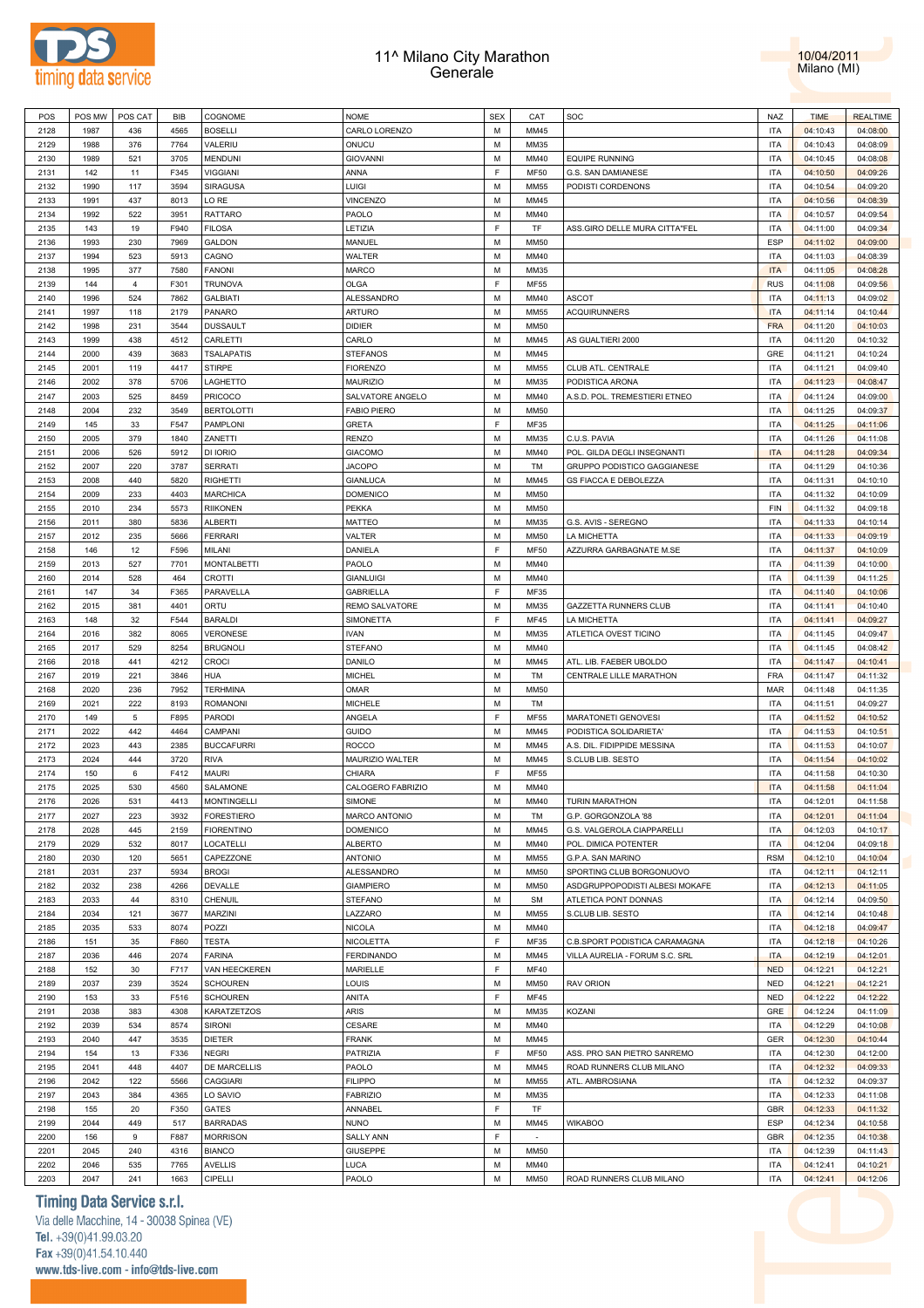# 11^ Milano City Marathon
## Generale

10/04/2011
Milano (MI)

| POS | POS MW | POS CAT | BIB | COGNOME | NOME | SEX | CAT | SOC | NAZ | TIME | REALTIME |
|---|---|---|---|---|---|---|---|---|---|---|---|
| 2128 | 1987 | 436 | 4565 | BOSELLI | CARLO LORENZO | M | MM45 | | ITA | 04:10:43 | 04:08:00 |
| 2129 | 1988 | 376 | 7764 | VALERIU | ONUCU | M | MM35 | | ITA | 04:10:43 | 04:08:09 |
| 2130 | 1989 | 521 | 3705 | MENDUNI | GIOVANNI | M | MM40 | EQUIPE RUNNING | ITA | 04:10:45 | 04:08:08 |
| 2131 | 142 | 11 | F345 | VIGGIANI | ANNA | F | MF50 | G.S. SAN DAMIANESE | ITA | 04:10:50 | 04:09:26 |
| 2132 | 1990 | 117 | 3594 | SIRAGUSA | LUIGI | M | MM55 | PODISTI CORDENONS | ITA | 04:10:54 | 04:09:20 |
| 2133 | 1991 | 437 | 8013 | LO RE | VINCENZO | M | MM45 | | ITA | 04:10:56 | 04:08:39 |
| 2134 | 1992 | 522 | 3951 | RATTARO | PAOLO | M | MM40 | | ITA | 04:10:57 | 04:09:54 |
| 2135 | 143 | 19 | F940 | FILOSA | LETIZIA | F | TF | ASS.GIRO DELLE MURA CITTA"FEL | ITA | 04:11:00 | 04:09:34 |
| 2136 | 1993 | 230 | 7969 | GALDON | MANUEL | M | MM50 | | ESP | 04:11:02 | 04:09:00 |
| 2137 | 1994 | 523 | 5913 | CAGNO | WALTER | M | MM40 | | ITA | 04:11:03 | 04:08:39 |
| 2138 | 1995 | 377 | 7580 | FANONI | MARCO | M | MM35 | | ITA | 04:11:05 | 04:08:28 |
| 2139 | 144 | 4 | F301 | TRUNOVA | OLGA | F | MF55 | | RUS | 04:11:08 | 04:09:56 |
| 2140 | 1996 | 524 | 7862 | GALBIATI | ALESSANDRO | M | MM40 | ASCOT | ITA | 04:11:13 | 04:09:02 |
| 2141 | 1997 | 118 | 2179 | PANARO | ARTURO | M | MM55 | ACQUIRUNNERS | ITA | 04:11:14 | 04:10:44 |
| 2142 | 1998 | 231 | 3544 | DUSSAULT | DIDIER | M | MM50 | | FRA | 04:11:20 | 04:10:03 |
| 2143 | 1999 | 438 | 4512 | CARLETTI | CARLO | M | MM45 | AS GUALTIERI 2000 | ITA | 04:11:20 | 04:10:32 |
| 2144 | 2000 | 439 | 3683 | TSALAPATIS | STEFANOS | M | MM45 | | GRE | 04:11:21 | 04:10:24 |
| 2145 | 2001 | 119 | 4417 | STIRPE | FIORENZO | M | MM55 | CLUB ATL. CENTRALE | ITA | 04:11:21 | 04:09:40 |
| 2146 | 2002 | 378 | 5706 | LAGHETTO | MAURIZIO | M | MM35 | PODISTICA ARONA | ITA | 04:11:23 | 04:08:47 |
| 2147 | 2003 | 525 | 8459 | PRICOCO | SALVATORE ANGELO | M | MM40 | A.S.D. POL. TREMESTIERI ETNEO | ITA | 04:11:24 | 04:09:00 |
| 2148 | 2004 | 232 | 3549 | BERTOLOTTI | FABIO PIERO | M | MM50 | | ITA | 04:11:25 | 04:09:37 |
| 2149 | 145 | 33 | F547 | PAMPLONI | GRETA | F | MF35 | | ITA | 04:11:25 | 04:11:06 |
| 2150 | 2005 | 379 | 1840 | ZANETTI | RENZO | M | MM35 | C.U.S. PAVIA | ITA | 04:11:26 | 04:11:08 |
| 2151 | 2006 | 526 | 5912 | DI IORIO | GIACOMO | M | MM40 | POL. GILDA DEGLI INSEGNANTI | ITA | 04:11:28 | 04:09:34 |
| 2152 | 2007 | 220 | 3787 | SERRATI | JACOPO | M | TM | GRUPPO PODISTICO GAGGIANESE | ITA | 04:11:29 | 04:10:36 |
| 2153 | 2008 | 440 | 5820 | RIGHETTI | GIANLUCA | M | MM45 | GS FIACCA E DEBOLEZZA | ITA | 04:11:31 | 04:10:10 |
| 2154 | 2009 | 233 | 4403 | MARCHICA | DOMENICO | M | MM50 | | ITA | 04:11:32 | 04:10:09 |
| 2155 | 2010 | 234 | 5573 | RIIKONEN | PEKKA | M | MM50 | | FIN | 04:11:32 | 04:09:18 |
| 2156 | 2011 | 380 | 5836 | ALBERTI | MATTEO | M | MM35 | G.S. AVIS - SEREGNO | ITA | 04:11:33 | 04:10:14 |
| 2157 | 2012 | 235 | 5666 | FERRARI | VALTER | M | MM50 | LA MICHETTA | ITA | 04:11:33 | 04:09:19 |
| 2158 | 146 | 12 | F596 | MILANI | DANIELA | F | MF50 | AZZURRA GARBAGNATE M.SE | ITA | 04:11:37 | 04:10:09 |
| 2159 | 2013 | 527 | 7701 | MONTALBETTI | PAOLO | M | MM40 | | ITA | 04:11:39 | 04:10:00 |
| 2160 | 2014 | 528 | 464 | CROTTI | GIANLUIGI | M | MM40 | | ITA | 04:11:39 | 04:11:25 |
| 2161 | 147 | 34 | F365 | PARAVELLA | GABRIELLA | F | MF35 | | ITA | 04:11:40 | 04:10:06 |
| 2162 | 2015 | 381 | 4401 | ORTU | REMO SALVATORE | M | MM35 | GAZZETTA RUNNERS CLUB | ITA | 04:11:41 | 04:10:40 |
| 2163 | 148 | 32 | F544 | BARALDI | SIMONETTA | F | MF45 | LA MICHETTA | ITA | 04:11:41 | 04:09:27 |
| 2164 | 2016 | 382 | 8065 | VERONESE | IVAN | M | MM35 | ATLETICA OVEST TICINO | ITA | 04:11:45 | 04:09:47 |
| 2165 | 2017 | 529 | 8254 | BRUGNOLI | STEFANO | M | MM40 | | ITA | 04:11:45 | 04:08:42 |
| 2166 | 2018 | 441 | 4212 | CROCI | DANILO | M | MM45 | ATL. LIB. FAEBER UBOLDO | ITA | 04:11:47 | 04:10:41 |
| 2167 | 2019 | 221 | 3846 | HUA | MICHEL | M | TM | CENTRALE LILLE MARATHON | FRA | 04:11:47 | 04:11:32 |
| 2168 | 2020 | 236 | 7952 | TERHMINA | OMAR | M | MM50 | | MAR | 04:11:48 | 04:11:35 |
| 2169 | 2021 | 222 | 8193 | ROMANONI | MICHELE | M | TM | | ITA | 04:11:51 | 04:09:27 |
| 2170 | 149 | 5 | F895 | PARODI | ANGELA | F | MF55 | MARATONETI GENOVESI | ITA | 04:11:52 | 04:10:52 |
| 2171 | 2022 | 442 | 4464 | CAMPANI | GUIDO | M | MM45 | PODISTICA SOLIDARIETA' | ITA | 04:11:53 | 04:10:51 |
| 2172 | 2023 | 443 | 2385 | BUCCAFURRI | ROCCO | M | MM45 | A.S. DIL. FIDIPPIDE MESSINA | ITA | 04:11:53 | 04:10:07 |
| 2173 | 2024 | 444 | 3720 | RIVA | MAURIZIO WALTER | M | MM45 | S.CLUB LIB. SESTO | ITA | 04:11:54 | 04:10:02 |
| 2174 | 150 | 6 | F412 | MAURI | CHIARA | F | MF55 | | ITA | 04:11:58 | 04:10:30 |
| 2175 | 2025 | 530 | 4560 | SALAMONE | CALOGERO FABRIZIO | M | MM40 | | ITA | 04:11:58 | 04:11:04 |
| 2176 | 2026 | 531 | 4413 | MONTINGELLI | SIMONE | M | MM40 | TURIN MARATHON | ITA | 04:12:01 | 04:11:58 |
| 2177 | 2027 | 223 | 3932 | FORESTIERO | MARCO ANTONIO | M | TM | G.P. GORGONZOLA '88 | ITA | 04:12:01 | 04:11:04 |
| 2178 | 2028 | 445 | 2159 | FIORENTINO | DOMENICO | M | MM45 | G.S. VALGEROLA CIAPPARELLI | ITA | 04:12:03 | 04:10:17 |
| 2179 | 2029 | 532 | 8017 | LOCATELLI | ALBERTO | M | MM40 | POL. DIMICA POTENTER | ITA | 04:12:04 | 04:09:18 |
| 2180 | 2030 | 120 | 5651 | CAPEZZONE | ANTONIO | M | MM55 | G.P.A. SAN MARINO | RSM | 04:12:10 | 04:10:04 |
| 2181 | 2031 | 237 | 5934 | BROGI | ALESSANDRO | M | MM50 | SPORTING CLUB BORGONUOVO | ITA | 04:12:11 | 04:12:11 |
| 2182 | 2032 | 238 | 4266 | DEVALLE | GIAMPIERO | M | MM50 | ASDGRUPPOPODISTI ALBESI MOKAFE | ITA | 04:12:13 | 04:11:05 |
| 2183 | 2033 | 44 | 8310 | CHENUIL | STEFANO | M | SM | ATLETICA PONT DONNAS | ITA | 04:12:14 | 04:09:50 |
| 2184 | 2034 | 121 | 3677 | MARZINI | LAZZARO | M | MM55 | S.CLUB LIB. SESTO | ITA | 04:12:14 | 04:10:48 |
| 2185 | 2035 | 533 | 8074 | POZZI | NICOLA | M | MM40 | | ITA | 04:12:18 | 04:09:47 |
| 2186 | 151 | 35 | F860 | TESTA | NICOLETTA | F | MF35 | C.B.SPORT PODISTICA CARAMAGNA | ITA | 04:12:18 | 04:10:26 |
| 2187 | 2036 | 446 | 2074 | FARINA | FERDINANDO | M | MM45 | VILLA AURELIA - FORUM S.C. SRL | ITA | 04:12:19 | 04:12:01 |
| 2188 | 152 | 30 | F717 | VAN HEECKEREN | MARIELLE | F | MF40 | | NED | 04:12:21 | 04:12:21 |
| 2189 | 2037 | 239 | 3524 | SCHOUREN | LOUIS | M | MM50 | RAV ORION | NED | 04:12:21 | 04:12:21 |
| 2190 | 153 | 33 | F516 | SCHOUREN | ANITA | F | MF45 | | NED | 04:12:22 | 04:12:22 |
| 2191 | 2038 | 383 | 4308 | KARATZETZOS | ARIS | M | MM35 | KOZANI | GRE | 04:12:24 | 04:11:09 |
| 2192 | 2039 | 534 | 8574 | SIRONI | CESARE | M | MM40 | | ITA | 04:12:29 | 04:10:08 |
| 2193 | 2040 | 447 | 3535 | DIETER | FRANK | M | MM45 | | GER | 04:12:30 | 04:10:44 |
| 2194 | 154 | 13 | F336 | NEGRI | PATRIZIA | F | MF50 | ASS. PRO SAN PIETRO SANREMO | ITA | 04:12:30 | 04:12:00 |
| 2195 | 2041 | 448 | 4407 | DE MARCELLIS | PAOLO | M | MM45 | ROAD RUNNERS CLUB MILANO | ITA | 04:12:32 | 04:09:33 |
| 2196 | 2042 | 122 | 5566 | CAGGIARI | FILIPPO | M | MM55 | ATL. AMBROSIANA | ITA | 04:12:32 | 04:09:37 |
| 2197 | 2043 | 384 | 4365 | LO SAVIO | FABRIZIO | M | MM35 | | ITA | 04:12:33 | 04:11:08 |
| 2198 | 155 | 20 | F350 | GATES | ANNABEL | F | TF | | GBR | 04:12:33 | 04:11:32 |
| 2199 | 2044 | 449 | 517 | BARRADAS | NUNO | M | MM45 | WIKABOO | ESP | 04:12:34 | 04:10:58 |
| 2200 | 156 | 9 | F887 | MORRISON | SALLY ANN | F | - | | GBR | 04:12:35 | 04:10:38 |
| 2201 | 2045 | 240 | 4316 | BIANCO | GIUSEPPE | M | MM50 | | ITA | 04:12:39 | 04:11:43 |
| 2202 | 2046 | 535 | 7765 | AVELLIS | LUCA | M | MM40 | | ITA | 04:12:41 | 04:10:21 |
| 2203 | 2047 | 241 | 1663 | CIPELLI | PAOLO | M | MM50 | ROAD RUNNERS CLUB MILANO | ITA | 04:12:41 | 04:12:06 |

**Timing Data Service s.r.l.**
Via delle Macchine, 14 - 30038 Spinea (VE)
Tel. +39(0)41.99.03.20
Fax +39(0)41.54.10.440
www.tds-live.com - info@tds-live.com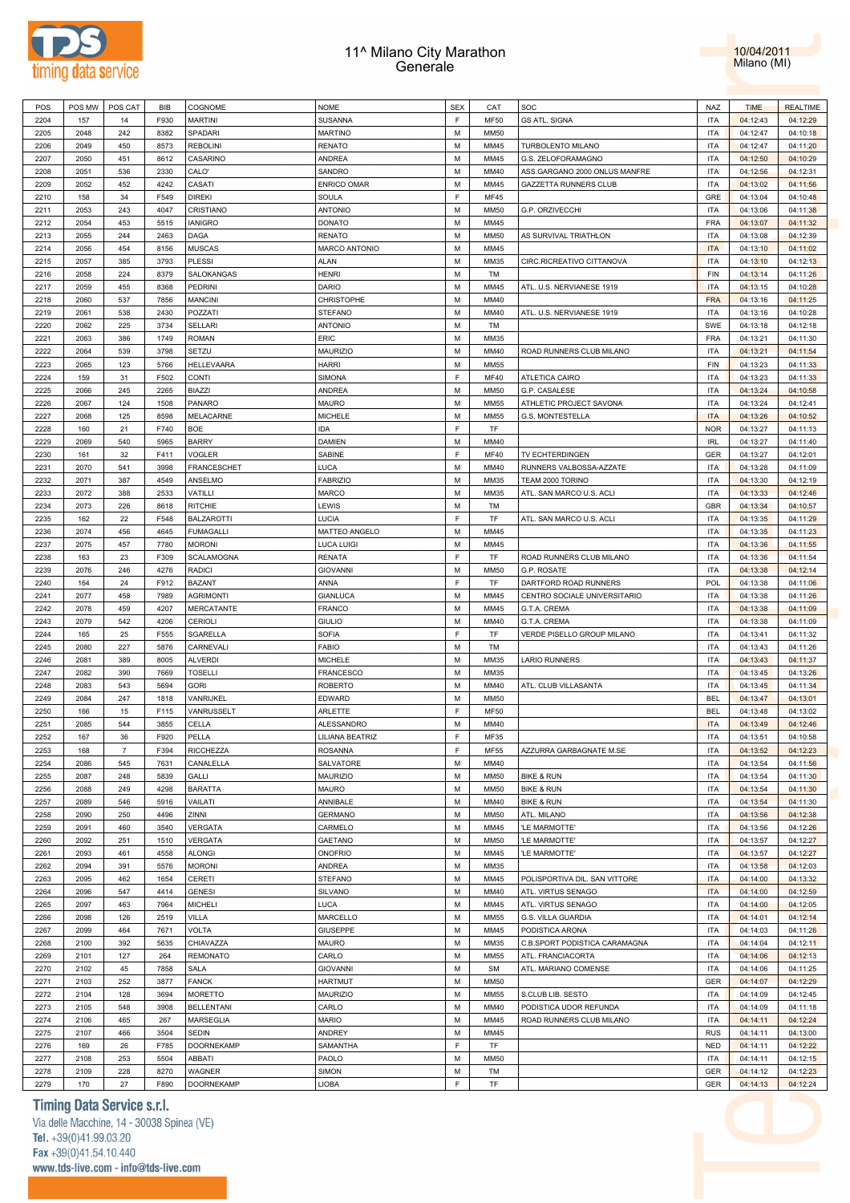# 11^ Milano City Marathon
## Generale

10/04/2011
Milano (MI)

| POS | POS MW | POS CAT | BIB | COGNOME | NOME | SEX | CAT | SOC | NAZ | TIME | REALTIME |
|---|---|---|---|---|---|---|---|---|---|---|---|
| 2204 | 157 | 14 | F930 | MARTINI | SUSANNA | F | MF50 | GS ATL. SIGNA | ITA | 04:12:43 | 04:12:29 |
| 2205 | 2048 | 242 | 8382 | SPADARI | MARTINO | M | MM50 | | ITA | 04:12:47 | 04:10:18 |
| 2206 | 2049 | 450 | 8573 | REBOLINI | RENATO | M | MM45 | TURBOLENTO MILANO | ITA | 04:12:47 | 04:11:20 |
| 2207 | 2050 | 451 | 8612 | CASARINO | ANDREA | M | MM45 | G.S. ZELOFORAMAGNO | ITA | 04:12:50 | 04:10:29 |
| 2208 | 2051 | 536 | 2330 | CALO' | SANDRO | M | MM40 | ASS.GARGANO 2000 ONLUS MANFRE | ITA | 04:12:56 | 04:12:31 |
| 2209 | 2052 | 452 | 4242 | CASATI | ENRICO OMAR | M | MM45 | GAZZETTA RUNNERS CLUB | ITA | 04:13:02 | 04:11:56 |
| 2210 | 158 | 34 | F549 | DIREKI | SOULA | F | MF45 | | GRE | 04:13:04 | 04:10:48 |
| 2211 | 2053 | 243 | 4047 | CRISTIANO | ANTONIO | M | MM50 | G.P. ORZIVECCHI | ITA | 04:13:06 | 04:11:38 |
| 2212 | 2054 | 453 | 5515 | IANIGRO | DONATO | M | MM45 | | FRA | 04:13:07 | 04:11:32 |
| 2213 | 2055 | 244 | 2463 | DAGA | RENATO | M | MM50 | AS SURVIVAL TRIATHLON | ITA | 04:13:08 | 04:12:39 |
| 2214 | 2056 | 454 | 8156 | MUSCAS | MARCO ANTONIO | M | MM45 | | ITA | 04:13:10 | 04:11:02 |
| 2215 | 2057 | 385 | 3793 | PLESSI | ALAN | M | MM35 | CIRC.RICREATIVO CITTANOVA | ITA | 04:13:10 | 04:12:13 |
| 2216 | 2058 | 224 | 8379 | SALOKANGAS | HENRI | M | TM | | FIN | 04:13:14 | 04:11:26 |
| 2217 | 2059 | 455 | 8368 | PEDRINI | DARIO | M | MM45 | ATL. U.S. NERVIANESE 1919 | ITA | 04:13:15 | 04:10:28 |
| 2218 | 2060 | 537 | 7856 | MANCINI | CHRISTOPHE | M | MM40 | | FRA | 04:13:16 | 04:11:25 |
| 2219 | 2061 | 538 | 2430 | POZZATI | STEFANO | M | MM40 | ATL. U.S. NERVIANESE 1919 | ITA | 04:13:16 | 04:10:28 |
| 2220 | 2062 | 225 | 3734 | SELLARI | ANTONIO | M | TM | | SWE | 04:13:18 | 04:12:18 |
| 2221 | 2063 | 386 | 1749 | ROMAN | ERIC | M | MM35 | | FRA | 04:13:21 | 04:11:30 |
| 2222 | 2064 | 539 | 3798 | SETZU | MAURIZIO | M | MM40 | ROAD RUNNERS CLUB MILANO | ITA | 04:13:21 | 04:11:54 |
| 2223 | 2065 | 123 | 5766 | HELLEVAARA | HARRI | M | MM55 | | FIN | 04:13:23 | 04:11:33 |
| 2224 | 159 | 31 | F502 | CONTI | SIMONA | F | MF40 | ATLETICA CAIRO | ITA | 04:13:23 | 04:11:33 |
| 2225 | 2066 | 245 | 2265 | BIAZZI | ANDREA | M | MM50 | G.P. CASALESE | ITA | 04:13:24 | 04:10:58 |
| 2226 | 2067 | 124 | 1508 | PANARO | MAURO | M | MM55 | ATHLETIC PROJECT SAVONA | ITA | 04:13:24 | 04:12:41 |
| 2227 | 2068 | 125 | 8598 | MELACARNE | MICHELE | M | MM55 | G.S. MONTESTELLA | ITA | 04:13:26 | 04:10:52 |
| 2228 | 160 | 21 | F740 | BOE | IDA | F | TF | | NOR | 04:13:27 | 04:11:13 |
| 2229 | 2069 | 540 | 5965 | BARRY | DAMIEN | M | MM40 | | IRL | 04:13:27 | 04:11:40 |
| 2230 | 161 | 32 | F411 | VOGLER | SABINE | F | MF40 | TV ECHTERDINGEN | GER | 04:13:27 | 04:12:01 |
| 2231 | 2070 | 541 | 3998 | FRANCESCHET | LUCA | M | MM40 | RUNNERS VALBOSSA-AZZATE | ITA | 04:13:28 | 04:11:09 |
| 2232 | 2071 | 387 | 4549 | ANSELMO | FABRIZIO | M | MM35 | TEAM 2000 TORINO | ITA | 04:13:30 | 04:12:19 |
| 2233 | 2072 | 388 | 2533 | VATILLI | MARCO | M | MM35 | ATL. SAN MARCO U.S. ACLI | ITA | 04:13:33 | 04:12:46 |
| 2234 | 2073 | 226 | 8618 | RITCHIE | LEWIS | M | TM | | GBR | 04:13:34 | 04:10:57 |
| 2235 | 162 | 22 | F548 | BALZAROTTI | LUCIA | F | TF | ATL. SAN MARCO U.S. ACLI | ITA | 04:13:35 | 04:11:29 |
| 2236 | 2074 | 456 | 4645 | FUMAGALLI | MATTEO ANGELO | M | MM45 | | ITA | 04:13:35 | 04:11:23 |
| 2237 | 2075 | 457 | 7780 | MORONI | LUCA LUIGI | M | MM45 | | ITA | 04:13:36 | 04:11:55 |
| 2238 | 163 | 23 | F309 | SCALAMOGNA | RENATA | F | TF | ROAD RUNNERS CLUB MILANO | ITA | 04:13:36 | 04:11:54 |
| 2239 | 2076 | 246 | 4276 | RADICI | GIOVANNI | M | MM50 | G.P. ROSATE | ITA | 04:13:38 | 04:12:14 |
| 2240 | 164 | 24 | F912 | BAZANT | ANNA | F | TF | DARTFORD ROAD RUNNERS | POL | 04:13:38 | 04:11:06 |
| 2241 | 2077 | 458 | 7989 | AGRIMONTI | GIANLUCA | M | MM45 | CENTRO SOCIALE UNIVERSITARIO | ITA | 04:13:38 | 04:11:26 |
| 2242 | 2078 | 459 | 4207 | MERCATANTE | FRANCO | M | MM45 | G.T.A. CREMA | ITA | 04:13:38 | 04:11:09 |
| 2243 | 2079 | 542 | 4206 | CERIOLI | GIULIO | M | MM40 | G.T.A. CREMA | ITA | 04:13:38 | 04:11:09 |
| 2244 | 165 | 25 | F555 | SGARELLA | SOFIA | F | TF | VERDE PISELLO GROUP MILANO | ITA | 04:13:41 | 04:11:32 |
| 2245 | 2080 | 227 | 5876 | CARNEVALI | FABIO | M | TM | | ITA | 04:13:43 | 04:11:26 |
| 2246 | 2081 | 389 | 8005 | ALVERDI | MICHELE | M | MM35 | LARIO RUNNERS | ITA | 04:13:43 | 04:11:37 |
| 2247 | 2082 | 390 | 7669 | TOSELLI | FRANCESCO | M | MM35 | | ITA | 04:13:45 | 04:13:26 |
| 2248 | 2083 | 543 | 5694 | GORI | ROBERTO | M | MM40 | ATL. CLUB VILLASANTA | ITA | 04:13:45 | 04:11:34 |
| 2249 | 2084 | 247 | 1818 | VANRIJKEL | EDWARD | M | MM50 | | BEL | 04:13:47 | 04:13:01 |
| 2250 | 166 | 15 | F115 | VANRUSSELT | ARLETTE | F | MF50 | | BEL | 04:13:48 | 04:13:02 |
| 2251 | 2085 | 544 | 3855 | CELLA | ALESSANDRO | M | MM40 | | ITA | 04:13:49 | 04:12:46 |
| 2252 | 167 | 36 | F920 | PELLA | LILIANA BEATRIZ | F | MF35 | | ITA | 04:13:51 | 04:10:58 |
| 2253 | 168 | 7 | F394 | RICCHEZZA | ROSANNA | F | MF55 | AZZURRA GARBAGNATE M.SE | ITA | 04:13:52 | 04:12:23 |
| 2254 | 2086 | 545 | 7631 | CANALELLA | SALVATORE | M | MM40 | | ITA | 04:13:54 | 04:11:56 |
| 2255 | 2087 | 248 | 5839 | GALLI | MAURIZIO | M | MM50 | BIKE & RUN | ITA | 04:13:54 | 04:11:30 |
| 2256 | 2088 | 249 | 4298 | BARATTA | MAURO | M | MM50 | BIKE & RUN | ITA | 04:13:54 | 04:11:30 |
| 2257 | 2089 | 546 | 5916 | VAILATI | ANNIBALE | M | MM40 | BIKE & RUN | ITA | 04:13:54 | 04:11:30 |
| 2258 | 2090 | 250 | 4496 | ZINNI | GERMANO | M | MM50 | ATL. MILANO | ITA | 04:13:56 | 04:12:38 |
| 2259 | 2091 | 460 | 3540 | VERGATA | CARMELO | M | MM45 | 'LE MARMOTTE' | ITA | 04:13:56 | 04:12:26 |
| 2260 | 2092 | 251 | 1510 | VERGATA | GAETANO | M | MM50 | 'LE MARMOTTE' | ITA | 04:13:57 | 04:12:27 |
| 2261 | 2093 | 461 | 4558 | ALONGI | ONOFRIO | M | MM45 | 'LE MARMOTTE' | ITA | 04:13:57 | 04:12:27 |
| 2262 | 2094 | 391 | 5576 | MORONI | ANDREA | M | MM35 | | ITA | 04:13:58 | 04:12:03 |
| 2263 | 2095 | 462 | 1654 | CERETI | STEFANO | M | MM45 | POLISPORTIVA DIL. SAN VITTORE | ITA | 04:14:00 | 04:13:32 |
| 2264 | 2096 | 547 | 4414 | GENESI | SILVANO | M | MM40 | ATL. VIRTUS SENAGO | ITA | 04:14:00 | 04:12:59 |
| 2265 | 2097 | 463 | 7964 | MICHELI | LUCA | M | MM45 | ATL. VIRTUS SENAGO | ITA | 04:14:00 | 04:12:05 |
| 2266 | 2098 | 126 | 2519 | VILLA | MARCELLO | M | MM55 | G.S. VILLA GUARDIA | ITA | 04:14:01 | 04:12:14 |
| 2267 | 2099 | 464 | 7671 | VOLTA | GIUSEPPE | M | MM45 | PODISTICA ARONA | ITA | 04:14:03 | 04:11:26 |
| 2268 | 2100 | 392 | 5635 | CHIAVAZZA | MAURO | M | MM35 | C.B.SPORT PODISTICA CARAMAGNA | ITA | 04:14:04 | 04:12:11 |
| 2269 | 2101 | 127 | 264 | REMONATO | CARLO | M | MM55 | ATL. FRANCIACORTA | ITA | 04:14:06 | 04:12:13 |
| 2270 | 2102 | 45 | 7858 | SALA | GIOVANNI | M | SM | ATL. MARIANO COMENSE | ITA | 04:14:06 | 04:11:25 |
| 2271 | 2103 | 252 | 3877 | FANCK | HARTMUT | M | MM50 | | GER | 04:14:07 | 04:12:29 |
| 2272 | 2104 | 128 | 3694 | MORETTO | MAURIZIO | M | MM55 | S.CLUB LIB. SESTO | ITA | 04:14:09 | 04:12:45 |
| 2273 | 2105 | 548 | 3908 | BELLENTANI | CARLO | M | MM40 | PODISTICA UDOR REFUNDA | ITA | 04:14:09 | 04:11:18 |
| 2274 | 2106 | 465 | 267 | MARSEGLIA | MARIO | M | MM45 | ROAD RUNNERS CLUB MILANO | ITA | 04:14:11 | 04:12:24 |
| 2275 | 2107 | 466 | 3504 | SEDIN | ANDREY | M | MM45 | | RUS | 04:14:11 | 04:13:00 |
| 2276 | 169 | 26 | F785 | DOORNEKAMP | SAMANTHA | F | TF | | NED | 04:14:11 | 04:12:22 |
| 2277 | 2108 | 253 | 5504 | ABBATI | PAOLO | M | MM50 | | ITA | 04:14:11 | 04:12:15 |
| 2278 | 2109 | 228 | 8270 | WAGNER | SIMON | M | TM | | GER | 04:14:12 | 04:12:23 |
| 2279 | 170 | 27 | F890 | DOORNEKAMP | LIOBA | F | TF | | GER | 04:14:13 | 04:12:24 |

**Timing Data Service s.r.l.**
Via delle Macchine, 14 - 30038 Spinea (VE)
Tel. +39(0)41.99.03.20
Fax +39(0)41.54.10.440
www.tds-live.com - info@tds-live.com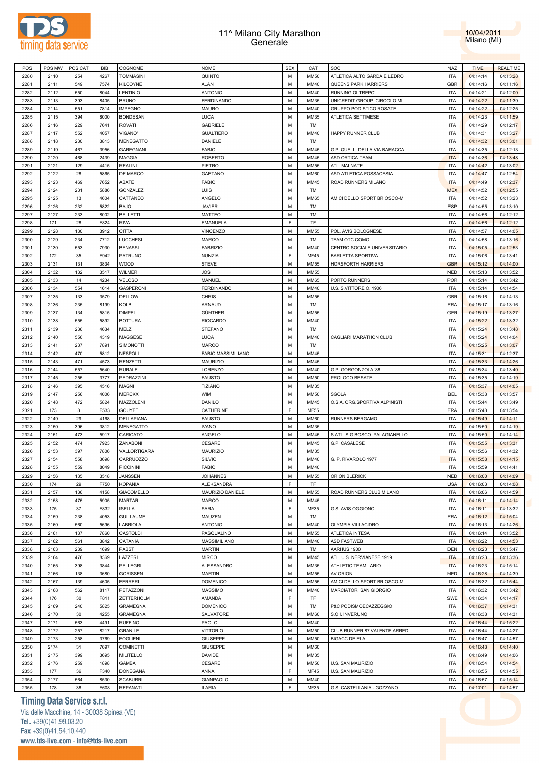# 11^ Milano City Marathon
## Generale

10/04/2011
Milano (MI)

| POS | POS MW | POS CAT | BIB | COGNOME | NOME | SEX | CAT | SOC | NAZ | TIME | REALTIME |
|---|---|---|---|---|---|---|---|---|---|---|---|
| 2280 | 2110 | 254 | 4267 | TOMMASINI | QUINTO | M | MM50 | ATLETICA ALTO GARDA E LEDRO | ITA | 04:14:14 | 04:13:28 |
| 2281 | 2111 | 549 | 7574 | KILCOYNE | ALAN | M | MM40 | QUEENS PARK HARRIERS | GBR | 04:14:16 | 04:11:16 |
| 2282 | 2112 | 550 | 8044 | LENTINIO | ANTONIO | M | MM40 | RUNNING OLTREPO' | ITA | 04:14:21 | 04:12:00 |
| 2283 | 2113 | 393 | 8405 | BRUNO | FERDINANDO | M | MM35 | UNICREDIT GROUP CIRCOLO MI | ITA | 04:14:22 | 04:11:39 |
| 2284 | 2114 | 551 | 7814 | IMPEGNO | MAURO | M | MM40 | GRUPPO PODISTICO ROSATE | ITA | 04:14:22 | 04:12:25 |
| 2285 | 2115 | 394 | 8000 | BONDESAN | LUCA | M | MM35 | ATLETICA SETTIMESE | ITA | 04:14:23 | 04:11:59 |
| 2286 | 2116 | 229 | 7641 | ROVATI | GABRIELE | M | TM | | ITA | 04:14:29 | 04:12:17 |
| 2287 | 2117 | 552 | 4057 | VIGANO' | GUALTIERO | M | MM40 | HAPPY RUNNER CLUB | ITA | 04:14:31 | 04:13:27 |
| 2288 | 2118 | 230 | 3813 | MENEGATTO | DANIELE | M | TM | | ITA | 04:14:32 | 04:13:01 |
| 2289 | 2119 | 467 | 3956 | GAREGNANI | FABIO | M | MM45 | G.P. QUELLI DELLA VIA BARACCA | ITA | 04:14:35 | 04:12:13 |
| 2290 | 2120 | 468 | 2439 | MAGGIA | ROBERTO | M | MM45 | ASD ORTICA TEAM | ITA | 04:14:36 | 04:13:48 |
| 2291 | 2121 | 129 | 4415 | REALINI | PIETRO | M | MM55 | ATL. MALNATE | ITA | 04:14:42 | 04:13:02 |
| 2292 | 2122 | 28 | 5865 | DE MARCO | GAETANO | M | MM60 | ASD ATLETICA FOSSACESIA | ITA | 04:14:47 | 04:12:54 |
| 2293 | 2123 | 469 | 7652 | ABATE | FABIO | M | MM45 | ROAD RUNNERS MILANO | ITA | 04:14:49 | 04:12:37 |
| 2294 | 2124 | 231 | 5886 | GONZALEZ | LUIS | M | TM | | MEX | 04:14:52 | 04:12:55 |
| 2295 | 2125 | 13 | 4604 | CATTANEO | ANGELO | M | MM65 | AMICI DELLO SPORT BRIOSCO-MI | ITA | 04:14:52 | 04:13:23 |
| 2296 | 2126 | 232 | 5822 | BAJO | JAVIER | M | TM | | ESP | 04:14:55 | 04:13:10 |
| 2297 | 2127 | 233 | 8002 | BELLETTI | MATTEO | M | TM | | ITA | 04:14:56 | 04:12:12 |
| 2298 | 171 | 28 | F824 | RIVA | EMANUELA | F | TF | | ITA | 04:14:56 | 04:12:12 |
| 2299 | 2128 | 130 | 3912 | CITTA | VINCENZO | M | MM55 | POL. AVIS BOLOGNESE | ITA | 04:14:57 | 04:14:05 |
| 2300 | 2129 | 234 | 7712 | LUCCHESI | MARCO | M | TM | TEAM OTC COMO | ITA | 04:14:58 | 04:13:16 |
| 2301 | 2130 | 553 | 7930 | BENASSI | FABRIZIO | M | MM40 | CENTRO SOCIALE UNIVERSITARIO | ITA | 04:15:05 | 04:12:53 |
| 2302 | 172 | 35 | F942 | PATRUNO | NUNZIA | F | MF45 | BARLETTA SPORTIVA | ITA | 04:15:06 | 04:13:41 |
| 2303 | 2131 | 131 | 3834 | WOOD | STEVE | M | MM55 | HORSFORTH HARRIERS | GBR | 04:15:12 | 04:14:00 |
| 2304 | 2132 | 132 | 3517 | WILMER | JOS | M | MM55 | | NED | 04:15:13 | 04:13:52 |
| 2305 | 2133 | 14 | 4234 | VELOSO | MANUEL | M | MM65 | PORTO RUNNERS | POR | 04:15:14 | 04:13:42 |
| 2306 | 2134 | 554 | 1614 | GASPERONI | FERDINANDO | M | MM40 | U.S. S.VITTORE O. 1906 | ITA | 04:15:14 | 04:14:54 |
| 2307 | 2135 | 133 | 3579 | DELLOW | CHRIS | M | MM55 | | GBR | 04:15:16 | 04:14:13 |
| 2308 | 2136 | 235 | 8199 | KOLB | ARNAUD | M | TM | | FRA | 04:15:17 | 04:13:16 |
| 2309 | 2137 | 134 | 5815 | DIMPEL | GÜNTHER | M | MM55 | | GER | 04:15:19 | 04:13:27 |
| 2310 | 2138 | 555 | 5892 | BOTTURA | RICCARDO | M | MM40 | | ITA | 04:15:22 | 04:13:32 |
| 2311 | 2139 | 236 | 4634 | MELZI | STEFANO | M | TM | | ITA | 04:15:24 | 04:13:48 |
| 2312 | 2140 | 556 | 4319 | MAGGESE | LUCA | M | MM40 | CAGLIARI MARATHON CLUB | ITA | 04:15:24 | 04:14:04 |
| 2313 | 2141 | 237 | 7891 | SIMONOTTI | MARCO | M | TM | | ITA | 04:15:25 | 04:13:07 |
| 2314 | 2142 | 470 | 5812 | NESPOLI | FABIO MASSIMILIANO | M | MM45 | | ITA | 04:15:31 | 04:12:37 |
| 2315 | 2143 | 471 | 4573 | RENZETTI | MAURIZIO | M | MM45 | | ITA | 04:15:33 | 04:14:26 |
| 2316 | 2144 | 557 | 5640 | RURALE | LORENZO | M | MM40 | G.P. GORGONZOLA '88 | ITA | 04:15:34 | 04:13:40 |
| 2317 | 2145 | 255 | 3777 | PEDRAZZINI | FAUSTO | M | MM50 | PROLOCO BESATE | ITA | 04:15:35 | 04:14:19 |
| 2318 | 2146 | 395 | 4516 | MAGNI | TIZIANO | M | MM35 | | ITA | 04:15:37 | 04:14:05 |
| 2319 | 2147 | 256 | 4006 | MERCKX | WIM | M | MM50 | SGOLA | BEL | 04:15:38 | 04:13:57 |
| 2320 | 2148 | 472 | 5824 | MAZZOLENI | DANILO | M | MM45 | O.S.A. ORG.SPORTIVA ALPINISTI | ITA | 04:15:44 | 04:13:49 |
| 2321 | 173 | 8 | F533 | GOUYET | CATHERINE | F | MF55 | | FRA | 04:15:48 | 04:13:54 |
| 2322 | 2149 | 29 | 4168 | DELLAPIANA | FAUSTO | M | MM60 | RUNNERS BERGAMO | ITA | 04:15:49 | 04:14:11 |
| 2323 | 2150 | 396 | 3812 | MENEGATTO | IVANO | M | MM35 | | ITA | 04:15:50 | 04:14:19 |
| 2324 | 2151 | 473 | 5917 | CARICATO | ANGELO | M | MM45 | S.ATL. S.G.BOSCO PALAGIANELLO | ITA | 04:15:50 | 04:14:14 |
| 2325 | 2152 | 474 | 7923 | ZANABONI | CESARE | M | MM45 | G.P. CASALESE | ITA | 04:15:55 | 04:13:31 |
| 2326 | 2153 | 397 | 7806 | VALLORTIGARA | MAURIZIO | M | MM35 | | ITA | 04:15:56 | 04:14:32 |
| 2327 | 2154 | 558 | 3698 | CARRUOZZO | SILVIO | M | MM40 | G. P. RIVAROLO 1977 | ITA | 04:15:58 | 04:14:15 |
| 2328 | 2155 | 559 | 8049 | PICCININI | FABIO | M | MM40 | | ITA | 04:15:59 | 04:14:41 |
| 2329 | 2156 | 135 | 3518 | JANSSEN | JOHANNES | M | MM55 | ORION BLERICK | NED | 04:16:00 | 04:14:09 |
| 2330 | 174 | 29 | F750 | KOPANIA | ALEKSANDRA | F | TF | | USA | 04:16:03 | 04:14:08 |
| 2331 | 2157 | 136 | 4158 | GIACOMELLO | MAURIZIO DANIELE | M | MM55 | ROAD RUNNERS CLUB MILANO | ITA | 04:16:06 | 04:14:59 |
| 2332 | 2158 | 475 | 5905 | MARTARI | MARCO | M | MM45 | | ITA | 04:16:11 | 04:14:14 |
| 2333 | 175 | 37 | F832 | ISELLA | SARA | F | MF35 | G.S. AVIS OGGIONO | ITA | 04:16:11 | 04:13:32 |
| 2334 | 2159 | 238 | 4053 | GUILLAUME | MAUZEN | M | TM | | FRA | 04:16:12 | 04:15:04 |
| 2335 | 2160 | 560 | 5696 | LABRIOLA | ANTONIO | M | MM40 | OLYMPIA VILLACIDRO | ITA | 04:16:13 | 04:14:26 |
| 2336 | 2161 | 137 | 7860 | CASTOLDI | PASQUALINO | M | MM55 | ATLETICA INTESA | ITA | 04:16:14 | 04:13:52 |
| 2337 | 2162 | 561 | 3842 | CATANIA | MASSIMILIANO | M | MM40 | ASD FASTWEB | ITA | 04:16:22 | 04:14:53 |
| 2338 | 2163 | 239 | 1699 | PABST | MARTIN | M | TM | AARHUS 1900 | DEN | 04:16:23 | 04:15:47 |
| 2339 | 2164 | 476 | 8369 | LAZZERI | MIRCO | M | MM45 | ATL. U.S. NERVIANESE 1919 | ITA | 04:16:23 | 04:13:36 |
| 2340 | 2165 | 398 | 3844 | PELLEGRI | ALESSANDRO | M | MM35 | ATHLETIC TEAM LARIO | ITA | 04:16:23 | 04:15:14 |
| 2341 | 2166 | 138 | 3680 | GORISSEN | MARTIN | M | MM55 | AV ORION | NED | 04:16:28 | 04:14:39 |
| 2342 | 2167 | 139 | 4605 | FERRERI | DOMENICO | M | MM55 | AMICI DELLO SPORT BRIOSCO-MI | ITA | 04:16:32 | 04:15:44 |
| 2343 | 2168 | 562 | 8117 | PETAZZONI | MASSIMO | M | MM40 | MARCIATORI SAN GIORGIO | ITA | 04:16:32 | 04:13:42 |
| 2344 | 176 | 30 | F811 | ZETTERHOLM | AMANDA | F | TF | | SWE | 04:16:34 | 04:14:17 |
| 2345 | 2169 | 240 | 5825 | GRAMEGNA | DOMENICO | M | TM | P&C PODISMOECAZZEGGIO | ITA | 04:16:37 | 04:14:31 |
| 2346 | 2170 | 30 | 4255 | GRAMEGNA | SALVATORE | M | MM60 | S.O.I. INVERUNO | ITA | 04:16:38 | 04:14:31 |
| 2347 | 2171 | 563 | 4491 | RUFFINO | PAOLO | M | MM40 | | ITA | 04:16:44 | 04:15:22 |
| 2348 | 2172 | 257 | 8217 | GRANILE | VITTORIO | M | MM50 | CLUB RUNNER 87 VALENTE ARREDI | ITA | 04:16:44 | 04:14:27 |
| 2349 | 2173 | 258 | 3769 | FOGLIENI | GIUSEPPE | M | MM50 | BIGACC DE ELA | ITA | 04:16:47 | 04:14:57 |
| 2350 | 2174 | 31 | 7697 | COMINETTI | GIUSEPPE | M | MM60 | | ITA | 04:16:48 | 04:14:40 |
| 2351 | 2175 | 399 | 3695 | MILITELLO | DAVIDE | M | MM35 | | ITA | 04:16:49 | 04:14:06 |
| 2352 | 2176 | 259 | 1898 | GAMBA | CESARE | M | MM50 | U.S. SAN MAURIZIO | ITA | 04:16:54 | 04:14:54 |
| 2353 | 177 | 36 | F340 | DONEGANA | ANNA | F | MF45 | U.S. SAN MAURIZIO | ITA | 04:16:55 | 04:14:55 |
| 2354 | 2177 | 564 | 8530 | SCABURRI | GIANPAOLO | M | MM40 | | ITA | 04:16:57 | 04:15:14 |
| 2355 | 178 | 38 | F608 | REPANATI | ILARIA | F | MF35 | G.S. CASTELLANIA - GOZZANO | ITA | 04:17:01 | 04:14:57 |

**Timing Data Service s.r.l.**
Via delle Macchine, 14 - 30038 Spinea (VE)
Tel. +39(0)41.99.03.20
Fax +39(0)41.54.10.440
www.tds-live.com - info@tds-live.com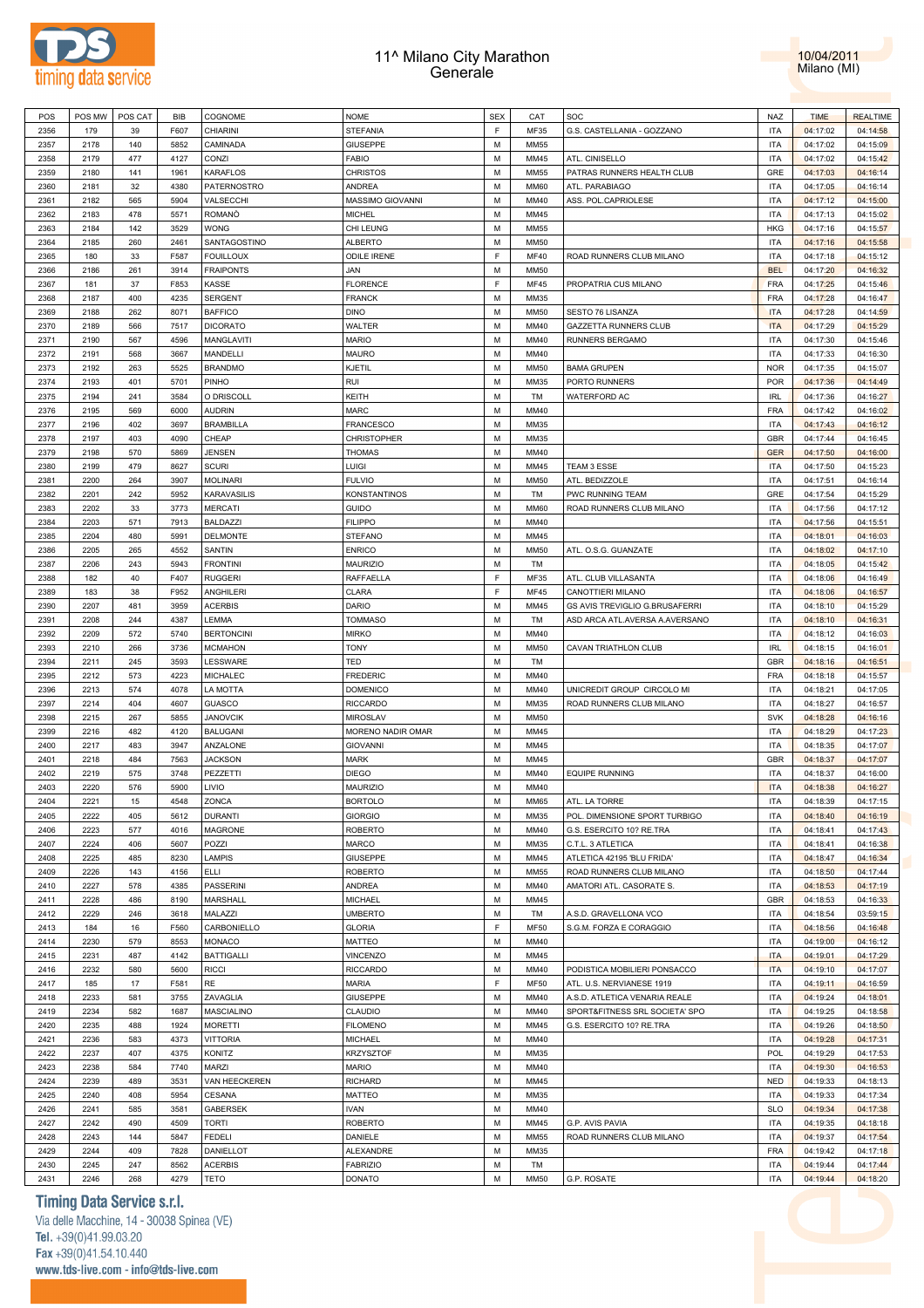# 11^ Milano City Marathon
## Generale

10/04/2011
Milano (MI)

| POS | POS MW | POS CAT | BIB | COGNOME | NOME | SEX | CAT | SOC | NAZ | TIME | REALTIME |
|---|---|---|---|---|---|---|---|---|---|---|---|
| 2356 | 179 | 39 | F607 | CHIARINI | STEFANIA | F | MF35 | G.S. CASTELLANIA - GOZZANO | ITA | 04:17:02 | 04:14:58 |
| 2357 | 2178 | 140 | 5852 | CAMINADA | GIUSEPPE | M | MM55 | | ITA | 04:17:02 | 04:15:09 |
| 2358 | 2179 | 477 | 4127 | CONZI | FABIO | M | MM45 | ATL. CINISELLO | ITA | 04:17:02 | 04:15:42 |
| 2359 | 2180 | 141 | 1961 | KARAFLOS | CHRISTOS | M | MM55 | PATRAS RUNNERS HEALTH CLUB | GRE | 04:17:03 | 04:16:14 |
| 2360 | 2181 | 32 | 4380 | PATERNOSTRO | ANDREA | M | MM60 | ATL. PARABIAGO | ITA | 04:17:05 | 04:16:14 |
| 2361 | 2182 | 565 | 5904 | VALSECCHI | MASSIMO GIOVANNI | M | MM40 | ASS. POL.CAPRIOLESE | ITA | 04:17:12 | 04:15:00 |
| 2362 | 2183 | 478 | 5571 | ROMANÒ | MICHEL | M | MM45 | | ITA | 04:17:13 | 04:15:02 |
| 2363 | 2184 | 142 | 3529 | WONG | CHI LEUNG | M | MM55 | | HKG | 04:17:16 | 04:15:57 |
| 2364 | 2185 | 260 | 2461 | SANTAGOSTINO | ALBERTO | M | MM50 | | ITA | 04:17:16 | 04:15:58 |
| 2365 | 180 | 33 | F587 | FOUILLOUX | ODILE IRENE | F | MF40 | ROAD RUNNERS CLUB MILANO | ITA | 04:17:18 | 04:15:12 |
| 2366 | 2186 | 261 | 3914 | FRAIPONTS | JAN | M | MM50 | | BEL | 04:17:20 | 04:16:32 |
| 2367 | 181 | 37 | F853 | KASSE | FLORENCE | F | MF45 | PROPATRIA CUS MILANO | FRA | 04:17:25 | 04:15:46 |
| 2368 | 2187 | 400 | 4235 | SERGENT | FRANCK | M | MM35 | | FRA | 04:17:28 | 04:16:47 |
| 2369 | 2188 | 262 | 8071 | BAFFICO | DINO | M | MM50 | SESTO 76 LISANZA | ITA | 04:17:28 | 04:14:59 |
| 2370 | 2189 | 566 | 7517 | DICORATO | WALTER | M | MM40 | GAZZETTA RUNNERS CLUB | ITA | 04:17:29 | 04:15:29 |
| 2371 | 2190 | 567 | 4596 | MANGLAVITI | MARIO | M | MM40 | RUNNERS BERGAMO | ITA | 04:17:30 | 04:15:46 |
| 2372 | 2191 | 568 | 3667 | MANDELLI | MAURO | M | MM40 | | ITA | 04:17:33 | 04:16:30 |
| 2373 | 2192 | 263 | 5525 | BRANDMO | KJETIL | M | MM50 | BAMA GRUPEN | NOR | 04:17:35 | 04:15:07 |
| 2374 | 2193 | 401 | 5701 | PINHO | RUI | M | MM35 | PORTO RUNNERS | POR | 04:17:36 | 04:14:49 |
| 2375 | 2194 | 241 | 3584 | O DRISCOLL | KEITH | M | TM | WATERFORD AC | IRL | 04:17:36 | 04:16:27 |
| 2376 | 2195 | 569 | 6000 | AUDRIN | MARC | M | MM40 | | FRA | 04:17:42 | 04:16:02 |
| 2377 | 2196 | 402 | 3697 | BRAMBILLA | FRANCESCO | M | MM35 | | ITA | 04:17:43 | 04:16:12 |
| 2378 | 2197 | 403 | 4090 | CHEAP | CHRISTOPHER | M | MM35 | | GBR | 04:17:44 | 04:16:45 |
| 2379 | 2198 | 570 | 5869 | JENSEN | THOMAS | M | MM40 | | GER | 04:17:50 | 04:16:00 |
| 2380 | 2199 | 479 | 8627 | SCURI | LUIGI | M | MM45 | TEAM 3 ESSE | ITA | 04:17:50 | 04:15:23 |
| 2381 | 2200 | 264 | 3907 | MOLINARI | FULVIO | M | MM50 | ATL. BEDIZZOLE | ITA | 04:17:51 | 04:16:14 |
| 2382 | 2201 | 242 | 5952 | KARAVASILIS | KONSTANTINOS | M | TM | PWC RUNNING TEAM | GRE | 04:17:54 | 04:15:29 |
| 2383 | 2202 | 33 | 3773 | MERCATI | GUIDO | M | MM60 | ROAD RUNNERS CLUB MILANO | ITA | 04:17:56 | 04:17:12 |
| 2384 | 2203 | 571 | 7913 | BALDAZZI | FILIPPO | M | MM40 | | ITA | 04:17:56 | 04:15:51 |
| 2385 | 2204 | 480 | 5991 | DELMONTE | STEFANO | M | MM45 | | ITA | 04:18:01 | 04:16:03 |
| 2386 | 2205 | 265 | 4552 | SANTIN | ENRICO | M | MM50 | ATL. O.S.G. GUANZATE | ITA | 04:18:02 | 04:17:10 |
| 2387 | 2206 | 243 | 5943 | FRONTINI | MAURIZIO | M | TM | | ITA | 04:18:05 | 04:15:42 |
| 2388 | 182 | 40 | F407 | RUGGERI | RAFFAELLA | F | MF35 | ATL. CLUB VILLASANTA | ITA | 04:18:06 | 04:16:49 |
| 2389 | 183 | 38 | F952 | ANGHILERI | CLARA | F | MF45 | CANOTTIERI MILANO | ITA | 04:18:06 | 04:16:57 |
| 2390 | 2207 | 481 | 3959 | ACERBIS | DARIO | M | MM45 | GS AVIS TREVIGLIO G.BRUSAFERRI | ITA | 04:18:10 | 04:15:29 |
| 2391 | 2208 | 244 | 4387 | LEMMA | TOMMASO | M | TM | ASD ARCA ATL.AVERSA A.AVERSANO | ITA | 04:18:10 | 04:16:31 |
| 2392 | 2209 | 572 | 5740 | BERTONCINI | MIRKO | M | MM40 | | ITA | 04:18:12 | 04:16:03 |
| 2393 | 2210 | 266 | 3736 | MCMAHON | TONY | M | MM50 | CAVAN TRIATHLON CLUB | IRL | 04:18:15 | 04:16:01 |
| 2394 | 2211 | 245 | 3593 | LESSWARE | TED | M | TM | | GBR | 04:18:16 | 04:16:51 |
| 2395 | 2212 | 573 | 4223 | MICHALEC | FREDERIC | M | MM40 | | FRA | 04:18:18 | 04:15:57 |
| 2396 | 2213 | 574 | 4078 | LA MOTTA | DOMENICO | M | MM40 | UNICREDIT GROUP CIRCOLO MI | ITA | 04:18:21 | 04:17:05 |
| 2397 | 2214 | 404 | 4607 | GUASCO | RICCARDO | M | MM35 | ROAD RUNNERS CLUB MILANO | ITA | 04:18:27 | 04:16:57 |
| 2398 | 2215 | 267 | 5855 | JANOVCIK | MIROSLAV | M | MM50 | | SVK | 04:18:28 | 04:16:16 |
| 2399 | 2216 | 482 | 4120 | BALUGANI | MORENO NADIR OMAR | M | MM45 | | ITA | 04:18:29 | 04:17:23 |
| 2400 | 2217 | 483 | 3947 | ANZALONE | GIOVANNI | M | MM45 | | ITA | 04:18:35 | 04:17:07 |
| 2401 | 2218 | 484 | 7563 | JACKSON | MARK | M | MM45 | | GBR | 04:18:37 | 04:17:07 |
| 2402 | 2219 | 575 | 3748 | PEZZETTI | DIEGO | M | MM40 | EQUIPE RUNNING | ITA | 04:18:37 | 04:16:00 |
| 2403 | 2220 | 576 | 5900 | LIVIO | MAURIZIO | M | MM40 | | ITA | 04:18:38 | 04:16:27 |
| 2404 | 2221 | 15 | 4548 | ZONCA | BORTOLO | M | MM65 | ATL. LA TORRE | ITA | 04:18:39 | 04:17:15 |
| 2405 | 2222 | 405 | 5612 | DURANTI | GIORGIO | M | MM35 | POL. DIMENSIONE SPORT TURBIGO | ITA | 04:18:40 | 04:16:19 |
| 2406 | 2223 | 577 | 4016 | MAGRONE | ROBERTO | M | MM40 | G.S. ESERCITO 10? RE.TRA | ITA | 04:18:41 | 04:17:43 |
| 2407 | 2224 | 406 | 5607 | POZZI | MARCO | M | MM35 | C.T.L. 3 ATLETICA | ITA | 04:18:41 | 04:16:38 |
| 2408 | 2225 | 485 | 8230 | LAMPIS | GIUSEPPE | M | MM45 | ATLETICA 42195 'BLU FRIDA' | ITA | 04:18:47 | 04:16:34 |
| 2409 | 2226 | 143 | 4156 | ELLI | ROBERTO | M | MM55 | ROAD RUNNERS CLUB MILANO | ITA | 04:18:50 | 04:17:44 |
| 2410 | 2227 | 578 | 4385 | PASSERINI | ANDREA | M | MM40 | AMATORI ATL. CASORATE S. | ITA | 04:18:53 | 04:17:19 |
| 2411 | 2228 | 486 | 8190 | MARSHALL | MICHAEL | M | MM45 | | GBR | 04:18:53 | 04:16:33 |
| 2412 | 2229 | 246 | 3618 | MALAZZI | UMBERTO | M | TM | A.S.D. GRAVELLONA VCO | ITA | 04:18:54 | 03:59:15 |
| 2413 | 184 | 16 | F560 | CARBONIELLO | GLORIA | F | MF50 | S.G.M. FORZA E CORAGGIO | ITA | 04:18:56 | 04:16:48 |
| 2414 | 2230 | 579 | 8553 | MONACO | MATTEO | M | MM40 | | ITA | 04:19:00 | 04:16:12 |
| 2415 | 2231 | 487 | 4142 | BATTIGALLI | VINCENZO | M | MM45 | | ITA | 04:19:01 | 04:17:29 |
| 2416 | 2232 | 580 | 5600 | RICCI | RICCARDO | M | MM40 | PODISTICA MOBILIERI PONSACCO | ITA | 04:19:10 | 04:17:07 |
| 2417 | 185 | 17 | F581 | RE | MARIA | F | MF50 | ATL. U.S. NERVIANESE 1919 | ITA | 04:19:11 | 04:16:59 |
| 2418 | 2233 | 581 | 3755 | ZAVAGLIA | GIUSEPPE | M | MM40 | A.S.D. ATLETICA VENARIA REALE | ITA | 04:19:24 | 04:18:01 |
| 2419 | 2234 | 582 | 1687 | MASCIALINO | CLAUDIO | M | MM40 | SPORT&FITNESS SRL SOCIETA' SPO | ITA | 04:19:25 | 04:18:58 |
| 2420 | 2235 | 488 | 1924 | MORETTI | FILOMENO | M | MM45 | G.S. ESERCITO 10? RE.TRA | ITA | 04:19:26 | 04:18:50 |
| 2421 | 2236 | 583 | 4373 | VITTORIA | MICHAEL | M | MM40 | | ITA | 04:19:28 | 04:17:31 |
| 2422 | 2237 | 407 | 4375 | KONITZ | KRZYSZTOF | M | MM35 | | POL | 04:19:29 | 04:17:53 |
| 2423 | 2238 | 584 | 7740 | MARZI | MARIO | M | MM40 | | ITA | 04:19:30 | 04:16:53 |
| 2424 | 2239 | 489 | 3531 | VAN HEECKEREN | RICHARD | M | MM45 | | NED | 04:19:33 | 04:18:13 |
| 2425 | 2240 | 408 | 5954 | CESANA | MATTEO | M | MM35 | | ITA | 04:19:33 | 04:17:34 |
| 2426 | 2241 | 585 | 3581 | GABERSEK | IVAN | M | MM40 | | SLO | 04:19:34 | 04:17:38 |
| 2427 | 2242 | 490 | 4509 | TORTI | ROBERTO | M | MM45 | G.P. AVIS PAVIA | ITA | 04:19:35 | 04:18:18 |
| 2428 | 2243 | 144 | 5847 | FEDELI | DANIELE | M | MM55 | ROAD RUNNERS CLUB MILANO | ITA | 04:19:37 | 04:17:54 |
| 2429 | 2244 | 409 | 7828 | DANIELLOT | ALEXANDRE | M | MM35 | | FRA | 04:19:42 | 04:17:18 |
| 2430 | 2245 | 247 | 8562 | ACERBIS | FABRIZIO | M | TM | | ITA | 04:19:44 | 04:17:44 |
| 2431 | 2246 | 268 | 4279 | TETO | DONATO | M | MM50 | G.P. ROSATE | ITA | 04:19:44 | 04:18:20 |

**Timing Data Service s.r.l.**
Via delle Macchine, 14 - 30038 Spinea (VE)
Tel. +39(0)41.99.03.20
Fax +39(0)41.54.10.440
www.tds-live.com - info@tds-live.com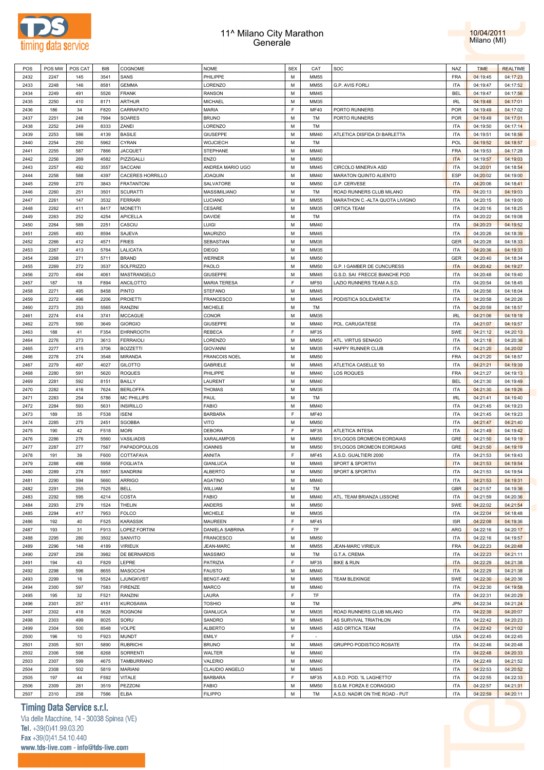# 11^ Milano City Marathon
## Generale

10/04/2011
Milano (MI)

| POS | POS MW | POS CAT | BIB | COGNOME | NOME | SEX | CAT | SOC | NAZ | TIME | REALTIME |
|---|---|---|---|---|---|---|---|---|---|---|---|
| 2432 | 2247 | 145 | 3541 | SANS | PHILIPPE | M | MM55 | | FRA | 04:19:45 | 04:17:23 |
| 2433 | 2248 | 146 | 8581 | GEMMA | LORENZO | M | MM55 | G.P. AVIS FORLI | ITA | 04:19:47 | 04:17:52 |
| 2434 | 2249 | 491 | 5526 | FRANK | RANSON | M | MM45 | | BEL | 04:19:47 | 04:17:56 |
| 2435 | 2250 | 410 | 8171 | ARTHUR | MICHAEL | M | MM35 | | IRL | 04:19:48 | 04:17:01 |
| 2436 | 186 | 34 | F820 | CARRAPATO | MARIA | F | MF40 | PORTO RUNNERS | POR | 04:19:49 | 04:17:02 |
| 2437 | 2251 | 248 | 7994 | SOARES | BRUNO | M | TM | PORTO RUNNERS | POR | 04:19:49 | 04:17:01 |
| 2438 | 2252 | 249 | 8333 | ZANEI | LORENZO | M | TM | | ITA | 04:19:50 | 04:17:14 |
| 2439 | 2253 | 586 | 4139 | BASILE | GIUSEPPE | M | MM40 | ATLETICA DISFIDA DI BARLETTA | ITA | 04:19:51 | 04:18:56 |
| 2440 | 2254 | 250 | 5962 | CYRAN | WOJCIECH | M | TM | | POL | 04:19:52 | 04:18:57 |
| 2441 | 2255 | 587 | 7866 | JACQUET | STEPHANE | M | MM40 | | FRA | 04:19:53 | 04:17:28 |
| 2442 | 2256 | 269 | 4582 | PIZZIGALLI | ENZO | M | MM50 | | ITA | 04:19:57 | 04:19:03 |
| 2443 | 2257 | 492 | 3557 | SACCANI | ANDREA MARIO UGO | M | MM45 | CIRCOLO MINERVA ASD | ITA | 04:20:01 | 04:18:54 |
| 2444 | 2258 | 588 | 4397 | CACERES HORRILLO | JOAQUIN | M | MM40 | MARATON QUINTO ALIENTO | ESP | 04:20:02 | 04:19:00 |
| 2445 | 2259 | 270 | 3843 | FRATANTONI | SALVATORE | M | MM50 | G.P. CERVESE | ITA | 04:20:06 | 04:18:41 |
| 2446 | 2260 | 251 | 3501 | SCURATTI | MASSIMILIANO | M | TM | ROAD RUNNERS CLUB MILANO | ITA | 04:20:13 | 04:19:03 |
| 2447 | 2261 | 147 | 3532 | FERRARI | LUCIANO | M | MM55 | MARATHON C.-ALTA QUOTA LIVIGNO | ITA | 04:20:15 | 04:19:00 |
| 2448 | 2262 | 411 | 8417 | MONETTI | CESARE | M | MM35 | ORTICA TEAM | ITA | 04:20:16 | 04:18:25 |
| 2449 | 2263 | 252 | 4254 | APICELLA | DAVIDE | M | TM | | ITA | 04:20:22 | 04:19:08 |
| 2450 | 2264 | 589 | 2251 | CASCIU | LUIGI | M | MM40 | | ITA | 04:20:23 | 04:19:52 |
| 2451 | 2265 | 493 | 8594 | SAJEVA | MAURIZIO | M | MM45 | | ITA | 04:20:26 | 04:18:39 |
| 2452 | 2266 | 412 | 4571 | FRIES | SEBASTIAN | M | MM35 | | GER | 04:20:28 | 04:18:33 |
| 2453 | 2267 | 413 | 5764 | LALICATA | DIEGO | M | MM35 | | ITA | 04:20:36 | 04:19:33 |
| 2454 | 2268 | 271 | 5711 | BRAND | WERNER | M | MM50 | | GER | 04:20:40 | 04:18:34 |
| 2455 | 2269 | 272 | 3537 | SOLFRIZZO | PAOLO | M | MM50 | G.P. I GAMBER DE CUNCURESS | ITA | 04:20:42 | 04:19:27 |
| 2456 | 2270 | 494 | 4061 | MASTRANGELO | GIUSEPPE | M | MM45 | G.S.D. SAI FRECCE BIANCHE POD | ITA | 04:20:48 | 04:19:40 |
| 2457 | 187 | 18 | F894 | ANCILOTTO | MARIA TERESA | F | MF50 | LAZIO RUNNERS TEAM A.S.D. | ITA | 04:20:54 | 04:18:45 |
| 2458 | 2271 | 495 | 8458 | PINTO | STEFANO | M | MM45 | | ITA | 04:20:56 | 04:18:04 |
| 2459 | 2272 | 496 | 2206 | PROIETTI | FRANCESCO | M | MM45 | PODISTICA SOLIDARIETA' | ITA | 04:20:58 | 04:20:26 |
| 2460 | 2273 | 253 | 5565 | RANZINI | MICHELE | M | TM | | ITA | 04:20:59 | 04:18:57 |
| 2461 | 2274 | 414 | 3741 | MCCAGUE | CONOR | M | MM35 | | IRL | 04:21:06 | 04:19:18 |
| 2462 | 2275 | 590 | 3649 | GIORGIO | GIUSEPPE | M | MM40 | POL. CARUGATESE | ITA | 04:21:07 | 04:19:57 |
| 2463 | 188 | 41 | F354 | EHRNROOTH | REBECA | F | MF35 | | SWE | 04:21:12 | 04:20:13 |
| 2464 | 2276 | 273 | 3613 | FERRAIOLI | LORENZO | M | MM50 | ATL. VIRTUS SENAGO | ITA | 04:21:18 | 04:20:36 |
| 2465 | 2277 | 415 | 3706 | BOZZETTI | GIOVANNI | M | MM35 | HAPPY RUNNER CLUB | ITA | 04:21:20 | 04:20:02 |
| 2466 | 2278 | 274 | 3548 | MIRANDA | FRANCOIS NOEL | M | MM50 | | FRA | 04:21:20 | 04:18:57 |
| 2467 | 2279 | 497 | 4027 | GILOTTO | GABRIELE | M | MM45 | ATLETICA CASELLE '93 | ITA | 04:21:21 | 04:19:39 |
| 2468 | 2280 | 591 | 5620 | ROQUES | PHILIPPE | M | MM40 | LOS ROQUES | FRA | 04:21:27 | 04:19:13 |
| 2469 | 2281 | 592 | 8151 | BAILLY | LAURENT | M | MM40 | | BEL | 04:21:30 | 04:19:49 |
| 2470 | 2282 | 416 | 7624 | BERLOFFA | THOMAS | M | MM35 | | ITA | 04:21:30 | 04:19:26 |
| 2471 | 2283 | 254 | 5786 | MC PHILLIPS | PAUL | M | TM | | IRL | 04:21:41 | 04:19:40 |
| 2472 | 2284 | 593 | 5631 | INSIRILLO | FABIO | M | MM40 | | ITA | 04:21:45 | 04:19:23 |
| 2473 | 189 | 35 | F538 | ISENI | BARBARA | F | MF40 | | ITA | 04:21:45 | 04:19:23 |
| 2474 | 2285 | 275 | 2451 | SGOBBA | VITO | M | MM50 | | ITA | 04:21:47 | 04:21:40 |
| 2475 | 190 | 42 | F518 | MORI | DEBORA | F | MF35 | ATLETICA INTESA | ITA | 04:21:49 | 04:19:42 |
| 2476 | 2286 | 276 | 5560 | VASILIADIS | XARALAMPOS | M | MM50 | SYLOGOS DROMEON EORDAIAS | GRE | 04:21:50 | 04:19:19 |
| 2477 | 2287 | 277 | 7567 | PAPADOPOULOS | IOANNIS | M | MM50 | SYLOGOS DROMEON EORDAIAS | GRE | 04:21:50 | 04:19:19 |
| 2478 | 191 | 39 | F600 | COTTAFAVA | ANNITA | F | MF45 | A.S.D. GUALTIERI 2000 | ITA | 04:21:53 | 04:19:43 |
| 2479 | 2288 | 498 | 5958 | FOGLIATA | GIANLUCA | M | MM45 | SPORT & SPORTIVI | ITA | 04:21:53 | 04:19:54 |
| 2480 | 2289 | 278 | 5957 | SANDRINI | ALBERTO | M | MM50 | SPORT & SPORTIVI | ITA | 04:21:53 | 04:19:54 |
| 2481 | 2290 | 594 | 5660 | ARRIGO | AGATINO | M | MM40 | | ITA | 04:21:53 | 04:19:31 |
| 2482 | 2291 | 255 | 7525 | BELL | WILLIAM | M | TM | | GBR | 04:21:57 | 04:19:36 |
| 2483 | 2292 | 595 | 4214 | COSTA | FABIO | M | MM40 | ATL. TEAM BRIANZA LISSONE | ITA | 04:21:59 | 04:20:36 |
| 2484 | 2293 | 279 | 1524 | THELIN | ANDERS | M | MM50 | | SWE | 04:22:02 | 04:21:54 |
| 2485 | 2294 | 417 | 7953 | FOLCO | MICHELE | M | MM35 | | ITA | 04:22:04 | 04:18:48 |
| 2486 | 192 | 40 | F525 | KARASSIK | MAUREEN | F | MF45 | | ISR | 04:22:08 | 04:19:36 |
| 2487 | 193 | 31 | F913 | LOPEZ FORTINI | DANIELA SABRINA | F | TF | | ARG | 04:22:16 | 04:20:17 |
| 2488 | 2295 | 280 | 3502 | SANVITO | FRANCESCO | M | MM50 | | ITA | 04:22:16 | 04:19:57 |
| 2489 | 2296 | 148 | 4189 | VIRIEUX | JEAN-MARC | M | MM55 | JEAN-MARC VIRIEUX | FRA | 04:22:23 | 04:20:48 |
| 2490 | 2297 | 256 | 3982 | DE BERNARDIS | MASSIMO | M | TM | G.T.A. CREMA | ITA | 04:22:23 | 04:21:11 |
| 2491 | 194 | 43 | F829 | LEPRE | PATRIZIA | F | MF35 | BIKE & RUN | ITA | 04:22:29 | 04:21:38 |
| 2492 | 2298 | 596 | 8655 | MASOCCHI | FAUSTO | M | MM40 | | ITA | 04:22:29 | 04:21:38 |
| 2493 | 2299 | 16 | 5524 | LJUNGKVIST | BENGT-AKE | M | MM65 | TEAM BLEKINGE | SWE | 04:22:30 | 04:20:36 |
| 2494 | 2300 | 597 | 7583 | FIRENZE | MARCO | M | MM40 | | ITA | 04:22:30 | 04:19:58 |
| 2495 | 195 | 32 | F521 | RANZINI | LAURA | F | TF | | ITA | 04:22:31 | 04:20:29 |
| 2496 | 2301 | 257 | 4151 | KUROSAWA | TOSHIO | M | TM | | JPN | 04:22:34 | 04:21:24 |
| 2497 | 2302 | 418 | 5628 | ROGNONI | GIANLUCA | M | MM35 | ROAD RUNNERS CLUB MILANO | ITA | 04:22:39 | 04:20:07 |
| 2498 | 2303 | 499 | 8025 | SORU | SANDRO | M | MM45 | AS SURVIVAL TRIATHLON | ITA | 04:22:42 | 04:20:23 |
| 2499 | 2304 | 500 | 8548 | VOLPE | ALBERTO | M | MM45 | ASD ORTICA TEAM | ITA | 04:22:42 | 04:21:02 |
| 2500 | 196 | 10 | F923 | MUNDT | EMILY | F | - | | USA | 04:22:45 | 04:22:45 |
| 2501 | 2305 | 501 | 5890 | RUBRICHI | BRUNO | M | MM45 | GRUPPO PODISTICO ROSATE | ITA | 04:22:46 | 04:20:48 |
| 2502 | 2306 | 598 | 8268 | SORRENTI | WALTER | M | MM40 | | ITA | 04:22:48 | 04:20:33 |
| 2503 | 2307 | 599 | 4675 | TAMBURRANO | VALERIO | M | MM40 | | ITA | 04:22:49 | 04:21:52 |
| 2504 | 2308 | 502 | 5819 | MARIANI | CLAUDIO ANGELO | M | MM45 | | ITA | 04:22:53 | 04:20:52 |
| 2505 | 197 | 44 | F592 | VITALE | BARBARA | F | MF35 | A.S.D. POD. 'IL LAGHETTO' | ITA | 04:22:55 | 04:22:33 |
| 2506 | 2309 | 281 | 3519 | PEZZONI | FABIO | M | MM50 | S.G.M. FORZA E CORAGGIO | ITA | 04:22:57 | 04:21:31 |
| 2507 | 2310 | 258 | 7586 | ELBA | FILIPPO | M | TM | A.S.D. NADIR ON THE ROAD - PUT | ITA | 04:22:59 | 04:20:11 |

**Timing Data Service s.r.l.**
Via delle Macchine, 14 - 30038 Spinea (VE)
Tel. +39(0)41.99.03.20
Fax +39(0)41.54.10.440
www.tds-live.com - info@tds-live.com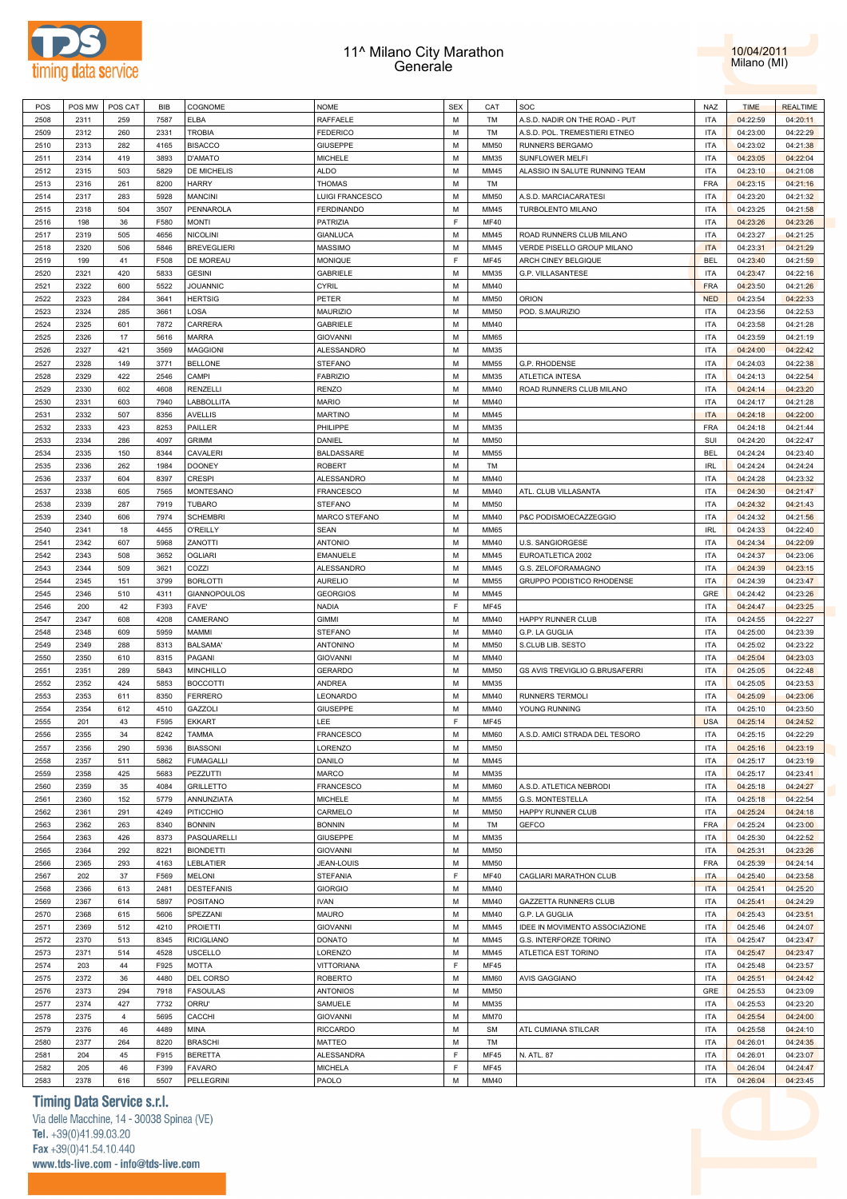# 11^ Milano City Marathon
## Generale

10/04/2011
Milano (MI)

| POS | POS MW | POS CAT | BIB | COGNOME | NOME | SEX | CAT | SOC | NAZ | TIME | REALTIME |
|---|---|---|---|---|---|---|---|---|---|---|---|
| 2508 | 2311 | 259 | 7587 | ELBA | RAFFAELE | M | TM | A.S.D. NADIR ON THE ROAD - PUT | ITA | 04:22:59 | 04:20:11 |
| 2509 | 2312 | 260 | 2331 | TROBIA | FEDERICO | M | TM | A.S.D. POL. TREMESTIERI ETNEO | ITA | 04:23:00 | 04:22:29 |
| 2510 | 2313 | 282 | 4165 | BISACCO | GIUSEPPE | M | MM50 | RUNNERS BERGAMO | ITA | 04:23:02 | 04:21:38 |
| 2511 | 2314 | 419 | 3893 | D'AMATO | MICHELE | M | MM35 | SUNFLOWER MELFI | ITA | 04:23:05 | 04:22:04 |
| 2512 | 2315 | 503 | 5829 | DE MICHELIS | ALDO | M | MM45 | ALASSIO IN SALUTE RUNNING TEAM | ITA | 04:23:10 | 04:21:08 |
| 2513 | 2316 | 261 | 8200 | HARRY | THOMAS | M | TM | | FRA | 04:23:15 | 04:21:16 |
| 2514 | 2317 | 283 | 5928 | MANCINI | LUIGI FRANCESCO | M | MM50 | A.S.D. MARCIACARATESI | ITA | 04:23:20 | 04:21:32 |
| 2515 | 2318 | 504 | 3507 | PENNAROLA | FERDINANDO | M | MM45 | TURBOLENTO MILANO | ITA | 04:23:25 | 04:21:58 |
| 2516 | 198 | 36 | F580 | MONTI | PATRIZIA | F | MF40 | | ITA | 04:23:26 | 04:23:26 |
| 2517 | 2319 | 505 | 4656 | NICOLINI | GIANLUCA | M | MM45 | ROAD RUNNERS CLUB MILANO | ITA | 04:23:27 | 04:21:25 |
| 2518 | 2320 | 506 | 5846 | BREVEGLIERI | MASSIMO | M | MM45 | VERDE PISELLO GROUP MILANO | ITA | 04:23:31 | 04:21:29 |
| 2519 | 199 | 41 | F508 | DE MOREAU | MONIQUE | F | MF45 | ARCH CINEY BELGIQUE | BEL | 04:23:40 | 04:21:59 |
| 2520 | 2321 | 420 | 5833 | GESINI | GABRIELE | M | MM35 | G.P. VILLASANTESE | ITA | 04:23:47 | 04:22:16 |
| 2521 | 2322 | 600 | 5522 | JOUANNIC | CYRIL | M | MM40 | | FRA | 04:23:50 | 04:21:26 |
| 2522 | 2323 | 284 | 3641 | HERTSIG | PETER | M | MM50 | ORION | NED | 04:23:54 | 04:22:33 |
| 2523 | 2324 | 285 | 3661 | LOSA | MAURIZIO | M | MM50 | POD. S.MAURIZIO | ITA | 04:23:56 | 04:22:53 |
| 2524 | 2325 | 601 | 7872 | CARRERA | GABRIELE | M | MM40 | | ITA | 04:23:58 | 04:21:28 |
| 2525 | 2326 | 17 | 5616 | MARRA | GIOVANNI | M | MM65 | | ITA | 04:23:59 | 04:21:19 |
| 2526 | 2327 | 421 | 3569 | MAGGIONI | ALESSANDRO | M | MM35 | | ITA | 04:24:00 | 04:22:42 |
| 2527 | 2328 | 149 | 3771 | BELLONE | STEFANO | M | MM55 | G.P. RHODENSE | ITA | 04:24:03 | 04:22:38 |
| 2528 | 2329 | 422 | 2546 | CAMPI | FABRIZIO | M | MM35 | ATLETICA INTESA | ITA | 04:24:13 | 04:22:54 |
| 2529 | 2330 | 602 | 4608 | RENZELLI | RENZO | M | MM40 | ROAD RUNNERS CLUB MILANO | ITA | 04:24:14 | 04:23:20 |
| 2530 | 2331 | 603 | 7940 | LABBOLLITA | MARIO | M | MM40 | | ITA | 04:24:17 | 04:21:28 |
| 2531 | 2332 | 507 | 8356 | AVELLIS | MARTINO | M | MM45 | | ITA | 04:24:18 | 04:22:00 |
| 2532 | 2333 | 423 | 8253 | PAILLER | PHILIPPE | M | MM35 | | FRA | 04:24:18 | 04:21:44 |
| 2533 | 2334 | 286 | 4097 | GRIMM | DANIEL | M | MM50 | | SUI | 04:24:20 | 04:22:47 |
| 2534 | 2335 | 150 | 8344 | CAVALERI | BALDASSARE | M | MM55 | | BEL | 04:24:24 | 04:23:40 |
| 2535 | 2336 | 262 | 1984 | DOONEY | ROBERT | M | TM | | IRL | 04:24:24 | 04:24:24 |
| 2536 | 2337 | 604 | 8397 | CRESPI | ALESSANDRO | M | MM40 | | ITA | 04:24:28 | 04:23:32 |
| 2537 | 2338 | 605 | 7565 | MONTESANO | FRANCESCO | M | MM40 | ATL. CLUB VILLASANTA | ITA | 04:24:30 | 04:21:47 |
| 2538 | 2339 | 287 | 7919 | TUBARO | STEFANO | M | MM50 | | ITA | 04:24:32 | 04:21:43 |
| 2539 | 2340 | 606 | 7974 | SCHEMBRI | MARCO STEFANO | M | MM40 | P&C PODISMOECAZZEGGIO | ITA | 04:24:32 | 04:21:56 |
| 2540 | 2341 | 18 | 4455 | O'REILLY | SEAN | M | MM65 | | IRL | 04:24:33 | 04:22:40 |
| 2541 | 2342 | 607 | 5968 | ZANOTTI | ANTONIO | M | MM40 | U.S. SANGIORGESE | ITA | 04:24:34 | 04:22:09 |
| 2542 | 2343 | 508 | 3652 | OGLIARI | EMANUELE | M | MM45 | EUROATLETICA 2002 | ITA | 04:24:37 | 04:23:06 |
| 2543 | 2344 | 509 | 3621 | COZZI | ALESSANDRO | M | MM45 | G.S. ZELOFORAMAGNO | ITA | 04:24:39 | 04:23:15 |
| 2544 | 2345 | 151 | 3799 | BORLOTTI | AURELIO | M | MM55 | GRUPPO PODISTICO RHODENSE | ITA | 04:24:39 | 04:23:47 |
| 2545 | 2346 | 510 | 4311 | GIANNOPOULOS | GEORGIOS | M | MM45 | | GRE | 04:24:42 | 04:23:26 |
| 2546 | 200 | 42 | F393 | FAVE' | NADIA | F | MF45 | | ITA | 04:24:47 | 04:23:25 |
| 2547 | 2347 | 608 | 4208 | CAMERANO | GIMMI | M | MM40 | HAPPY RUNNER CLUB | ITA | 04:24:55 | 04:22:27 |
| 2548 | 2348 | 609 | 5959 | MAMMI | STEFANO | M | MM40 | G.P. LA GUGLIA | ITA | 04:25:00 | 04:23:39 |
| 2549 | 2349 | 288 | 8313 | BALSAMA' | ANTONINO | M | MM50 | S.CLUB LIB. SESTO | ITA | 04:25:02 | 04:23:22 |
| 2550 | 2350 | 610 | 8315 | PAGANI | GIOVANNI | M | MM40 | | ITA | 04:25:04 | 04:23:03 |
| 2551 | 2351 | 289 | 5843 | MINCHILLO | GERARDO | M | MM50 | GS AVIS TREVIGLIO G.BRUSAFERRI | ITA | 04:25:05 | 04:22:48 |
| 2552 | 2352 | 424 | 5853 | BOCCOTTI | ANDREA | M | MM35 | | ITA | 04:25:05 | 04:23:53 |
| 2553 | 2353 | 611 | 8350 | FERRERO | LEONARDO | M | MM40 | RUNNERS TERMOLI | ITA | 04:25:09 | 04:23:06 |
| 2554 | 2354 | 612 | 4510 | GAZZOLI | GIUSEPPE | M | MM40 | YOUNG RUNNING | ITA | 04:25:10 | 04:23:50 |
| 2555 | 201 | 43 | F595 | EKKART | LEE | F | MF45 | | USA | 04:25:14 | 04:24:52 |
| 2556 | 2355 | 34 | 8242 | TAMMA | FRANCESCO | M | MM60 | A.S.D. AMICI STRADA DEL TESORO | ITA | 04:25:15 | 04:22:29 |
| 2557 | 2356 | 290 | 5936 | BIASSONI | LORENZO | M | MM50 | | ITA | 04:25:16 | 04:23:19 |
| 2558 | 2357 | 511 | 5862 | FUMAGALLI | DANILO | M | MM45 | | ITA | 04:25:17 | 04:23:19 |
| 2559 | 2358 | 425 | 5683 | PEZZUTTI | MARCO | M | MM35 | | ITA | 04:25:17 | 04:23:41 |
| 2560 | 2359 | 35 | 4084 | GRILLETTO | FRANCESCO | M | MM60 | A.S.D. ATLETICA NEBRODI | ITA | 04:25:18 | 04:24:27 |
| 2561 | 2360 | 152 | 5779 | ANNUNZIATA | MICHELE | M | MM55 | G.S. MONTESTELLA | ITA | 04:25:18 | 04:22:54 |
| 2562 | 2361 | 291 | 4249 | PITICCHIO | CARMELO | M | MM50 | HAPPY RUNNER CLUB | ITA | 04:25:24 | 04:24:18 |
| 2563 | 2362 | 263 | 8340 | BONNIN | BONNIN | M | TM | GEFCO | FRA | 04:25:24 | 04:23:00 |
| 2564 | 2363 | 426 | 8373 | PASQUARELLI | GIUSEPPE | M | MM35 | | ITA | 04:25:30 | 04:22:52 |
| 2565 | 2364 | 292 | 8221 | BIONDETTI | GIOVANNI | M | MM50 | | ITA | 04:25:31 | 04:23:26 |
| 2566 | 2365 | 293 | 4163 | LEBLATIER | JEAN-LOUIS | M | MM50 | | FRA | 04:25:39 | 04:24:14 |
| 2567 | 202 | 37 | F569 | MELONI | STEFANIA | F | MF40 | CAGLIARI MARATHON CLUB | ITA | 04:25:40 | 04:23:58 |
| 2568 | 2366 | 613 | 2481 | DESTEFANIS | GIORGIO | M | MM40 | | ITA | 04:25:41 | 04:25:20 |
| 2569 | 2367 | 614 | 5897 | POSITANO | IVAN | M | MM40 | GAZZETTA RUNNERS CLUB | ITA | 04:25:41 | 04:24:29 |
| 2570 | 2368 | 615 | 5606 | SPEZZANI | MAURO | M | MM40 | G.P. LA GUGLIA | ITA | 04:25:43 | 04:23:51 |
| 2571 | 2369 | 512 | 4210 | PROIETTI | GIOVANNI | M | MM45 | IDEE IN MOVIMENTO ASSOCIAZIONE | ITA | 04:25:46 | 04:24:07 |
| 2572 | 2370 | 513 | 8345 | RICIGLIANO | DONATO | M | MM45 | G.S. INTERFORZE TORINO | ITA | 04:25:47 | 04:23:47 |
| 2573 | 2371 | 514 | 4528 | USCELLO | LORENZO | M | MM45 | ATLETICA EST TORINO | ITA | 04:25:47 | 04:23:47 |
| 2574 | 203 | 44 | F925 | MOTTA | VITTORIANA | F | MF45 | | ITA | 04:25:48 | 04:23:57 |
| 2575 | 2372 | 36 | 4480 | DEL CORSO | ROBERTO | M | MM60 | AVIS GAGGIANO | ITA | 04:25:51 | 04:24:42 |
| 2576 | 2373 | 294 | 7918 | FASOULAS | ANTONIOS | M | MM50 | | GRE | 04:25:53 | 04:23:09 |
| 2577 | 2374 | 427 | 7732 | ORRU' | SAMUELE | M | MM35 | | ITA | 04:25:53 | 04:23:20 |
| 2578 | 2375 | 4 | 5695 | CACCHI | GIOVANNI | M | MM70 | | ITA | 04:25:54 | 04:24:00 |
| 2579 | 2376 | 46 | 4489 | MINA | RICCARDO | M | SM | ATL CUMIANA STILCAR | ITA | 04:25:58 | 04:24:10 |
| 2580 | 2377 | 264 | 8220 | BRASCHI | MATTEO | M | TM | | ITA | 04:26:01 | 04:24:35 |
| 2581 | 204 | 45 | F915 | BERETTA | ALESSANDRA | F | MF45 | N. ATL. 87 | ITA | 04:26:01 | 04:23:07 |
| 2582 | 205 | 46 | F399 | FAVARO | MICHELA | F | MF45 | | ITA | 04:26:04 | 04:24:47 |
| 2583 | 2378 | 616 | 5507 | PELLEGRINI | PAOLO | M | MM40 | | ITA | 04:26:04 | 04:23:45 |

**Timing Data Service s.r.l.**
Via delle Macchine, 14 - 30038 Spinea (VE)
Tel. +39(0)41.99.03.20
Fax +39(0)41.54.10.440
www.tds-live.com - info@tds-live.com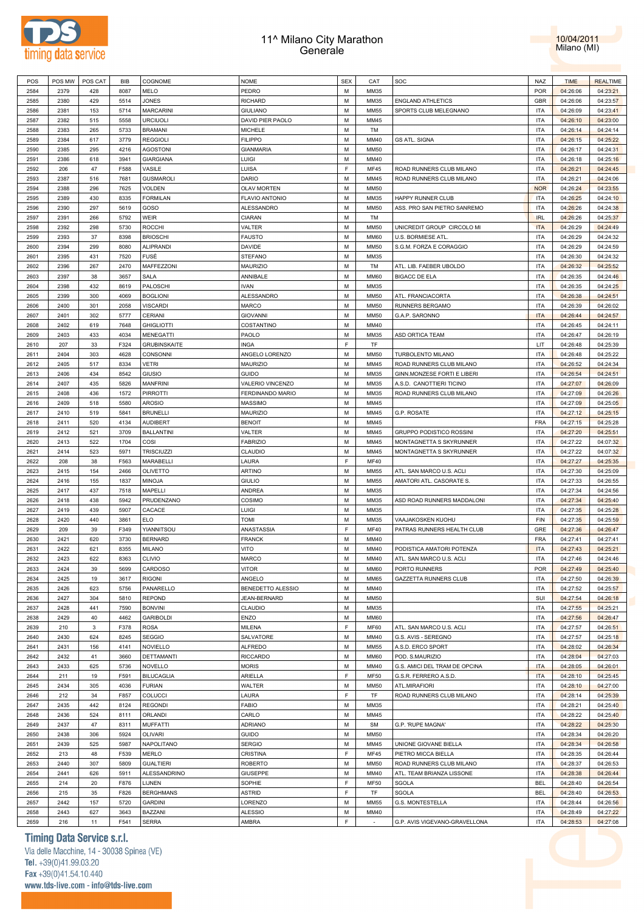# 11^ Milano City Marathon
## Generale

10/04/2011
Milano (MI)

| POS | POS MW | POS CAT | BIB | COGNOME | NOME | SEX | CAT | SOC | NAZ | TIME | REALTIME |
|---|---|---|---|---|---|---|---|---|---|---|---|
| 2584 | 2379 | 428 | 8087 | MELO | PEDRO | M | MM35 | | POR | 04:26:06 | 04:23:21 |
| 2585 | 2380 | 429 | 5514 | JONES | RICHARD | M | MM35 | ENGLAND ATHLETICS | GBR | 04:26:06 | 04:23:57 |
| 2586 | 2381 | 153 | 5714 | MARCARINI | GIULIANO | M | MM55 | SPORTS CLUB MELEGNANO | ITA | 04:26:09 | 04:23:41 |
| 2587 | 2382 | 515 | 5558 | URCIUOLI | DAVID PIER PAOLO | M | MM45 | | ITA | 04:26:10 | 04:23:00 |
| 2588 | 2383 | 265 | 5733 | BRAMANI | MICHELE | M | TM | | ITA | 04:26:14 | 04:24:14 |
| 2589 | 2384 | 617 | 3779 | REGGIOLI | FILIPPO | M | MM40 | GS ATL. SIGNA | ITA | 04:26:15 | 04:25:22 |
| 2590 | 2385 | 295 | 4216 | AGOSTONI | GIANMARIA | M | MM50 | | ITA | 04:26:17 | 04:24:31 |
| 2591 | 2386 | 618 | 3941 | GIARGIANA | LUIGI | M | MM40 | | ITA | 04:26:18 | 04:25:16 |
| 2592 | 206 | 47 | F588 | VASILE | LUISA | F | MF45 | ROAD RUNNERS CLUB MILANO | ITA | 04:26:21 | 04:24:45 |
| 2593 | 2387 | 516 | 7681 | GUSMAROLI | DARIO | M | MM45 | ROAD RUNNERS CLUB MILANO | ITA | 04:26:21 | 04:24:06 |
| 2594 | 2388 | 296 | 7625 | VOLDEN | OLAV MORTEN | M | MM50 | | NOR | 04:26:24 | 04:23:55 |
| 2595 | 2389 | 430 | 8335 | FORMILAN | FLAVIO ANTONIO | M | MM35 | HAPPY RUNNER CLUB | ITA | 04:26:25 | 04:24:10 |
| 2596 | 2390 | 297 | 5619 | GOSO | ALESSANDRO | M | MM50 | ASS. PRO SAN PIETRO SANREMO | ITA | 04:26:26 | 04:24:38 |
| 2597 | 2391 | 266 | 5792 | WEIR | CIARAN | M | TM | | IRL | 04:26:26 | 04:25:37 |
| 2598 | 2392 | 298 | 5730 | ROCCHI | VALTER | M | MM50 | UNICREDIT GROUP CIRCOLO MI | ITA | 04:26:29 | 04:24:49 |
| 2599 | 2393 | 37 | 8398 | BRIOSCHI | FAUSTO | M | MM60 | U.S. BORMIESE ATL. | ITA | 04:26:29 | 04:24:32 |
| 2600 | 2394 | 299 | 8080 | ALIPRANDI | DAVIDE | M | MM50 | S.G.M. FORZA E CORAGGIO | ITA | 04:26:29 | 04:24:59 |
| 2601 | 2395 | 431 | 7520 | FUSÈ | STEFANO | M | MM35 | | ITA | 04:26:30 | 04:24:32 |
| 2602 | 2396 | 267 | 2470 | MAFFEZZONI | MAURIZIO | M | TM | ATL. LIB. FAEBER UBOLDO | ITA | 04:26:32 | 04:25:52 |
| 2603 | 2397 | 38 | 3657 | SALA | ANNIBALE | M | MM60 | BIGACC DE ELA | ITA | 04:26:35 | 04:24:46 |
| 2604 | 2398 | 432 | 8619 | PALOSCHI | IVAN | M | MM35 | | ITA | 04:26:35 | 04:24:25 |
| 2605 | 2399 | 300 | 4069 | BOGLIONI | ALESSANDRO | M | MM50 | ATL. FRANCIACORTA | ITA | 04:26:38 | 04:24:51 |
| 2606 | 2400 | 301 | 2058 | VISCARDI | MARCO | M | MM50 | RUNNERS BERGAMO | ITA | 04:26:39 | 04:26:02 |
| 2607 | 2401 | 302 | 5777 | CERIANI | GIOVANNI | M | MM50 | G.A.P. SARONNO | ITA | 04:26:44 | 04:24:57 |
| 2608 | 2402 | 619 | 7648 | GHIGLIOTTI | COSTANTINO | M | MM40 | | ITA | 04:26:45 | 04:24:11 |
| 2609 | 2403 | 433 | 4034 | MENEGATTI | PAOLO | M | MM35 | ASD ORTICA TEAM | ITA | 04:26:47 | 04:26:19 |
| 2610 | 207 | 33 | F324 | GRUBINSKAITE | INGA | F | TF | | LIT | 04:26:48 | 04:25:39 |
| 2611 | 2404 | 303 | 4628 | CONSONNI | ANGELO LORENZO | M | MM50 | TURBOLENTO MILANO | ITA | 04:26:48 | 04:25:22 |
| 2612 | 2405 | 517 | 8334 | VETRI | MAURIZIO | M | MM45 | ROAD RUNNERS CLUB MILANO | ITA | 04:26:52 | 04:24:34 |
| 2613 | 2406 | 434 | 8542 | GIUSIO | GUIDO | M | MM35 | GINN.MONZESE FORTI E LIBERI | ITA | 04:26:54 | 04:24:51 |
| 2614 | 2407 | 435 | 5826 | MANFRINI | VALERIO VINCENZO | M | MM35 | A.S.D. CANOTTIERI TICINO | ITA | 04:27:07 | 04:26:09 |
| 2615 | 2408 | 436 | 1572 | PIRROTTI | FERDINANDO MARIO | M | MM35 | ROAD RUNNERS CLUB MILANO | ITA | 04:27:09 | 04:26:26 |
| 2616 | 2409 | 518 | 5580 | AROSIO | MASSIMO | M | MM45 | | ITA | 04:27:09 | 04:25:05 |
| 2617 | 2410 | 519 | 5841 | BRUNELLI | MAURIZIO | M | MM45 | G.P. ROSATE | ITA | 04:27:12 | 04:25:15 |
| 2618 | 2411 | 520 | 4134 | AUDIBERT | BENOIT | M | MM45 | | FRA | 04:27:15 | 04:25:28 |
| 2619 | 2412 | 521 | 3709 | BALLANTINI | VALTER | M | MM45 | GRUPPO PODISTICO ROSSINI | ITA | 04:27:20 | 04:25:51 |
| 2620 | 2413 | 522 | 1704 | COSI | FABRIZIO | M | MM45 | MONTAGNETTA S SKYRUNNER | ITA | 04:27:22 | 04:07:32 |
| 2621 | 2414 | 523 | 5971 | TRISCIUZZI | CLAUDIO | M | MM45 | MONTAGNETTA S SKYRUNNER | ITA | 04:27:22 | 04:07:32 |
| 2622 | 208 | 38 | F563 | MARABELLI | LAURA | F | MF40 | | ITA | 04:27:27 | 04:25:35 |
| 2623 | 2415 | 154 | 2466 | OLIVETTO | ARTINO | M | MM55 | ATL. SAN MARCO U.S. ACLI | ITA | 04:27:30 | 04:25:09 |
| 2624 | 2416 | 155 | 1837 | MINOJA | GIULIO | M | MM55 | AMATORI ATL. CASORATE S. | ITA | 04:27:33 | 04:26:55 |
| 2625 | 2417 | 437 | 7518 | MAPELLI | ANDREA | M | MM35 | | ITA | 04:27:34 | 04:24:56 |
| 2626 | 2418 | 438 | 5942 | PRUDENZANO | COSIMO | M | MM35 | ASD ROAD RUNNERS MADDALONI | ITA | 04:27:34 | 04:25:40 |
| 2627 | 2419 | 439 | 5907 | CACACE | LUIGI | M | MM35 | | ITA | 04:27:35 | 04:25:28 |
| 2628 | 2420 | 440 | 3861 | ELO | TOMI | M | MM35 | VAAJAKOSKEN KUOHU | FIN | 04:27:35 | 04:25:59 |
| 2629 | 209 | 39 | F349 | YIANNITSOU | ANASTASSIA | F | MF40 | PATRAS RUNNERS HEALTH CLUB | GRE | 04:27:36 | 04:26:47 |
| 2630 | 2421 | 620 | 3730 | BERNARD | FRANCK | M | MM40 | | FRA | 04:27:41 | 04:27:41 |
| 2631 | 2422 | 621 | 8355 | MILANO | VITO | M | MM40 | PODISTICA AMATORI POTENZA | ITA | 04:27:43 | 04:25:21 |
| 2632 | 2423 | 622 | 8363 | CLIVIO | MARCO | M | MM40 | ATL. SAN MARCO U.S. ACLI | ITA | 04:27:46 | 04:24:46 |
| 2633 | 2424 | 39 | 5699 | CARDOSO | VITOR | M | MM60 | PORTO RUNNERS | POR | 04:27:49 | 04:25:40 |
| 2634 | 2425 | 19 | 3617 | RIGONI | ANGELO | M | MM65 | GAZZETTA RUNNERS CLUB | ITA | 04:27:50 | 04:26:39 |
| 2635 | 2426 | 623 | 5756 | PANARELLO | BENEDETTO ALESSIO | M | MM40 | | ITA | 04:27:52 | 04:25:57 |
| 2636 | 2427 | 304 | 5810 | REPOND | JEAN-BERNARD | M | MM50 | | SUI | 04:27:54 | 04:26:18 |
| 2637 | 2428 | 441 | 7590 | BONVINI | CLAUDIO | M | MM35 | | ITA | 04:27:55 | 04:25:21 |
| 2638 | 2429 | 40 | 4462 | GARIBOLDI | ENZO | M | MM60 | | ITA | 04:27:56 | 04:26:47 |
| 2639 | 210 | 3 | F378 | ROSA | MILENA | F | MF60 | ATL. SAN MARCO U.S. ACLI | ITA | 04:27:57 | 04:26:51 |
| 2640 | 2430 | 624 | 8245 | SEGGIO | SALVATORE | M | MM40 | G.S. AVIS - SEREGNO | ITA | 04:27:57 | 04:25:18 |
| 2641 | 2431 | 156 | 4141 | NOVIELLO | ALFREDO | M | MM55 | A.S.D. ERCO SPORT | ITA | 04:28:02 | 04:26:34 |
| 2642 | 2432 | 41 | 3660 | DETTAMANTI | RICCARDO | M | MM60 | POD. S.MAURIZIO | ITA | 04:28:04 | 04:27:03 |
| 2643 | 2433 | 625 | 5736 | NOVELLO | MORIS | M | MM40 | G.S. AMICI DEL TRAM DE OPCINA | ITA | 04:28:05 | 04:26:01 |
| 2644 | 211 | 19 | F591 | BILUCAGLIA | ARIELLA | F | MF50 | G.S.R. FERRERO A.S.D. | ITA | 04:28:10 | 04:25:45 |
| 2645 | 2434 | 305 | 4036 | FURIAN | WALTER | M | MM50 | ATL.MIRAFIORI | ITA | 04:28:10 | 04:27:00 |
| 2646 | 212 | 34 | F857 | COLUCCI | LAURA | F | TF | ROAD RUNNERS CLUB MILANO | ITA | 04:28:14 | 04:25:39 |
| 2647 | 2435 | 442 | 8124 | REGONDI | FABIO | M | MM35 | | ITA | 04:28:21 | 04:25:40 |
| 2648 | 2436 | 524 | 8111 | ORLANDI | CARLO | M | MM45 | | ITA | 04:28:22 | 04:25:40 |
| 2649 | 2437 | 47 | 8311 | MUFFATTI | ADRIANO | M | SM | G.P. 'RUPE MAGNA' | ITA | 04:28:22 | 04:25:30 |
| 2650 | 2438 | 306 | 5924 | OLIVARI | GUIDO | M | MM50 | | ITA | 04:28:34 | 04:26:20 |
| 2651 | 2439 | 525 | 5987 | NAPOLITANO | SERGIO | M | MM45 | UNIONE GIOVANE BIELLA | ITA | 04:28:34 | 04:26:58 |
| 2652 | 213 | 48 | F539 | MERLO | CRISTINA | F | MF45 | PIETRO MICCA BIELLA | ITA | 04:28:35 | 04:26:44 |
| 2653 | 2440 | 307 | 5809 | GUALTIERI | ROBERTO | M | MM50 | ROAD RUNNERS CLUB MILANO | ITA | 04:28:37 | 04:26:53 |
| 2654 | 2441 | 626 | 5911 | ALESSANDRINO | GIUSEPPE | M | MM40 | ATL. TEAM BRIANZA LISSONE | ITA | 04:28:38 | 04:26:44 |
| 2655 | 214 | 20 | F876 | LIJNEN | SOPHIE | F | MF50 | SGOLA | BEL | 04:28:40 | 04:26:54 |
| 2656 | 215 | 35 | F826 | BERGHMANS | ASTRID | F | TF | SGOLA | BEL | 04:28:40 | 04:26:53 |
| 2657 | 2442 | 157 | 5720 | GARDINI | LORENZO | M | MM55 | G.S. MONTESTELLA | ITA | 04:28:44 | 04:26:56 |
| 2658 | 2443 | 627 | 3643 | BAZZANI | ALESSIO | M | MM40 | | ITA | 04:28:49 | 04:27:22 |
| 2659 | 216 | 11 | F541 | SERRA | AMBRA | F | - | G.P. AVIS VIGEVANO-GRAVELLONA | ITA | 04:28:53 | 04:27:08 |

**Timing Data Service s.r.l.**
Via delle Macchine, 14 - 30038 Spinea (VE)
Tel. +39(0)41.99.03.20
Fax +39(0)41.54.10.440
www.tds-live.com - info@tds-live.com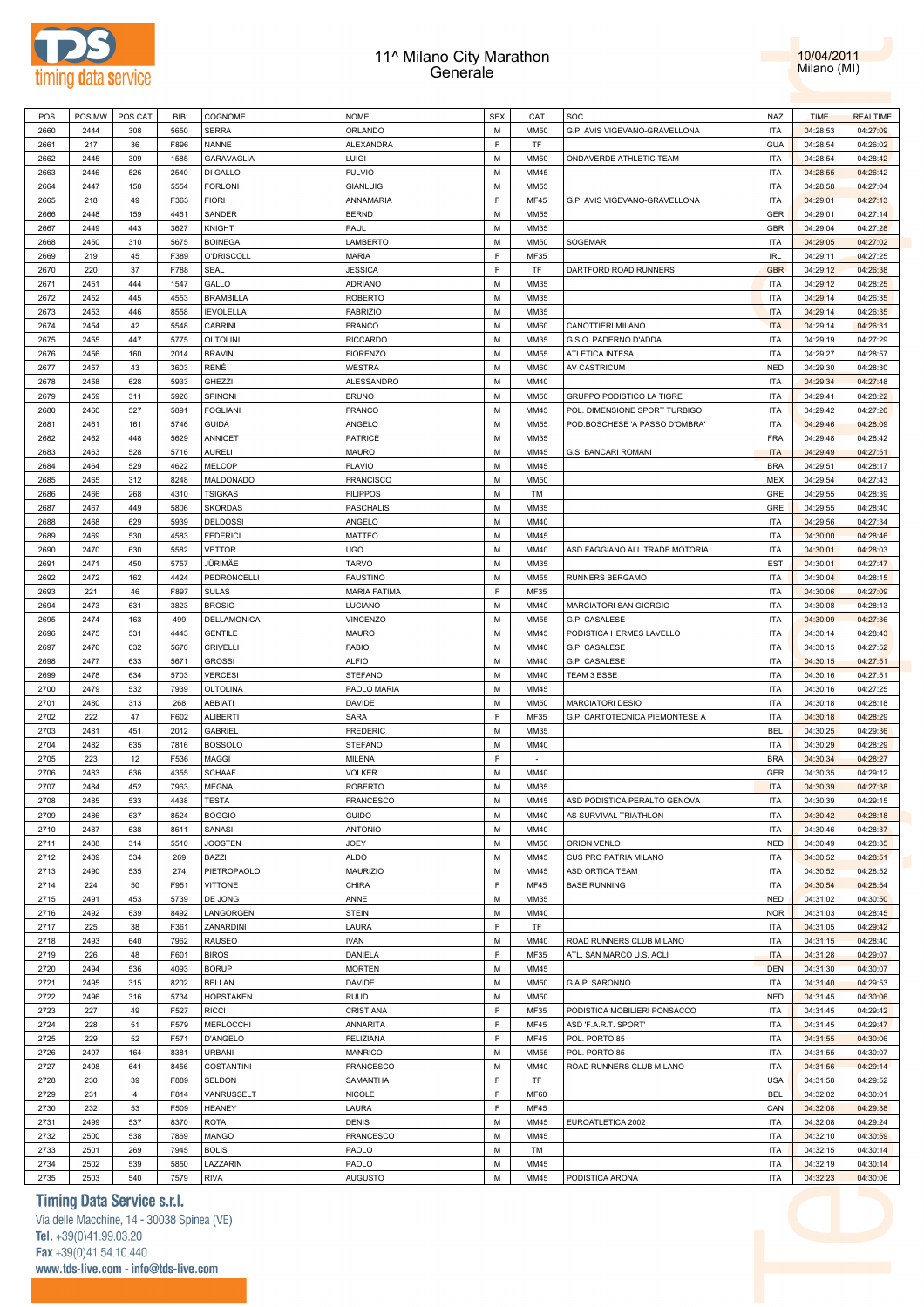# 11^ Milano City Marathon
## Generale

10/04/2011
Milano (MI)

| POS | POS MW | POS CAT | BIB | COGNOME | NOME | SEX | CAT | SOC | NAZ | TIME | REALTIME |
|---|---|---|---|---|---|---|---|---|---|---|---|
| 2660 | 2444 | 308 | 5650 | SERRA | ORLANDO | M | MM50 | G.P. AVIS VIGEVANO-GRAVELLONA | ITA | 04:28:53 | 04:27:09 |
| 2661 | 217 | 36 | F896 | NANNE | ALEXANDRA | F | TF | | GUA | 04:28:54 | 04:26:02 |
| 2662 | 2445 | 309 | 1585 | GARAVAGLIA | LUIGI | M | MM50 | ONDAVERDE ATHLETIC TEAM | ITA | 04:28:54 | 04:28:42 |
| 2663 | 2446 | 526 | 2540 | DI GALLO | FULVIO | M | MM45 | | ITA | 04:28:55 | 04:26:42 |
| 2664 | 2447 | 158 | 5554 | FORLONI | GIANLUIGI | M | MM55 | | ITA | 04:28:58 | 04:27:04 |
| 2665 | 218 | 49 | F363 | FIORI | ANNAMARIA | F | MF45 | G.P. AVIS VIGEVANO-GRAVELLONA | ITA | 04:29:01 | 04:27:13 |
| 2666 | 2448 | 159 | 4461 | SANDER | BERND | M | MM55 | | GER | 04:29:01 | 04:27:14 |
| 2667 | 2449 | 443 | 3627 | KNIGHT | PAUL | M | MM35 | | GBR | 04:29:04 | 04:27:28 |
| 2668 | 2450 | 310 | 5675 | BOINEGA | LAMBERTO | M | MM50 | SOGEMAR | ITA | 04:29:05 | 04:27:02 |
| 2669 | 219 | 45 | F389 | O'DRISCOLL | MARIA | F | MF35 | | IRL | 04:29:11 | 04:27:25 |
| 2670 | 220 | 37 | F788 | SEAL | JESSICA | F | TF | DARTFORD ROAD RUNNERS | GBR | 04:29:12 | 04:26:38 |
| 2671 | 2451 | 444 | 1547 | GALLO | ADRIANO | M | MM35 | | ITA | 04:29:12 | 04:28:25 |
| 2672 | 2452 | 445 | 4553 | BRAMBILLA | ROBERTO | M | MM35 | | ITA | 04:29:14 | 04:26:35 |
| 2673 | 2453 | 446 | 8558 | IEVOLELLA | FABRIZIO | M | MM35 | | ITA | 04:29:14 | 04:26:35 |
| 2674 | 2454 | 42 | 5548 | CABRINI | FRANCO | M | MM60 | CANOTTIERI MILANO | ITA | 04:29:14 | 04:26:31 |
| 2675 | 2455 | 447 | 5775 | OLTOLINI | RICCARDO | M | MM35 | G.S.O. PADERNO D'ADDA | ITA | 04:29:19 | 04:27:29 |
| 2676 | 2456 | 160 | 2014 | BRAVIN | FIORENZO | M | MM55 | ATLETICA INTESA | ITA | 04:29:27 | 04:28:57 |
| 2677 | 2457 | 43 | 3603 | RENÉ | WESTRA | M | MM60 | AV CASTRICUM | NED | 04:29:30 | 04:28:30 |
| 2678 | 2458 | 628 | 5933 | GHEZZI | ALESSANDRO | M | MM40 | | ITA | 04:29:34 | 04:27:48 |
| 2679 | 2459 | 311 | 5926 | SPINONI | BRUNO | M | MM50 | GRUPPO PODISTICO LA TIGRE | ITA | 04:29:41 | 04:28:22 |
| 2680 | 2460 | 527 | 5891 | FOGLIANI | FRANCO | M | MM45 | POL. DIMENSIONE SPORT TURBIGO | ITA | 04:29:42 | 04:27:20 |
| 2681 | 2461 | 161 | 5746 | GUIDA | ANGELO | M | MM55 | POD.BOSCHESE 'A PASSO D'OMBRA' | ITA | 04:29:46 | 04:28:09 |
| 2682 | 2462 | 448 | 5629 | ANNICET | PATRICE | M | MM35 | | FRA | 04:29:48 | 04:28:42 |
| 2683 | 2463 | 528 | 5716 | AURELI | MAURO | M | MM45 | G.S. BANCARI ROMANI | ITA | 04:29:49 | 04:27:51 |
| 2684 | 2464 | 529 | 4622 | MELCOP | FLAVIO | M | MM45 | | BRA | 04:29:51 | 04:28:17 |
| 2685 | 2465 | 312 | 8248 | MALDONADO | FRANCISCO | M | MM50 | | MEX | 04:29:54 | 04:27:43 |
| 2686 | 2466 | 268 | 4310 | TSIGKAS | FILIPPOS | M | TM | | GRE | 04:29:55 | 04:28:39 |
| 2687 | 2467 | 449 | 5806 | SKORDAS | PASCHALIS | M | MM35 | | GRE | 04:29:55 | 04:28:40 |
| 2688 | 2468 | 629 | 5939 | DELDOSSI | ANGELO | M | MM40 | | ITA | 04:29:56 | 04:27:34 |
| 2689 | 2469 | 530 | 4583 | FEDERICI | MATTEO | M | MM45 | | ITA | 04:30:00 | 04:28:46 |
| 2690 | 2470 | 630 | 5582 | VETTOR | UGO | M | MM40 | ASD FAGGIANO ALL TRADE MOTORIA | ITA | 04:30:01 | 04:28:03 |
| 2691 | 2471 | 450 | 5757 | JÜRIMÄE | TARVO | M | MM35 | | EST | 04:30:01 | 04:27:47 |
| 2692 | 2472 | 162 | 4424 | PEDRONCELLI | FAUSTINO | M | MM55 | RUNNERS BERGAMO | ITA | 04:30:04 | 04:28:15 |
| 2693 | 221 | 46 | F897 | SULAS | MARIA FATIMA | F | MF35 | | ITA | 04:30:06 | 04:27:09 |
| 2694 | 2473 | 631 | 3823 | BROSIO | LUCIANO | M | MM40 | MARCIATORI SAN GIORGIO | ITA | 04:30:08 | 04:28:13 |
| 2695 | 2474 | 163 | 499 | DELLAMONICA | VINCENZO | M | MM55 | G.P. CASALESE | ITA | 04:30:09 | 04:27:36 |
| 2696 | 2475 | 531 | 4443 | GENTILE | MAURO | M | MM45 | PODISTICA HERMES LAVELLO | ITA | 04:30:14 | 04:28:43 |
| 2697 | 2476 | 632 | 5670 | CRIVELLI | FABIO | M | MM40 | G.P. CASALESE | ITA | 04:30:15 | 04:27:52 |
| 2698 | 2477 | 633 | 5671 | GROSSI | ALFIO | M | MM40 | G.P. CASALESE | ITA | 04:30:15 | 04:27:51 |
| 2699 | 2478 | 634 | 5703 | VERCESI | STEFANO | M | MM40 | TEAM 3 ESSE | ITA | 04:30:16 | 04:27:51 |
| 2700 | 2479 | 532 | 7939 | OLTOLINA | PAOLO MARIA | M | MM45 | | ITA | 04:30:16 | 04:27:25 |
| 2701 | 2480 | 313 | 268 | ABBIATI | DAVIDE | M | MM50 | MARCIATORI DESIO | ITA | 04:30:18 | 04:28:18 |
| 2702 | 222 | 47 | F602 | ALIBERTI | SARA | F | MF35 | G.P. CARTOTECNICA PIEMONTESE A | ITA | 04:30:18 | 04:28:29 |
| 2703 | 2481 | 451 | 2012 | GABRIEL | FREDERIC | M | MM35 | | BEL | 04:30:25 | 04:29:36 |
| 2704 | 2482 | 635 | 7816 | BOSSOLO | STEFANO | M | MM40 | | ITA | 04:30:29 | 04:28:29 |
| 2705 | 223 | 12 | F536 | MAGGI | MILENA | F | - | | BRA | 04:30:34 | 04:28:27 |
| 2706 | 2483 | 636 | 4355 | SCHAAF | VOLKER | M | MM40 | | GER | 04:30:35 | 04:29:12 |
| 2707 | 2484 | 452 | 7963 | MEGNA | ROBERTO | M | MM35 | | ITA | 04:30:39 | 04:27:38 |
| 2708 | 2485 | 533 | 4438 | TESTA | FRANCESCO | M | MM45 | ASD PODISTICA PERALTO GENOVA | ITA | 04:30:39 | 04:29:15 |
| 2709 | 2486 | 637 | 8524 | BOGGIO | GUIDO | M | MM40 | AS SURVIVAL TRIATHLON | ITA | 04:30:42 | 04:28:18 |
| 2710 | 2487 | 638 | 8611 | SANASI | ANTONIO | M | MM40 | | ITA | 04:30:46 | 04:28:37 |
| 2711 | 2488 | 314 | 5510 | JOOSTEN | JOEY | M | MM50 | ORION VENLO | NED | 04:30:49 | 04:28:35 |
| 2712 | 2489 | 534 | 269 | BAZZI | ALDO | M | MM45 | CUS PRO PATRIA MILANO | ITA | 04:30:52 | 04:28:51 |
| 2713 | 2490 | 535 | 274 | PIETROPAOLO | MAURIZIO | M | MM45 | ASD ORTICA TEAM | ITA | 04:30:52 | 04:28:52 |
| 2714 | 224 | 50 | F951 | VITTONE | CHIRA | F | MF45 | BASE RUNNING | ITA | 04:30:54 | 04:28:54 |
| 2715 | 2491 | 453 | 5739 | DE JONG | ANNE | M | MM35 | | NED | 04:31:02 | 04:30:50 |
| 2716 | 2492 | 639 | 8492 | LANGORGEN | STEIN | M | MM40 | | NOR | 04:31:03 | 04:28:45 |
| 2717 | 225 | 38 | F361 | ZANARDINI | LAURA | F | TF | | ITA | 04:31:05 | 04:29:42 |
| 2718 | 2493 | 640 | 7962 | RAUSEO | IVAN | M | MM40 | ROAD RUNNERS CLUB MILANO | ITA | 04:31:15 | 04:28:40 |
| 2719 | 226 | 48 | F601 | BIROS | DANIELA | F | MF35 | ATL. SAN MARCO U.S. ACLI | ITA | 04:31:28 | 04:29:07 |
| 2720 | 2494 | 536 | 4093 | BORUP | MORTEN | M | MM45 | | DEN | 04:31:30 | 04:30:07 |
| 2721 | 2495 | 315 | 8202 | BELLAN | DAVIDE | M | MM50 | G.A.P. SARONNO | ITA | 04:31:40 | 04:29:53 |
| 2722 | 2496 | 316 | 5734 | HOPSTAKEN | RUUD | M | MM50 | | NED | 04:31:45 | 04:30:06 |
| 2723 | 227 | 49 | F527 | RICCI | CRISTIANA | F | MF35 | PODISTICA MOBILIERI PONSACCO | ITA | 04:31:45 | 04:29:42 |
| 2724 | 228 | 51 | F579 | MERLOCCHI | ANNARITA | F | MF45 | ASD 'F.A.R.T. SPORT' | ITA | 04:31:45 | 04:29:47 |
| 2725 | 229 | 52 | F571 | D'ANGELO | FELIZIANA | F | MF45 | POL. PORTO 85 | ITA | 04:31:55 | 04:30:06 |
| 2726 | 2497 | 164 | 8381 | URBANI | MANRICO | M | MM55 | POL. PORTO 85 | ITA | 04:31:55 | 04:30:07 |
| 2727 | 2498 | 641 | 8456 | COSTANTINI | FRANCESCO | M | MM40 | ROAD RUNNERS CLUB MILANO | ITA | 04:31:56 | 04:29:14 |
| 2728 | 230 | 39 | F889 | SELDON | SAMANTHA | F | TF | | USA | 04:31:58 | 04:29:52 |
| 2729 | 231 | 4 | F814 | VANRUSSELT | NICOLE | F | MF60 | | BEL | 04:32:02 | 04:30:01 |
| 2730 | 232 | 53 | F509 | HEANEY | LAURA | F | MF45 | | CAN | 04:32:08 | 04:29:38 |
| 2731 | 2499 | 537 | 8370 | ROTA | DENIS | M | MM45 | EUROATLETICA 2002 | ITA | 04:32:08 | 04:29:24 |
| 2732 | 2500 | 538 | 7869 | MANGO | FRANCESCO | M | MM45 | | ITA | 04:32:10 | 04:30:59 |
| 2733 | 2501 | 269 | 7945 | BOLIS | PAOLO | M | TM | | ITA | 04:32:15 | 04:30:14 |
| 2734 | 2502 | 539 | 5850 | LAZZARIN | PAOLO | M | MM45 | | ITA | 04:32:19 | 04:30:14 |
| 2735 | 2503 | 540 | 7579 | RIVA | AUGUSTO | M | MM45 | PODISTICA ARONA | ITA | 04:32:23 | 04:30:06 |

**Timing Data Service s.r.l.**
Via delle Macchine, 14 - 30038 Spinea (VE)
Tel. +39(0)41.99.03.20
Fax +39(0)41.54.10.440
www.tds-live.com - info@tds-live.com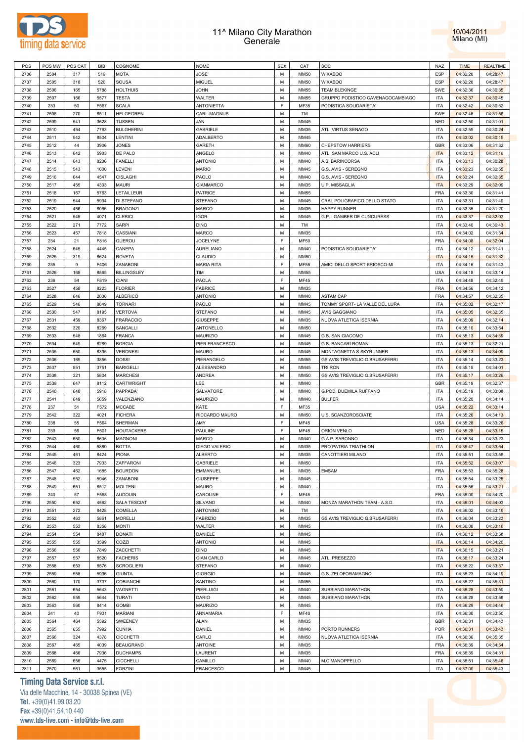# 11^ Milano City Marathon
## Generale

10/04/2011
Milano (MI)

| POS | POS MW | POS CAT | BIB | COGNOME | NOME | SEX | CAT | SOC | NAZ | TIME | REALTIME |
|---|---|---|---|---|---|---|---|---|---|---|---|
| 2736 | 2504 | 317 | 519 | MOTA | JOSE' | M | MM50 | WIKABOO | ESP | 04:32:28 | 04:28:47 |
| 2737 | 2505 | 318 | 520 | SOUSA | MIGUEL | M | MM50 | WIKABOO | ESP | 04:32:28 | 04:28:47 |
| 2738 | 2506 | 165 | 5788 | HOLTHUIS | JOHN | M | MM55 | TEAM BLEKINGE | SWE | 04:32:36 | 04:30:35 |
| 2739 | 2507 | 166 | 5577 | TESTA | WALTER | M | MM55 | GRUPPO PODISTICO CAVENAGOCAMBIAGO | ITA | 04:32:37 | 04:30:45 |
| 2740 | 233 | 50 | F567 | SCALA | ANTONIETTA | F | MF35 | PODISTICA SOLIDARIETA' | ITA | 04:32:42 | 04:30:52 |
| 2741 | 2508 | 270 | 8511 | HELGEGREN | CARL-MAGNUS | M | TM | | SWE | 04:32:46 | 04:31:56 |
| 2742 | 2509 | 541 | 3628 | TIJSSEN | JAN | M | MM45 | | NED | 04:32:50 | 04:31:01 |
| 2743 | 2510 | 454 | 7763 | BULGHERINI | GABRIELE | M | MM35 | ATL. VIRTUS SENAGO | ITA | 04:32:59 | 04:30:24 |
| 2744 | 2511 | 542 | 8504 | LENTINI | ADALBERTO | M | MM45 | | ITA | 04:33:02 | 04:30:15 |
| 2745 | 2512 | 44 | 3906 | JONES | GARETH | M | MM60 | CHEPSTOW HARRIERS | GBR | 04:33:06 | 04:31:32 |
| 2746 | 2513 | 642 | 5903 | DE PALO | ANGELO | M | MM40 | ATL. SAN MARCO U.S. ACLI | ITA | 04:33:12 | 04:31:16 |
| 2747 | 2514 | 643 | 8236 | FANELLI | ANTONIO | M | MM40 | A.S. BARINCORSA | ITA | 04:33:13 | 04:30:28 |
| 2748 | 2515 | 543 | 1600 | LEVENI | MARIO | M | MM45 | G.S. AVIS - SEREGNO | ITA | 04:33:23 | 04:32:55 |
| 2749 | 2516 | 644 | 4547 | CISLAGHI | PAOLO | M | MM40 | G.S. AVIS - SEREGNO | ITA | 04:33:24 | 04:32:35 |
| 2750 | 2517 | 455 | 4303 | MAURI | GIANMARCO | M | MM35 | U.P. MISSAGLIA | ITA | 04:33:29 | 04:32:09 |
| 2751 | 2518 | 167 | 5763 | LETAILLEUR | PATRICE | M | MM55 | | FRA | 04:33:30 | 04:31:41 |
| 2752 | 2519 | 544 | 5994 | DI STEFANO | STEFANO | M | MM45 | CRAL POLIGRAFICO DELLO STATO | ITA | 04:33:31 | 04:31:49 |
| 2753 | 2520 | 456 | 8066 | BRAGONZI | MARCO | M | MM35 | HAPPY RUNNER | ITA | 04:33:35 | 04:31:20 |
| 2754 | 2521 | 545 | 4071 | CLERICI | IGOR | M | MM45 | G.P. I GAMBER DE CUNCURESS | ITA | 04:33:37 | 04:32:03 |
| 2755 | 2522 | 271 | 7772 | SARPI | DINO | M | TM | | ITA | 04:33:40 | 04:30:43 |
| 2756 | 2523 | 457 | 7818 | CASSIANI | MARCO | M | MM35 | | ITA | 04:34:02 | 04:31:34 |
| 2757 | 234 | 21 | F816 | QUEROU | JOCELYNE | F | MF50 | | FRA | 04:34:08 | 04:32:04 |
| 2758 | 2524 | 645 | 4445 | CANEPA | AURELIANO | M | MM40 | PODISTICA SOLIDARIETA' | ITA | 04:34:12 | 04:31:41 |
| 2759 | 2525 | 319 | 8624 | ROVETA | CLAUDIO | M | MM50 | | ITA | 04:34:15 | 04:31:32 |
| 2760 | 235 | 9 | F406 | ZANABONI | MARIA RITA | F | MF55 | AMICI DELLO SPORT BRIOSCO-MI | ITA | 04:34:16 | 04:31:43 |
| 2761 | 2526 | 168 | 8565 | BILLINGSLEY | TIM | M | MM55 | | USA | 04:34:18 | 04:33:14 |
| 2762 | 236 | 54 | F819 | CIANI | PAOLA | F | MF45 | | ITA | 04:34:48 | 04:32:49 |
| 2763 | 2527 | 458 | 8223 | FLORIER | FABRICE | M | MM35 | | FRA | 04:34:56 | 04:34:12 |
| 2764 | 2528 | 646 | 2030 | ALBERICO | ANTONIO | M | MM40 | ASTAM CAP | FRA | 04:34:57 | 04:32:35 |
| 2765 | 2529 | 546 | 8649 | TORNARI | PAOLO | M | MM45 | TOMMY SPORT- LA VALLE DEL LURA | ITA | 04:35:02 | 04:32:17 |
| 2766 | 2530 | 547 | 8195 | VERTOVA | STEFANO | M | MM45 | AVIS GAGGIANO | ITA | 04:35:05 | 04:32:35 |
| 2767 | 2531 | 459 | 8367 | FRARACCIO | GIUSEPPE | M | MM35 | NUOVA ATLETICA ISERNIA | ITA | 04:35:09 | 04:32:14 |
| 2768 | 2532 | 320 | 8269 | SANGALLI | ANTONELLO | M | MM50 | | ITA | 04:35:10 | 04:33:54 |
| 2769 | 2533 | 548 | 1864 | FRANCA | MAURIZIO | M | MM45 | G.S. SAN GIACOMO | ITA | 04:35:13 | 04:34:39 |
| 2770 | 2534 | 549 | 8289 | BORGIA | PIER FRANCESCO | M | MM45 | G.S. BANCARI ROMANI | ITA | 04:35:13 | 04:32:21 |
| 2771 | 2535 | 550 | 8395 | VERONESI | MAURO | M | MM45 | MONTAGNETTA S SKYRUNNER | ITA | 04:35:13 | 04:34:09 |
| 2772 | 2536 | 169 | 3856 | DOSSI | PIERANGELO | M | MM55 | GS AVIS TREVIGLIO G.BRUSAFERRI | ITA | 04:35:14 | 04:33:23 |
| 2773 | 2537 | 551 | 3751 | BARIGELLI | ALESSANDRO | M | MM45 | TRIIRON | ITA | 04:35:15 | 04:34:01 |
| 2774 | 2538 | 321 | 5804 | MARCHESI | ANDREA | M | MM50 | GS AVIS TREVIGLIO G.BRUSAFERRI | ITA | 04:35:17 | 04:33:26 |
| 2775 | 2539 | 647 | 8112 | CARTWRIGHT | LEE | M | MM40 | | GBR | 04:35:19 | 04:32:37 |
| 2776 | 2540 | 648 | 5918 | PAPPADA' | SALVATORE | M | MM40 | G.POD. DUEMILA RUFFANO | ITA | 04:35:19 | 04:33:08 |
| 2777 | 2541 | 649 | 5659 | VALENZIANO | MAURIZIO | M | MM40 | BULFER | ITA | 04:35:20 | 04:34:14 |
| 2778 | 237 | 51 | F572 | MCCABE | KATE | F | MF35 | | USA | 04:35:22 | 04:33:14 |
| 2779 | 2542 | 322 | 4021 | FICHERA | RICCARDO MAURO | M | MM50 | U.S. SCANZOROSCIATE | ITA | 04:35:26 | 04:34:13 |
| 2780 | 238 | 55 | F564 | SHERMAN | AMY | F | MF45 | | USA | 04:35:28 | 04:33:26 |
| 2781 | 239 | 56 | F501 | HOUTACKERS | PAULINE | F | MF45 | ORION VENLO | NED | 04:35:28 | 04:33:15 |
| 2782 | 2543 | 650 | 8636 | MAGNONI | MARCO | M | MM40 | G.A.P. SARONNO | ITA | 04:35:34 | 04:33:23 |
| 2783 | 2544 | 460 | 5880 | BOTTA | DIEGO VALERIO | M | MM35 | PRO PATRIA TRIATHLON | ITA | 04:35:47 | 04:33:54 |
| 2784 | 2545 | 461 | 8424 | PIONA | ALBERTO | M | MM35 | CANOTTIERI MILANO | ITA | 04:35:51 | 04:33:58 |
| 2785 | 2546 | 323 | 7933 | ZAFFARONI | GABRIELE | M | MM50 | | ITA | 04:35:52 | 04:33:07 |
| 2786 | 2547 | 462 | 1685 | BOURDON | EMMANUEL | M | MM35 | EMSAM | FRA | 04:35:53 | 04:35:28 |
| 2787 | 2548 | 552 | 5946 | ZANABONI | GIUSEPPE | M | MM45 | | ITA | 04:35:54 | 04:33:25 |
| 2788 | 2549 | 651 | 8512 | MOLTENI | MAURO | M | MM40 | | ITA | 04:35:56 | 04:33:21 |
| 2789 | 240 | 57 | F568 | AUDOUIN | CAROLINE | F | MF45 | | FRA | 04:36:00 | 04:34:20 |
| 2790 | 2550 | 652 | 4562 | SALA TESCIAT | SILVANO | M | MM40 | MONZA MARATHON TEAM - A.S.D. | ITA | 04:36:01 | 04:34:03 |
| 2791 | 2551 | 272 | 8428 | COMELLA | ANTONINO | M | TM | | ITA | 04:36:02 | 04:33:19 |
| 2792 | 2552 | 463 | 5861 | MORELLI | FABRIZIO | M | MM35 | GS AVIS TREVIGLIO G.BRUSAFERRI | ITA | 04:36:04 | 04:33:23 |
| 2793 | 2553 | 553 | 8358 | MONTI | WALTER | M | MM45 | | ITA | 04:36:08 | 04:33:16 |
| 2794 | 2554 | 554 | 8487 | DONATI | DANIELE | M | MM45 | | ITA | 04:36:12 | 04:33:58 |
| 2795 | 2555 | 555 | 3599 | COZZI | ANTONIO | M | MM45 | | ITA | 04:36:14 | 04:34:20 |
| 2796 | 2556 | 556 | 7849 | ZACCHETTI | DINO | M | MM45 | | ITA | 04:36:15 | 04:33:21 |
| 2797 | 2557 | 557 | 8520 | FACHERIS | GIAN CARLO | M | MM45 | ATL. PRESEZZO | ITA | 04:36:17 | 04:33:24 |
| 2798 | 2558 | 653 | 8576 | SCROGLIERI | STEFANO | M | MM40 | | ITA | 04:36:22 | 04:33:37 |
| 2799 | 2559 | 558 | 5996 | GIUNTA | GIORGIO | M | MM45 | G.S. ZELOFORAMAGNO | ITA | 04:36:23 | 04:34:19 |
| 2800 | 2560 | 170 | 3737 | COBIANCHI | SANTINO | M | MM55 | | ITA | 04:36:27 | 04:35:31 |
| 2801 | 2561 | 654 | 5643 | VAGNETTI | PIERLUIGI | M | MM40 | SUBBIANO MARATHON | ITA | 04:36:28 | 04:33:59 |
| 2802 | 2562 | 559 | 5644 | TURATI | DARIO | M | MM45 | SUBBIANO MARATHON | ITA | 04:36:28 | 04:33:58 |
| 2803 | 2563 | 560 | 8414 | GOMBI | MAURIZIO | M | MM45 | | ITA | 04:36:29 | 04:34:46 |
| 2804 | 241 | 40 | F931 | MARIANI | ANNAMARIA | F | MF40 | | ITA | 04:36:30 | 04:33:50 |
| 2805 | 2564 | 464 | 5592 | SWEENEY | ALAN | M | MM35 | | GBR | 04:36:31 | 04:34:43 |
| 2806 | 2565 | 655 | 7992 | CUNHA | DANIEL | M | MM40 | PORTO RUNNERS | POR | 04:36:31 | 04:33:43 |
| 2807 | 2566 | 324 | 4378 | CICCHETTI | CARLO | M | MM50 | NUOVA ATLETICA ISERNIA | ITA | 04:36:36 | 04:35:35 |
| 2808 | 2567 | 465 | 4039 | BEAUGRAND | ANTOINE | M | MM35 | | FRA | 04:36:39 | 04:34:54 |
| 2809 | 2568 | 466 | 7936 | DUCHAMPS | LAURENT | M | MM35 | | FRA | 04:36:39 | 04:34:31 |
| 2810 | 2569 | 656 | 4475 | CICCHELLI | CAMILLO | M | MM40 | M.C.MANOPPELLO | ITA | 04:36:51 | 04:35:46 |
| 2811 | 2570 | 561 | 3655 | FORZINI | FRANCESCO | M | MM45 | | ITA | 04:37:00 | 04:35:43 |

**Timing Data Service s.r.l.**
Via delle Macchine, 14 - 30038 Spinea (VE)
Tel. +39(0)41.99.03.20
Fax +39(0)41.54.10.440
www.tds-live.com - info@tds-live.com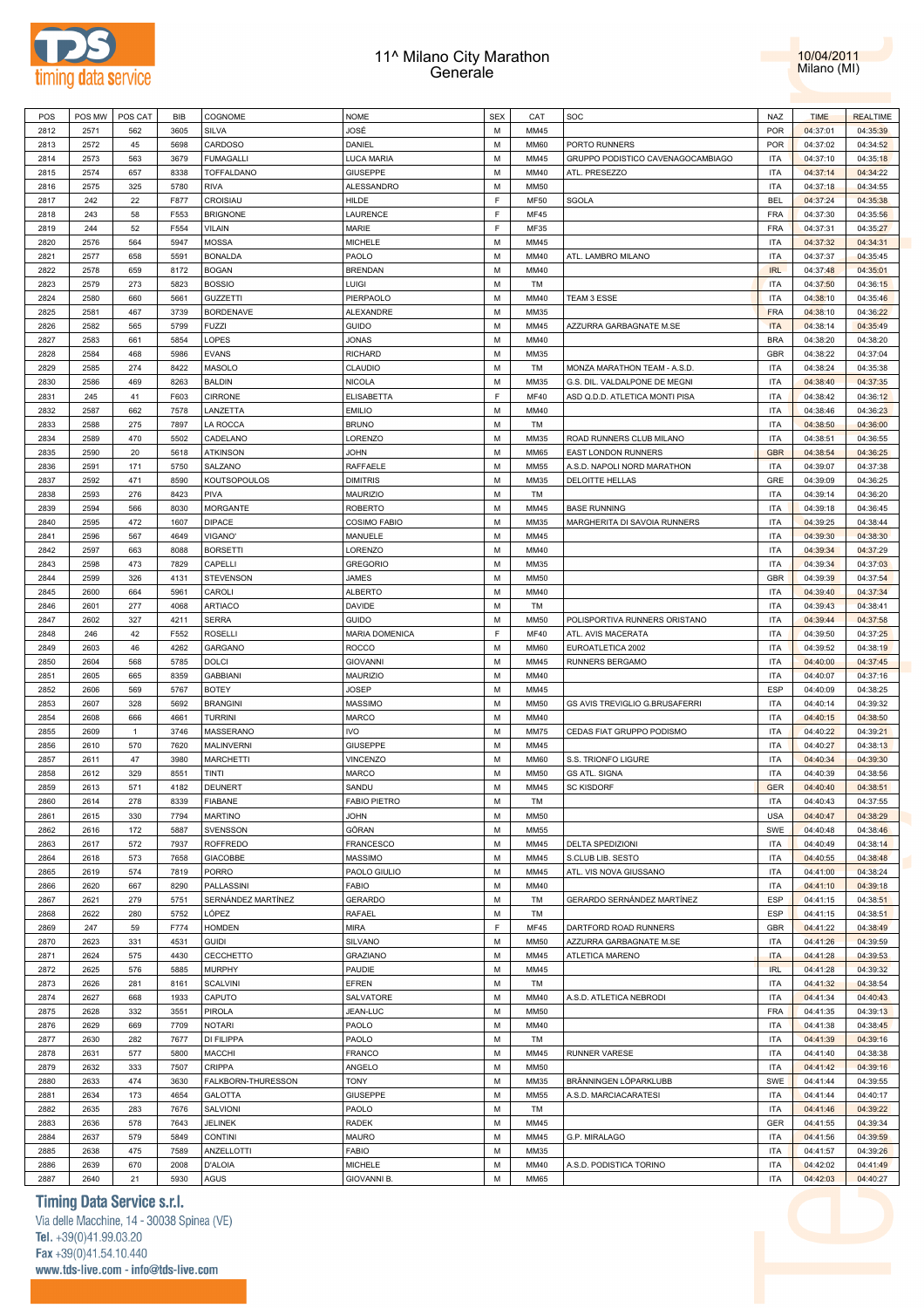# 11^ Milano City Marathon
## Generale

10/04/2011
Milano (MI)

| POS | POS MW | POS CAT | BIB | COGNOME | NOME | SEX | CAT | SOC | NAZ | TIME | REALTIME |
|---|---|---|---|---|---|---|---|---|---|---|---|
| 2812 | 2571 | 562 | 3605 | SILVA | JOSÉ | M | MM45 | | POR | 04:37:01 | 04:35:39 |
| 2813 | 2572 | 45 | 5698 | CARDOSO | DANIEL | M | MM60 | PORTO RUNNERS | POR | 04:37:02 | 04:34:52 |
| 2814 | 2573 | 563 | 3679 | FUMAGALLI | LUCA MARIA | M | MM45 | GRUPPO PODISTICO CAVENAGOCAMBIAGO | ITA | 04:37:10 | 04:35:18 |
| 2815 | 2574 | 657 | 8338 | TOFFALDANO | GIUSEPPE | M | MM40 | ATL. PRESEZZO | ITA | 04:37:14 | 04:34:22 |
| 2816 | 2575 | 325 | 5780 | RIVA | ALESSANDRO | M | MM50 | | ITA | 04:37:18 | 04:34:55 |
| 2817 | 242 | 22 | F877 | CROISIAU | HILDE | F | MF50 | SGOLA | BEL | 04:37:24 | 04:35:38 |
| 2818 | 243 | 58 | F553 | BRIGNONE | LAURENCE | F | MF45 | | FRA | 04:37:30 | 04:35:56 |
| 2819 | 244 | 52 | F554 | VILAIN | MARIE | F | MF35 | | FRA | 04:37:31 | 04:35:27 |
| 2820 | 2576 | 564 | 5947 | MOSSA | MICHELE | M | MM45 | | ITA | 04:37:32 | 04:34:31 |
| 2821 | 2577 | 658 | 5591 | BONALDA | PAOLO | M | MM40 | ATL. LAMBRO MILANO | ITA | 04:37:37 | 04:35:45 |
| 2822 | 2578 | 659 | 8172 | BOGAN | BRENDAN | M | MM40 | | IRL | 04:37:48 | 04:35:01 |
| 2823 | 2579 | 273 | 5823 | BOSSIO | LUIGI | M | TM | | ITA | 04:37:50 | 04:36:15 |
| 2824 | 2580 | 660 | 5661 | GUZZETTI | PIERPAOLO | M | MM40 | TEAM 3 ESSE | ITA | 04:38:10 | 04:35:46 |
| 2825 | 2581 | 467 | 3739 | BORDENAVE | ALEXANDRE | M | MM35 | | FRA | 04:38:10 | 04:36:22 |
| 2826 | 2582 | 565 | 5799 | FUZZI | GUIDO | M | MM45 | AZZURRA GARBAGNATE M.SE | ITA | 04:38:14 | 04:35:49 |
| 2827 | 2583 | 661 | 5854 | LOPES | JONAS | M | MM40 | | BRA | 04:38:20 | 04:38:20 |
| 2828 | 2584 | 468 | 5986 | EVANS | RICHARD | M | MM35 | | GBR | 04:38:22 | 04:37:04 |
| 2829 | 2585 | 274 | 8422 | MASOLO | CLAUDIO | M | TM | MONZA MARATHON TEAM - A.S.D. | ITA | 04:38:24 | 04:35:38 |
| 2830 | 2586 | 469 | 8263 | BALDIN | NICOLA | M | MM35 | G.S. DIL. VALDALPONE DE MEGNI | ITA | 04:38:40 | 04:37:35 |
| 2831 | 245 | 41 | F603 | CIRRONE | ELISABETTA | F | MF40 | ASD Q.D.D. ATLETICA MONTI PISA | ITA | 04:38:42 | 04:36:12 |
| 2832 | 2587 | 662 | 7578 | LANZETTA | EMILIO | M | MM40 | | ITA | 04:38:46 | 04:36:23 |
| 2833 | 2588 | 275 | 7897 | LA ROCCA | BRUNO | M | TM | | ITA | 04:38:50 | 04:36:00 |
| 2834 | 2589 | 470 | 5502 | CADELANO | LORENZO | M | MM35 | ROAD RUNNERS CLUB MILANO | ITA | 04:38:51 | 04:36:55 |
| 2835 | 2590 | 20 | 5618 | ATKINSON | JOHN | M | MM65 | EAST LONDON RUNNERS | GBR | 04:38:54 | 04:36:25 |
| 2836 | 2591 | 171 | 5750 | SALZANO | RAFFAELE | M | MM55 | A.S.D. NAPOLI NORD MARATHON | ITA | 04:39:07 | 04:37:38 |
| 2837 | 2592 | 471 | 8590 | KOUTSOPOULOS | DIMITRIS | M | MM35 | DELOITTE HELLAS | GRE | 04:39:09 | 04:36:25 |
| 2838 | 2593 | 276 | 8423 | PIVA | MAURIZIO | M | TM | | ITA | 04:39:14 | 04:36:20 |
| 2839 | 2594 | 566 | 8030 | MORGANTE | ROBERTO | M | MM45 | BASE RUNNING | ITA | 04:39:18 | 04:36:45 |
| 2840 | 2595 | 472 | 1607 | DIPACE | COSIMO FABIO | M | MM35 | MARGHERITA DI SAVOIA RUNNERS | ITA | 04:39:25 | 04:38:44 |
| 2841 | 2596 | 567 | 4649 | VIGANO' | MANUELE | M | MM45 | | ITA | 04:39:30 | 04:38:30 |
| 2842 | 2597 | 663 | 8088 | BORSETTI | LORENZO | M | MM40 | | ITA | 04:39:34 | 04:37:29 |
| 2843 | 2598 | 473 | 7829 | CAPELLI | GREGORIO | M | MM35 | | ITA | 04:39:34 | 04:37:03 |
| 2844 | 2599 | 326 | 4131 | STEVENSON | JAMES | M | MM50 | | GBR | 04:39:39 | 04:37:54 |
| 2845 | 2600 | 664 | 5961 | CAROLI | ALBERTO | M | MM40 | | ITA | 04:39:40 | 04:37:34 |
| 2846 | 2601 | 277 | 4068 | ARTIACO | DAVIDE | M | TM | | ITA | 04:39:43 | 04:38:41 |
| 2847 | 2602 | 327 | 4211 | SERRA | GUIDO | M | MM50 | POLISPORTIVA RUNNERS ORISTANO | ITA | 04:39:44 | 04:37:58 |
| 2848 | 246 | 42 | F552 | ROSELLI | MARIA DOMENICA | F | MF40 | ATL. AVIS MACERATA | ITA | 04:39:50 | 04:37:25 |
| 2849 | 2603 | 46 | 4262 | GARGANO | ROCCO | M | MM60 | EUROATLETICA 2002 | ITA | 04:39:52 | 04:38:19 |
| 2850 | 2604 | 568 | 5785 | DOLCI | GIOVANNI | M | MM45 | RUNNERS BERGAMO | ITA | 04:40:00 | 04:37:45 |
| 2851 | 2605 | 665 | 8359 | GABBIANI | MAURIZIO | M | MM40 | | ITA | 04:40:07 | 04:37:16 |
| 2852 | 2606 | 569 | 5767 | BOTEY | JOSEP | M | MM45 | | ESP | 04:40:09 | 04:38:25 |
| 2853 | 2607 | 328 | 5692 | BRANGINI | MASSIMO | M | MM50 | GS AVIS TREVIGLIO G.BRUSAFERRI | ITA | 04:40:14 | 04:39:32 |
| 2854 | 2608 | 666 | 4661 | TURRINI | MARCO | M | MM40 | | ITA | 04:40:15 | 04:38:50 |
| 2855 | 2609 | 1 | 3746 | MASSERANO | IVO | M | MM75 | CEDAS FIAT GRUPPO PODISMO | ITA | 04:40:22 | 04:39:21 |
| 2856 | 2610 | 570 | 7620 | MALINVERNI | GIUSEPPE | M | MM45 | | ITA | 04:40:27 | 04:38:13 |
| 2857 | 2611 | 47 | 3980 | MARCHETTI | VINCENZO | M | MM60 | S.S. TRIONFO LIGURE | ITA | 04:40:34 | 04:39:30 |
| 2858 | 2612 | 329 | 8551 | TINTI | MARCO | M | MM50 | GS ATL. SIGNA | ITA | 04:40:39 | 04:38:56 |
| 2859 | 2613 | 571 | 4182 | DEUNERT | SANDU | M | MM45 | SC KISDORF | GER | 04:40:40 | 04:38:51 |
| 2860 | 2614 | 278 | 8339 | FIABANE | FABIO PIETRO | M | TM | | ITA | 04:40:43 | 04:37:55 |
| 2861 | 2615 | 330 | 7794 | MARTINO | JOHN | M | MM50 | | USA | 04:40:47 | 04:38:29 |
| 2862 | 2616 | 172 | 5887 | SVENSSON | GÖRAN | M | MM55 | | SWE | 04:40:48 | 04:38:46 |
| 2863 | 2617 | 572 | 7937 | ROFFREDO | FRANCESCO | M | MM45 | DELTA SPEDIZIONI | ITA | 04:40:49 | 04:38:14 |
| 2864 | 2618 | 573 | 7658 | GIACOBBE | MASSIMO | M | MM45 | S.CLUB LIB. SESTO | ITA | 04:40:55 | 04:38:48 |
| 2865 | 2619 | 574 | 7819 | PORRO | PAOLO GIULIO | M | MM45 | ATL. VIS NOVA GIUSSANO | ITA | 04:41:00 | 04:38:24 |
| 2866 | 2620 | 667 | 8290 | PALLASSINI | FABIO | M | MM40 | | ITA | 04:41:10 | 04:39:18 |
| 2867 | 2621 | 279 | 5751 | SERNÁNDEZ MARTÍNEZ | GERARDO | M | TM | GERARDO SERNÁNDEZ MARTÍNEZ | ESP | 04:41:15 | 04:38:51 |
| 2868 | 2622 | 280 | 5752 | LÓPEZ | RAFAEL | M | TM | | ESP | 04:41:15 | 04:38:51 |
| 2869 | 247 | 59 | F774 | HOMDEN | MIRA | F | MF45 | DARTFORD ROAD RUNNERS | GBR | 04:41:22 | 04:38:49 |
| 2870 | 2623 | 331 | 4531 | GUIDI | SILVANO | M | MM50 | AZZURRA GARBAGNATE M.SE | ITA | 04:41:26 | 04:39:59 |
| 2871 | 2624 | 575 | 4430 | CECCHETTO | GRAZIANO | M | MM45 | ATLETICA MARENO | ITA | 04:41:28 | 04:39:53 |
| 2872 | 2625 | 576 | 5885 | MURPHY | PAUDIE | M | MM45 | | IRL | 04:41:28 | 04:39:32 |
| 2873 | 2626 | 281 | 8161 | SCALVINI | EFREN | M | TM | | ITA | 04:41:32 | 04:38:54 |
| 2874 | 2627 | 668 | 1933 | CAPUTO | SALVATORE | M | MM40 | A.S.D. ATLETICA NEBRODI | ITA | 04:41:34 | 04:40:43 |
| 2875 | 2628 | 332 | 3551 | PIROLA | JEAN-LUC | M | MM50 | | FRA | 04:41:35 | 04:39:13 |
| 2876 | 2629 | 669 | 7709 | NOTARI | PAOLO | M | MM40 | | ITA | 04:41:38 | 04:38:45 |
| 2877 | 2630 | 282 | 7677 | DI FILIPPA | PAOLO | M | TM | | ITA | 04:41:39 | 04:39:16 |
| 2878 | 2631 | 577 | 5800 | MACCHI | FRANCO | M | MM45 | RUNNER VARESE | ITA | 04:41:40 | 04:38:38 |
| 2879 | 2632 | 333 | 7507 | CRIPPA | ANGELO | M | MM50 | | ITA | 04:41:42 | 04:39:16 |
| 2880 | 2633 | 474 | 3630 | FALKBORN-THURESSON | TONY | M | MM35 | BRÄNNINGEN LÖPARKLUBB | SWE | 04:41:44 | 04:39:55 |
| 2881 | 2634 | 173 | 4654 | GALOTTA | GIUSEPPE | M | MM55 | A.S.D. MARCIACARATESI | ITA | 04:41:44 | 04:40:17 |
| 2882 | 2635 | 283 | 7676 | SALVIONI | PAOLO | M | TM | | ITA | 04:41:46 | 04:39:22 |
| 2883 | 2636 | 578 | 7643 | JELINEK | RADEK | M | MM45 | | GER | 04:41:55 | 04:39:34 |
| 2884 | 2637 | 579 | 5849 | CONTINI | MAURO | M | MM45 | G.P. MIRALAGO | ITA | 04:41:56 | 04:39:59 |
| 2885 | 2638 | 475 | 7589 | ANZELLOTTI | FABIO | M | MM35 | | ITA | 04:41:57 | 04:39:26 |
| 2886 | 2639 | 670 | 2008 | D'ALOIA | MICHELE | M | MM40 | A.S.D. PODISTICA TORINO | ITA | 04:42:02 | 04:41:49 |
| 2887 | 2640 | 21 | 5930 | AGUS | GIOVANNI B. | M | MM65 | | ITA | 04:42:03 | 04:40:27 |

**Timing Data Service s.r.l.**
Via delle Macchine, 14 - 30038 Spinea (VE)
Tel. +39(0)41.99.03.20
Fax +39(0)41.54.10.440
www.tds-live.com - info@tds-live.com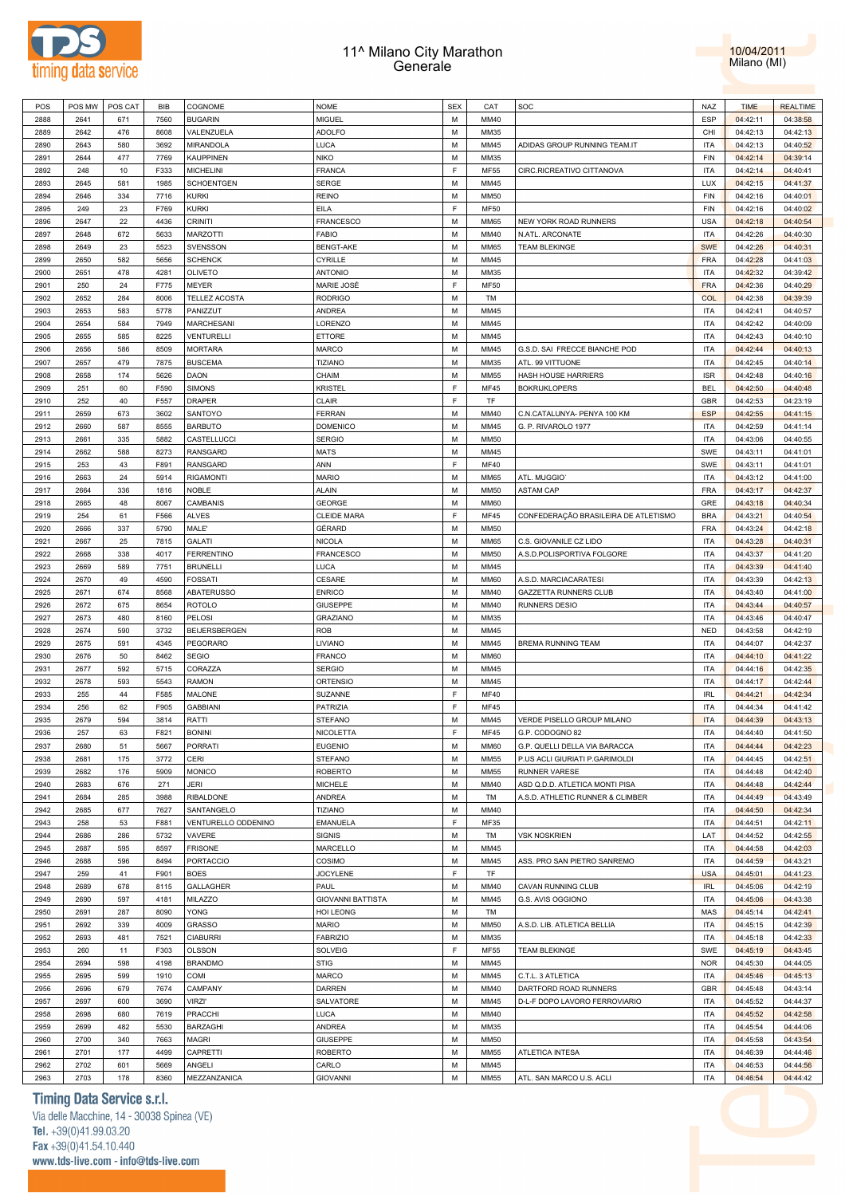# 11^ Milano City Marathon
## Generale

10/04/2011
Milano (MI)

| POS | POS MW | POS CAT | BIB | COGNOME | NOME | SEX | CAT | SOC | NAZ | TIME | REALTIME |
|---|---|---|---|---|---|---|---|---|---|---|---|
| 2888 | 2641 | 671 | 7560 | BUGARIN | MIGUEL | M | MM40 | | ESP | 04:42:11 | 04:38:58 |
| 2889 | 2642 | 476 | 8608 | VALENZUELA | ADOLFO | M | MM35 | | CHI | 04:42:13 | 04:42:13 |
| 2890 | 2643 | 580 | 3692 | MIRANDOLA | LUCA | M | MM45 | ADIDAS GROUP RUNNING TEAM.IT | ITA | 04:42:13 | 04:40:52 |
| 2891 | 2644 | 477 | 7769 | KAUPPINEN | NIKO | M | MM35 | | FIN | 04:42:14 | 04:39:14 |
| 2892 | 248 | 10 | F333 | MICHELINI | FRANCA | F | MF55 | CIRC.RICREATIVO CITTANOVA | ITA | 04:42:14 | 04:40:41 |
| 2893 | 2645 | 581 | 1985 | SCHOENTGEN | SERGE | M | MM45 | | LUX | 04:42:15 | 04:41:37 |
| 2894 | 2646 | 334 | 7716 | KURKI | REINO | M | MM50 | | FIN | 04:42:16 | 04:40:01 |
| 2895 | 249 | 23 | F769 | KURKI | EILA | F | MF50 | | FIN | 04:42:16 | 04:40:02 |
| 2896 | 2647 | 22 | 4436 | CRINITI | FRANCESCO | M | MM65 | NEW YORK ROAD RUNNERS | USA | 04:42:18 | 04:40:54 |
| 2897 | 2648 | 672 | 5633 | MARZOTTI | FABIO | M | MM40 | N.ATL. ARCONATE | ITA | 04:42:26 | 04:40:30 |
| 2898 | 2649 | 23 | 5523 | SVENSSON | BENGT-AKE | M | MM65 | TEAM BLEKINGE | SWE | 04:42:26 | 04:40:31 |
| 2899 | 2650 | 582 | 5656 | SCHENCK | CYRILLE | M | MM45 | | FRA | 04:42:28 | 04:41:03 |
| 2900 | 2651 | 478 | 4281 | OLIVETO | ANTONIO | M | MM35 | | ITA | 04:42:32 | 04:39:42 |
| 2901 | 250 | 24 | F775 | MEYER | MARIE JOSÉ | F | MF50 | | FRA | 04:42:36 | 04:40:29 |
| 2902 | 2652 | 284 | 8006 | TELLEZ ACOSTA | RODRIGO | M | TM | | COL | 04:42:38 | 04:39:39 |
| 2903 | 2653 | 583 | 5778 | PANIZZUT | ANDREA | M | MM45 | | ITA | 04:42:41 | 04:40:57 |
| 2904 | 2654 | 584 | 7949 | MARCHESANI | LORENZO | M | MM45 | | ITA | 04:42:42 | 04:40:09 |
| 2905 | 2655 | 585 | 8225 | VENTURELLI | ETTORE | M | MM45 | | ITA | 04:42:43 | 04:40:10 |
| 2906 | 2656 | 586 | 8509 | MORTARA | MARCO | M | MM45 | G.S.D. SAI FRECCE BIANCHE POD | ITA | 04:42:44 | 04:40:13 |
| 2907 | 2657 | 479 | 7875 | BUSCEMA | TIZIANO | M | MM35 | ATL. 99 VITTUONE | ITA | 04:42:45 | 04:40:14 |
| 2908 | 2658 | 174 | 5626 | DAON | CHAIM | M | MM55 | HASH HOUSE HARRIERS | ISR | 04:42:48 | 04:40:16 |
| 2909 | 251 | 60 | F590 | SIMONS | KRISTEL | F | MF45 | BOKRIJKLOPERS | BEL | 04:42:50 | 04:40:48 |
| 2910 | 252 | 40 | F557 | DRAPER | CLAIR | F | TF | | GBR | 04:42:53 | 04:23:19 |
| 2911 | 2659 | 673 | 3602 | SANTOYO | FERRAN | M | MM40 | C.N.CATALUNYA- PENYA 100 KM | ESP | 04:42:55 | 04:41:15 |
| 2912 | 2660 | 587 | 8555 | BARBUTO | DOMENICO | M | MM45 | G. P. RIVAROLO 1977 | ITA | 04:42:59 | 04:41:14 |
| 2913 | 2661 | 335 | 5882 | CASTELLUCCI | SERGIO | M | MM50 | | ITA | 04:43:06 | 04:40:55 |
| 2914 | 2662 | 588 | 8273 | RANSGARD | MATS | M | MM45 | | SWE | 04:43:11 | 04:41:01 |
| 2915 | 253 | 43 | F891 | RANSGARD | ANN | F | MF40 | | SWE | 04:43:11 | 04:41:01 |
| 2916 | 2663 | 24 | 5914 | RIGAMONTI | MARIO | M | MM65 | ATL. MUGGIO` | ITA | 04:43:12 | 04:41:00 |
| 2917 | 2664 | 336 | 1816 | NOBLE | ALAIN | M | MM50 | ASTAM CAP | FRA | 04:43:17 | 04:42:37 |
| 2918 | 2665 | 48 | 8067 | CAMBANIS | GEORGE | M | MM60 | | GRE | 04:43:18 | 04:40:34 |
| 2919 | 254 | 61 | F566 | ALVES | CLEIDE MARA | F | MF45 | CONFEDERAÇÃO BRASILEIRA DE ATLETISMO | BRA | 04:43:21 | 04:40:54 |
| 2920 | 2666 | 337 | 5790 | MALE' | GÉRARD | M | MM50 | | FRA | 04:43:24 | 04:42:18 |
| 2921 | 2667 | 25 | 7815 | GALATI | NICOLA | M | MM65 | C.S. GIOVANILE CZ LIDO | ITA | 04:43:28 | 04:40:31 |
| 2922 | 2668 | 338 | 4017 | FERRENTINO | FRANCESCO | M | MM50 | A.S.D.POLISPORTIVA FOLGORE | ITA | 04:43:37 | 04:41:20 |
| 2923 | 2669 | 589 | 7751 | BRUNELLI | LUCA | M | MM45 | | ITA | 04:43:39 | 04:41:40 |
| 2924 | 2670 | 49 | 4590 | FOSSATI | CESARE | M | MM60 | A.S.D. MARCIACARATESI | ITA | 04:43:39 | 04:42:13 |
| 2925 | 2671 | 674 | 8568 | ABATERUSSO | ENRICO | M | MM40 | GAZZETTA RUNNERS CLUB | ITA | 04:43:40 | 04:41:00 |
| 2926 | 2672 | 675 | 8654 | ROTOLO | GIUSEPPE | M | MM40 | RUNNERS DESIO | ITA | 04:43:44 | 04:40:57 |
| 2927 | 2673 | 480 | 8160 | PELOSI | GRAZIANO | M | MM35 | | ITA | 04:43:46 | 04:40:47 |
| 2928 | 2674 | 590 | 3732 | BEIJERSBERGEN | ROB | M | MM45 | | NED | 04:43:58 | 04:42:19 |
| 2929 | 2675 | 591 | 4345 | PEGORARO | LIVIANO | M | MM45 | BREMA RUNNING TEAM | ITA | 04:44:07 | 04:42:37 |
| 2930 | 2676 | 50 | 8462 | SEGIO | FRANCO | M | MM60 | | ITA | 04:44:10 | 04:41:22 |
| 2931 | 2677 | 592 | 5715 | CORAZZA | SERGIO | M | MM45 | | ITA | 04:44:16 | 04:42:35 |
| 2932 | 2678 | 593 | 5543 | RAMON | ORTENSIO | M | MM45 | | ITA | 04:44:17 | 04:42:44 |
| 2933 | 255 | 44 | F585 | MALONE | SUZANNE | F | MF40 | | IRL | 04:44:21 | 04:42:34 |
| 2934 | 256 | 62 | F905 | GABBIANI | PATRIZIA | F | MF45 | | ITA | 04:44:34 | 04:41:42 |
| 2935 | 2679 | 594 | 3814 | RATTI | STEFANO | M | MM45 | VERDE PISELLO GROUP MILANO | ITA | 04:44:39 | 04:43:13 |
| 2936 | 257 | 63 | F821 | BONINI | NICOLETTA | F | MF45 | G.P. CODOGNO 82 | ITA | 04:44:40 | 04:41:50 |
| 2937 | 2680 | 51 | 5667 | PORRATI | EUGENIO | M | MM60 | G.P. QUELLI DELLA VIA BARACCA | ITA | 04:44:44 | 04:42:23 |
| 2938 | 2681 | 175 | 3772 | CERI | STEFANO | M | MM55 | P.US ACLI GIURIATI P.GARIMOLDI | ITA | 04:44:45 | 04:42:51 |
| 2939 | 2682 | 176 | 5909 | MONICO | ROBERTO | M | MM55 | RUNNER VARESE | ITA | 04:44:48 | 04:42:40 |
| 2940 | 2683 | 676 | 271 | JERI | MICHELE | M | MM40 | ASD Q.D.D. ATLETICA MONTI PISA | ITA | 04:44:48 | 04:42:44 |
| 2941 | 2684 | 285 | 3988 | RIBALDONE | ANDREA | M | TM | A.S.D. ATHLETIC RUNNER & CLIMBER | ITA | 04:44:49 | 04:43:49 |
| 2942 | 2685 | 677 | 7627 | SANTANGELO | TIZIANO | M | MM40 | | ITA | 04:44:50 | 04:42:34 |
| 2943 | 258 | 53 | F881 | VENTURELLO ODDENINO | EMANUELA | F | MF35 | | ITA | 04:44:51 | 04:42:11 |
| 2944 | 2686 | 286 | 5732 | VAVERE | SIGNIS | M | TM | VSK NOSKRIEN | LAT | 04:44:52 | 04:42:55 |
| 2945 | 2687 | 595 | 8597 | FRISONE | MARCELLO | M | MM45 | | ITA | 04:44:58 | 04:42:03 |
| 2946 | 2688 | 596 | 8494 | PORTACCIO | COSIMO | M | MM45 | ASS. PRO SAN PIETRO SANREMO | ITA | 04:44:59 | 04:43:21 |
| 2947 | 259 | 41 | F901 | BOES | JOCYLENE | F | TF | | USA | 04:45:01 | 04:41:23 |
| 2948 | 2689 | 678 | 8115 | GALLAGHER | PAUL | M | MM40 | CAVAN RUNNING CLUB | IRL | 04:45:06 | 04:42:19 |
| 2949 | 2690 | 597 | 4181 | MILAZZO | GIOVANNI BATTISTA | M | MM45 | G.S. AVIS OGGIONO | ITA | 04:45:06 | 04:43:38 |
| 2950 | 2691 | 287 | 8090 | YONG | HOI LEONG | M | TM | | MAS | 04:45:14 | 04:42:41 |
| 2951 | 2692 | 339 | 4009 | GRASSO | MARIO | M | MM50 | A.S.D. LIB. ATLETICA BELLIA | ITA | 04:45:15 | 04:42:39 |
| 2952 | 2693 | 481 | 7521 | CIABURRI | FABRIZIO | M | MM35 | | ITA | 04:45:18 | 04:42:33 |
| 2953 | 260 | 11 | F303 | OLSSON | SOLVEIG | F | MF55 | TEAM BLEKINGE | SWE | 04:45:19 | 04:43:45 |
| 2954 | 2694 | 598 | 4198 | BRANDMO | STIG | M | MM45 | | NOR | 04:45:30 | 04:44:05 |
| 2955 | 2695 | 599 | 1910 | COMI | MARCO | M | MM45 | C.T.L. 3 ATLETICA | ITA | 04:45:46 | 04:45:13 |
| 2956 | 2696 | 679 | 7674 | CAMPANY | DARREN | M | MM40 | DARTFORD ROAD RUNNERS | GBR | 04:45:48 | 04:43:14 |
| 2957 | 2697 | 600 | 3690 | VIRZI' | SALVATORE | M | MM45 | D-L-F DOPO LAVORO FERROVIARIO | ITA | 04:45:52 | 04:44:37 |
| 2958 | 2698 | 680 | 7619 | PRACCHI | LUCA | M | MM40 | | ITA | 04:45:52 | 04:42:58 |
| 2959 | 2699 | 482 | 5530 | BARZAGHI | ANDREA | M | MM35 | | ITA | 04:45:54 | 04:44:06 |
| 2960 | 2700 | 340 | 7663 | MAGRI | GIUSEPPE | M | MM50 | | ITA | 04:45:58 | 04:43:54 |
| 2961 | 2701 | 177 | 4499 | CAPRETTI | ROBERTO | M | MM55 | ATLETICA INTESA | ITA | 04:46:39 | 04:44:46 |
| 2962 | 2702 | 601 | 5669 | ANGELI | CARLO | M | MM45 | | ITA | 04:46:53 | 04:44:56 |
| 2963 | 2703 | 178 | 8360 | MEZZANZANICA | GIOVANNI | M | MM55 | ATL. SAN MARCO U.S. ACLI | ITA | 04:46:54 | 04:44:42 |

**Timing Data Service s.r.l.**
Via delle Macchine, 14 - 30038 Spinea (VE)
Tel. +39(0)41.99.03.20
Fax +39(0)41.54.10.440
www.tds-live.com - info@tds-live.com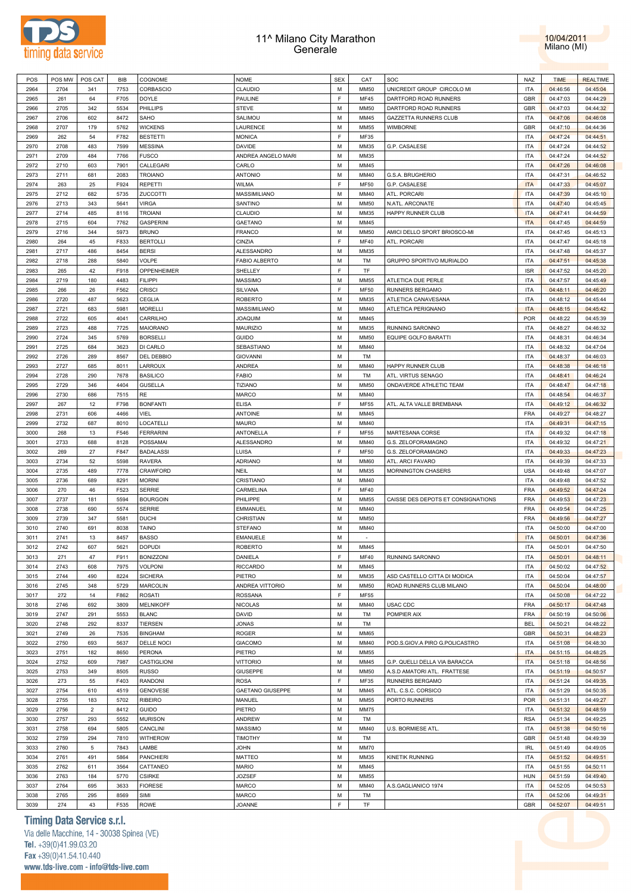# 11^ Milano City Marathon
## Generale

10/04/2011
Milano (MI)

| POS | POS MW | POS CAT | BIB | COGNOME | NOME | SEX | CAT | SOC | NAZ | TIME | REALTIME |
|---|---|---|---|---|---|---|---|---|---|---|---|
| 2964 | 2704 | 341 | 7753 | CORBASCIO | CLAUDIO | M | MM50 | UNICREDIT GROUP CIRCOLO MI | ITA | 04:46:56 | 04:45:04 |
| 2965 | 261 | 64 | F705 | DOYLE | PAULINE | F | MF45 | DARTFORD ROAD RUNNERS | GBR | 04:47:03 | 04:44:29 |
| 2966 | 2705 | 342 | 5534 | PHILLIPS | STEVE | M | MM50 | DARTFORD ROAD RUNNERS | GBR | 04:47:03 | 04:44:32 |
| 2967 | 2706 | 602 | 8472 | SAHO | SALIMOU | M | MM45 | GAZZETTA RUNNERS CLUB | ITA | 04:47:06 | 04:46:08 |
| 2968 | 2707 | 179 | 5762 | WICKENS | LAURENCE | M | MM55 | WIMBORNE | GBR | 04:47:10 | 04:44:36 |
| 2969 | 262 | 54 | F782 | BESTETTI | MONICA | F | MF35 |  | ITA | 04:47:24 | 04:44:51 |
| 2970 | 2708 | 483 | 7599 | MESSINA | DAVIDE | M | MM35 | G.P. CASALESE | ITA | 04:47:24 | 04:44:52 |
| 2971 | 2709 | 484 | 7766 | FUSCO | ANDREA ANGELO MARI | M | MM35 |  | ITA | 04:47:24 | 04:44:52 |
| 2972 | 2710 | 603 | 7901 | CALLEGARI | CARLO | M | MM45 |  | ITA | 04:47:26 | 04:46:08 |
| 2973 | 2711 | 681 | 2083 | TROIANO | ANTONIO | M | MM40 | G.S.A. BRUGHERIO | ITA | 04:47:31 | 04:46:52 |
| 2974 | 263 | 25 | F924 | REPETTI | WILMA | F | MF50 | G.P. CASALESE | ITA | 04:47:33 | 04:45:07 |
| 2975 | 2712 | 682 | 5735 | ZUCCOTTI | MASSIMILIANO | M | MM40 | ATL. PORCARI | ITA | 04:47:39 | 04:45:10 |
| 2976 | 2713 | 343 | 5641 | VIRGA | SANTINO | M | MM50 | N.ATL. ARCONATE | ITA | 04:47:40 | 04:45:45 |
| 2977 | 2714 | 485 | 8116 | TROIANI | CLAUDIO | M | MM35 | HAPPY RUNNER CLUB | ITA | 04:47:41 | 04:44:59 |
| 2978 | 2715 | 604 | 7762 | GASPERINI | GAETANO | M | MM45 |  | ITA | 04:47:45 | 04:44:59 |
| 2979 | 2716 | 344 | 5973 | BRUNO | FRANCO | M | MM50 | AMICI DELLO SPORT BRIOSCO-MI | ITA | 04:47:45 | 04:45:13 |
| 2980 | 264 | 45 | F833 | BERTOLLI | CINZIA | F | MF40 | ATL. PORCARI | ITA | 04:47:47 | 04:45:18 |
| 2981 | 2717 | 486 | 8454 | BERSI | ALESSANDRO | M | MM35 |  | ITA | 04:47:48 | 04:45:37 |
| 2982 | 2718 | 288 | 5840 | VOLPE | FABIO ALBERTO | M | TM | GRUPPO SPORTIVO MURIALDO | ITA | 04:47:51 | 04:45:38 |
| 2983 | 265 | 42 | F918 | OPPENHEIMER | SHELLEY | F | TF |  | ISR | 04:47:52 | 04:45:20 |
| 2984 | 2719 | 180 | 4483 | FILIPPI | MASSIMO | M | MM55 | ATLETICA DUE PERLE | ITA | 04:47:57 | 04:45:49 |
| 2985 | 266 | 26 | F562 | CRISCI | SILVANA | F | MF50 | RUNNERS BERGAMO | ITA | 04:48:11 | 04:46:20 |
| 2986 | 2720 | 487 | 5623 | CEGLIA | ROBERTO | M | MM35 | ATLETICA CANAVESANA | ITA | 04:48:12 | 04:45:44 |
| 2987 | 2721 | 683 | 5981 | MORELLI | MASSIMILIANO | M | MM40 | ATLETICA PERIGNANO | ITA | 04:48:15 | 04:45:42 |
| 2988 | 2722 | 605 | 4041 | CARRILHO | JOAQUIM | M | MM45 |  | POR | 04:48:22 | 04:45:39 |
| 2989 | 2723 | 488 | 7725 | MAIORANO | MAURIZIO | M | MM35 | RUNNING SARONNO | ITA | 04:48:27 | 04:46:32 |
| 2990 | 2724 | 345 | 5769 | BORSELLI | GUIDO | M | MM50 | EQUIPE GOLFO BARATTI | ITA | 04:48:31 | 04:46:34 |
| 2991 | 2725 | 684 | 3623 | DI CARLO | SEBASTIANO | M | MM40 |  | ITA | 04:48:32 | 04:47:04 |
| 2992 | 2726 | 289 | 8567 | DEL DEBBIO | GIOVANNI | M | TM |  | ITA | 04:48:37 | 04:46:03 |
| 2993 | 2727 | 685 | 8011 | LARROUX | ANDREA | M | MM40 | HAPPY RUNNER CLUB | ITA | 04:48:38 | 04:46:18 |
| 2994 | 2728 | 290 | 7678 | BASILICO | FABIO | M | TM | ATL. VIRTUS SENAGO | ITA | 04:48:41 | 04:46:24 |
| 2995 | 2729 | 346 | 4404 | GUSELLA | TIZIANO | M | MM50 | ONDAVERDE ATHLETIC TEAM | ITA | 04:48:47 | 04:47:18 |
| 2996 | 2730 | 686 | 7515 | RE | MARCO | M | MM40 |  | ITA | 04:48:54 | 04:46:37 |
| 2997 | 267 | 12 | F798 | BONFANTI | ELISA | F | MF55 | ATL. ALTA VALLE BREMBANA | ITA | 04:49:12 | 04:46:32 |
| 2998 | 2731 | 606 | 4466 | VIEL | ANTOINE | M | MM45 |  | FRA | 04:49:27 | 04:48:27 |
| 2999 | 2732 | 687 | 8010 | LOCATELLI | MAURO | M | MM40 |  | ITA | 04:49:31 | 04:47:15 |
| 3000 | 268 | 13 | F546 | FERRARINI | ANTONELLA | F | MF55 | MARTESANA CORSE | ITA | 04:49:32 | 04:47:18 |
| 3001 | 2733 | 688 | 8128 | POSSAMAI | ALESSANDRO | M | MM40 | G.S. ZELOFORAMAGNO | ITA | 04:49:32 | 04:47:21 |
| 3002 | 269 | 27 | F847 | BADALASSI | LUISA | F | MF50 | G.S. ZELOFORAMAGNO | ITA | 04:49:33 | 04:47:23 |
| 3003 | 2734 | 52 | 5598 | RAVERA | ADRIANO | M | MM60 | ATL. ARCI FAVARO | ITA | 04:49:39 | 04:47:33 |
| 3004 | 2735 | 489 | 7778 | CRAWFORD | NEIL | M | MM35 | MORNINGTON CHASERS | USA | 04:49:48 | 04:47:07 |
| 3005 | 2736 | 689 | 8291 | MORINI | CRISTIANO | M | MM40 |  | ITA | 04:49:48 | 04:47:52 |
| 3006 | 270 | 46 | F523 | SERRIE | CARMELINA | F | MF40 |  | FRA | 04:49:52 | 04:47:24 |
| 3007 | 2737 | 181 | 5594 | BOURGOIN | PHILIPPE | M | MM55 | CAISSE DES DEPOTS ET CONSIGNATIONS | FRA | 04:49:53 | 04:47:23 |
| 3008 | 2738 | 690 | 5574 | SERRIE | EMMANUEL | M | MM40 |  | FRA | 04:49:54 | 04:47:25 |
| 3009 | 2739 | 347 | 5581 | DUCHI | CHRISTIAN | M | MM50 |  | FRA | 04:49:56 | 04:47:27 |
| 3010 | 2740 | 691 | 8038 | TAINO | STEFANO | M | MM40 |  | ITA | 04:50:00 | 04:47:00 |
| 3011 | 2741 | 13 | 8457 | BASSO | EMANUELE | M | - |  | ITA | 04:50:01 | 04:47:36 |
| 3012 | 2742 | 607 | 5621 | DOPUDI | ROBERTO | M | MM45 |  | ITA | 04:50:01 | 04:47:50 |
| 3013 | 271 | 47 | F911 | BONIZZONI | DANIELA | F | MF40 | RUNNING SARONNO | ITA | 04:50:01 | 04:48:11 |
| 3014 | 2743 | 608 | 7975 | VOLPONI | RICCARDO | M | MM45 |  | ITA | 04:50:02 | 04:47:52 |
| 3015 | 2744 | 490 | 8224 | SICHERA | PIETRO | M | MM35 | ASD CASTELLO CITTA DI MODICA | ITA | 04:50:04 | 04:47:57 |
| 3016 | 2745 | 348 | 5729 | MARCOLIN | ANDREA VITTORIO | M | MM50 | ROAD RUNNERS CLUB MILANO | ITA | 04:50:04 | 04:48:00 |
| 3017 | 272 | 14 | F862 | ROSATI | ROSSANA | F | MF55 |  | ITA | 04:50:08 | 04:47:22 |
| 3018 | 2746 | 692 | 3809 | MELNIKOFF | NICOLAS | M | MM40 | USAC CDC | FRA | 04:50:17 | 04:47:48 |
| 3019 | 2747 | 291 | 5553 | BLANC | DAVID | M | TM | POMPIER AIX | FRA | 04:50:19 | 04:50:06 |
| 3020 | 2748 | 292 | 8337 | TIERSEN | JONAS | M | TM |  | BEL | 04:50:21 | 04:48:22 |
| 3021 | 2749 | 26 | 7535 | BINGHAM | ROGER | M | MM65 |  | GBR | 04:50:31 | 04:48:23 |
| 3022 | 2750 | 693 | 5637 | DELLE NOCI | GIACOMO | M | MM40 | POD.S.GIOV.A PIRO G.POLICASTRO | ITA | 04:51:08 | 04:48:30 |
| 3023 | 2751 | 182 | 8650 | PERONA | PIETRO | M | MM55 |  | ITA | 04:51:15 | 04:48:25 |
| 3024 | 2752 | 609 | 7987 | CASTIGLIONI | VITTORIO | M | MM45 | G.P. QUELLI DELLA VIA BARACCA | ITA | 04:51:18 | 04:48:56 |
| 3025 | 2753 | 349 | 8505 | RUSSO | GIUSEPPE | M | MM50 | A.S.D AMATORI ATL. FRATTESE | ITA | 04:51:19 | 04:50:57 |
| 3026 | 273 | 55 | F403 | RANDONI | ROSA | F | MF35 | RUNNERS BERGAMO | ITA | 04:51:24 | 04:49:35 |
| 3027 | 2754 | 610 | 4519 | GENOVESE | GAETANO GIUSEPPE | M | MM45 | ATL. C.S.C. CORSICO | ITA | 04:51:29 | 04:50:35 |
| 3028 | 2755 | 183 | 5702 | RIBEIRO | MANUEL | M | MM55 | PORTO RUNNERS | POR | 04:51:31 | 04:49:27 |
| 3029 | 2756 | 2 | 8412 | GUIDO | PIETRO | M | MM75 |  | ITA | 04:51:32 | 04:48:59 |
| 3030 | 2757 | 293 | 5552 | MURISON | ANDREW | M | TM |  | RSA | 04:51:34 | 04:49:25 |
| 3031 | 2758 | 694 | 5805 | CANCLINI | MASSIMO | M | MM40 | U.S. BORMIESE ATL. | ITA | 04:51:38 | 04:50:16 |
| 3032 | 2759 | 294 | 7810 | WITHEROW | TIMOTHY | M | TM |  | GBR | 04:51:48 | 04:49:39 |
| 3033 | 2760 | 5 | 7843 | LAMBE | JOHN | M | MM70 |  | IRL | 04:51:49 | 04:49:05 |
| 3034 | 2761 | 491 | 5864 | PANCHIERI | MATTEO | M | MM35 | KINETIK RUNNING | ITA | 04:51:52 | 04:49:51 |
| 3035 | 2762 | 611 | 3564 | CATTANEO | MARIO | M | MM45 |  | ITA | 04:51:55 | 04:50:11 |
| 3036 | 2763 | 184 | 5770 | CSIRKE | JOZSEF | M | MM55 |  | HUN | 04:51:59 | 04:49:40 |
| 3037 | 2764 | 695 | 3633 | FIORESE | MARCO | M | MM40 | A.S.GAGLIANICO 1974 | ITA | 04:52:05 | 04:50:53 |
| 3038 | 2765 | 295 | 8569 | SIMI | MARCO | M | TM |  | ITA | 04:52:06 | 04:49:31 |
| 3039 | 274 | 43 | F535 | ROWE | JOANNE | F | TF |  | GBR | 04:52:07 | 04:49:51 |

**Timing Data Service s.r.l.**
Via delle Macchine, 14 - 30038 Spinea (VE)
Tel. +39(0)41.99.03.20
Fax +39(0)41.54.10.440
www.tds-live.com - info@tds-live.com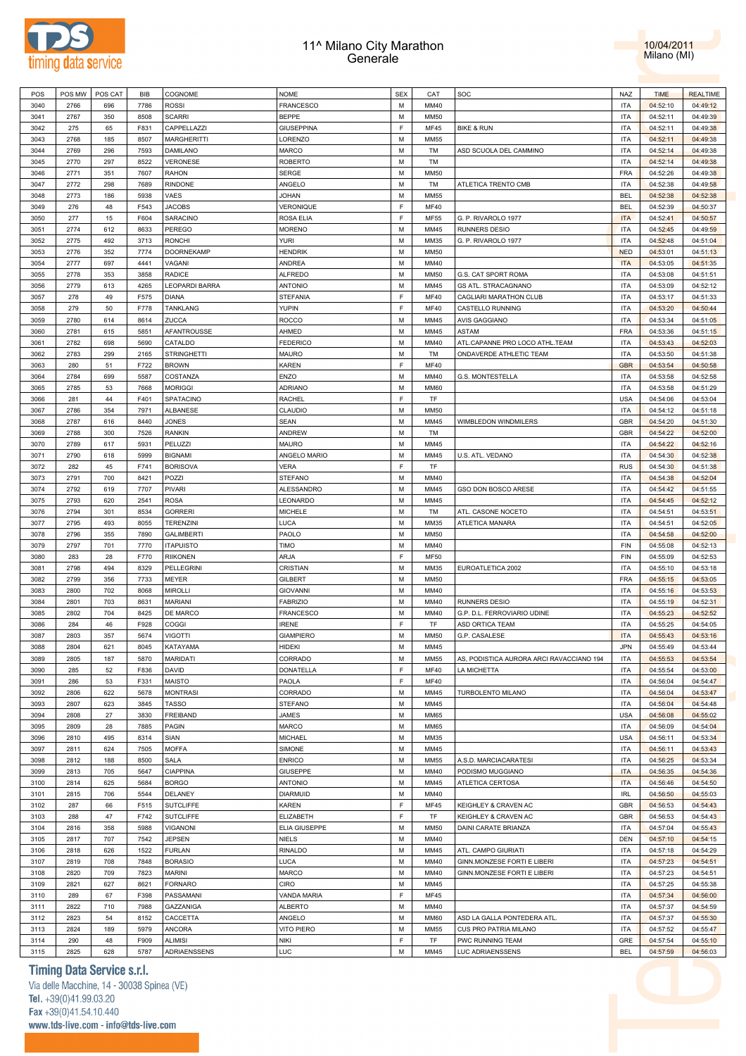# 11^ Milano City Marathon
## Generale

10/04/2011
Milano (MI)

| POS | POS MW | POS CAT | BIB | COGNOME | NOME | SEX | CAT | SOC | NAZ | TIME | REALTIME |
|---|---|---|---|---|---|---|---|---|---|---|---|
| 3040 | 2766 | 696 | 7786 | ROSSI | FRANCESCO | M | MM40 | | ITA | 04:52:10 | 04:49:12 |
| 3041 | 2767 | 350 | 8508 | SCARRI | BEPPE | M | MM50 | | ITA | 04:52:11 | 04:49:39 |
| 3042 | 275 | 65 | F831 | CAPPELLAZZI | GIUSEPPINA | F | MF45 | BIKE & RUN | ITA | 04:52:11 | 04:49:38 |
| 3043 | 2768 | 185 | 8507 | MARGHERITTI | LORENZO | M | MM55 | | ITA | 04:52:11 | 04:49:38 |
| 3044 | 2769 | 296 | 7593 | DAMILANO | MARCO | M | TM | ASD SCUOLA DEL CAMMINO | ITA | 04:52:14 | 04:49:38 |
| 3045 | 2770 | 297 | 8522 | VERONESE | ROBERTO | M | TM | | ITA | 04:52:14 | 04:49:38 |
| 3046 | 2771 | 351 | 7607 | RAHON | SERGE | M | MM50 | | FRA | 04:52:26 | 04:49:38 |
| 3047 | 2772 | 298 | 7689 | RINDONE | ANGELO | M | TM | ATLETICA TRENTO CMB | ITA | 04:52:38 | 04:49:58 |
| 3048 | 2773 | 186 | 5938 | VAES | JOHAN | M | MM55 | | BEL | 04:52:38 | 04:52:38 |
| 3049 | 276 | 48 | F543 | JACOBS | VERONIQUE | F | MF40 | | BEL | 04:52:39 | 04:50:37 |
| 3050 | 277 | 15 | F604 | SARACINO | ROSA ELIA | F | MF55 | G. P. RIVAROLO 1977 | ITA | 04:52:41 | 04:50:57 |
| 3051 | 2774 | 612 | 8633 | PEREGO | MORENO | M | MM45 | RUNNERS DESIO | ITA | 04:52:45 | 04:49:59 |
| 3052 | 2775 | 492 | 3713 | RONCHI | YURI | M | MM35 | G. P. RIVAROLO 1977 | ITA | 04:52:48 | 04:51:04 |
| 3053 | 2776 | 352 | 7774 | DOORNEKAMP | HENDRIK | M | MM50 | | NED | 04:53:01 | 04:51:13 |
| 3054 | 2777 | 697 | 4441 | VAGANI | ANDREA | M | MM40 | | ITA | 04:53:05 | 04:51:35 |
| 3055 | 2778 | 353 | 3858 | RADICE | ALFREDO | M | MM50 | G.S. CAT SPORT ROMA | ITA | 04:53:08 | 04:51:51 |
| 3056 | 2779 | 613 | 4265 | LEOPARDI BARRA | ANTONIO | M | MM45 | GS ATL. STRACAGNANO | ITA | 04:53:09 | 04:52:12 |
| 3057 | 278 | 49 | F575 | DIANA | STEFANIA | F | MF40 | CAGLIARI MARATHON CLUB | ITA | 04:53:17 | 04:51:33 |
| 3058 | 279 | 50 | F778 | TANKLANG | YUPIN | F | MF40 | CASTELLO RUNNING | ITA | 04:53:20 | 04:50:44 |
| 3059 | 2780 | 614 | 8614 | ZUCCA | ROCCO | M | MM45 | AVIS GAGGIANO | ITA | 04:53:34 | 04:51:05 |
| 3060 | 2781 | 615 | 5851 | AFANTROUSSE | AHMED | M | MM45 | ASTAM | FRA | 04:53:36 | 04:51:15 |
| 3061 | 2782 | 698 | 5690 | CATALDO | FEDERICO | M | MM40 | ATL.CAPANNE PRO LOCO ATHL.TEAM | ITA | 04:53:43 | 04:52:03 |
| 3062 | 2783 | 299 | 2165 | STRINGHETTI | MAURO | M | TM | ONDAVERDE ATHLETIC TEAM | ITA | 04:53:50 | 04:51:38 |
| 3063 | 280 | 51 | F722 | BROWN | KAREN | F | MF40 | | GBR | 04:53:54 | 04:50:58 |
| 3064 | 2784 | 699 | 5587 | COSTANZA | ENZO | M | MM40 | G.S. MONTESTELLA | ITA | 04:53:58 | 04:52:58 |
| 3065 | 2785 | 53 | 7668 | MORIGGI | ADRIANO | M | MM60 | | ITA | 04:53:58 | 04:51:29 |
| 3066 | 281 | 44 | F401 | SPATACINO | RACHEL | F | TF | | USA | 04:54:06 | 04:53:04 |
| 3067 | 2786 | 354 | 7971 | ALBANESE | CLAUDIO | M | MM50 | | ITA | 04:54:12 | 04:51:18 |
| 3068 | 2787 | 616 | 8440 | JONES | SEAN | M | MM45 | WIMBLEDON WINDMILERS | GBR | 04:54:20 | 04:51:30 |
| 3069 | 2788 | 300 | 7526 | RANKIN | ANDREW | M | TM | | GBR | 04:54:22 | 04:52:00 |
| 3070 | 2789 | 617 | 5931 | PELUZZI | MAURO | M | MM45 | | ITA | 04:54:22 | 04:52:16 |
| 3071 | 2790 | 618 | 5999 | BIGNAMI | ANGELO MARIO | M | MM45 | U.S. ATL. VEDANO | ITA | 04:54:30 | 04:52:38 |
| 3072 | 282 | 45 | F741 | BORISOVA | VERA | F | TF | | RUS | 04:54:30 | 04:51:38 |
| 3073 | 2791 | 700 | 8421 | POZZI | STEFANO | M | MM40 | | ITA | 04:54:38 | 04:52:04 |
| 3074 | 2792 | 619 | 7707 | PIVARI | ALESSANDRO | M | MM45 | GSO DON BOSCO ARESE | ITA | 04:54:42 | 04:51:55 |
| 3075 | 2793 | 620 | 2541 | ROSA | LEONARDO | M | MM45 | | ITA | 04:54:45 | 04:52:12 |
| 3076 | 2794 | 301 | 8534 | GORRERI | MICHELE | M | TM | ATL. CASONE NOCETO | ITA | 04:54:51 | 04:53:51 |
| 3077 | 2795 | 493 | 8055 | TERENZINI | LUCA | M | MM35 | ATLETICA MANARA | ITA | 04:54:51 | 04:52:05 |
| 3078 | 2796 | 355 | 7890 | GALIMBERTI | PAOLO | M | MM50 | | ITA | 04:54:58 | 04:52:00 |
| 3079 | 2797 | 701 | 7770 | ITAPUISTO | TIMO | M | MM40 | | FIN | 04:55:08 | 04:52:13 |
| 3080 | 283 | 28 | F770 | RIIKONEN | ARJA | F | MF50 | | FIN | 04:55:09 | 04:52:53 |
| 3081 | 2798 | 494 | 8329 | PELLEGRINI | CRISTIAN | M | MM35 | EUROATLETICA 2002 | ITA | 04:55:10 | 04:53:18 |
| 3082 | 2799 | 356 | 7733 | MEYER | GILBERT | M | MM50 | | FRA | 04:55:15 | 04:53:05 |
| 3083 | 2800 | 702 | 8068 | MIROLLI | GIOVANNI | M | MM40 | | ITA | 04:55:16 | 04:53:53 |
| 3084 | 2801 | 703 | 8631 | MARIANI | FABRIZIO | M | MM40 | RUNNERS DESIO | ITA | 04:55:19 | 04:52:31 |
| 3085 | 2802 | 704 | 8425 | DE MARCO | FRANCESCO | M | MM40 | G.P. D.L. FERROVIARIO UDINE | ITA | 04:55:23 | 04:52:52 |
| 3086 | 284 | 46 | F928 | COGGI | IRENE | F | TF | ASD ORTICA TEAM | ITA | 04:55:25 | 04:54:05 |
| 3087 | 2803 | 357 | 5674 | VIGOTTI | GIAMPIERO | M | MM50 | G.P. CASALESE | ITA | 04:55:43 | 04:53:16 |
| 3088 | 2804 | 621 | 8045 | KATAYAMA | HIDEKI | M | MM45 | | JPN | 04:55:49 | 04:53:44 |
| 3089 | 2805 | 187 | 5870 | MARIDATI | CORRADO | M | MM55 | AS. PODISTICA AURORA ARCI RAVACCIANO 194 | ITA | 04:55:53 | 04:53:54 |
| 3090 | 285 | 52 | F836 | DAVID | DONATELLA | F | MF40 | LA MICHETTA | ITA | 04:55:54 | 04:53:00 |
| 3091 | 286 | 53 | F331 | MAISTO | PAOLA | F | MF40 | | ITA | 04:56:04 | 04:54:47 |
| 3092 | 2806 | 622 | 5678 | MONTRASI | CORRADO | M | MM45 | TURBOLENTO MILANO | ITA | 04:56:04 | 04:53:47 |
| 3093 | 2807 | 623 | 3845 | TASSO | STEFANO | M | MM45 | | ITA | 04:56:04 | 04:54:48 |
| 3094 | 2808 | 27 | 3830 | FREIBAND | JAMES | M | MM65 | | USA | 04:56:08 | 04:55:02 |
| 3095 | 2809 | 28 | 7885 | PAGIN | MARCO | M | MM65 | | ITA | 04:56:09 | 04:54:04 |
| 3096 | 2810 | 495 | 8314 | SIAN | MICHAEL | M | MM35 | | USA | 04:56:11 | 04:53:34 |
| 3097 | 2811 | 624 | 7505 | MOFFA | SIMONE | M | MM45 | | ITA | 04:56:11 | 04:53:43 |
| 3098 | 2812 | 188 | 8500 | SALA | ENRICO | M | MM55 | A.S.D. MARCIACARATESI | ITA | 04:56:25 | 04:53:34 |
| 3099 | 2813 | 705 | 5647 | CIAPPINA | GIUSEPPE | M | MM40 | PODISMO MUGGIANO | ITA | 04:56:35 | 04:54:36 |
| 3100 | 2814 | 625 | 5684 | BORGO | ANTONIO | M | MM45 | ATLETICA CERTOSA | ITA | 04:56:46 | 04:54:50 |
| 3101 | 2815 | 706 | 5544 | DELANEY | DIARMUID | M | MM40 | | IRL | 04:56:50 | 04:55:03 |
| 3102 | 287 | 66 | F515 | SUTCLIFFE | KAREN | F | MF45 | KEIGHLEY & CRAVEN AC | GBR | 04:56:53 | 04:54:43 |
| 3103 | 288 | 47 | F742 | SUTCLIFFE | ELIZABETH | F | TF | KEIGHLEY & CRAVEN AC | GBR | 04:56:53 | 04:54:43 |
| 3104 | 2816 | 358 | 5988 | VIGANONI | ELIA GIUSEPPE | M | MM50 | DAINI CARATE BRIANZA | ITA | 04:57:04 | 04:55:43 |
| 3105 | 2817 | 707 | 7542 | JEPSEN | NIELS | M | MM40 | | DEN | 04:57:10 | 04:54:15 |
| 3106 | 2818 | 626 | 1522 | FURLAN | RINALDO | M | MM45 | ATL. CAMPO GIURIATI | ITA | 04:57:18 | 04:54:29 |
| 3107 | 2819 | 708 | 7848 | BORASIO | LUCA | M | MM40 | GINN.MONZESE FORTI E LIBERI | ITA | 04:57:23 | 04:54:51 |
| 3108 | 2820 | 709 | 7823 | MARINI | MARCO | M | MM40 | GINN.MONZESE FORTI E LIBERI | ITA | 04:57:23 | 04:54:51 |
| 3109 | 2821 | 627 | 8621 | FORNARO | CIRO | M | MM45 | | ITA | 04:57:25 | 04:55:38 |
| 3110 | 289 | 67 | F398 | PASSAMANI | VANDA MARIA | F | MF45 | | ITA | 04:57:34 | 04:56:00 |
| 3111 | 2822 | 710 | 7988 | GAZZANIGA | ALBERTO | M | MM40 | | ITA | 04:57:37 | 04:54:59 |
| 3112 | 2823 | 54 | 8152 | CACCETTA | ANGELO | M | MM60 | ASD LA GALLA PONTEDERA ATL. | ITA | 04:57:37 | 04:55:30 |
| 3113 | 2824 | 189 | 5979 | ANCORA | VITO PIERO | M | MM55 | CUS PRO PATRIA MILANO | ITA | 04:57:52 | 04:55:47 |
| 3114 | 290 | 48 | F909 | ALIMISI | NIKI | F | TF | PWC RUNNING TEAM | GRE | 04:57:54 | 04:55:10 |
| 3115 | 2825 | 628 | 5787 | ADRIAENSSENS | LUC | M | MM45 | LUC ADRIAENSSENS | BEL | 04:57:59 | 04:56:03 |

**Timing Data Service s.r.l.**
Via delle Macchine, 14 - 30038 Spinea (VE)
Tel. +39(0)41.99.03.20
Fax +39(0)41.54.10.440
www.tds-live.com - info@tds-live.com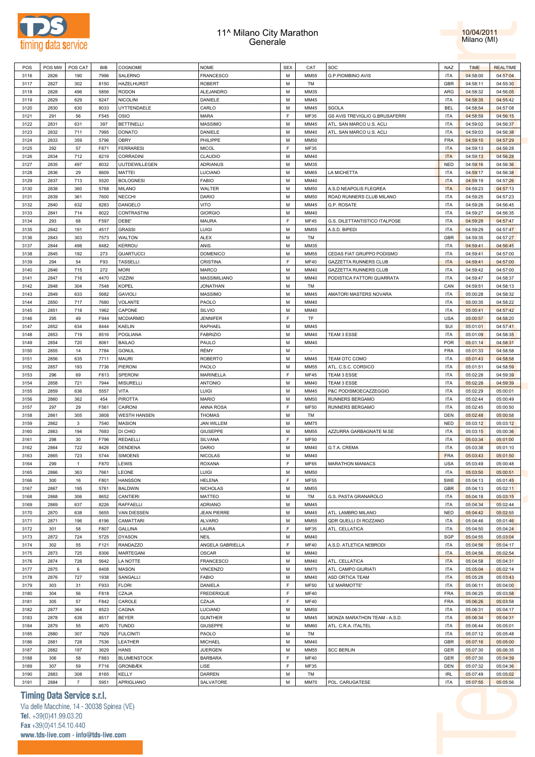# 11^ Milano City Marathon
## Generale

10/04/2011
Milano (MI)

| POS | POS MW | POS CAT | BIB | COGNOME | NOME | SEX | CAT | SOC | NAZ | TIME | REALTIME |
|---|---|---|---|---|---|---|---|---|---|---|---|
| 3116 | 2826 | 190 | 7996 | SALERNO | FRANCESCO | M | MM55 | G.P.PIOMBINO AVIS | ITA | 04:58:00 | 04:57:04 |
| 3117 | 2827 | 302 | 8150 | HAZELHURST | ROBERT | M | TM | | GBR | 04:58:11 | 04:55:30 |
| 3118 | 2828 | 496 | 5856 | RODON | ALEJANDRO | M | MM35 | | ARG | 04:58:32 | 04:56:05 |
| 3119 | 2829 | 629 | 8247 | NICOLINI | DANIELE | M | MM45 | | ITA | 04:58:35 | 04:55:42 |
| 3120 | 2830 | 630 | 8033 | UYTTENDAELE | CARLO | M | MM45 | SGOLA | BEL | 04:58:54 | 04:57:08 |
| 3121 | 291 | 56 | F545 | OSIO | MARA | F | MF35 | GS AVIS TREVIGLIO G.BRUSAFERRI | ITA | 04:58:59 | 04:56:15 |
| 3122 | 2831 | 631 | 397 | BETTINELLI | MASSIMO | M | MM45 | ATL. SAN MARCO U.S. ACLI | ITA | 04:59:02 | 04:56:37 |
| 3123 | 2832 | 711 | 7995 | DONATO | DANIELE | M | MM40 | ATL. SAN MARCO U.S. ACLI | ITA | 04:59:03 | 04:56:38 |
| 3124 | 2833 | 359 | 5796 | OBRY | PHILIPPE | M | MM50 | | FRA | 04:59:10 | 04:57:29 |
| 3125 | 292 | 57 | F871 | FERRARESI | MICOL | F | MF35 | | ITA | 04:59:13 | 04:56:28 |
| 3126 | 2834 | 712 | 8219 | CORRADINI | CLAUDIO | M | MM40 | | ITA | 04:59:13 | 04:56:28 |
| 3127 | 2835 | 497 | 8032 | UIJTDEWILLEGEN | ADRIANUS | M | MM35 | | NED | 04:59:16 | 04:56:36 |
| 3128 | 2836 | 29 | 8609 | MATTEI | LUCIANO | M | MM65 | LA MICHETTA | ITA | 04:59:17 | 04:56:38 |
| 3129 | 2837 | 713 | 5520 | BOLOGNESI | FABIO | M | MM40 | | ITA | 04:59:19 | 04:57:26 |
| 3130 | 2838 | 360 | 5768 | MILANO | WALTER | M | MM50 | A.S.D NEAPOLIS FLEGREA | ITA | 04:59:23 | 04:57:13 |
| 3131 | 2839 | 361 | 7600 | NECCHI | DARIO | M | MM50 | ROAD RUNNERS CLUB MILANO | ITA | 04:59:25 | 04:57:23 |
| 3132 | 2840 | 632 | 8283 | DANGELO | VITO | M | MM45 | G.P. ROSATE | ITA | 04:59:26 | 04:56:45 |
| 3133 | 2841 | 714 | 8022 | CONTRASTINI | GIORGIO | M | MM40 | | ITA | 04:59:27 | 04:56:35 |
| 3134 | 293 | 68 | F597 | DEBE' | MAURA | F | MF45 | G.S. DILETTANTISTICO ITALPOSE | ITA | 04:59:28 | 04:57:47 |
| 3135 | 2842 | 191 | 4517 | GRASSI | LUIGI | M | MM55 | A.S.D. BIPEDI | ITA | 04:59:29 | 04:57:47 |
| 3136 | 2843 | 303 | 7573 | WALTON | ALEX | M | TM | | GBR | 04:59:35 | 04:57:27 |
| 3137 | 2844 | 498 | 8482 | KERROU | ANIS | M | MM35 | | ITA | 04:59:41 | 04:56:45 |
| 3138 | 2845 | 192 | 273 | QUARTUCCI | DOMENICO | M | MM55 | CEDAS FIAT GRUPPO PODISMO | ITA | 04:59:41 | 04:57:00 |
| 3139 | 294 | 54 | F93 | TASSELLI | CRISTINA | F | MF40 | GAZZETTA RUNNERS CLUB | ITA | 04:59:41 | 04:57:00 |
| 3140 | 2846 | 715 | 272 | MORI | MARCO | M | MM40 | GAZZETTA RUNNERS CLUB | ITA | 04:59:42 | 04:57:00 |
| 3141 | 2847 | 716 | 4470 | VIZZINI | MASSIMILIANO | M | MM40 | PODISTICA FATTORI QUARRATA | ITA | 04:59:47 | 04:58:37 |
| 3142 | 2848 | 304 | 7548 | KOPEL | JONATHAN | M | TM | | CAN | 04:59:51 | 04:58:13 |
| 3143 | 2849 | 633 | 5682 | GAVIOLI | MASSIMO | M | MM45 | AMATORI MASTERS NOVARA | ITA | 05:00:28 | 04:58:32 |
| 3144 | 2850 | 717 | 7680 | VOLANTE | PAOLO | M | MM40 | | ITA | 05:00:35 | 04:58:22 |
| 3145 | 2851 | 718 | 1962 | CAPONE | SILVIO | M | MM40 | | ITA | 05:00:41 | 04:57:42 |
| 3146 | 295 | 49 | F944 | MCDIARMID | JENNIFER | F | TF | | USA | 05:00:57 | 04:58:20 |
| 3147 | 2852 | 634 | 8444 | KAELIN | RAPHAEL | M | MM45 | | SUI | 05:01:01 | 04:57:41 |
| 3148 | 2853 | 719 | 8516 | POGLIANA | FABRIZIO | M | MM40 | TEAM 3 ESSE | ITA | 05:01:09 | 04:58:35 |
| 3149 | 2854 | 720 | 8061 | BAILAO | PAULO | M | MM40 | | POR | 05:01:14 | 04:58:31 |
| 3150 | 2855 | 14 | 7784 | GONUL | RÉMY | M | - | | FRA | 05:01:33 | 04:58:58 |
| 3151 | 2856 | 635 | 7711 | MAURI | ROBERTO | M | MM45 | TEAM OTC COMO | ITA | 05:01:43 | 04:58:58 |
| 3152 | 2857 | 193 | 7736 | PIERONI | PAOLO | M | MM55 | ATL. C.S.C. CORSICO | ITA | 05:01:51 | 04:58:59 |
| 3153 | 296 | 69 | F813 | SPERONI | MARINELLA | F | MF45 | TEAM 3 ESSE | ITA | 05:02:28 | 04:59:39 |
| 3154 | 2858 | 721 | 7944 | MISURELLI | ANTONIO | M | MM40 | TEAM 3 ESSE | ITA | 05:02:28 | 04:59:39 |
| 3155 | 2859 | 636 | 5557 | VITA | LUIGI | M | MM45 | P&C PODISMOECAZZEGGIO | ITA | 05:02:29 | 05:00:01 |
| 3156 | 2860 | 362 | 454 | PIROTTA | MARIO | M | MM50 | RUNNERS BERGAMO | ITA | 05:02:44 | 05:00:49 |
| 3157 | 297 | 29 | F561 | CAIRONI | ANNA ROSA | F | MF50 | RUNNERS BERGAMO | ITA | 05:02:45 | 05:00:50 |
| 3158 | 2861 | 305 | 3808 | WESTH HANSEN | THOMAS | M | TM | | DEN | 05:02:48 | 05:00:58 |
| 3159 | 2862 | 3 | 7540 | MASION | JAN WILLEM | M | MM75 | | NED | 05:03:12 | 05:03:12 |
| 3160 | 2863 | 194 | 7693 | DI CHIO | GIUSEPPE | M | MM55 | AZZURRA GARBAGNATE M.SE | ITA | 05:03:15 | 05:00:36 |
| 3161 | 298 | 30 | F796 | REDAELLI | SILVANA | F | MF50 | | ITA | 05:03:34 | 05:01:00 |
| 3162 | 2864 | 722 | 8426 | DENDENA | DARIO | M | MM40 | G.T.A. CREMA | ITA | 05:03:38 | 05:01:10 |
| 3163 | 2865 | 723 | 5744 | SIMOENS | NICOLAS | M | MM40 | | FRA | 05:03:43 | 05:01:50 |
| 3164 | 299 | 1 | F870 | LEWIS | ROXANA | F | MF65 | MARATHON MANIACS | USA | 05:03:49 | 05:00:48 |
| 3165 | 2866 | 363 | 7661 | LEONE | LUIGI | M | MM50 | | ITA | 05:03:50 | 05:00:51 |
| 3166 | 300 | 16 | F801 | HANSSON | HELENA | F | MF55 | | SWE | 05:04:13 | 05:01:45 |
| 3167 | 2867 | 195 | 5761 | BALDWIN | NICHOLAS | M | MM55 | | GBR | 05:04:13 | 05:02:11 |
| 3168 | 2868 | 306 | 8652 | CANTIERI | MATTEO | M | TM | G.S. PASTA GRANAROLO | ITA | 05:04:18 | 05:03:15 |
| 3169 | 2869 | 637 | 8226 | RAFFAELLI | ADRIANO | M | MM45 | | ITA | 05:04:34 | 05:02:44 |
| 3170 | 2870 | 638 | 5655 | VAN DIESSEN | JEAN PIERRE | M | MM45 | ATL. LAMBRO MILANO | NED | 05:04:42 | 05:02:55 |
| 3171 | 2871 | 196 | 8196 | CAMATTARI | ALVARO | M | MM55 | QDR QUELLI DI ROZZANO | ITA | 05:04:46 | 05:01:46 |
| 3172 | 301 | 58 | F807 | GALLINA | LAURA | F | MF35 | ATL. CELLATICA | ITA | 05:04:50 | 05:04:24 |
| 3173 | 2872 | 724 | 5725 | DYASON | NEIL | M | MM40 | | SGP | 05:04:55 | 05:03:04 |
| 3174 | 302 | 55 | F121 | RANDAZZO | ANGELA GABRIELLA | F | MF40 | A.S.D. ATLETICA NEBRODI | ITA | 05:04:56 | 05:04:17 |
| 3175 | 2873 | 725 | 8306 | MARTEGANI | OSCAR | M | MM40 | | ITA | 05:04:56 | 05:02:54 |
| 3176 | 2874 | 726 | 5642 | LA NOTTE | FRANCESCO | M | MM40 | ATL. CELLATICA | ITA | 05:04:58 | 05:04:31 |
| 3177 | 2875 | 6 | 8408 | MASON | VINCENZO | M | MM70 | ATL. CAMPO GIURIATI | ITA | 05:05:04 | 05:02:14 |
| 3178 | 2876 | 727 | 1938 | SANGALLI | FABIO | M | MM40 | ASD ORTICA TEAM | ITA | 05:05:28 | 05:03:43 |
| 3179 | 303 | 31 | F933 | FLORI | DANIELA | F | MF50 | 'LE MARMOTTE' | ITA | 05:06:11 | 05:04:00 |
| 3180 | 304 | 56 | F818 | CZAJA | FREDERIQUE | F | MF40 | | FRA | 05:06:25 | 05:03:58 |
| 3181 | 305 | 57 | F842 | CAROLE | CZAJA | F | MF40 | | FRA | 05:06:26 | 05:03:58 |
| 3182 | 2877 | 364 | 8523 | CAGNA | LUCIANO | M | MM50 | | ITA | 05:06:31 | 05:04:17 |
| 3183 | 2878 | 639 | 8517 | BEYER | GUNTHER | M | MM45 | MONZA MARATHON TEAM - A.S.D. | ITA | 05:06:34 | 05:04:31 |
| 3184 | 2879 | 55 | 4670 | TUNDO | GIUSEPPE | M | MM60 | ATL. C.R.A. ITALTEL | ITA | 05:06:44 | 05:05:01 |
| 3185 | 2880 | 307 | 7929 | FULCINITI | PAOLO | M | TM | | ITA | 05:07:12 | 05:05:48 |
| 3186 | 2881 | 728 | 7536 | LEATHER | MICHAEL | M | MM40 | | GBR | 05:07:16 | 05:05:00 |
| 3187 | 2882 | 197 | 3629 | HANS | JUERGEN | M | MM55 | SCC BERLIN | GER | 05:07:30 | 05:06:35 |
| 3188 | 306 | 58 | F883 | BLUMENSTOCK | BARBARA | F | MF40 | | GER | 05:07:30 | 05:04:39 |
| 3189 | 307 | 59 | F716 | GRONBÆK | LISE | F | MF35 | | DEN | 05:07:32 | 05:04:36 |
| 3190 | 2883 | 308 | 8165 | KELLY | DARREN | M | TM | | IRL | 05:07:49 | 05:05:02 |
| 3191 | 2884 | 7 | 5951 | APRIGLIANO | SALVATORE | M | MM70 | POL. CARUGATESE | ITA | 05:07:55 | 05:05:56 |

**Timing Data Service s.r.l.**
Via delle Macchine, 14 - 30038 Spinea (VE)
Tel. +39(0)41.99.03.20
Fax +39(0)41.54.10.440
www.tds-live.com - info@tds-live.com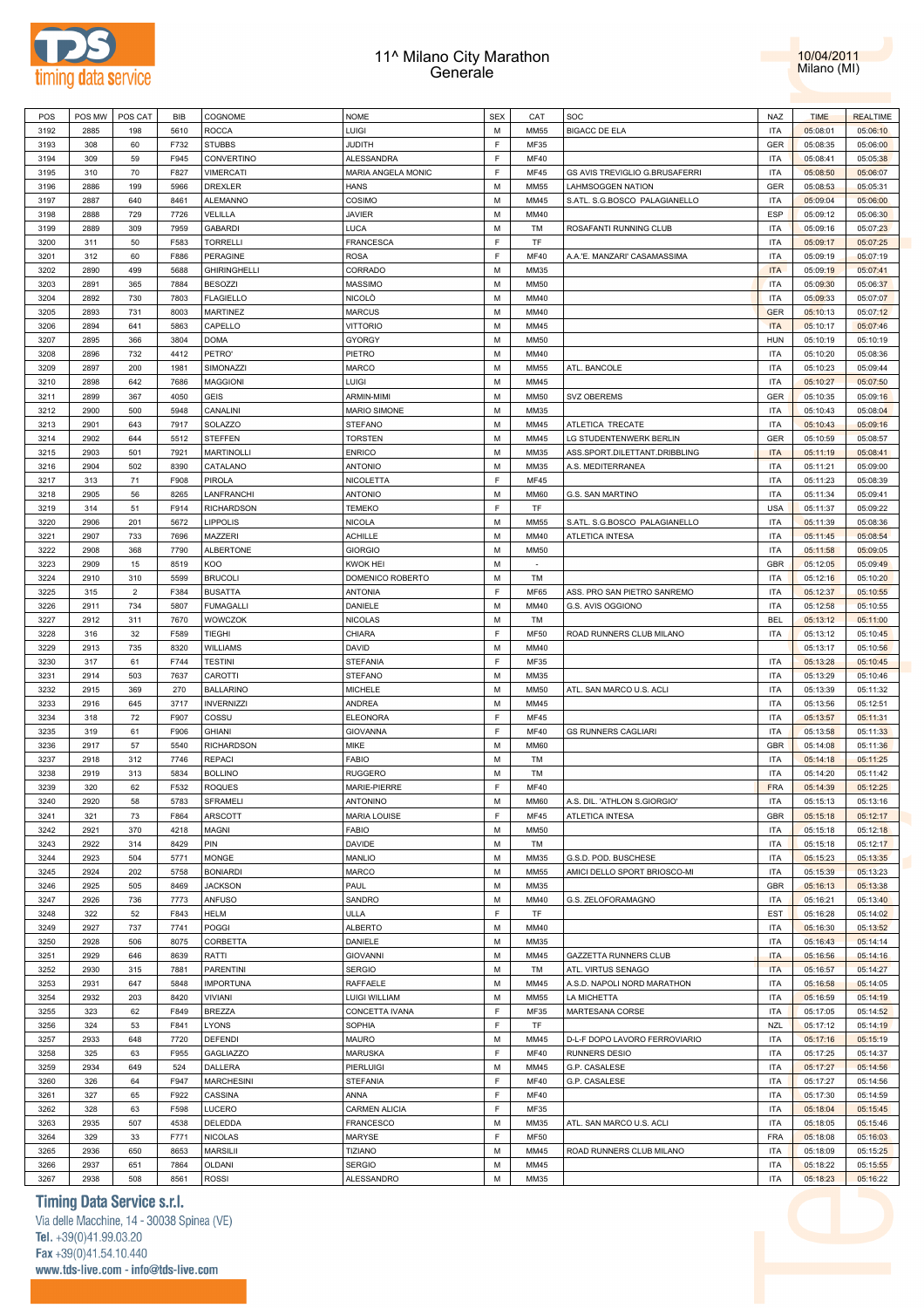# 11^ Milano City Marathon
## Generale

10/04/2011
Milano (MI)

| POS | POS MW | POS CAT | BIB | COGNOME | NOME | SEX | CAT | SOC | NAZ | TIME | REALTIME |
|---|---|---|---|---|---|---|---|---|---|---|---|
| 3192 | 2885 | 198 | 5610 | ROCCA | LUIGI | M | MM55 | BIGACC DE ELA | ITA | 05:08:01 | 05:06:10 |
| 3193 | 308 | 60 | F732 | STUBBS | JUDITH | F | MF35 | | GER | 05:08:35 | 05:06:00 |
| 3194 | 309 | 59 | F945 | CONVERTINO | ALESSANDRA | F | MF40 | | ITA | 05:08:41 | 05:05:38 |
| 3195 | 310 | 70 | F827 | VIMERCATI | MARIA ANGELA MONIC | F | MF45 | GS AVIS TREVIGLIO G.BRUSAFERRI | ITA | 05:08:50 | 05:06:07 |
| 3196 | 2886 | 199 | 5966 | DREXLER | HANS | M | MM55 | LAHMSOGGEN NATION | GER | 05:08:53 | 05:05:31 |
| 3197 | 2887 | 640 | 8461 | ALEMANNO | COSIMO | M | MM45 | S.ATL. S.G.BOSCO PALAGIANELLO | ITA | 05:09:04 | 05:06:00 |
| 3198 | 2888 | 729 | 7726 | VELILLA | JAVIER | M | MM40 | | ESP | 05:09:12 | 05:06:30 |
| 3199 | 2889 | 309 | 7959 | GABARDI | LUCA | M | TM | ROSAFANTI RUNNING CLUB | ITA | 05:09:16 | 05:07:23 |
| 3200 | 311 | 50 | F583 | TORRELLI | FRANCESCA | F | TF | | ITA | 05:09:17 | 05:07:25 |
| 3201 | 312 | 60 | F886 | PERAGINE | ROSA | F | MF40 | A.A.'E. MANZARI' CASAMASSIMA | ITA | 05:09:19 | 05:07:19 |
| 3202 | 2890 | 499 | 5688 | GHIRINGHELLI | CORRADO | M | MM35 | | ITA | 05:09:19 | 05:07:41 |
| 3203 | 2891 | 365 | 7884 | BESOZZI | MASSIMO | M | MM50 | | ITA | 05:09:30 | 05:06:37 |
| 3204 | 2892 | 730 | 7803 | FLAGIELLO | NICOLÒ | M | MM40 | | ITA | 05:09:33 | 05:07:07 |
| 3205 | 2893 | 731 | 8003 | MARTINEZ | MARCUS | M | MM40 | | GER | 05:10:13 | 05:07:12 |
| 3206 | 2894 | 641 | 5863 | CAPELLO | VITTORIO | M | MM45 | | ITA | 05:10:17 | 05:07:46 |
| 3207 | 2895 | 366 | 3804 | DOMA | GYORGY | M | MM50 | | HUN | 05:10:19 | 05:10:19 |
| 3208 | 2896 | 732 | 4412 | PETRO' | PIETRO | M | MM40 | | ITA | 05:10:20 | 05:08:36 |
| 3209 | 2897 | 200 | 1981 | SIMONAZZI | MARCO | M | MM55 | ATL. BANCOLE | ITA | 05:10:23 | 05:09:44 |
| 3210 | 2898 | 642 | 7686 | MAGGIONI | LUIGI | M | MM45 | | ITA | 05:10:27 | 05:07:50 |
| 3211 | 2899 | 367 | 4050 | GEIS | ARMIN-MIMI | M | MM50 | SVZ OBEREMS | GER | 05:10:35 | 05:09:16 |
| 3212 | 2900 | 500 | 5948 | CANALINI | MARIO SIMONE | M | MM35 | | ITA | 05:10:43 | 05:08:04 |
| 3213 | 2901 | 643 | 7917 | SOLAZZO | STEFANO | M | MM45 | ATLETICA TRECATE | ITA | 05:10:43 | 05:09:16 |
| 3214 | 2902 | 644 | 5512 | STEFFEN | TORSTEN | M | MM45 | LG STUDENTENWERK BERLIN | GER | 05:10:59 | 05:08:57 |
| 3215 | 2903 | 501 | 7921 | MARTINOLLI | ENRICO | M | MM35 | ASS.SPORT.DILETTANT.DRIBBLING | ITA | 05:11:19 | 05:08:41 |
| 3216 | 2904 | 502 | 8390 | CATALANO | ANTONIO | M | MM35 | A.S. MEDITERRANEA | ITA | 05:11:21 | 05:09:00 |
| 3217 | 313 | 71 | F908 | PIROLA | NICOLETTA | F | MF45 | | ITA | 05:11:23 | 05:08:39 |
| 3218 | 2905 | 56 | 8265 | LANFRANCHI | ANTONIO | M | MM60 | G.S. SAN MARTINO | ITA | 05:11:34 | 05:09:41 |
| 3219 | 314 | 51 | F914 | RICHARDSON | TEMEKO | F | TF | | USA | 05:11:37 | 05:09:22 |
| 3220 | 2906 | 201 | 5672 | LIPPOLIS | NICOLA | M | MM55 | S.ATL. S.G.BOSCO PALAGIANELLO | ITA | 05:11:39 | 05:08:36 |
| 3221 | 2907 | 733 | 7696 | MAZZERI | ACHILLE | M | MM40 | ATLETICA INTESA | ITA | 05:11:45 | 05:08:54 |
| 3222 | 2908 | 368 | 7790 | ALBERTONE | GIORGIO | M | MM50 | | ITA | 05:11:58 | 05:09:05 |
| 3223 | 2909 | 15 | 8519 | KOO | KWOK HEI | M | - | | GBR | 05:12:05 | 05:09:49 |
| 3224 | 2910 | 310 | 5599 | BRUCOLI | DOMENICO ROBERTO | M | TM | | ITA | 05:12:16 | 05:10:20 |
| 3225 | 315 | 2 | F384 | BUSATTA | ANTONIA | F | MF65 | ASS. PRO SAN PIETRO SANREMO | ITA | 05:12:37 | 05:10:55 |
| 3226 | 2911 | 734 | 5807 | FUMAGALLI | DANIELE | M | MM40 | G.S. AVIS OGGIONO | ITA | 05:12:58 | 05:10:55 |
| 3227 | 2912 | 311 | 7670 | WOWCZOK | NICOLAS | M | TM | | BEL | 05:13:12 | 05:11:00 |
| 3228 | 316 | 32 | F589 | TIEGHI | CHIARA | F | MF50 | ROAD RUNNERS CLUB MILANO | ITA | 05:13:12 | 05:10:45 |
| 3229 | 2913 | 735 | 8320 | WILLIAMS | DAVID | M | MM40 | | | 05:13:17 | 05:10:56 |
| 3230 | 317 | 61 | F744 | TESTINI | STEFANIA | F | MF35 | | ITA | 05:13:28 | 05:10:45 |
| 3231 | 2914 | 503 | 7637 | CAROTTI | STEFANO | M | MM35 | | ITA | 05:13:29 | 05:10:46 |
| 3232 | 2915 | 369 | 270 | BALLARINO | MICHELE | M | MM50 | ATL. SAN MARCO U.S. ACLI | ITA | 05:13:39 | 05:11:32 |
| 3233 | 2916 | 645 | 3717 | INVERNIZZI | ANDREA | M | MM45 | | ITA | 05:13:56 | 05:12:51 |
| 3234 | 318 | 72 | F907 | COSSU | ELEONORA | F | MF45 | | ITA | 05:13:57 | 05:11:31 |
| 3235 | 319 | 61 | F906 | GHIANI | GIOVANNA | F | MF40 | GS RUNNERS CAGLIARI | ITA | 05:13:58 | 05:11:33 |
| 3236 | 2917 | 57 | 5540 | RICHARDSON | MIKE | M | MM60 | | GBR | 05:14:08 | 05:11:36 |
| 3237 | 2918 | 312 | 7746 | REPACI | FABIO | M | TM | | ITA | 05:14:18 | 05:11:25 |
| 3238 | 2919 | 313 | 5834 | BOLLINO | RUGGERO | M | TM | | ITA | 05:14:20 | 05:11:42 |
| 3239 | 320 | 62 | F532 | ROQUES | MARIE-PIERRE | F | MF40 | | FRA | 05:14:39 | 05:12:25 |
| 3240 | 2920 | 58 | 5783 | SFRAMELI | ANTONINO | M | MM60 | A.S. DIL. 'ATHLON S.GIORGIO' | ITA | 05:15:13 | 05:13:16 |
| 3241 | 321 | 73 | F864 | ARSCOTT | MARIA LOUISE | F | MF45 | ATLETICA INTESA | GBR | 05:15:18 | 05:12:17 |
| 3242 | 2921 | 370 | 4218 | MAGNI | FABIO | M | MM50 | | ITA | 05:15:18 | 05:12:18 |
| 3243 | 2922 | 314 | 8429 | PIN | DAVIDE | M | TM | | ITA | 05:15:18 | 05:12:17 |
| 3244 | 2923 | 504 | 5771 | MONGE | MANLIO | M | MM35 | G.S.D. POD. BUSCHESE | ITA | 05:15:23 | 05:13:35 |
| 3245 | 2924 | 202 | 5758 | BONIARDI | MARCO | M | MM55 | AMICI DELLO SPORT BRIOSCO-MI | ITA | 05:15:39 | 05:13:23 |
| 3246 | 2925 | 505 | 8469 | JACKSON | PAUL | M | MM35 | | GBR | 05:16:13 | 05:13:38 |
| 3247 | 2926 | 736 | 7773 | ANFUSO | SANDRO | M | MM40 | G.S. ZELOFORAMAGNO | ITA | 05:16:21 | 05:13:40 |
| 3248 | 322 | 52 | F843 | HELM | ULLA | F | TF | | EST | 05:16:28 | 05:14:02 |
| 3249 | 2927 | 737 | 7741 | POGGI | ALBERTO | M | MM40 | | ITA | 05:16:30 | 05:13:52 |
| 3250 | 2928 | 506 | 8075 | CORBETTA | DANIELE | M | MM35 | | ITA | 05:16:43 | 05:14:14 |
| 3251 | 2929 | 646 | 8639 | RATTI | GIOVANNI | M | MM45 | GAZZETTA RUNNERS CLUB | ITA | 05:16:56 | 05:14:16 |
| 3252 | 2930 | 315 | 7881 | PARENTINI | SERGIO | M | TM | ATL. VIRTUS SENAGO | ITA | 05:16:57 | 05:14:27 |
| 3253 | 2931 | 647 | 5848 | IMPORTUNA | RAFFAELE | M | MM45 | A.S.D. NAPOLI NORD MARATHON | ITA | 05:16:58 | 05:14:05 |
| 3254 | 2932 | 203 | 8420 | VIVIANI | LUIGI WILLIAM | M | MM55 | LA MICHETTA | ITA | 05:16:59 | 05:14:19 |
| 3255 | 323 | 62 | F849 | BREZZA | CONCETTA IVANA | F | MF35 | MARTESANA CORSE | ITA | 05:17:05 | 05:14:52 |
| 3256 | 324 | 53 | F841 | LYONS | SOPHIA | F | TF | | NZL | 05:17:12 | 05:14:19 |
| 3257 | 2933 | 648 | 7720 | DEFENDI | MAURO | M | MM45 | D-L-F DOPO LAVORO FERROVIARIO | ITA | 05:17:16 | 05:15:19 |
| 3258 | 325 | 63 | F955 | GAGLIAZZO | MARUSKA | F | MF40 | RUNNERS DESIO | ITA | 05:17:25 | 05:14:37 |
| 3259 | 2934 | 649 | 524 | DALLERA | PIERLUIGI | M | MM45 | G.P. CASALESE | ITA | 05:17:27 | 05:14:56 |
| 3260 | 326 | 64 | F947 | MARCHESINI | STEFANIA | F | MF40 | G.P. CASALESE | ITA | 05:17:27 | 05:14:56 |
| 3261 | 327 | 65 | F922 | CASSINA | ANNA | F | MF40 | | ITA | 05:17:30 | 05:14:59 |
| 3262 | 328 | 63 | F598 | LUCERO | CARMEN ALICIA | F | MF35 | | ITA | 05:18:04 | 05:15:45 |
| 3263 | 2935 | 507 | 4538 | DELEDDA | FRANCESCO | M | MM35 | ATL. SAN MARCO U.S. ACLI | ITA | 05:18:05 | 05:15:46 |
| 3264 | 329 | 33 | F771 | NICOLAS | MARYSE | F | MF50 | | FRA | 05:18:08 | 05:16:03 |
| 3265 | 2936 | 650 | 8653 | MARSILII | TIZIANO | M | MM45 | ROAD RUNNERS CLUB MILANO | ITA | 05:18:09 | 05:15:25 |
| 3266 | 2937 | 651 | 7864 | OLDANI | SERGIO | M | MM45 | | ITA | 05:18:22 | 05:15:55 |
| 3267 | 2938 | 508 | 8561 | ROSSI | ALESSANDRO | M | MM35 | | ITA | 05:18:23 | 05:16:22 |

**Timing Data Service s.r.l.**
Via delle Macchine, 14 - 30038 Spinea (VE)
Tel. +39(0)41.99.03.20
Fax +39(0)41.54.10.440
www.tds-live.com - info@tds-live.com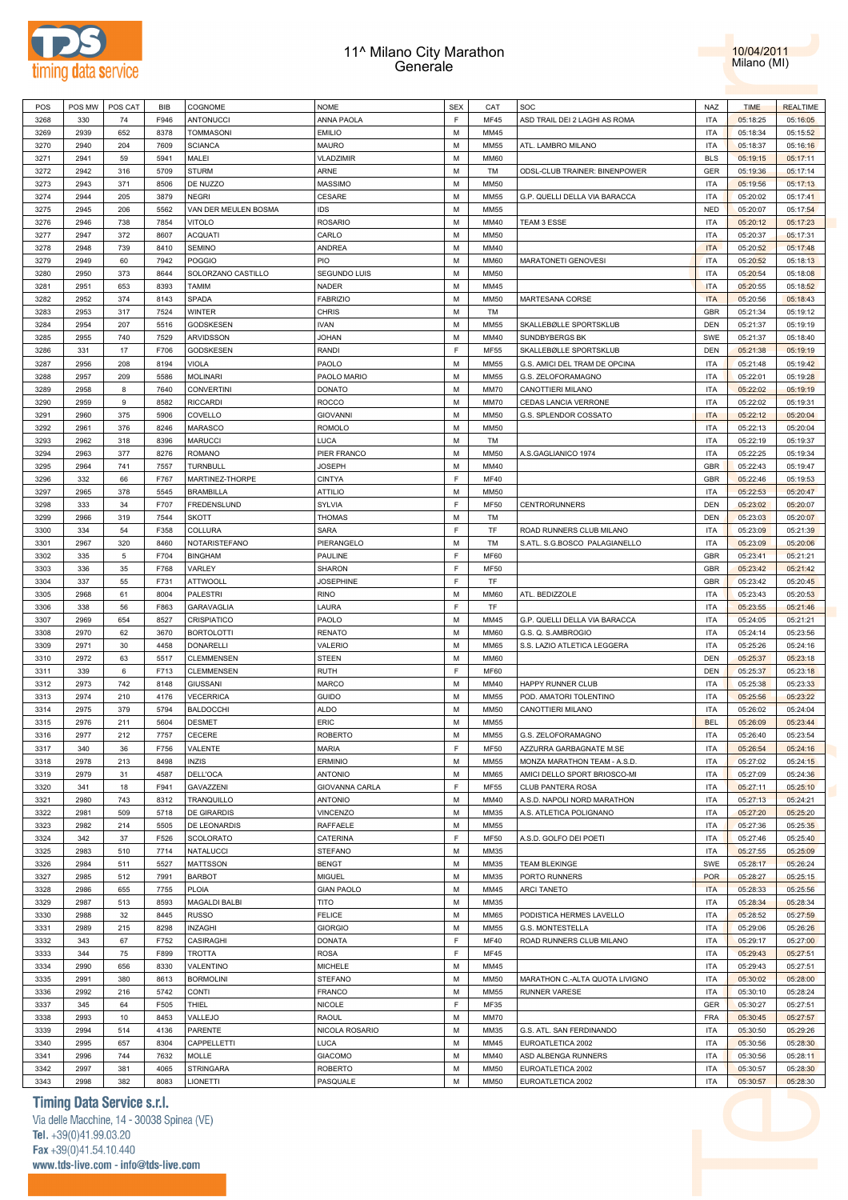# 11^ Milano City Marathon
## Generale

10/04/2011
Milano (MI)

| POS | POS MW | POS CAT | BIB | COGNOME | NOME | SEX | CAT | SOC | NAZ | TIME | REALTIME |
|---|---|---|---|---|---|---|---|---|---|---|---|
| 3268 | 330 | 74 | F946 | ANTONUCCI | ANNA PAOLA | F | MF45 | ASD TRAIL DEI 2 LAGHI AS ROMA | ITA | 05:18:25 | 05:16:05 |
| 3269 | 2939 | 652 | 8378 | TOMMASONI | EMILIO | M | MM45 | | ITA | 05:18:34 | 05:15:52 |
| 3270 | 2940 | 204 | 7609 | SCIANCA | MAURO | M | MM55 | ATL. LAMBRO MILANO | ITA | 05:18:37 | 05:16:16 |
| 3271 | 2941 | 59 | 5941 | MALEI | VLADZIMIR | M | MM60 | | BLS | 05:19:15 | 05:17:11 |
| 3272 | 2942 | 316 | 5709 | STURM | ARNE | M | TM | ODSL-CLUB TRAINER: BINENPOWER | GER | 05:19:36 | 05:17:14 |
| 3273 | 2943 | 371 | 8506 | DE NUZZO | MASSIMO | M | MM50 | | ITA | 05:19:56 | 05:17:13 |
| 3274 | 2944 | 205 | 3879 | NEGRI | CESARE | M | MM55 | G.P. QUELLI DELLA VIA BARACCA | ITA | 05:20:02 | 05:17:41 |
| 3275 | 2945 | 206 | 5562 | VAN DER MEULEN BOSMA | IDS | M | MM55 | | NED | 05:20:07 | 05:17:54 |
| 3276 | 2946 | 738 | 7854 | VITOLO | ROSARIO | M | MM40 | TEAM 3 ESSE | ITA | 05:20:12 | 05:17:23 |
| 3277 | 2947 | 372 | 8607 | ACQUATI | CARLO | M | MM50 | | ITA | 05:20:37 | 05:17:31 |
| 3278 | 2948 | 739 | 8410 | SEMINO | ANDREA | M | MM40 | | ITA | 05:20:52 | 05:17:48 |
| 3279 | 2949 | 60 | 7942 | POGGIO | PIO | M | MM60 | MARATONETI GENOVESI | ITA | 05:20:52 | 05:18:13 |
| 3280 | 2950 | 373 | 8644 | SOLORZANO CASTILLO | SEGUNDO LUIS | M | MM50 | | ITA | 05:20:54 | 05:18:08 |
| 3281 | 2951 | 653 | 8393 | TAMIM | NADER | M | MM45 | | ITA | 05:20:55 | 05:18:52 |
| 3282 | 2952 | 374 | 8143 | SPADA | FABRIZIO | M | MM50 | MARTESANA CORSE | ITA | 05:20:56 | 05:18:43 |
| 3283 | 2953 | 317 | 7524 | WINTER | CHRIS | M | TM | | GBR | 05:21:34 | 05:19:12 |
| 3284 | 2954 | 207 | 5516 | GODSKESEN | IVAN | M | MM55 | SKALLEBØLLE SPORTSKLUB | DEN | 05:21:37 | 05:19:19 |
| 3285 | 2955 | 740 | 7529 | ARVIDSSON | JOHAN | M | MM40 | SUNDBYBERGS BK | SWE | 05:21:37 | 05:18:40 |
| 3286 | 331 | 17 | F706 | GODSKESEN | RANDI | F | MF55 | SKALLEBØLLE SPORTSKLUB | DEN | 05:21:38 | 05:19:19 |
| 3287 | 2956 | 208 | 8194 | VIOLA | PAOLO | M | MM55 | G.S. AMICI DEL TRAM DE OPCINA | ITA | 05:21:48 | 05:19:42 |
| 3288 | 2957 | 209 | 5586 | MOLINARI | PAOLO MARIO | M | MM55 | G.S. ZELOFORAMAGNO | ITA | 05:22:01 | 05:19:28 |
| 3289 | 2958 | 8 | 7640 | CONVERTINI | DONATO | M | MM70 | CANOTTIERI MILANO | ITA | 05:22:02 | 05:19:19 |
| 3290 | 2959 | 9 | 8582 | RICCARDI | ROCCO | M | MM70 | CEDAS LANCIA VERRONE | ITA | 05:22:02 | 05:19:31 |
| 3291 | 2960 | 375 | 5906 | COVELLO | GIOVANNI | M | MM50 | G.S. SPLENDOR COSSATO | ITA | 05:22:12 | 05:20:04 |
| 3292 | 2961 | 376 | 8246 | MARASCO | ROMOLO | M | MM50 | | ITA | 05:22:13 | 05:20:04 |
| 3293 | 2962 | 318 | 8396 | MARUCCI | LUCA | M | TM | | ITA | 05:22:19 | 05:19:37 |
| 3294 | 2963 | 377 | 8276 | ROMANO | PIER FRANCO | M | MM50 | A.S.GAGLIANICO 1974 | ITA | 05:22:25 | 05:19:34 |
| 3295 | 2964 | 741 | 7557 | TURNBULL | JOSEPH | M | MM40 | | GBR | 05:22:43 | 05:19:47 |
| 3296 | 332 | 66 | F767 | MARTINEZ-THORPE | CINTYA | F | MF40 | | GBR | 05:22:46 | 05:19:53 |
| 3297 | 2965 | 378 | 5545 | BRAMBILLA | ATTILIO | M | MM50 | | ITA | 05:22:53 | 05:20:47 |
| 3298 | 333 | 34 | F707 | FREDENSLUND | SYLVIA | F | MF50 | CENTRORUNNERS | DEN | 05:23:02 | 05:20:07 |
| 3299 | 2966 | 319 | 7544 | SKOTT | THOMAS | M | TM | | DEN | 05:23:03 | 05:20:07 |
| 3300 | 334 | 54 | F358 | COLLURA | SARA | F | TF | ROAD RUNNERS CLUB MILANO | ITA | 05:23:09 | 05:21:39 |
| 3301 | 2967 | 320 | 8460 | NOTARISTEFANO | PIERANGELO | M | TM | S.ATL. S.G.BOSCO PALAGIANELLO | ITA | 05:23:09 | 05:20:06 |
| 3302 | 335 | 5 | F704 | BINGHAM | PAULINE | F | MF60 | | GBR | 05:23:41 | 05:21:21 |
| 3303 | 336 | 35 | F768 | VARLEY | SHARON | F | MF50 | | GBR | 05:23:42 | 05:21:42 |
| 3304 | 337 | 55 | F731 | ATTWOOLL | JOSEPHINE | F | TF | | GBR | 05:23:42 | 05:20:45 |
| 3305 | 2968 | 61 | 8004 | PALESTRI | RINO | M | MM60 | ATL. BEDIZZOLE | ITA | 05:23:43 | 05:20:53 |
| 3306 | 338 | 56 | F863 | GARAVAGLIA | LAURA | F | TF | | ITA | 05:23:55 | 05:21:46 |
| 3307 | 2969 | 654 | 8527 | CRISPIATICO | PAOLO | M | MM45 | G.P. QUELLI DELLA VIA BARACCA | ITA | 05:24:05 | 05:21:21 |
| 3308 | 2970 | 62 | 3670 | BORTOLOTTI | RENATO | M | MM60 | G.S. Q. S.AMBROGIO | ITA | 05:24:14 | 05:23:56 |
| 3309 | 2971 | 30 | 4458 | DONARELLI | VALERIO | M | MM65 | S.S. LAZIO ATLETICA LEGGERA | ITA | 05:25:26 | 05:24:16 |
| 3310 | 2972 | 63 | 5517 | CLEMMENSEN | STEEN | M | MM60 | | DEN | 05:25:37 | 05:23:18 |
| 3311 | 339 | 6 | F713 | CLEMMENSEN | RUTH | F | MF60 | | DEN | 05:25:37 | 05:23:18 |
| 3312 | 2973 | 742 | 8148 | GIUSSANI | MARCO | M | MM40 | HAPPY RUNNER CLUB | ITA | 05:25:38 | 05:23:33 |
| 3313 | 2974 | 210 | 4176 | VECERRICA | GUIDO | M | MM55 | POD. AMATORI TOLENTINO | ITA | 05:25:56 | 05:23:22 |
| 3314 | 2975 | 379 | 5794 | BALDOCCHI | ALDO | M | MM50 | CANOTTIERI MILANO | ITA | 05:26:02 | 05:24:04 |
| 3315 | 2976 | 211 | 5604 | DESMET | ERIC | M | MM55 | | BEL | 05:26:09 | 05:23:44 |
| 3316 | 2977 | 212 | 7757 | CECERE | ROBERTO | M | MM55 | G.S. ZELOFORAMAGNO | ITA | 05:26:40 | 05:23:54 |
| 3317 | 340 | 36 | F756 | VALENTE | MARIA | F | MF50 | AZZURRA GARBAGNATE M.SE | ITA | 05:26:54 | 05:24:16 |
| 3318 | 2978 | 213 | 8498 | INZIS | ERMINIO | M | MM55 | MONZA MARATHON TEAM - A.S.D. | ITA | 05:27:02 | 05:24:15 |
| 3319 | 2979 | 31 | 4587 | DELL'OCA | ANTONIO | M | MM65 | AMICI DELLO SPORT BRIOSCO-MI | ITA | 05:27:09 | 05:24:36 |
| 3320 | 341 | 18 | F941 | GAVAZZENI | GIOVANNA CARLA | F | MF55 | CLUB PANTERA ROSA | ITA | 05:27:11 | 05:25:10 |
| 3321 | 2980 | 743 | 8312 | TRANQUILLO | ANTONIO | M | MM40 | A.S.D. NAPOLI NORD MARATHON | ITA | 05:27:13 | 05:24:21 |
| 3322 | 2981 | 509 | 5718 | DE GIRARDIS | VINCENZO | M | MM35 | A.S. ATLETICA POLIGNANO | ITA | 05:27:20 | 05:25:20 |
| 3323 | 2982 | 214 | 5505 | DE LEONARDIS | RAFFAELE | M | MM55 | | ITA | 05:27:36 | 05:25:35 |
| 3324 | 342 | 37 | F526 | SCOLORATO | CATERINA | F | MF50 | A.S.D. GOLFO DEI POETI | ITA | 05:27:46 | 05:25:40 |
| 3325 | 2983 | 510 | 7714 | NATALUCCI | STEFANO | M | MM35 | | ITA | 05:27:55 | 05:25:09 |
| 3326 | 2984 | 511 | 5527 | MATTSSON | BENGT | M | MM35 | TEAM BLEKINGE | SWE | 05:28:17 | 05:26:24 |
| 3327 | 2985 | 512 | 7991 | BARBOT | MIGUEL | M | MM35 | PORTO RUNNERS | POR | 05:28:27 | 05:25:15 |
| 3328 | 2986 | 655 | 7755 | PLOIA | GIAN PAOLO | M | MM45 | ARCI TANETO | ITA | 05:28:33 | 05:25:56 |
| 3329 | 2987 | 513 | 8593 | MAGALDI BALBI | TITO | M | MM35 | | ITA | 05:28:34 | 05:28:34 |
| 3330 | 2988 | 32 | 8445 | RUSSO | FELICE | M | MM65 | PODISTICA HERMES LAVELLO | ITA | 05:28:52 | 05:27:59 |
| 3331 | 2989 | 215 | 8298 | INZAGHI | GIORGIO | M | MM55 | G.S. MONTESTELLA | ITA | 05:29:06 | 05:26:26 |
| 3332 | 343 | 67 | F752 | CASIRAGHI | DONATA | F | MF40 | ROAD RUNNERS CLUB MILANO | ITA | 05:29:17 | 05:27:00 |
| 3333 | 344 | 75 | F899 | TROTTA | ROSA | F | MF45 | | ITA | 05:29:43 | 05:27:51 |
| 3334 | 2990 | 656 | 8330 | VALENTINO | MICHELE | M | MM45 | | ITA | 05:29:43 | 05:27:51 |
| 3335 | 2991 | 380 | 8613 | BORMOLINI | STEFANO | M | MM50 | MARATHON C.-ALTA QUOTA LIVIGNO | ITA | 05:30:02 | 05:28:00 |
| 3336 | 2992 | 216 | 5742 | CONTI | FRANCO | M | MM55 | RUNNER VARESE | ITA | 05:30:10 | 05:28:24 |
| 3337 | 345 | 64 | F505 | THIEL | NICOLE | F | MF35 | | GER | 05:30:27 | 05:27:51 |
| 3338 | 2993 | 10 | 8453 | VALLEJO | RAOUL | M | MM70 | | FRA | 05:30:45 | 05:27:57 |
| 3339 | 2994 | 514 | 4136 | PARENTE | NICOLA ROSARIO | M | MM35 | G.S. ATL. SAN FERDINANDO | ITA | 05:30:50 | 05:29:26 |
| 3340 | 2995 | 657 | 8304 | CAPPELLETTI | LUCA | M | MM45 | EUROATLETICA 2002 | ITA | 05:30:56 | 05:28:30 |
| 3341 | 2996 | 744 | 7632 | MOLLE | GIACOMO | M | MM40 | ASD ALBENGA RUNNERS | ITA | 05:30:56 | 05:28:11 |
| 3342 | 2997 | 381 | 4065 | STRINGARA | ROBERTO | M | MM50 | EUROATLETICA 2002 | ITA | 05:30:57 | 05:28:30 |
| 3343 | 2998 | 382 | 8083 | LIONETTI | PASQUALE | M | MM50 | EUROATLETICA 2002 | ITA | 05:30:57 | 05:28:30 |

**Timing Data Service s.r.l.**
Via delle Macchine, 14 - 30038 Spinea (VE)
Tel. +39(0)41.99.03.20
Fax +39(0)41.54.10.440
www.tds-live.com - info@tds-live.com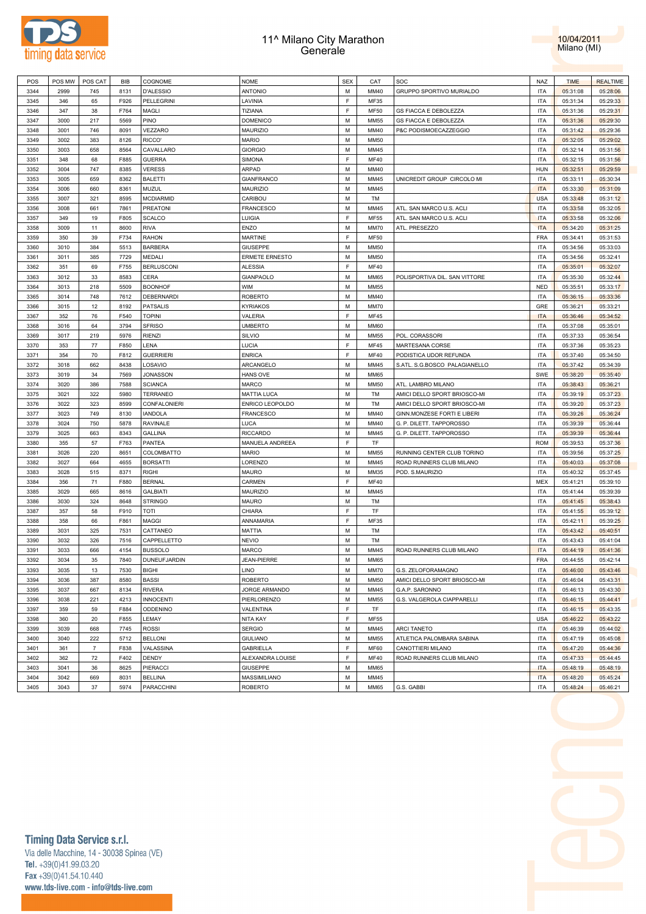# 11^ Milano City Marathon
## Generale

10/04/2011
Milano (MI)

| POS | POS MW | POS CAT | BIB | COGNOME | NOME | SEX | CAT | SOC | NAZ | TIME | REALTIME |
|---|---|---|---|---|---|---|---|---|---|---|---|
| 3344 | 2999 | 745 | 8131 | D'ALESSIO | ANTONIO | M | MM40 | GRUPPO SPORTIVO MURIALDO | ITA | 05:31:08 | 05:28:06 |
| 3345 | 346 | 65 | F926 | PELLEGRINI | LAVINIA | F | MF35 | | ITA | 05:31:34 | 05:29:33 |
| 3346 | 347 | 38 | F764 | MAGLI | TIZIANA | F | MF50 | GS FIACCA E DEBOLEZZA | ITA | 05:31:36 | 05:29:31 |
| 3347 | 3000 | 217 | 5569 | PINO | DOMENICO | M | MM55 | GS FIACCA E DEBOLEZZA | ITA | 05:31:36 | 05:29:30 |
| 3348 | 3001 | 746 | 8091 | VEZZARO | MAURIZIO | M | MM40 | P&C PODISMOECAZZEGGIO | ITA | 05:31:42 | 05:29:36 |
| 3349 | 3002 | 383 | 8126 | RICCO' | MARIO | M | MM50 | | ITA | 05:32:05 | 05:29:02 |
| 3350 | 3003 | 658 | 8564 | CAVALLARO | GIORGIO | M | MM45 | | ITA | 05:32:14 | 05:31:56 |
| 3351 | 348 | 68 | F885 | GUERRA | SIMONA | F | MF40 | | ITA | 05:32:15 | 05:31:56 |
| 3352 | 3004 | 747 | 8385 | VERESS | ARPAD | M | MM40 | | HUN | 05:32:51 | 05:29:59 |
| 3353 | 3005 | 659 | 8362 | BALETTI | GIANFRANCO | M | MM45 | UNICREDIT GROUP CIRCOLO MI | ITA | 05:33:11 | 05:30:34 |
| 3354 | 3006 | 660 | 8361 | MUZUL | MAURIZIO | M | MM45 | | ITA | 05:33:30 | 05:31:09 |
| 3355 | 3007 | 321 | 8595 | MCDIARMID | CARIBOU | M | TM | | USA | 05:33:48 | 05:31:12 |
| 3356 | 3008 | 661 | 7861 | PREATONI | FRANCESCO | M | MM45 | ATL. SAN MARCO U.S. ACLI | ITA | 05:33:58 | 05:32:05 |
| 3357 | 349 | 19 | F805 | SCALCO | LUIGIA | F | MF55 | ATL. SAN MARCO U.S. ACLI | ITA | 05:33:58 | 05:32:06 |
| 3358 | 3009 | 11 | 8600 | RIVA | ENZO | M | MM70 | ATL. PRESEZZO | ITA | 05:34:20 | 05:31:25 |
| 3359 | 350 | 39 | F734 | RAHON | MARTINE | F | MF50 | | FRA | 05:34:41 | 05:31:53 |
| 3360 | 3010 | 384 | 5513 | BARBERA | GIUSEPPE | M | MM50 | | ITA | 05:34:56 | 05:33:03 |
| 3361 | 3011 | 385 | 7729 | MEDALI | ERMETE ERNESTO | M | MM50 | | ITA | 05:34:56 | 05:32:41 |
| 3362 | 351 | 69 | F755 | BERLUSCONI | ALESSIA | F | MF40 | | ITA | 05:35:01 | 05:32:07 |
| 3363 | 3012 | 33 | 8583 | CERA | GIANPAOLO | M | MM65 | POLISPORTIVA DIL. SAN VITTORE | ITA | 05:35:30 | 05:32:44 |
| 3364 | 3013 | 218 | 5509 | BOONHOF | WIM | M | MM55 | | NED | 05:35:51 | 05:33:17 |
| 3365 | 3014 | 748 | 7612 | DEBERNARDI | ROBERTO | M | MM40 | | ITA | 05:36:15 | 05:33:36 |
| 3366 | 3015 | 12 | 8192 | PATSALIS | KYRIAKOS | M | MM70 | | GRE | 05:36:21 | 05:33:21 |
| 3367 | 352 | 76 | F540 | TOPINI | VALERIA | F | MF45 | | ITA | 05:36:46 | 05:34:52 |
| 3368 | 3016 | 64 | 3794 | SFRISO | UMBERTO | M | MM60 | | ITA | 05:37:08 | 05:35:01 |
| 3369 | 3017 | 219 | 5976 | RIENZI | SILVIO | M | MM55 | POL. CORASSORI | ITA | 05:37:33 | 05:36:54 |
| 3370 | 353 | 77 | F850 | LENA | LUCIA | F | MF45 | MARTESANA CORSE | ITA | 05:37:36 | 05:35:23 |
| 3371 | 354 | 70 | F812 | GUERRIERI | ENRICA | F | MF40 | PODISTICA UDOR REFUNDA | ITA | 05:37:40 | 05:34:50 |
| 3372 | 3018 | 662 | 8438 | LOSAVIO | ARCANGELO | M | MM45 | S.ATL. S.G.BOSCO PALAGIANELLO | ITA | 05:37:42 | 05:34:39 |
| 3373 | 3019 | 34 | 7569 | JONASSON | HANS OVE | M | MM65 | | SWE | 05:38:20 | 05:35:40 |
| 3374 | 3020 | 386 | 7588 | SCIANCA | MARCO | M | MM50 | ATL. LAMBRO MILANO | ITA | 05:38:43 | 05:36:21 |
| 3375 | 3021 | 322 | 5980 | TERRANEO | MATTIA LUCA | M | TM | AMICI DELLO SPORT BRIOSCO-MI | ITA | 05:39:19 | 05:37:23 |
| 3376 | 3022 | 323 | 8599 | CONFALONIERI | ENRICO LEOPOLDO | M | TM | AMICI DELLO SPORT BRIOSCO-MI | ITA | 05:39:20 | 05:37:23 |
| 3377 | 3023 | 749 | 8130 | IANDOLA | FRANCESCO | M | MM40 | GINN.MONZESE FORTI E LIBERI | ITA | 05:39:26 | 05:36:24 |
| 3378 | 3024 | 750 | 5878 | RAVINALE | LUCA | M | MM40 | G. P. DILETT. TAPPOROSSO | ITA | 05:39:39 | 05:36:44 |
| 3379 | 3025 | 663 | 8343 | GALLINA | RICCARDO | M | MM45 | G. P. DILETT. TAPPOROSSO | ITA | 05:39:39 | 05:36:44 |
| 3380 | 355 | 57 | F763 | PANTEA | MANUELA ANDREEA | F | TF | | ROM | 05:39:53 | 05:37:36 |
| 3381 | 3026 | 220 | 8651 | COLOMBATTO | MARIO | M | MM55 | RUNNING CENTER CLUB TORINO | ITA | 05:39:56 | 05:37:25 |
| 3382 | 3027 | 664 | 4655 | BORSATTI | LORENZO | M | MM45 | ROAD RUNNERS CLUB MILANO | ITA | 05:40:03 | 05:37:08 |
| 3383 | 3028 | 515 | 8371 | RIGHI | MAURO | M | MM35 | POD. S.MAURIZIO | ITA | 05:40:32 | 05:37:45 |
| 3384 | 356 | 71 | F880 | BERNAL | CARMEN | F | MF40 | | MEX | 05:41:21 | 05:39:10 |
| 3385 | 3029 | 665 | 8616 | GALBIATI | MAURIZIO | M | MM45 | | ITA | 05:41:44 | 05:39:39 |
| 3386 | 3030 | 324 | 8648 | STRINGO | MAURO | M | TM | | ITA | 05:41:45 | 05:38:43 |
| 3387 | 357 | 58 | F910 | TOTI | CHIARA | F | TF | | ITA | 05:41:55 | 05:39:12 |
| 3388 | 358 | 66 | F861 | MAGGI | ANNAMARIA | F | MF35 | | ITA | 05:42:11 | 05:39:25 |
| 3389 | 3031 | 325 | 7531 | CATTANEO | MATTIA | M | TM | | ITA | 05:43:42 | 05:40:51 |
| 3390 | 3032 | 326 | 7516 | CAPPELLETTO | NEVIO | M | TM | | ITA | 05:43:43 | 05:41:04 |
| 3391 | 3033 | 666 | 4154 | BUSSOLO | MARCO | M | MM45 | ROAD RUNNERS CLUB MILANO | ITA | 05:44:19 | 05:41:36 |
| 3392 | 3034 | 35 | 7840 | DUNEUFJARDIN | JEAN-PIERRE | M | MM65 | | FRA | 05:44:55 | 05:42:14 |
| 3393 | 3035 | 13 | 7530 | BIGHI | LINO | M | MM70 | G.S. ZELOFORAMAGNO | ITA | 05:46:00 | 05:43:46 |
| 3394 | 3036 | 387 | 8580 | BASSI | ROBERTO | M | MM50 | AMICI DELLO SPORT BRIOSCO-MI | ITA | 05:46:04 | 05:43:31 |
| 3395 | 3037 | 667 | 8134 | RIVERA | JORGE ARMANDO | M | MM45 | G.A.P. SARONNO | ITA | 05:46:13 | 05:43:30 |
| 3396 | 3038 | 221 | 4213 | INNOCENTI | PIERLORENZO | M | MM55 | G.S. VALGEROLA CIAPPARELLI | ITA | 05:46:15 | 05:44:41 |
| 3397 | 359 | 59 | F884 | ODDENINO | VALENTINA | F | TF | | ITA | 05:46:15 | 05:43:35 |
| 3398 | 360 | 20 | F855 | LEMAY | NITA KAY | F | MF55 | | USA | 05:46:22 | 05:43:22 |
| 3399 | 3039 | 668 | 7745 | ROSSI | SERGIO | M | MM45 | ARCI TANETO | ITA | 05:46:39 | 05:44:02 |
| 3400 | 3040 | 222 | 5712 | BELLONI | GIULIANO | M | MM55 | ATLETICA PALOMBARA SABINA | ITA | 05:47:19 | 05:45:08 |
| 3401 | 361 | 7 | F838 | VALASSINA | GABRIELLA | F | MF60 | CANOTTIERI MILANO | ITA | 05:47:20 | 05:44:36 |
| 3402 | 362 | 72 | F402 | DENDY | ALEXANDRA LOUISE | F | MF40 | ROAD RUNNERS CLUB MILANO | ITA | 05:47:33 | 05:44:45 |
| 3403 | 3041 | 36 | 8625 | PIERACCI | GIUSEPPE | M | MM65 | | ITA | 05:48:19 | 05:48:19 |
| 3404 | 3042 | 669 | 8031 | BELLINA | MASSIMILIANO | M | MM45 | | ITA | 05:48:20 | 05:45:24 |
| 3405 | 3043 | 37 | 5974 | PARACCHINI | ROBERTO | M | MM65 | G.S. GABBI | ITA | 05:48:24 | 05:46:21 |

**Timing Data Service s.r.l.**
Via delle Macchine, 14 - 30038 Spinea (VE)
**Tel.** +39(0)41.99.03.20
**Fax** +39(0)41.54.10.440
**www.tds-live.com - info@tds-live.com**